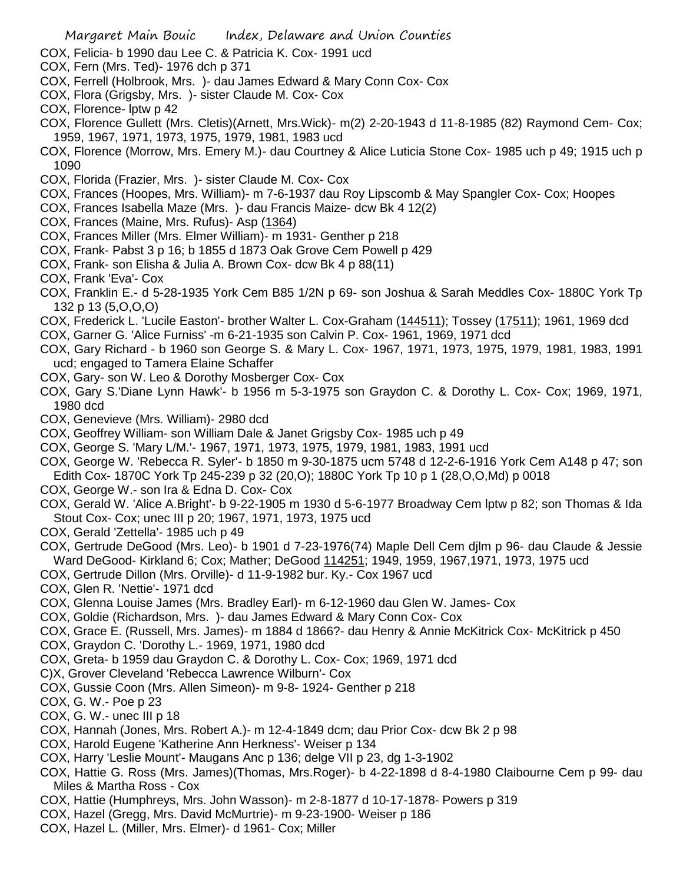COX, Felicia- b 1990 dau Lee C. & Patricia K. Cox- 1991 ucd

COX, Fern (Mrs. Ted)- 1976 dch p 371

COX, Ferrell (Holbrook, Mrs. )- dau James Edward & Mary Conn Cox- Cox

COX, Flora (Grigsby, Mrs. )- sister Claude M. Cox- Cox

COX, Florence- lptw p 42

COX, Florence Gullett (Mrs. Cletis)(Arnett, Mrs.Wick)- m(2) 2-20-1943 d 11-8-1985 (82) Raymond Cem- Cox; 1959, 1967, 1971, 1973, 1975, 1979, 1981, 1983 ucd

COX, Florence (Morrow, Mrs. Emery M.)- dau Courtney & Alice Luticia Stone Cox- 1985 uch p 49; 1915 uch p 1090

COX, Florida (Frazier, Mrs. )- sister Claude M. Cox- Cox

COX, Frances (Hoopes, Mrs. William)- m 7-6-1937 dau Roy Lipscomb & May Spangler Cox- Cox; Hoopes

COX, Frances Isabella Maze (Mrs. )- dau Francis Maize- dcw Bk 4 12(2)

COX, Frances (Maine, Mrs. Rufus)- Asp (1364)

COX, Frances Miller (Mrs. Elmer William)- m 1931- Genther p 218

COX, Frank- Pabst 3 p 16; b 1855 d 1873 Oak Grove Cem Powell p 429

COX, Frank- son Elisha & Julia A. Brown Cox- dcw Bk 4 p 88(11)

COX, Frank 'Eva'- Cox

COX, Franklin E.- d 5-28-1935 York Cem B85 1/2N p 69- son Joshua & Sarah Meddles Cox- 1880C York Tp 132 p 13 (5,O,O,O)

COX, Frederick L. 'Lucile Easton'- brother Walter L. Cox-Graham (144511); Tossey (17511); 1961, 1969 dcd

COX, Garner G. 'Alice Furniss' -m 6-21-1935 son Calvin P. Cox- 1961, 1969, 1971 dcd

COX, Gary Richard - b 1960 son George S. & Mary L. Cox- 1967, 1971, 1973, 1975, 1979, 1981, 1983, 1991 ucd; engaged to Tamera Elaine Schaffer

COX, Gary- son W. Leo & Dorothy Mosberger Cox- Cox

COX, Gary S.'Diane Lynn Hawk'- b 1956 m 5-3-1975 son Graydon C. & Dorothy L. Cox- Cox; 1969, 1971, 1980 dcd

COX, Genevieve (Mrs. William)- 2980 dcd

COX, Geoffrey William- son William Dale & Janet Grigsby Cox- 1985 uch p 49

COX, George S. 'Mary L/M.'- 1967, 1971, 1973, 1975, 1979, 1981, 1983, 1991 ucd

COX, George W. 'Rebecca R. Syler'- b 1850 m 9-30-1875 ucm 5748 d 12-2-6-1916 York Cem A148 p 47; son Edith Cox- 1870C York Tp 245-239 p 32 (20,O); 1880C York Tp 10 p 1 (28,O,O,Md) p 0018

COX, George W.- son Ira & Edna D. Cox- Cox

COX, Gerald W. 'Alice A.Bright'- b 9-22-1905 m 1930 d 5-6-1977 Broadway Cem lptw p 82; son Thomas & Ida Stout Cox- Cox; unec III p 20; 1967, 1971, 1973, 1975 ucd

COX, Gerald 'Zettella'- 1985 uch p 49

COX, Gertrude DeGood (Mrs. Leo)- b 1901 d 7-23-1976(74) Maple Dell Cem djlm p 96- dau Claude & Jessie Ward DeGood- Kirkland 6; Cox; Mather; DeGood 114251; 1949, 1959, 1967,1971, 1973, 1975 ucd

COX, Gertrude Dillon (Mrs. Orville)- d 11-9-1982 bur. Ky.- Cox 1967 ucd

COX, Glen R. 'Nettie'- 1971 dcd

COX, Glenna Louise James (Mrs. Bradley Earl)- m 6-12-1960 dau Glen W. James- Cox

COX, Goldie (Richardson, Mrs. )- dau James Edward & Mary Conn Cox- Cox

COX, Grace E. (Russell, Mrs. James)- m 1884 d 1866?- dau Henry & Annie McKitrick Cox- McKitrick p 450

COX, Graydon C. 'Dorothy L.- 1969, 1971, 1980 dcd

COX, Greta- b 1959 dau Graydon C. & Dorothy L. Cox- Cox; 1969, 1971 dcd

C)X, Grover Cleveland 'Rebecca Lawrence Wilburn'- Cox

COX, Gussie Coon (Mrs. Allen Simeon)- m 9-8- 1924- Genther p 218

COX, G. W.- Poe p 23

COX, G. W.- unec III p 18

COX, Hannah (Jones, Mrs. Robert A.)- m 12-4-1849 dcm; dau Prior Cox- dcw Bk 2 p 98

COX, Harold Eugene 'Katherine Ann Herkness'- Weiser p 134

COX, Harry 'Leslie Mount'- Maugans Anc p 136; delge VII p 23, dg 1-3-1902

COX, Hattie G. Ross (Mrs. James)(Thomas, Mrs.Roger)- b 4-22-1898 d 8-4-1980 Claibourne Cem p 99- dau Miles & Martha Ross - Cox

COX, Hattie (Humphreys, Mrs. John Wasson)- m 2-8-1877 d 10-17-1878- Powers p 319

COX, Hazel (Gregg, Mrs. David McMurtrie)- m 9-23-1900- Weiser p 186

COX, Hazel L. (Miller, Mrs. Elmer)- d 1961- Cox; Miller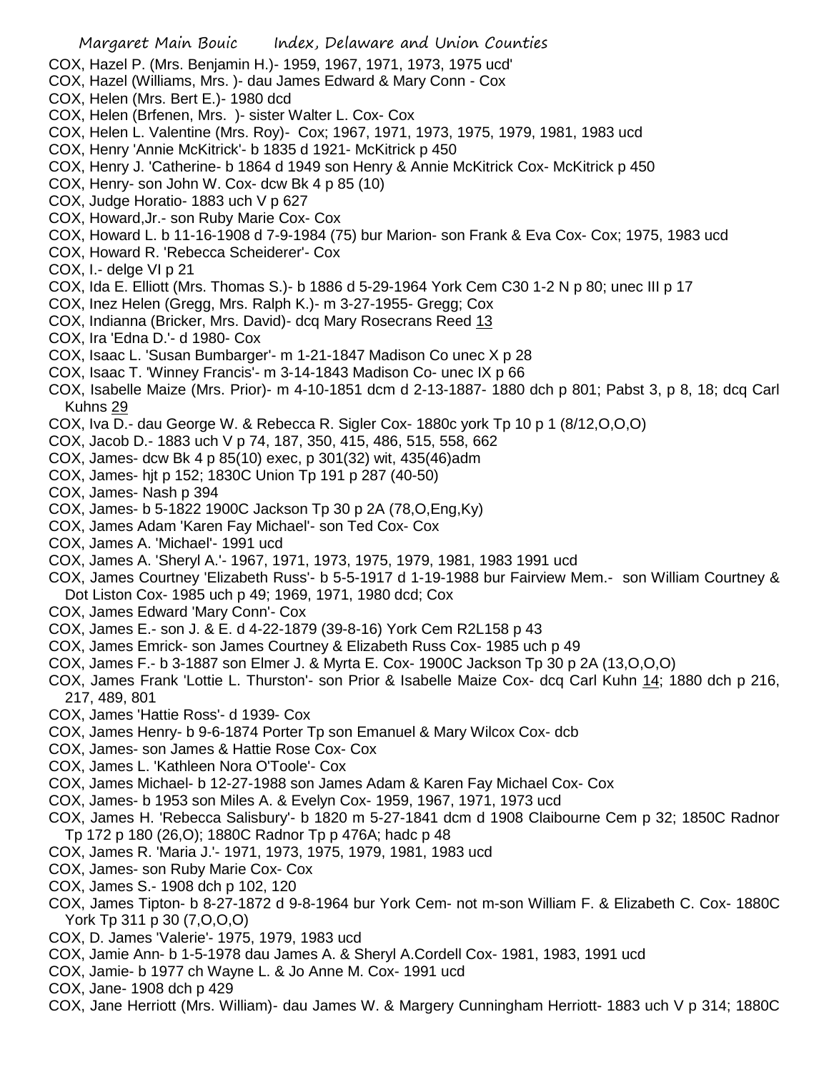COX, Hazel P. (Mrs. Benjamin H.)- 1959, 1967, 1971, 1973, 1975 ucd'

COX, Hazel (Williams, Mrs. )- dau James Edward & Mary Conn - Cox

COX, Helen (Mrs. Bert E.)- 1980 dcd

COX, Helen (Brfenen, Mrs. )- sister Walter L. Cox- Cox

COX, Helen L. Valentine (Mrs. Roy)- Cox; 1967, 1971, 1973, 1975, 1979, 1981, 1983 ucd

COX, Henry 'Annie McKitrick'- b 1835 d 1921- McKitrick p 450

COX, Henry J. 'Catherine- b 1864 d 1949 son Henry & Annie McKitrick Cox- McKitrick p 450

COX, Henry- son John W. Cox- dcw Bk 4 p 85 (10)

COX, Judge Horatio- 1883 uch V p 627

COX, Howard,Jr.- son Ruby Marie Cox- Cox

COX, Howard L. b 11-16-1908 d 7-9-1984 (75) bur Marion- son Frank & Eva Cox- Cox; 1975, 1983 ucd

COX, Howard R. 'Rebecca Scheiderer'- Cox

COX, I.- delge VI p 21

COX, Ida E. Elliott (Mrs. Thomas S.)- b 1886 d 5-29-1964 York Cem C30 1-2 N p 80; unec III p 17

COX, Inez Helen (Gregg, Mrs. Ralph K.)- m 3-27-1955- Gregg; Cox

COX, Indianna (Bricker, Mrs. David)- dcq Mary Rosecrans Reed 13

COX, Ira 'Edna D.'- d 1980- Cox

COX, Isaac L. 'Susan Bumbarger'- m 1-21-1847 Madison Co unec X p 28

COX, Isaac T. 'Winney Francis'- m 3-14-1843 Madison Co- unec IX p 66

COX, Isabelle Maize (Mrs. Prior)- m 4-10-1851 dcm d 2-13-1887- 1880 dch p 801; Pabst 3, p 8, 18; dcq Carl Kuhns 29

COX, Iva D.- dau George W. & Rebecca R. Sigler Cox- 1880c york Tp 10 p 1 (8/12,O,O,O)

COX, Jacob D.- 1883 uch V p 74, 187, 350, 415, 486, 515, 558, 662

COX, James- dcw Bk 4 p 85(10) exec, p 301(32) wit, 435(46)adm

COX, James- hjt p 152; 1830C Union Tp 191 p 287 (40-50)

COX, James- Nash p 394

COX, James- b 5-1822 1900C Jackson Tp 30 p 2A (78,O,Eng,Ky)

COX, James Adam 'Karen Fay Michael'- son Ted Cox- Cox

COX, James A. 'Michael'- 1991 ucd

COX, James A. 'Sheryl A.'- 1967, 1971, 1973, 1975, 1979, 1981, 1983 1991 ucd

COX, James Courtney 'Elizabeth Russ'- b 5-5-1917 d 1-19-1988 bur Fairview Mem.- son William Courtney & Dot Liston Cox- 1985 uch p 49; 1969, 1971, 1980 dcd; Cox

COX, James Edward 'Mary Conn'- Cox

COX, James E.- son J. & E. d 4-22-1879 (39-8-16) York Cem R2L158 p 43

COX, James Emrick- son James Courtney & Elizabeth Russ Cox- 1985 uch p 49

COX, James F.- b 3-1887 son Elmer J. & Myrta E. Cox- 1900C Jackson Tp 30 p 2A (13,O,O,O)

COX, James Frank 'Lottie L. Thurston'- son Prior & Isabelle Maize Cox- dcq Carl Kuhn 14; 1880 dch p 216, 217, 489, 801

COX, James 'Hattie Ross'- d 1939- Cox

COX, James Henry- b 9-6-1874 Porter Tp son Emanuel & Mary Wilcox Cox- dcb

COX, James- son James & Hattie Rose Cox- Cox

COX, James L. 'Kathleen Nora O'Toole'- Cox

COX, James Michael- b 12-27-1988 son James Adam & Karen Fay Michael Cox- Cox

COX, James- b 1953 son Miles A. & Evelyn Cox- 1959, 1967, 1971, 1973 ucd

COX, James H. 'Rebecca Salisbury'- b 1820 m 5-27-1841 dcm d 1908 Claibourne Cem p 32; 1850C Radnor Tp 172 p 180 (26,O); 1880C Radnor Tp p 476A; hadc p 48

COX, James R. 'Maria J.'- 1971, 1973, 1975, 1979, 1981, 1983 ucd

COX, James- son Ruby Marie Cox- Cox

COX, James S.- 1908 dch p 102, 120

COX, James Tipton- b 8-27-1872 d 9-8-1964 bur York Cem- not m-son William F. & Elizabeth C. Cox- 1880C York Tp 311 p 30 (7,O,O,O)

COX, D. James 'Valerie'- 1975, 1979, 1983 ucd

COX, Jamie Ann- b 1-5-1978 dau James A. & Sheryl A.Cordell Cox- 1981, 1983, 1991 ucd

COX, Jamie- b 1977 ch Wayne L. & Jo Anne M. Cox- 1991 ucd

COX, Jane- 1908 dch p 429

COX, Jane Herriott (Mrs. William)- dau James W. & Margery Cunningham Herriott- 1883 uch V p 314; 1880C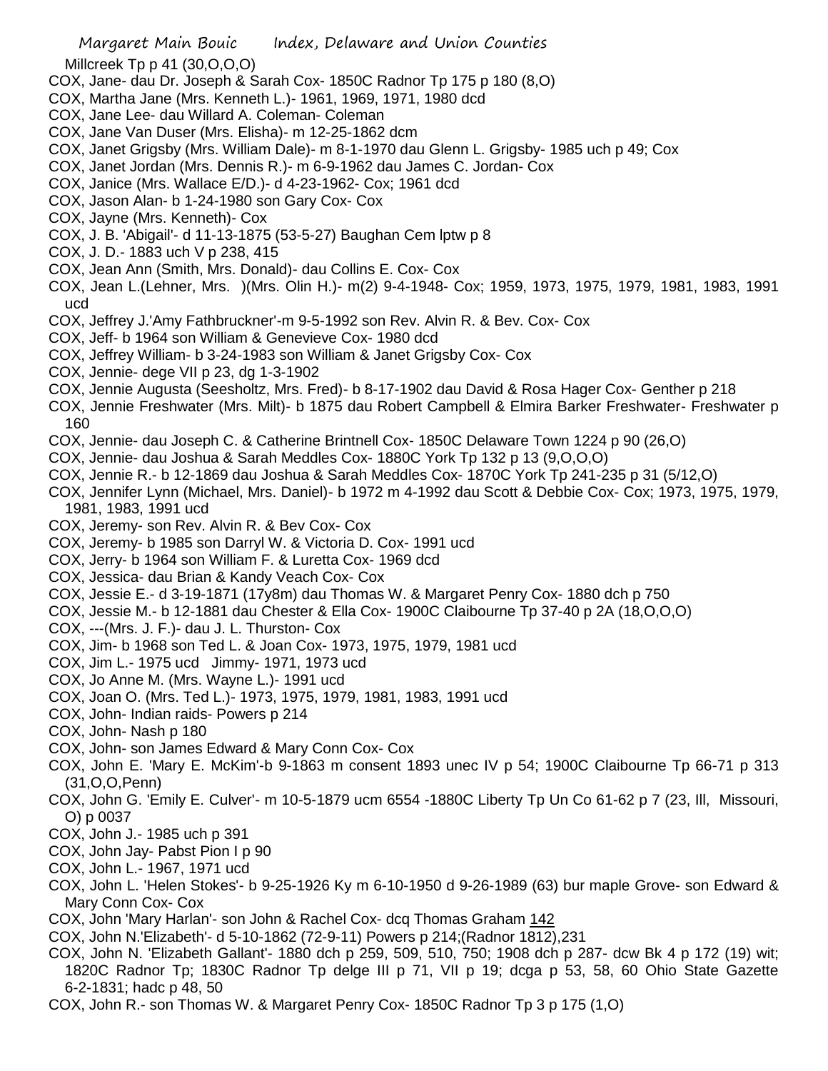Millcreek Tp p 41 (30,O,O,O)

COX, Jane- dau Dr. Joseph & Sarah Cox- 1850C Radnor Tp 175 p 180 (8,O)

COX, Martha Jane (Mrs. Kenneth L.)- 1961, 1969, 1971, 1980 dcd

COX, Jane Lee- dau Willard A. Coleman- Coleman

COX, Jane Van Duser (Mrs. Elisha)- m 12-25-1862 dcm

COX, Janet Grigsby (Mrs. William Dale)- m 8-1-1970 dau Glenn L. Grigsby- 1985 uch p 49; Cox

COX, Janet Jordan (Mrs. Dennis R.)- m 6-9-1962 dau James C. Jordan- Cox

COX, Janice (Mrs. Wallace E/D.)- d 4-23-1962- Cox; 1961 dcd

COX, Jason Alan- b 1-24-1980 son Gary Cox- Cox

COX, Jayne (Mrs. Kenneth)- Cox

COX, J. B. 'Abigail'- d 11-13-1875 (53-5-27) Baughan Cem lptw p 8

COX, J. D.- 1883 uch V p 238, 415

COX, Jean Ann (Smith, Mrs. Donald)- dau Collins E. Cox- Cox

COX, Jean L.(Lehner, Mrs. )(Mrs. Olin H.)- m(2) 9-4-1948- Cox; 1959, 1973, 1975, 1979, 1981, 1983, 1991 ucd

COX, Jeffrey J.'Amy Fathbruckner'-m 9-5-1992 son Rev. Alvin R. & Bev. Cox- Cox

COX, Jeff- b 1964 son William & Genevieve Cox- 1980 dcd

COX, Jeffrey William- b 3-24-1983 son William & Janet Grigsby Cox- Cox

COX, Jennie- dege VII p 23, dg 1-3-1902

COX, Jennie Augusta (Seesholtz, Mrs. Fred)- b 8-17-1902 dau David & Rosa Hager Cox- Genther p 218

COX, Jennie Freshwater (Mrs. Milt)- b 1875 dau Robert Campbell & Elmira Barker Freshwater- Freshwater p 160

COX, Jennie- dau Joseph C. & Catherine Brintnell Cox- 1850C Delaware Town 1224 p 90 (26,O)

COX, Jennie- dau Joshua & Sarah Meddles Cox- 1880C York Tp 132 p 13 (9,O,O,O)

COX, Jennie R.- b 12-1869 dau Joshua & Sarah Meddles Cox- 1870C York Tp 241-235 p 31 (5/12,O)

COX, Jennifer Lynn (Michael, Mrs. Daniel)- b 1972 m 4-1992 dau Scott & Debbie Cox- Cox; 1973, 1975, 1979, 1981, 1983, 1991 ucd

COX, Jeremy- son Rev. Alvin R. & Bev Cox- Cox

COX, Jeremy- b 1985 son Darryl W. & Victoria D. Cox- 1991 ucd

COX, Jerry- b 1964 son William F. & Luretta Cox- 1969 dcd

COX, Jessica- dau Brian & Kandy Veach Cox- Cox

COX, Jessie E.- d 3-19-1871 (17y8m) dau Thomas W. & Margaret Penry Cox- 1880 dch p 750

COX, Jessie M.- b 12-1881 dau Chester & Ella Cox- 1900C Claibourne Tp 37-40 p 2A (18,O,O,O)

COX, ---(Mrs. J. F.)- dau J. L. Thurston- Cox

COX, Jim- b 1968 son Ted L. & Joan Cox- 1973, 1975, 1979, 1981 ucd

COX, Jim L.- 1975 ucd Jimmy- 1971, 1973 ucd

COX, Jo Anne M. (Mrs. Wayne L.)- 1991 ucd

COX, Joan O. (Mrs. Ted L.)- 1973, 1975, 1979, 1981, 1983, 1991 ucd

COX, John- Indian raids- Powers p 214

COX, John- Nash p 180

COX, John- son James Edward & Mary Conn Cox- Cox

COX, John E. 'Mary E. McKim'-b 9-1863 m consent 1893 unec IV p 54; 1900C Claibourne Tp 66-71 p 313 (31,O,O,Penn)

COX, John G. 'Emily E. Culver'- m 10-5-1879 ucm 6554 -1880C Liberty Tp Un Co 61-62 p 7 (23, Ill, Missouri, O) p 0037

COX, John J.- 1985 uch p 391

COX, John Jay- Pabst Pion I p 90

COX, John L.- 1967, 1971 ucd

COX, John L. 'Helen Stokes'- b 9-25-1926 Ky m 6-10-1950 d 9-26-1989 (63) bur maple Grove- son Edward & Mary Conn Cox- Cox

COX, John 'Mary Harlan'- son John & Rachel Cox- dcq Thomas Graham 142

COX, John N.'Elizabeth'- d 5-10-1862 (72-9-11) Powers p 214;(Radnor 1812),231

COX, John N. 'Elizabeth Gallant'- 1880 dch p 259, 509, 510, 750; 1908 dch p 287- dcw Bk 4 p 172 (19) wit; 1820C Radnor Tp; 1830C Radnor Tp delge III p 71, VII p 19; dcga p 53, 58, 60 Ohio State Gazette 6-2-1831; hadc p 48, 50

COX, John R.- son Thomas W. & Margaret Penry Cox- 1850C Radnor Tp 3 p 175 (1,O)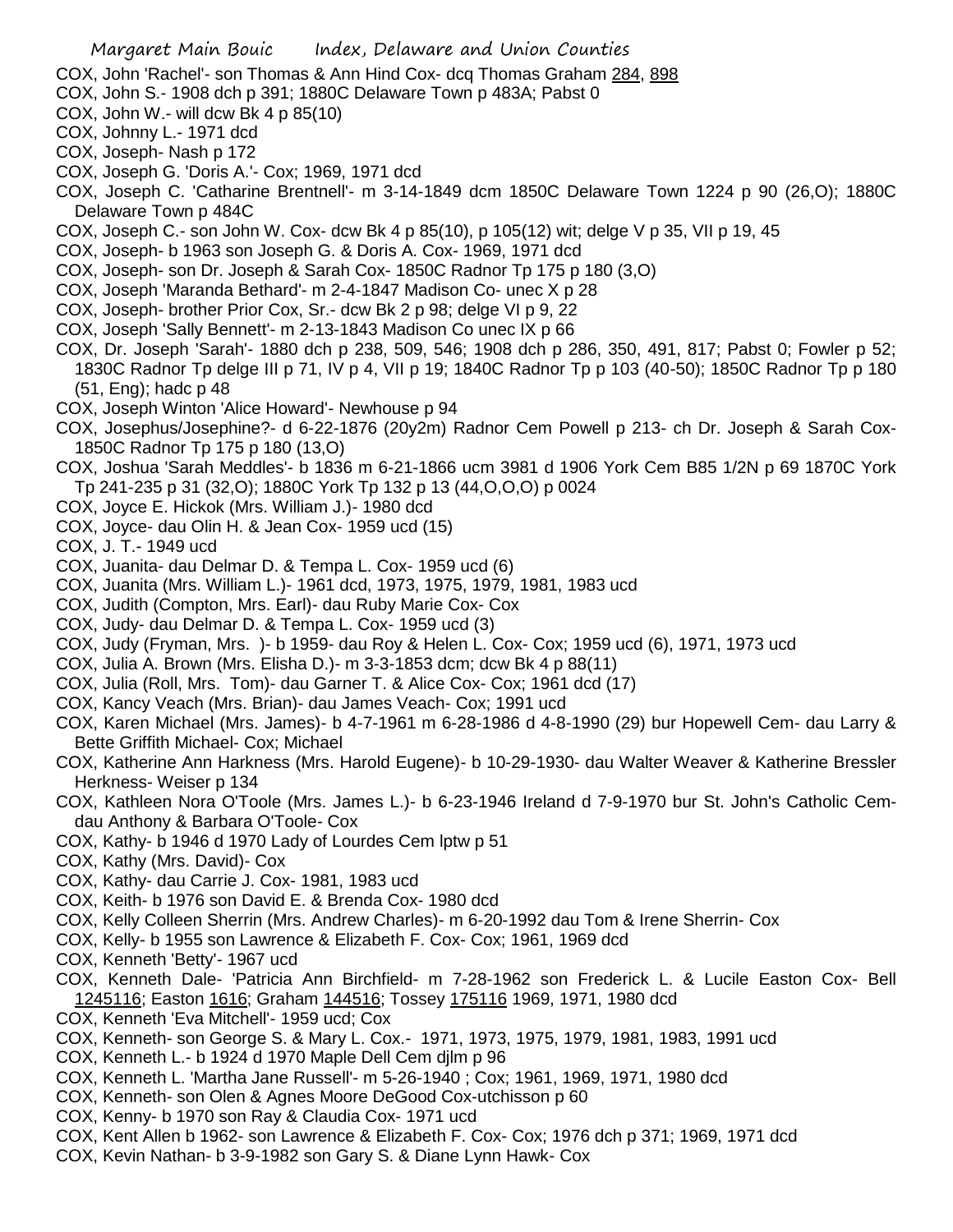COX, John 'Rachel'- son Thomas & Ann Hind Cox- dcq Thomas Graham 284, 898

COX, John S.- 1908 dch p 391; 1880C Delaware Town p 483A; Pabst 0

COX, John W.- will dcw Bk 4 p 85(10)

COX, Johnny L.- 1971 dcd

COX, Joseph- Nash p 172

COX, Joseph G. 'Doris A.'- Cox; 1969, 1971 dcd

COX, Joseph C. 'Catharine Brentnell'- m 3-14-1849 dcm 1850C Delaware Town 1224 p 90 (26,O); 1880C Delaware Town p 484C

COX, Joseph C.- son John W. Cox- dcw Bk 4 p 85(10), p 105(12) wit; delge V p 35, VII p 19, 45

COX, Joseph- b 1963 son Joseph G. & Doris A. Cox- 1969, 1971 dcd

COX, Joseph- son Dr. Joseph & Sarah Cox- 1850C Radnor Tp 175 p 180 (3,O)

COX, Joseph 'Maranda Bethard'- m 2-4-1847 Madison Co- unec X p 28

COX, Joseph- brother Prior Cox, Sr.- dcw Bk 2 p 98; delge VI p 9, 22

COX, Joseph 'Sally Bennett'- m 2-13-1843 Madison Co unec IX p 66

COX, Dr. Joseph 'Sarah'- 1880 dch p 238, 509, 546; 1908 dch p 286, 350, 491, 817; Pabst 0; Fowler p 52; 1830C Radnor Tp delge III p 71, IV p 4, VII p 19; 1840C Radnor Tp p 103 (40-50); 1850C Radnor Tp p 180 (51, Eng); hadc p 48

COX, Joseph Winton 'Alice Howard'- Newhouse p 94

COX, Josephus/Josephine?- d 6-22-1876 (20y2m) Radnor Cem Powell p 213- ch Dr. Joseph & Sarah Cox- 1850C Radnor Tp 175 p 180 (13,O)

COX, Joshua 'Sarah Meddles'- b 1836 m 6-21-1866 ucm 3981 d 1906 York Cem B85 1/2N p 69 1870C York Tp 241-235 p 31 (32,O); 1880C York Tp 132 p 13 (44,O,O,O) p 0024

COX, Joyce E. Hickok (Mrs. William J.)- 1980 dcd

COX, Joyce- dau Olin H. & Jean Cox- 1959 ucd (15)

COX, J. T.- 1949 ucd

COX, Juanita- dau Delmar D. & Tempa L. Cox- 1959 ucd (6)

COX, Juanita (Mrs. William L.)- 1961 dcd, 1973, 1975, 1979, 1981, 1983 ucd

COX, Judith (Compton, Mrs. Earl)- dau Ruby Marie Cox- Cox

COX, Judy- dau Delmar D. & Tempa L. Cox- 1959 ucd (3)

COX, Judy (Fryman, Mrs. )- b 1959- dau Roy & Helen L. Cox- Cox; 1959 ucd (6), 1971, 1973 ucd

COX, Julia A. Brown (Mrs. Elisha D.)- m 3-3-1853 dcm; dcw Bk 4 p 88(11)

COX, Julia (Roll, Mrs. Tom)- dau Garner T. & Alice Cox- Cox; 1961 dcd (17)

COX, Kancy Veach (Mrs. Brian)- dau James Veach- Cox; 1991 ucd

COX, Karen Michael (Mrs. James)- b 4-7-1961 m 6-28-1986 d 4-8-1990 (29) bur Hopewell Cem- dau Larry & Bette Griffith Michael- Cox; Michael

COX, Katherine Ann Harkness (Mrs. Harold Eugene)- b 10-29-1930- dau Walter Weaver & Katherine Bressler Herkness- Weiser p 134

COX, Kathleen Nora O'Toole (Mrs. James L.)- b 6-23-1946 Ireland d 7-9-1970 bur St. John's Catholic Cem- dau Anthony & Barbara O'Toole- Cox

COX, Kathy- b 1946 d 1970 Lady of Lourdes Cem lptw p 51

COX, Kathy (Mrs. David)- Cox

COX, Kathy- dau Carrie J. Cox- 1981, 1983 ucd

COX, Keith- b 1976 son David E. & Brenda Cox- 1980 dcd

COX, Kelly Colleen Sherrin (Mrs. Andrew Charles)- m 6-20-1992 dau Tom & Irene Sherrin- Cox

COX, Kelly- b 1955 son Lawrence & Elizabeth F. Cox- Cox; 1961, 1969 dcd

COX, Kenneth 'Betty'- 1967 ucd

COX, Kenneth Dale- 'Patricia Ann Birchfield- m 7-28-1962 son Frederick L. & Lucile Easton Cox- Bell 1245116; Easton 1616; Graham 144516; Tossey 175116 1969, 1971, 1980 dcd

COX, Kenneth 'Eva Mitchell'- 1959 ucd; Cox

COX, Kenneth- son George S. & Mary L. Cox.- 1971, 1973, 1975, 1979, 1981, 1983, 1991 ucd

COX, Kenneth L.- b 1924 d 1970 Maple Dell Cem djlm p 96

COX, Kenneth L. 'Martha Jane Russell'- m 5-26-1940 ; Cox; 1961, 1969, 1971, 1980 dcd

COX, Kenneth- son Olen & Agnes Moore DeGood Cox-utchisson p 60

COX, Kenny- b 1970 son Ray & Claudia Cox- 1971 ucd

COX, Kent Allen b 1962- son Lawrence & Elizabeth F. Cox- Cox; 1976 dch p 371; 1969, 1971 dcd

COX, Kevin Nathan- b 3-9-1982 son Gary S. & Diane Lynn Hawk- Cox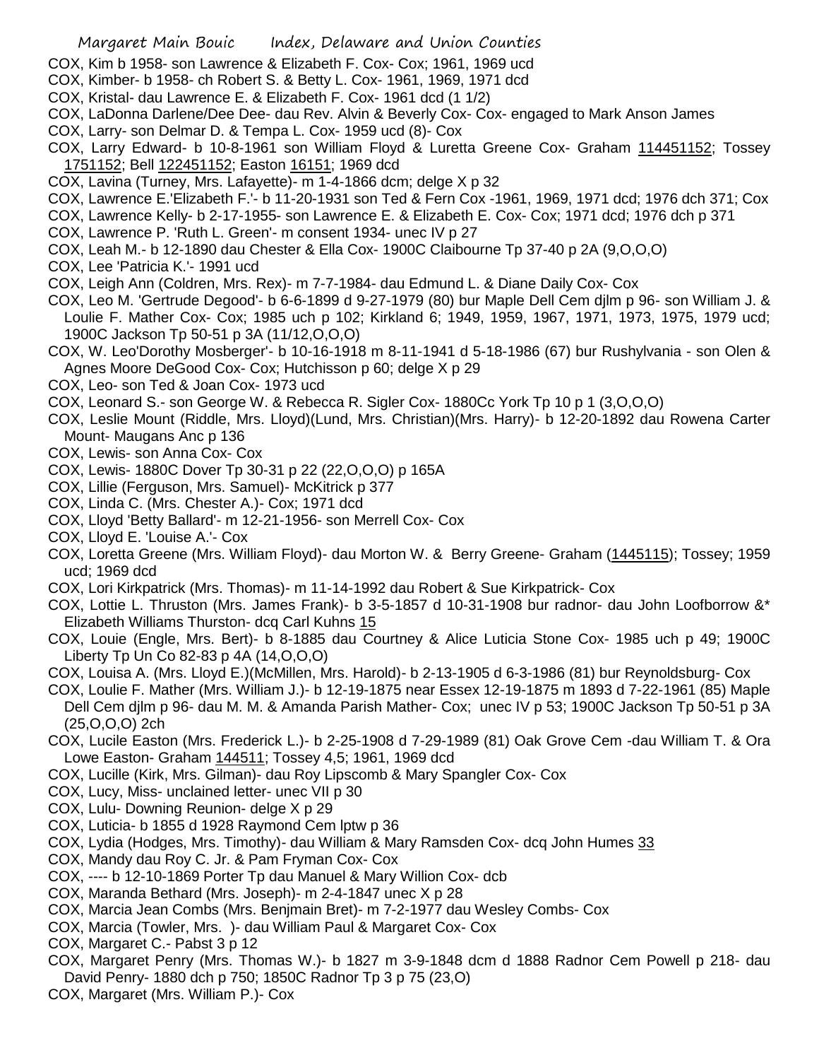COX, Kim b 1958- son Lawrence & Elizabeth F. Cox- Cox; 1961, 1969 ucd

COX, Kimber- b 1958- ch Robert S. & Betty L. Cox- 1961, 1969, 1971 dcd

COX, Kristal- dau Lawrence E. & Elizabeth F. Cox- 1961 dcd (1 1/2)

COX, LaDonna Darlene/Dee Dee- dau Rev. Alvin & Beverly Cox- Cox- engaged to Mark Anson James

COX, Larry- son Delmar D. & Tempa L. Cox- 1959 ucd (8)- Cox

COX, Larry Edward- b 10-8-1961 son William Floyd & Luretta Greene Cox- Graham 114451152; Tossey 1751152; Bell 122451152; Easton 16151; 1969 dcd

COX, Lavina (Turney, Mrs. Lafayette)- m 1-4-1866 dcm; delge X p 32

COX, Lawrence E.'Elizabeth F.'- b 11-20-1931 son Ted & Fern Cox -1961, 1969, 1971 dcd; 1976 dch 371; Cox

COX, Lawrence Kelly- b 2-17-1955- son Lawrence E. & Elizabeth E. Cox- Cox; 1971 dcd; 1976 dch p 371

COX, Lawrence P. 'Ruth L. Green'- m consent 1934- unec IV p 27

COX, Leah M.- b 12-1890 dau Chester & Ella Cox- 1900C Claibourne Tp 37-40 p 2A (9,O,O,O)

COX, Lee 'Patricia K.'- 1991 ucd

COX, Leigh Ann (Coldren, Mrs. Rex)- m 7-7-1984- dau Edmund L. & Diane Daily Cox- Cox

COX, Leo M. 'Gertrude Degood'- b 6-6-1899 d 9-27-1979 (80) bur Maple Dell Cem djlm p 96- son William J. & Loulie F. Mather Cox- Cox; 1985 uch p 102; Kirkland 6; 1949, 1959, 1967, 1971, 1973, 1975, 1979 ucd; 1900C Jackson Tp 50-51 p 3A (11/12,O,O,O)

COX, W. Leo'Dorothy Mosberger'- b 10-16-1918 m 8-11-1941 d 5-18-1986 (67) bur Rushylvania - son Olen & Agnes Moore DeGood Cox- Cox; Hutchisson p 60; delge X p 29

COX, Leo- son Ted & Joan Cox- 1973 ucd

COX, Leonard S.- son George W. & Rebecca R. Sigler Cox- 1880Cc York Tp 10 p 1 (3,O,O,O)

COX, Leslie Mount (Riddle, Mrs. Lloyd)(Lund, Mrs. Christian)(Mrs. Harry)- b 12-20-1892 dau Rowena Carter Mount- Maugans Anc p 136

COX, Lewis- son Anna Cox- Cox

COX, Lewis- 1880C Dover Tp 30-31 p 22 (22,O,O,O) p 165A

COX, Lillie (Ferguson, Mrs. Samuel)- McKitrick p 377

COX, Linda C. (Mrs. Chester A.)- Cox; 1971 dcd

COX, Lloyd 'Betty Ballard'- m 12-21-1956- son Merrell Cox- Cox

COX, Lloyd E. 'Louise A.'- Cox

COX, Loretta Greene (Mrs. William Floyd)- dau Morton W. & Berry Greene- Graham (1445115); Tossey; 1959 ucd; 1969 dcd

COX, Lori Kirkpatrick (Mrs. Thomas)- m 11-14-1992 dau Robert & Sue Kirkpatrick- Cox

COX, Lottie L. Thruston (Mrs. James Frank)- b 3-5-1857 d 10-31-1908 bur radnor- dau John Loofborrow &* Elizabeth Williams Thurston- dcq Carl Kuhns 15

COX, Louie (Engle, Mrs. Bert)- b 8-1885 dau Courtney & Alice Luticia Stone Cox- 1985 uch p 49; 1900C Liberty Tp Un Co 82-83 p 4A (14,O,O,O)

COX, Louisa A. (Mrs. Lloyd E.)(McMillen, Mrs. Harold)- b 2-13-1905 d 6-3-1986 (81) bur Reynoldsburg- Cox

COX, Loulie F. Mather (Mrs. William J.)- b 12-19-1875 near Essex 12-19-1875 m 1893 d 7-22-1961 (85) Maple Dell Cem djlm p 96- dau M. M. & Amanda Parish Mather- Cox; unec IV p 53; 1900C Jackson Tp 50-51 p 3A (25,O,O,O) 2ch

COX, Lucile Easton (Mrs. Frederick L.)- b 2-25-1908 d 7-29-1989 (81) Oak Grove Cem -dau William T. & Ora Lowe Easton- Graham 144511; Tossey 4,5; 1961, 1969 dcd

COX, Lucille (Kirk, Mrs. Gilman)- dau Roy Lipscomb & Mary Spangler Cox- Cox

COX, Lucy, Miss- unclained letter- unec VII p 30

COX, Lulu- Downing Reunion- delge X p 29

COX, Luticia- b 1855 d 1928 Raymond Cem lptw p 36

COX, Lydia (Hodges, Mrs. Timothy)- dau William & Mary Ramsden Cox- dcq John Humes 33

COX, Mandy dau Roy C. Jr. & Pam Fryman Cox- Cox

COX, ---- b 12-10-1869 Porter Tp dau Manuel & Mary Willion Cox- dcb

COX, Maranda Bethard (Mrs. Joseph)- m 2-4-1847 unec X p 28

COX, Marcia Jean Combs (Mrs. Benjmain Bret)- m 7-2-1977 dau Wesley Combs- Cox

COX, Marcia (Towler, Mrs. )- dau William Paul & Margaret Cox- Cox

COX, Margaret C.- Pabst 3 p 12

COX, Margaret Penry (Mrs. Thomas W.)- b 1827 m 3-9-1848 dcm d 1888 Radnor Cem Powell p 218- dau David Penry- 1880 dch p 750; 1850C Radnor Tp 3 p 75 (23,O)

COX, Margaret (Mrs. William P.)- Cox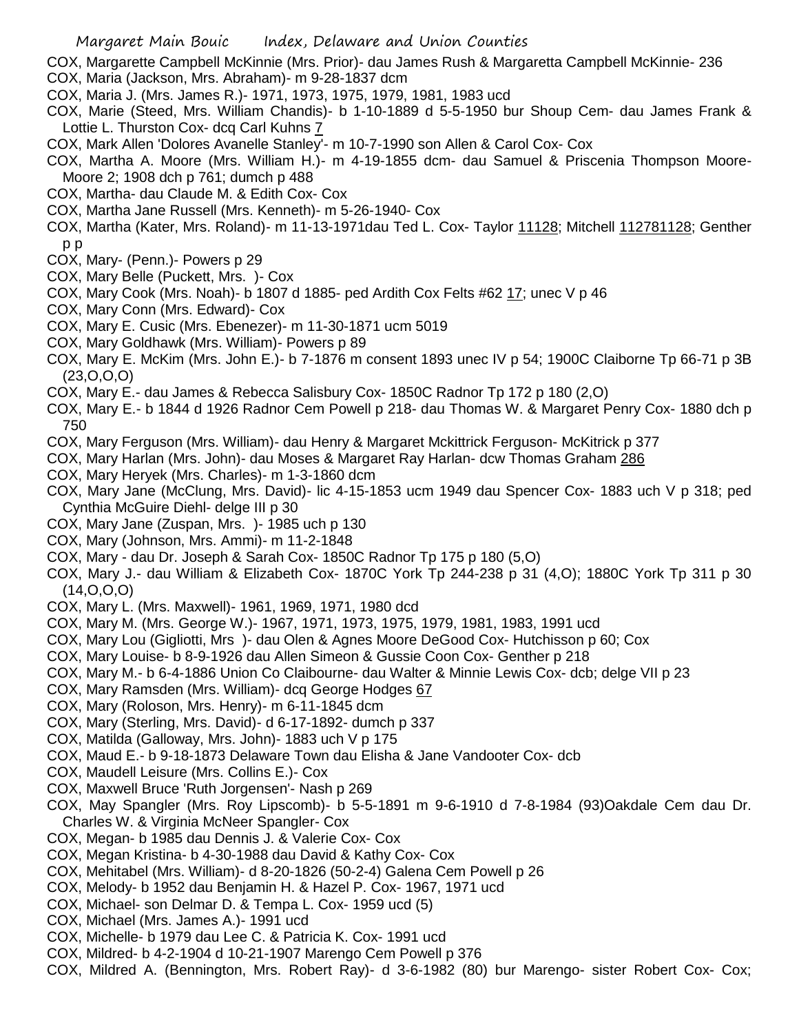COX, Margarette Campbell McKinnie (Mrs. Prior)- dau James Rush & Margaretta Campbell McKinnie- 236

COX, Maria (Jackson, Mrs. Abraham)- m 9-28-1837 dcm

COX, Maria J. (Mrs. James R.)- 1971, 1973, 1975, 1979, 1981, 1983 ucd

COX, Marie (Steed, Mrs. William Chandis)- b 1-10-1889 d 5-5-1950 bur Shoup Cem- dau James Frank & Lottie L. Thurston Cox- dcq Carl Kuhns 7

COX, Mark Allen 'Dolores Avanelle Stanley'- m 10-7-1990 son Allen & Carol Cox- Cox

COX, Martha A. Moore (Mrs. William H.)- m 4-19-1855 dcm- dau Samuel & Priscenia Thompson Moore- Moore 2; 1908 dch p 761; dumch p 488

COX, Martha- dau Claude M. & Edith Cox- Cox

COX, Martha Jane Russell (Mrs. Kenneth)- m 5-26-1940- Cox

COX, Martha (Kater, Mrs. Roland)- m 11-13-1971dau Ted L. Cox- Taylor 11128; Mitchell 112781128; Genther p p

COX, Mary- (Penn.)- Powers p 29

COX, Mary Belle (Puckett, Mrs. )- Cox

COX, Mary Cook (Mrs. Noah)- b 1807 d 1885- ped Ardith Cox Felts #62 17; unec V p 46

COX, Mary Conn (Mrs. Edward)- Cox

COX, Mary E. Cusic (Mrs. Ebenezer)- m 11-30-1871 ucm 5019

COX, Mary Goldhawk (Mrs. William)- Powers p 89

COX, Mary E. McKim (Mrs. John E.)- b 7-1876 m consent 1893 unec IV p 54; 1900C Claiborne Tp 66-71 p 3B (23,O,O,O)

COX, Mary E.- dau James & Rebecca Salisbury Cox- 1850C Radnor Tp 172 p 180 (2,O)

COX, Mary E.- b 1844 d 1926 Radnor Cem Powell p 218- dau Thomas W. & Margaret Penry Cox- 1880 dch p 750

COX, Mary Ferguson (Mrs. William)- dau Henry & Margaret Mckittrick Ferguson- McKitrick p 377

COX, Mary Harlan (Mrs. John)- dau Moses & Margaret Ray Harlan- dcw Thomas Graham 286

COX, Mary Heryek (Mrs. Charles)- m 1-3-1860 dcm

COX, Mary Jane (McClung, Mrs. David)- lic 4-15-1853 ucm 1949 dau Spencer Cox- 1883 uch V p 318; ped Cynthia McGuire Diehl- delge III p 30

COX, Mary Jane (Zuspan, Mrs. )- 1985 uch p 130

COX, Mary (Johnson, Mrs. Ammi)- m 11-2-1848

COX, Mary - dau Dr. Joseph & Sarah Cox- 1850C Radnor Tp 175 p 180 (5,O)

COX, Mary J.- dau William & Elizabeth Cox- 1870C York Tp 244-238 p 31 (4,O); 1880C York Tp 311 p 30 (14,O,O,O)

COX, Mary L. (Mrs. Maxwell)- 1961, 1969, 1971, 1980 dcd

COX, Mary M. (Mrs. George W.)- 1967, 1971, 1973, 1975, 1979, 1981, 1983, 1991 ucd

COX, Mary Lou (Gigliotti, Mrs )- dau Olen & Agnes Moore DeGood Cox- Hutchisson p 60; Cox

COX, Mary Louise- b 8-9-1926 dau Allen Simeon & Gussie Coon Cox- Genther p 218

COX, Mary M.- b 6-4-1886 Union Co Claibourne- dau Walter & Minnie Lewis Cox- dcb; delge VII p 23

COX, Mary Ramsden (Mrs. William)- dcq George Hodges 67

COX, Mary (Roloson, Mrs. Henry)- m 6-11-1845 dcm

COX, Mary (Sterling, Mrs. David)- d 6-17-1892- dumch p 337

COX, Matilda (Galloway, Mrs. John)- 1883 uch V p 175

COX, Maud E.- b 9-18-1873 Delaware Town dau Elisha & Jane Vandooter Cox- dcb

COX, Maudell Leisure (Mrs. Collins E.)- Cox

COX, Maxwell Bruce 'Ruth Jorgensen'- Nash p 269

COX, May Spangler (Mrs. Roy Lipscomb)- b 5-5-1891 m 9-6-1910 d 7-8-1984 (93)Oakdale Cem dau Dr. Charles W. & Virginia McNeer Spangler- Cox

COX, Megan- b 1985 dau Dennis J. & Valerie Cox- Cox

COX, Megan Kristina- b 4-30-1988 dau David & Kathy Cox- Cox

COX, Mehitabel (Mrs. William)- d 8-20-1826 (50-2-4) Galena Cem Powell p 26

COX, Melody- b 1952 dau Benjamin H. & Hazel P. Cox- 1967, 1971 ucd

COX, Michael- son Delmar D. & Tempa L. Cox- 1959 ucd (5)

COX, Michael (Mrs. James A.)- 1991 ucd

COX, Michelle- b 1979 dau Lee C. & Patricia K. Cox- 1991 ucd

COX, Mildred- b 4-2-1904 d 10-21-1907 Marengo Cem Powell p 376

COX, Mildred A. (Bennington, Mrs. Robert Ray)- d 3-6-1982 (80) bur Marengo- sister Robert Cox- Cox;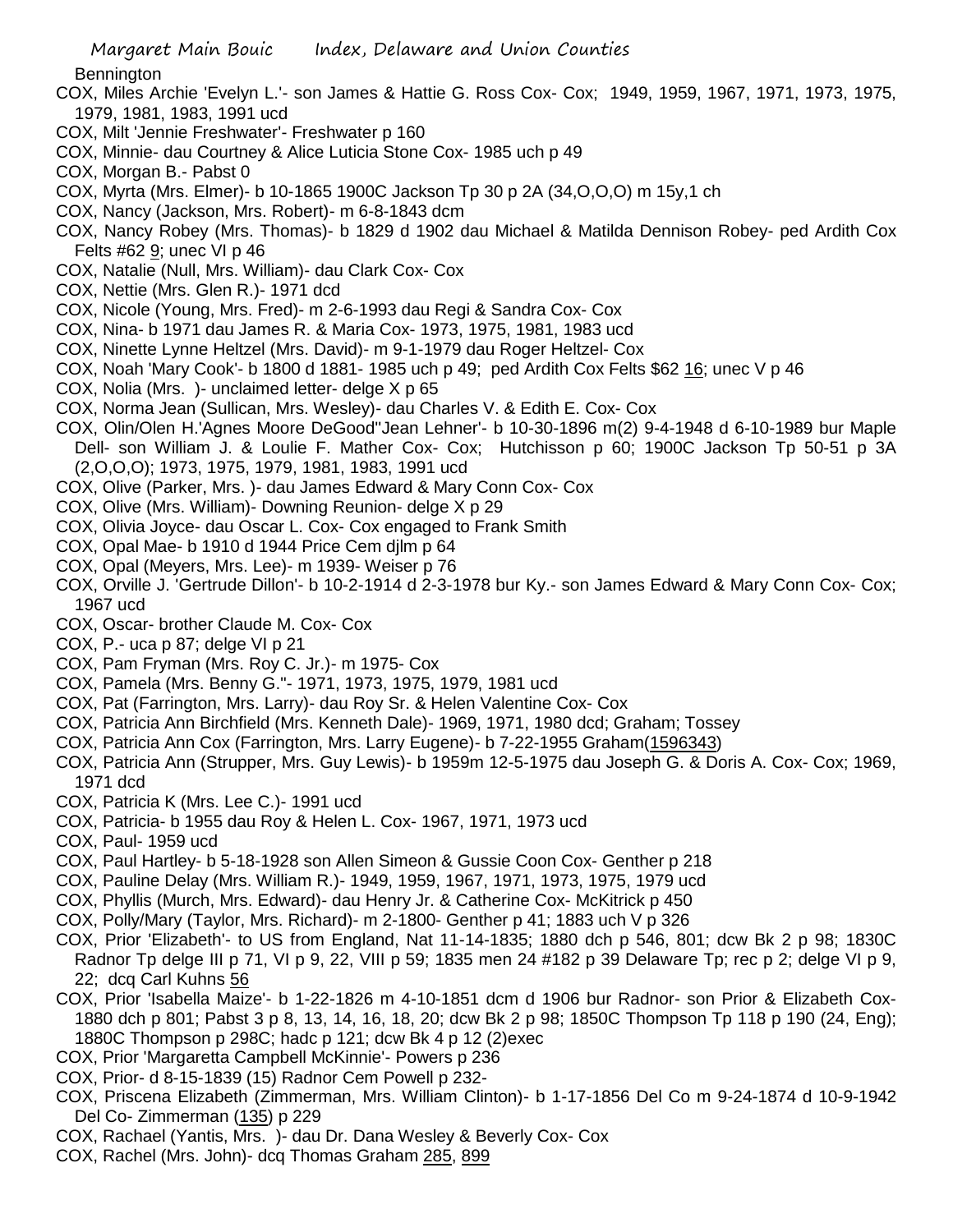Bennington

COX, Miles Archie 'Evelyn L.'- son James & Hattie G. Ross Cox- Cox; 1949, 1959, 1967, 1971, 1973, 1975, 1979, 1981, 1983, 1991 ucd

COX, Milt 'Jennie Freshwater'- Freshwater p 160

COX, Minnie- dau Courtney & Alice Luticia Stone Cox- 1985 uch p 49

COX, Morgan B.- Pabst 0

COX, Myrta (Mrs. Elmer)- b 10-1865 1900C Jackson Tp 30 p 2A (34,O,O,O) m 15y,1 ch

COX, Nancy (Jackson, Mrs. Robert)- m 6-8-1843 dcm

COX, Nancy Robey (Mrs. Thomas)- b 1829 d 1902 dau Michael & Matilda Dennison Robey- ped Ardith Cox Felts #62 9; unec VI p 46

COX, Natalie (Null, Mrs. William)- dau Clark Cox- Cox

COX, Nettie (Mrs. Glen R.)- 1971 dcd

COX, Nicole (Young, Mrs. Fred)- m 2-6-1993 dau Regi & Sandra Cox- Cox

COX, Nina- b 1971 dau James R. & Maria Cox- 1973, 1975, 1981, 1983 ucd

COX, Ninette Lynne Heltzel (Mrs. David)- m 9-1-1979 dau Roger Heltzel- Cox

COX, Noah 'Mary Cook'- b 1800 d 1881- 1985 uch p 49; ped Ardith Cox Felts $62 16; unec V p 46

COX, Nolia (Mrs. )- unclaimed letter- delge X p 65

COX, Norma Jean (Sullican, Mrs. Wesley)- dau Charles V. & Edith E. Cox- Cox

COX, Olin/Olen H.'Agnes Moore DeGood''Jean Lehner'- b 10-30-1896 m(2) 9-4-1948 d 6-10-1989 bur Maple Dell- son William J. & Loulie F. Mather Cox- Cox; Hutchisson p 60; 1900C Jackson Tp 50-51 p 3A (2,O,O,O); 1973, 1975, 1979, 1981, 1983, 1991 ucd

COX, Olive (Parker, Mrs. )- dau James Edward & Mary Conn Cox- Cox

COX, Olive (Mrs. William)- Downing Reunion- delge X p 29

COX, Olivia Joyce- dau Oscar L. Cox- Cox engaged to Frank Smith

COX, Opal Mae- b 1910 d 1944 Price Cem djlm p 64

COX, Opal (Meyers, Mrs. Lee)- m 1939- Weiser p 76

COX, Orville J. 'Gertrude Dillon'- b 10-2-1914 d 2-3-1978 bur Ky.- son James Edward & Mary Conn Cox- Cox; 1967 ucd

COX, Oscar- brother Claude M. Cox- Cox

COX, P.- uca p 87; delge VI p 21

COX, Pam Fryman (Mrs. Roy C. Jr.)- m 1975- Cox

COX, Pamela (Mrs. Benny G."- 1971, 1973, 1975, 1979, 1981 ucd

COX, Pat (Farrington, Mrs. Larry)- dau Roy Sr. & Helen Valentine Cox- Cox

COX, Patricia Ann Birchfield (Mrs. Kenneth Dale)- 1969, 1971, 1980 dcd; Graham; Tossey

COX, Patricia Ann Cox (Farrington, Mrs. Larry Eugene)- b 7-22-1955 Graham(1596343)

COX, Patricia Ann (Strupper, Mrs. Guy Lewis)- b 1959m 12-5-1975 dau Joseph G. & Doris A. Cox- Cox; 1969, 1971 dcd

COX, Patricia K (Mrs. Lee C.)- 1991 ucd

COX, Patricia- b 1955 dau Roy & Helen L. Cox- 1967, 1971, 1973 ucd

COX, Paul- 1959 ucd

COX, Paul Hartley- b 5-18-1928 son Allen Simeon & Gussie Coon Cox- Genther p 218

COX, Pauline Delay (Mrs. William R.)- 1949, 1959, 1967, 1971, 1973, 1975, 1979 ucd

COX, Phyllis (Murch, Mrs. Edward)- dau Henry Jr. & Catherine Cox- McKitrick p 450

COX, Polly/Mary (Taylor, Mrs. Richard)- m 2-1800- Genther p 41; 1883 uch V p 326

COX, Prior 'Elizabeth'- to US from England, Nat 11-14-1835; 1880 dch p 546, 801; dcw Bk 2 p 98; 1830C Radnor Tp delge III p 71, VI p 9, 22, VIII p 59; 1835 men 24 #182 p 39 Delaware Tp; rec p 2; delge VI p 9, 22; dcq Carl Kuhns 56

COX, Prior 'Isabella Maize'- b 1-22-1826 m 4-10-1851 dcm d 1906 bur Radnor- son Prior & Elizabeth Cox- 1880 dch p 801; Pabst 3 p 8, 13, 14, 16, 18, 20; dcw Bk 2 p 98; 1850C Thompson Tp 118 p 190 (24, Eng); 1880C Thompson p 298C; hadc p 121; dcw Bk 4 p 12 (2)exec

COX, Prior 'Margaretta Campbell McKinnie'- Powers p 236

COX, Prior- d 8-15-1839 (15) Radnor Cem Powell p 232-

COX, Priscena Elizabeth (Zimmerman, Mrs. William Clinton)- b 1-17-1856 Del Co m 9-24-1874 d 10-9-1942 Del Co- Zimmerman (135) p 229

COX, Rachael (Yantis, Mrs. )- dau Dr. Dana Wesley & Beverly Cox- Cox

COX, Rachel (Mrs. John)- dcq Thomas Graham 285, 899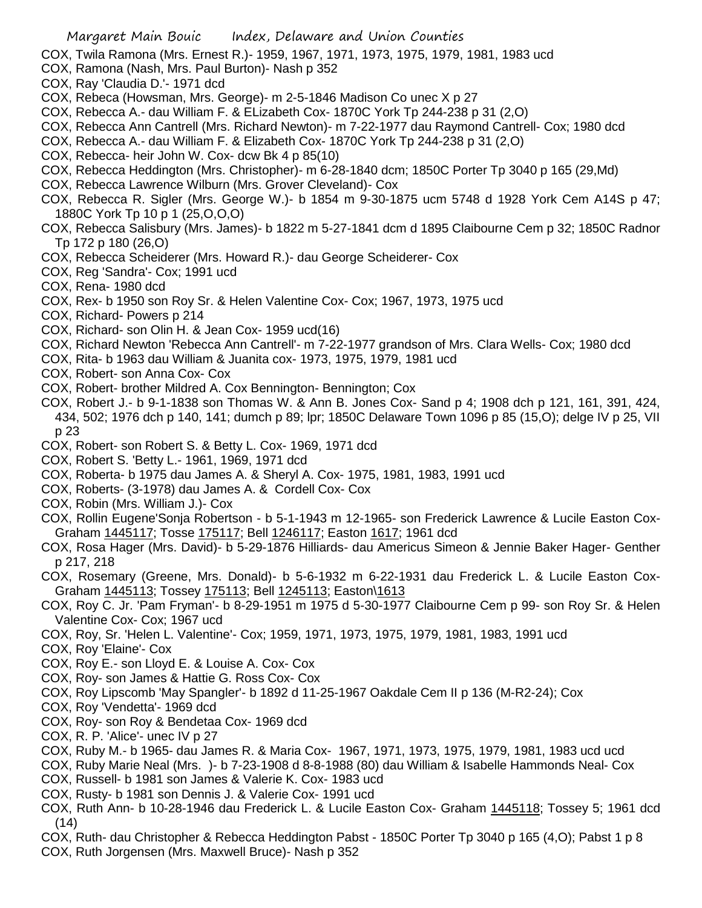COX, Twila Ramona (Mrs. Ernest R.)- 1959, 1967, 1971, 1973, 1975, 1979, 1981, 1983 ucd

COX, Ramona (Nash, Mrs. Paul Burton)- Nash p 352

COX, Ray 'Claudia D.'- 1971 dcd

COX, Rebeca (Howsman, Mrs. George)- m 2-5-1846 Madison Co unec X p 27

COX, Rebecca A.- dau William F. & ELizabeth Cox- 1870C York Tp 244-238 p 31 (2,O)

COX, Rebecca Ann Cantrell (Mrs. Richard Newton)- m 7-22-1977 dau Raymond Cantrell- Cox; 1980 dcd

COX, Rebecca A.- dau William F. & Elizabeth Cox- 1870C York Tp 244-238 p 31 (2,O)

COX, Rebecca- heir John W. Cox- dcw Bk 4 p 85(10)

COX, Rebecca Heddington (Mrs. Christopher)- m 6-28-1840 dcm; 1850C Porter Tp 3040 p 165 (29,Md)

COX, Rebecca Lawrence Wilburn (Mrs. Grover Cleveland)- Cox

COX, Rebecca R. Sigler (Mrs. George W.)- b 1854 m 9-30-1875 ucm 5748 d 1928 York Cem A14S p 47; 1880C York Tp 10 p 1 (25,O,O,O)

COX, Rebecca Salisbury (Mrs. James)- b 1822 m 5-27-1841 dcm d 1895 Claibourne Cem p 32; 1850C Radnor Tp 172 p 180 (26,O)

COX, Rebecca Scheiderer (Mrs. Howard R.)- dau George Scheiderer- Cox

COX, Reg 'Sandra'- Cox; 1991 ucd

COX, Rena- 1980 dcd

COX, Rex- b 1950 son Roy Sr. & Helen Valentine Cox- Cox; 1967, 1973, 1975 ucd

COX, Richard- Powers p 214

COX, Richard- son Olin H. & Jean Cox- 1959 ucd(16)

COX, Richard Newton 'Rebecca Ann Cantrell'- m 7-22-1977 grandson of Mrs. Clara Wells- Cox; 1980 dcd

COX, Rita- b 1963 dau William & Juanita cox- 1973, 1975, 1979, 1981 ucd

COX, Robert- son Anna Cox- Cox

COX, Robert- brother Mildred A. Cox Bennington- Bennington; Cox

COX, Robert J.- b 9-1-1838 son Thomas W. & Ann B. Jones Cox- Sand p 4; 1908 dch p 121, 161, 391, 424, 434, 502; 1976 dch p 140, 141; dumch p 89; lpr; 1850C Delaware Town 1096 p 85 (15,O); delge IV p 25, VII p 23

COX, Robert- son Robert S. & Betty L. Cox- 1969, 1971 dcd

COX, Robert S. 'Betty L.- 1961, 1969, 1971 dcd

COX, Roberta- b 1975 dau James A. & Sheryl A. Cox- 1975, 1981, 1983, 1991 ucd

COX, Roberts- (3-1978) dau James A. & Cordell Cox- Cox

COX, Robin (Mrs. William J.)- Cox

COX, Rollin Eugene'Sonja Robertson - b 5-1-1943 m 12-1965- son Frederick Lawrence & Lucile Easton Cox- Graham 1445117; Tosse 175117; Bell 1246117; Easton 1617; 1961 dcd

COX, Rosa Hager (Mrs. David)- b 5-29-1876 Hilliards- dau Americus Simeon & Jennie Baker Hager- Genther p 217, 218

COX, Rosemary (Greene, Mrs. Donald)- b 5-6-1932 m 6-22-1931 dau Frederick L. & Lucile Easton Cox- Graham 1445113; Tossey 175113; Bell 1245113; Easton\1613

COX, Roy C. Jr. 'Pam Fryman'- b 8-29-1951 m 1975 d 5-30-1977 Claibourne Cem p 99- son Roy Sr. & Helen Valentine Cox- Cox; 1967 ucd

COX, Roy, Sr. 'Helen L. Valentine'- Cox; 1959, 1971, 1973, 1975, 1979, 1981, 1983, 1991 ucd

COX, Roy 'Elaine'- Cox

COX, Roy E.- son Lloyd E. & Louise A. Cox- Cox

COX, Roy- son James & Hattie G. Ross Cox- Cox

COX, Roy Lipscomb 'May Spangler'- b 1892 d 11-25-1967 Oakdale Cem II p 136 (M-R2-24); Cox

COX, Roy 'Vendetta'- 1969 dcd

COX, Roy- son Roy & Bendetaa Cox- 1969 dcd

COX, R. P. 'Alice'- unec IV p 27

COX, Ruby M.- b 1965- dau James R. & Maria Cox- 1967, 1971, 1973, 1975, 1979, 1981, 1983 ucd ucd

COX, Ruby Marie Neal (Mrs. )- b 7-23-1908 d 8-8-1988 (80) dau William & Isabelle Hammonds Neal- Cox

COX, Russell- b 1981 son James & Valerie K. Cox- 1983 ucd

COX, Rusty- b 1981 son Dennis J. & Valerie Cox- 1991 ucd

COX, Ruth Ann- b 10-28-1946 dau Frederick L. & Lucile Easton Cox- Graham 1445118; Tossey 5; 1961 dcd (14)

COX, Ruth- dau Christopher & Rebecca Heddington Pabst - 1850C Porter Tp 3040 p 165 (4,O); Pabst 1 p 8

COX, Ruth Jorgensen (Mrs. Maxwell Bruce)- Nash p 352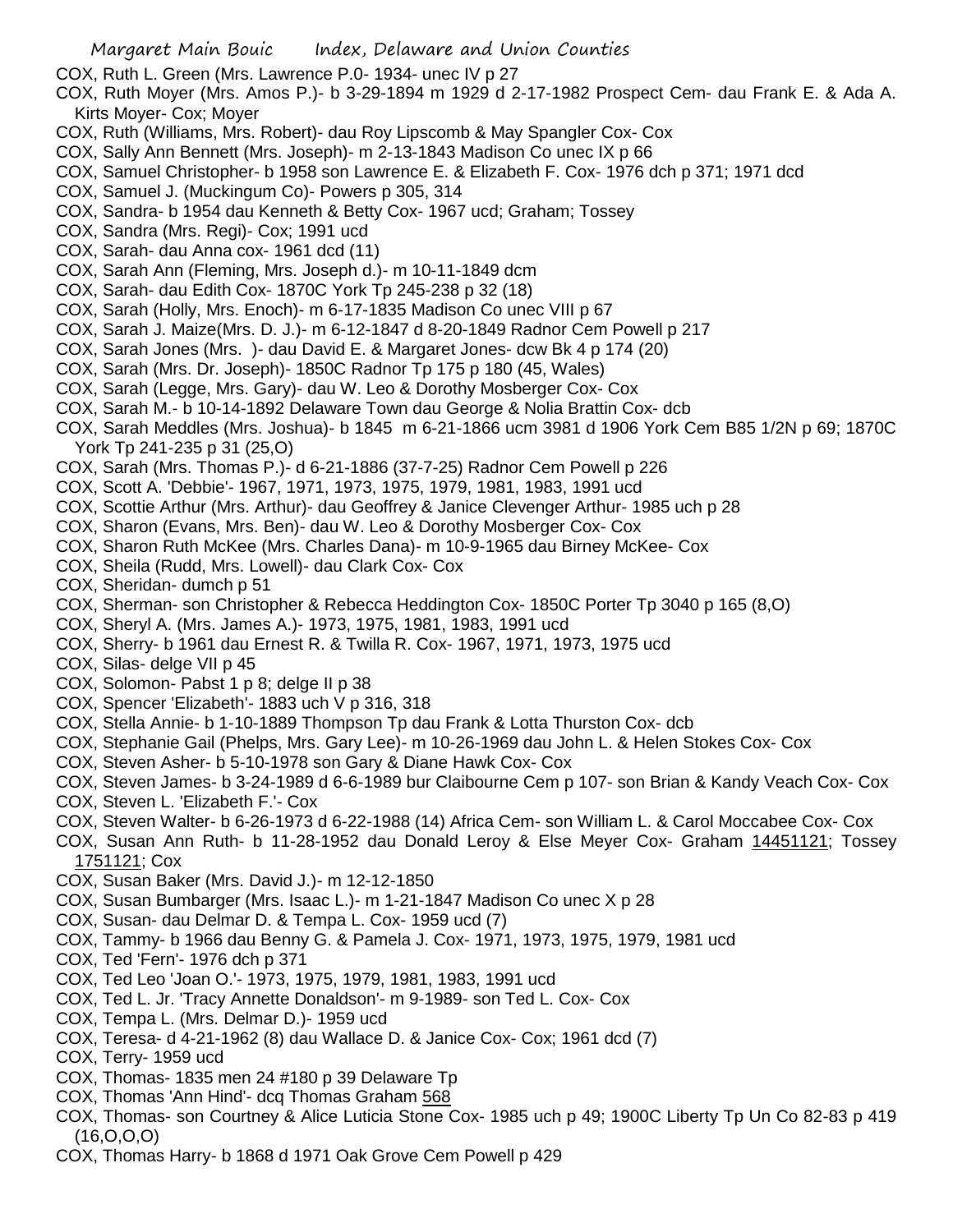COX, Ruth L. Green (Mrs. Lawrence P.0- 1934- unec IV p 27

COX, Ruth Moyer (Mrs. Amos P.)- b 3-29-1894 m 1929 d 2-17-1982 Prospect Cem- dau Frank E. & Ada A. Kirts Moyer- Cox; Moyer

COX, Ruth (Williams, Mrs. Robert)- dau Roy Lipscomb & May Spangler Cox- Cox

COX, Sally Ann Bennett (Mrs. Joseph)- m 2-13-1843 Madison Co unec IX p 66

COX, Samuel Christopher- b 1958 son Lawrence E. & Elizabeth F. Cox- 1976 dch p 371; 1971 dcd

COX, Samuel J. (Muckingum Co)- Powers p 305, 314

COX, Sandra- b 1954 dau Kenneth & Betty Cox- 1967 ucd; Graham; Tossey

COX, Sandra (Mrs. Regi)- Cox; 1991 ucd

COX, Sarah- dau Anna cox- 1961 dcd (11)

COX, Sarah Ann (Fleming, Mrs. Joseph d.)- m 10-11-1849 dcm

COX, Sarah- dau Edith Cox- 1870C York Tp 245-238 p 32 (18)

COX, Sarah (Holly, Mrs. Enoch)- m 6-17-1835 Madison Co unec VIII p 67

COX, Sarah J. Maize(Mrs. D. J.)- m 6-12-1847 d 8-20-1849 Radnor Cem Powell p 217

COX, Sarah Jones (Mrs. )- dau David E. & Margaret Jones- dcw Bk 4 p 174 (20)

COX, Sarah (Mrs. Dr. Joseph)- 1850C Radnor Tp 175 p 180 (45, Wales)

COX, Sarah (Legge, Mrs. Gary)- dau W. Leo & Dorothy Mosberger Cox- Cox

COX, Sarah M.- b 10-14-1892 Delaware Town dau George & Nolia Brattin Cox- dcb

COX, Sarah Meddles (Mrs. Joshua)- b 1845 m 6-21-1866 ucm 3981 d 1906 York Cem B85 1/2N p 69; 1870C York Tp 241-235 p 31 (25,O)

COX, Sarah (Mrs. Thomas P.)- d 6-21-1886 (37-7-25) Radnor Cem Powell p 226

COX, Scott A. 'Debbie'- 1967, 1971, 1973, 1975, 1979, 1981, 1983, 1991 ucd

COX, Scottie Arthur (Mrs. Arthur)- dau Geoffrey & Janice Clevenger Arthur- 1985 uch p 28

COX, Sharon (Evans, Mrs. Ben)- dau W. Leo & Dorothy Mosberger Cox- Cox

COX, Sharon Ruth McKee (Mrs. Charles Dana)- m 10-9-1965 dau Birney McKee- Cox

COX, Sheila (Rudd, Mrs. Lowell)- dau Clark Cox- Cox

COX, Sheridan- dumch p 51

COX, Sherman- son Christopher & Rebecca Heddington Cox- 1850C Porter Tp 3040 p 165 (8,O)

COX, Sheryl A. (Mrs. James A.)- 1973, 1975, 1981, 1983, 1991 ucd

COX, Sherry- b 1961 dau Ernest R. & Twilla R. Cox- 1967, 1971, 1973, 1975 ucd

COX, Silas- delge VII p 45

COX, Solomon- Pabst 1 p 8; delge II p 38

COX, Spencer 'Elizabeth'- 1883 uch V p 316, 318

COX, Stella Annie- b 1-10-1889 Thompson Tp dau Frank & Lotta Thurston Cox- dcb

COX, Stephanie Gail (Phelps, Mrs. Gary Lee)- m 10-26-1969 dau John L. & Helen Stokes Cox- Cox

COX, Steven Asher- b 5-10-1978 son Gary & Diane Hawk Cox- Cox

COX, Steven James- b 3-24-1989 d 6-6-1989 bur Claibourne Cem p 107- son Brian & Kandy Veach Cox- Cox

COX, Steven L. 'Elizabeth F.'- Cox

COX, Steven Walter- b 6-26-1973 d 6-22-1988 (14) Africa Cem- son William L. & Carol Moccabee Cox- Cox

COX, Susan Ann Ruth- b 11-28-1952 dau Donald Leroy & Else Meyer Cox- Graham 14451121; Tossey 1751121; Cox

COX, Susan Baker (Mrs. David J.)- m 12-12-1850

COX, Susan Bumbarger (Mrs. Isaac L.)- m 1-21-1847 Madison Co unec X p 28

COX, Susan- dau Delmar D. & Tempa L. Cox- 1959 ucd (7)

COX, Tammy- b 1966 dau Benny G. & Pamela J. Cox- 1971, 1973, 1975, 1979, 1981 ucd

COX, Ted 'Fern'- 1976 dch p 371

COX, Ted Leo 'Joan O.'- 1973, 1975, 1979, 1981, 1983, 1991 ucd

COX, Ted L. Jr. 'Tracy Annette Donaldson'- m 9-1989- son Ted L. Cox- Cox

COX, Tempa L. (Mrs. Delmar D.)- 1959 ucd

COX, Teresa- d 4-21-1962 (8) dau Wallace D. & Janice Cox- Cox; 1961 dcd (7)

COX, Terry- 1959 ucd

COX, Thomas- 1835 men 24 #180 p 39 Delaware Tp

COX, Thomas 'Ann Hind'- dcq Thomas Graham 568

COX, Thomas- son Courtney & Alice Luticia Stone Cox- 1985 uch p 49; 1900C Liberty Tp Un Co 82-83 p 419 (16,O,O,O)

COX, Thomas Harry- b 1868 d 1971 Oak Grove Cem Powell p 429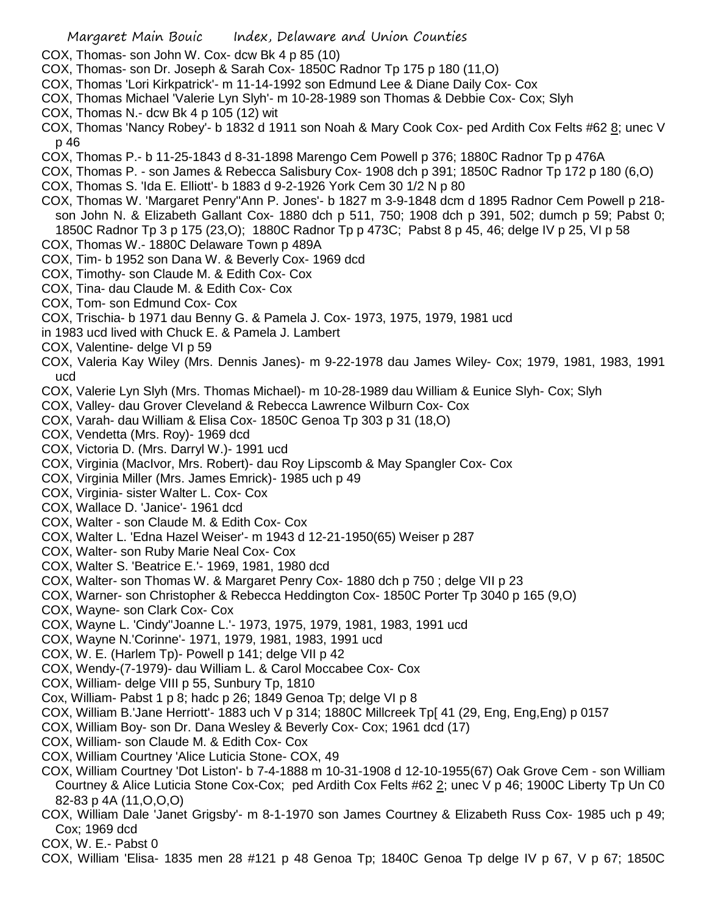COX, Thomas- son John W. Cox- dcw Bk 4 p 85 (10)

COX, Thomas- son Dr. Joseph & Sarah Cox- 1850C Radnor Tp 175 p 180 (11,O)

COX, Thomas 'Lori Kirkpatrick'- m 11-14-1992 son Edmund Lee & Diane Daily Cox- Cox

COX, Thomas Michael 'Valerie Lyn Slyh'- m 10-28-1989 son Thomas & Debbie Cox- Cox; Slyh

COX, Thomas N.- dcw Bk 4 p 105 (12) wit

COX, Thomas 'Nancy Robey'- b 1832 d 1911 son Noah & Mary Cook Cox- ped Ardith Cox Felts #62 8; unec V p 46

COX, Thomas P.- b 11-25-1843 d 8-31-1898 Marengo Cem Powell p 376; 1880C Radnor Tp p 476A

COX, Thomas P. - son James & Rebecca Salisbury Cox- 1908 dch p 391; 1850C Radnor Tp 172 p 180 (6,O)

COX, Thomas S. 'Ida E. Elliott'- b 1883 d 9-2-1926 York Cem 30 1/2 N p 80

COX, Thomas W. 'Margaret Penry''Ann P. Jones'- b 1827 m 3-9-1848 dcm d 1895 Radnor Cem Powell p 218- son John N. & Elizabeth Gallant Cox- 1880 dch p 511, 750; 1908 dch p 391, 502; dumch p 59; Pabst 0; 1850C Radnor Tp 3 p 175 (23,O); 1880C Radnor Tp p 473C; Pabst 8 p 45, 46; delge IV p 25, VI p 58

COX, Thomas W.- 1880C Delaware Town p 489A

COX, Tim- b 1952 son Dana W. & Beverly Cox- 1969 dcd

COX, Timothy- son Claude M. & Edith Cox- Cox

COX, Tina- dau Claude M. & Edith Cox- Cox

COX, Tom- son Edmund Cox- Cox

COX, Trischia- b 1971 dau Benny G. & Pamela J. Cox- 1973, 1975, 1979, 1981 ucd

in 1983 ucd lived with Chuck E. & Pamela J. Lambert

COX, Valentine- delge VI p 59

COX, Valeria Kay Wiley (Mrs. Dennis Janes)- m 9-22-1978 dau James Wiley- Cox; 1979, 1981, 1983, 1991 ucd

COX, Valerie Lyn Slyh (Mrs. Thomas Michael)- m 10-28-1989 dau William & Eunice Slyh- Cox; Slyh

COX, Valley- dau Grover Cleveland & Rebecca Lawrence Wilburn Cox- Cox

COX, Varah- dau William & Elisa Cox- 1850C Genoa Tp 303 p 31 (18,O)

COX, Vendetta (Mrs. Roy)- 1969 dcd

COX, Victoria D. (Mrs. Darryl W.)- 1991 ucd

COX, Virginia (MacIvor, Mrs. Robert)- dau Roy Lipscomb & May Spangler Cox- Cox

COX, Virginia Miller (Mrs. James Emrick)- 1985 uch p 49

COX, Virginia- sister Walter L. Cox- Cox

COX, Wallace D. 'Janice'- 1961 dcd

COX, Walter - son Claude M. & Edith Cox- Cox

COX, Walter L. 'Edna Hazel Weiser'- m 1943 d 12-21-1950(65) Weiser p 287

COX, Walter- son Ruby Marie Neal Cox- Cox

COX, Walter S. 'Beatrice E.'- 1969, 1981, 1980 dcd

COX, Walter- son Thomas W. & Margaret Penry Cox- 1880 dch p 750 ; delge VII p 23

COX, Warner- son Christopher & Rebecca Heddington Cox- 1850C Porter Tp 3040 p 165 (9,O)

COX, Wayne- son Clark Cox- Cox

COX, Wayne L. 'Cindy''Joanne L.'- 1973, 1975, 1979, 1981, 1983, 1991 ucd

COX, Wayne N.'Corinne'- 1971, 1979, 1981, 1983, 1991 ucd

COX, W. E. (Harlem Tp)- Powell p 141; delge VII p 42

COX, Wendy-(7-1979)- dau William L. & Carol Moccabee Cox- Cox

COX, William- delge VIII p 55, Sunbury Tp, 1810

Cox, William- Pabst 1 p 8; hadc p 26; 1849 Genoa Tp; delge VI p 8

COX, William B.'Jane Herriott'- 1883 uch V p 314; 1880C Millcreek Tp[ 41 (29, Eng, Eng,Eng) p 0157

COX, William Boy- son Dr. Dana Wesley & Beverly Cox- Cox; 1961 dcd (17)

COX, William- son Claude M. & Edith Cox- Cox

COX, William Courtney 'Alice Luticia Stone- COX, 49

COX, William Courtney 'Dot Liston'- b 7-4-1888 m 10-31-1908 d 12-10-1955(67) Oak Grove Cem - son William Courtney & Alice Luticia Stone Cox-Cox; ped Ardith Cox Felts #62 2; unec V p 46; 1900C Liberty Tp Un C0 82-83 p 4A (11,O,O,O)

COX, William Dale 'Janet Grigsby'- m 8-1-1970 son James Courtney & Elizabeth Russ Cox- 1985 uch p 49; Cox; 1969 dcd

COX, W. E.- Pabst 0

COX, William 'Elisa- 1835 men 28 #121 p 48 Genoa Tp; 1840C Genoa Tp delge IV p 67, V p 67; 1850C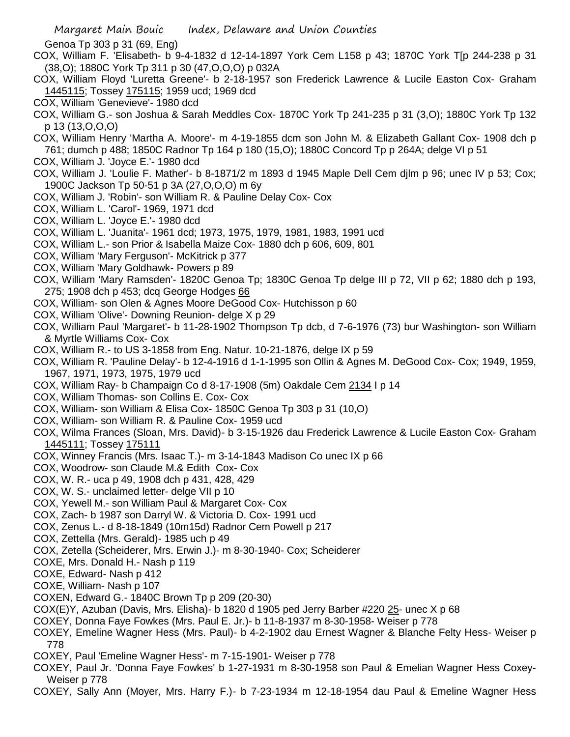Genoa Tp 303 p 31 (69, Eng)

COX, William F. 'Elisabeth- b 9-4-1832 d 12-14-1897 York Cem L158 p 43; 1870C York T[p 244-238 p 31 (38,O); 1880C York Tp 311 p 30 (47,O,O,O) p 032A

COX, William Floyd 'Luretta Greene'- b 2-18-1957 son Frederick Lawrence & Lucile Easton Cox- Graham 1445115; Tossey 175115; 1959 ucd; 1969 dcd

COX, William 'Genevieve'- 1980 dcd

COX, William G.- son Joshua & Sarah Meddles Cox- 1870C York Tp 241-235 p 31 (3,O); 1880C York Tp 132 p 13 (13,O,O,O)

COX, William Henry 'Martha A. Moore'- m 4-19-1855 dcm son John M. & Elizabeth Gallant Cox- 1908 dch p 761; dumch p 488; 1850C Radnor Tp 164 p 180 (15,O); 1880C Concord Tp p 264A; delge VI p 51

COX, William J. 'Joyce E.'- 1980 dcd

COX, William J. 'Loulie F. Mather'- b 8-1871/2 m 1893 d 1945 Maple Dell Cem djlm p 96; unec IV p 53; Cox; 1900C Jackson Tp 50-51 p 3A (27,O,O,O) m 6y

COX, William J. 'Robin'- son William R. & Pauline Delay Cox- Cox

COX, William L. 'Carol'- 1969, 1971 dcd

COX, William L. 'Joyce E.'- 1980 dcd

COX, William L. 'Juanita'- 1961 dcd; 1973, 1975, 1979, 1981, 1983, 1991 ucd

COX, William L.- son Prior & Isabella Maize Cox- 1880 dch p 606, 609, 801

COX, William 'Mary Ferguson'- McKitrick p 377

COX, William 'Mary Goldhawk- Powers p 89

COX, William 'Mary Ramsden'- 1820C Genoa Tp; 1830C Genoa Tp delge III p 72, VII p 62; 1880 dch p 193, 275; 1908 dch p 453; dcq George Hodges 66

COX, William- son Olen & Agnes Moore DeGood Cox- Hutchisson p 60

COX, William 'Olive'- Downing Reunion- delge X p 29

COX, William Paul 'Margaret'- b 11-28-1902 Thompson Tp dcb, d 7-6-1976 (73) bur Washington- son William & Myrtle Williams Cox- Cox

COX, William R.- to US 3-1858 from Eng. Natur. 10-21-1876, delge IX p 59

COX, William R. 'Pauline Delay'- b 12-4-1916 d 1-1-1995 son Ollin & Agnes M. DeGood Cox- Cox; 1949, 1959, 1967, 1971, 1973, 1975, 1979 ucd

COX, William Ray- b Champaign Co d 8-17-1908 (5m) Oakdale Cem 2134 I p 14

COX, William Thomas- son Collins E. Cox- Cox

COX, William- son William & Elisa Cox- 1850C Genoa Tp 303 p 31 (10,O)

COX, William- son William R. & Pauline Cox- 1959 ucd

COX, Wilma Frances (Sloan, Mrs. David)- b 3-15-1926 dau Frederick Lawrence & Lucile Easton Cox- Graham 1445111; Tossey 175111

COX, Winney Francis (Mrs. Isaac T.)- m 3-14-1843 Madison Co unec IX p 66

COX, Woodrow- son Claude M.& Edith Cox- Cox

COX, W. R.- uca p 49, 1908 dch p 431, 428, 429

COX, W. S.- unclaimed letter- delge VII p 10

COX, Yewell M.- son William Paul & Margaret Cox- Cox

COX, Zach- b 1987 son Darryl W. & Victoria D. Cox- 1991 ucd

COX, Zenus L.- d 8-18-1849 (10m15d) Radnor Cem Powell p 217

COX, Zettella (Mrs. Gerald)- 1985 uch p 49

COX, Zetella (Scheiderer, Mrs. Erwin J.)- m 8-30-1940- Cox; Scheiderer

COXE, Mrs. Donald H.- Nash p 119

COXE, Edward- Nash p 412

COXE, William- Nash p 107

COXEN, Edward G.- 1840C Brown Tp p 209 (20-30)

COX(E)Y, Azuban (Davis, Mrs. Elisha)- b 1820 d 1905 ped Jerry Barber #220 25- unec X p 68

COXEY, Donna Faye Fowkes (Mrs. Paul E. Jr.)- b 11-8-1937 m 8-30-1958- Weiser p 778

COXEY, Emeline Wagner Hess (Mrs. Paul)- b 4-2-1902 dau Ernest Wagner & Blanche Felty Hess- Weiser p 778

COXEY, Paul 'Emeline Wagner Hess'- m 7-15-1901- Weiser p 778

COXEY, Paul Jr. 'Donna Faye Fowkes' b 1-27-1931 m 8-30-1958 son Paul & Emelian Wagner Hess Coxey- Weiser p 778

COXEY, Sally Ann (Moyer, Mrs. Harry F.)- b 7-23-1934 m 12-18-1954 dau Paul & Emeline Wagner Hess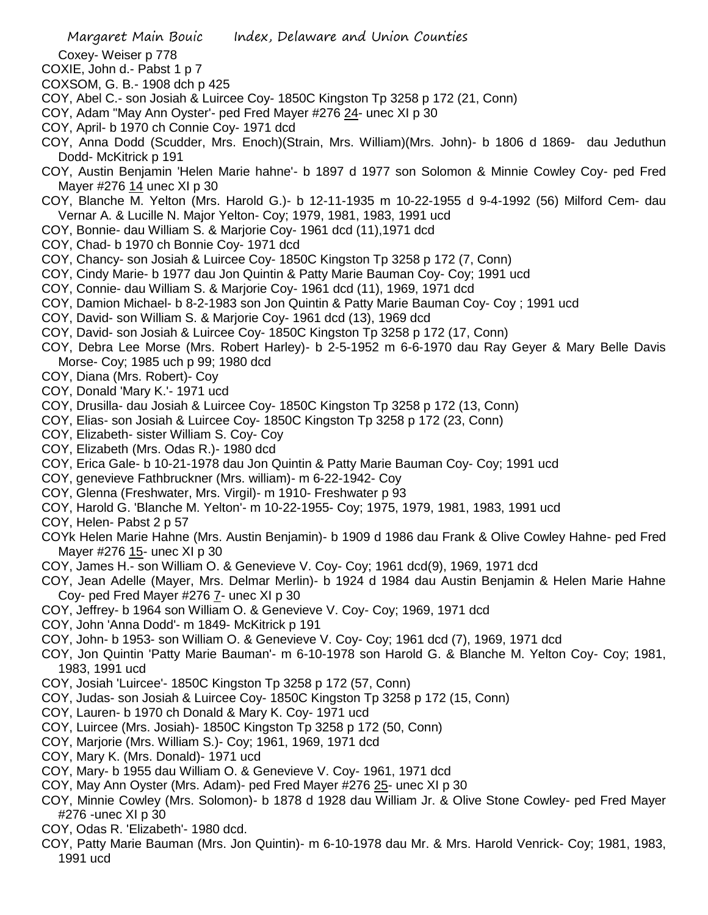Coxey- Weiser p 778

COXIE, John d.- Pabst 1 p 7

COXSOM, G. B.- 1908 dch p 425

COY, Abel C.- son Josiah & Luircee Coy- 1850C Kingston Tp 3258 p 172 (21, Conn)

COY, Adam "May Ann Oyster'- ped Fred Mayer #276 24- unec XI p 30

COY, April- b 1970 ch Connie Coy- 1971 dcd

COY, Anna Dodd (Scudder, Mrs. Enoch)(Strain, Mrs. William)(Mrs. John)- b 1806 d 1869- dau Jeduthun Dodd- McKitrick p 191

COY, Austin Benjamin 'Helen Marie hahne'- b 1897 d 1977 son Solomon & Minnie Cowley Coy- ped Fred Mayer #276 14 unec XI p 30

COY, Blanche M. Yelton (Mrs. Harold G.)- b 12-11-1935 m 10-22-1955 d 9-4-1992 (56) Milford Cem- dau Vernar A. & Lucille N. Major Yelton- Coy; 1979, 1981, 1983, 1991 ucd

COY, Bonnie- dau William S. & Marjorie Coy- 1961 dcd (11),1971 dcd

COY, Chad- b 1970 ch Bonnie Coy- 1971 dcd

COY, Chancy- son Josiah & Luircee Coy- 1850C Kingston Tp 3258 p 172 (7, Conn)

COY, Cindy Marie- b 1977 dau Jon Quintin & Patty Marie Bauman Coy- Coy; 1991 ucd

COY, Connie- dau William S. & Marjorie Coy- 1961 dcd (11), 1969, 1971 dcd

COY, Damion Michael- b 8-2-1983 son Jon Quintin & Patty Marie Bauman Coy- Coy ; 1991 ucd

COY, David- son William S. & Marjorie Coy- 1961 dcd (13), 1969 dcd

COY, David- son Josiah & Luircee Coy- 1850C Kingston Tp 3258 p 172 (17, Conn)

COY, Debra Lee Morse (Mrs. Robert Harley)- b 2-5-1952 m 6-6-1970 dau Ray Geyer & Mary Belle Davis Morse- Coy; 1985 uch p 99; 1980 dcd

COY, Diana (Mrs. Robert)- Coy

COY, Donald 'Mary K.'- 1971 ucd

COY, Drusilla- dau Josiah & Luircee Coy- 1850C Kingston Tp 3258 p 172 (13, Conn)

COY, Elias- son Josiah & Luircee Coy- 1850C Kingston Tp 3258 p 172 (23, Conn)

COY, Elizabeth- sister William S. Coy- Coy

COY, Elizabeth (Mrs. Odas R.)- 1980 dcd

COY, Erica Gale- b 10-21-1978 dau Jon Quintin & Patty Marie Bauman Coy- Coy; 1991 ucd

COY, genevieve Fathbruckner (Mrs. william)- m 6-22-1942- Coy

COY, Glenna (Freshwater, Mrs. Virgil)- m 1910- Freshwater p 93

COY, Harold G. 'Blanche M. Yelton'- m 10-22-1955- Coy; 1975, 1979, 1981, 1983, 1991 ucd

COY, Helen- Pabst 2 p 57

COYk Helen Marie Hahne (Mrs. Austin Benjamin)- b 1909 d 1986 dau Frank & Olive Cowley Hahne- ped Fred Mayer #276 15- unec XI p 30

COY, James H.- son William O. & Genevieve V. Coy- Coy; 1961 dcd(9), 1969, 1971 dcd

COY, Jean Adelle (Mayer, Mrs. Delmar Merlin)- b 1924 d 1984 dau Austin Benjamin & Helen Marie Hahne Coy- ped Fred Mayer #276 7- unec XI p 30

COY, Jeffrey- b 1964 son William O. & Genevieve V. Coy- Coy; 1969, 1971 dcd

COY, John 'Anna Dodd'- m 1849- McKitrick p 191

COY, John- b 1953- son William O. & Genevieve V. Coy- Coy; 1961 dcd (7), 1969, 1971 dcd

COY, Jon Quintin 'Patty Marie Bauman'- m 6-10-1978 son Harold G. & Blanche M. Yelton Coy- Coy; 1981, 1983, 1991 ucd

COY, Josiah 'Luircee'- 1850C Kingston Tp 3258 p 172 (57, Conn)

COY, Judas- son Josiah & Luircee Coy- 1850C Kingston Tp 3258 p 172 (15, Conn)

COY, Lauren- b 1970 ch Donald & Mary K. Coy- 1971 ucd

COY, Luircee (Mrs. Josiah)- 1850C Kingston Tp 3258 p 172 (50, Conn)

COY, Marjorie (Mrs. William S.)- Coy; 1961, 1969, 1971 dcd

COY, Mary K. (Mrs. Donald)- 1971 ucd

COY, Mary- b 1955 dau William O. & Genevieve V. Coy- 1961, 1971 dcd

COY, May Ann Oyster (Mrs. Adam)- ped Fred Mayer #276 25- unec XI p 30

COY, Minnie Cowley (Mrs. Solomon)- b 1878 d 1928 dau William Jr. & Olive Stone Cowley- ped Fred Mayer #276 -unec XI p 30

COY, Odas R. 'Elizabeth'- 1980 dcd.

COY, Patty Marie Bauman (Mrs. Jon Quintin)- m 6-10-1978 dau Mr. & Mrs. Harold Venrick- Coy; 1981, 1983, 1991 ucd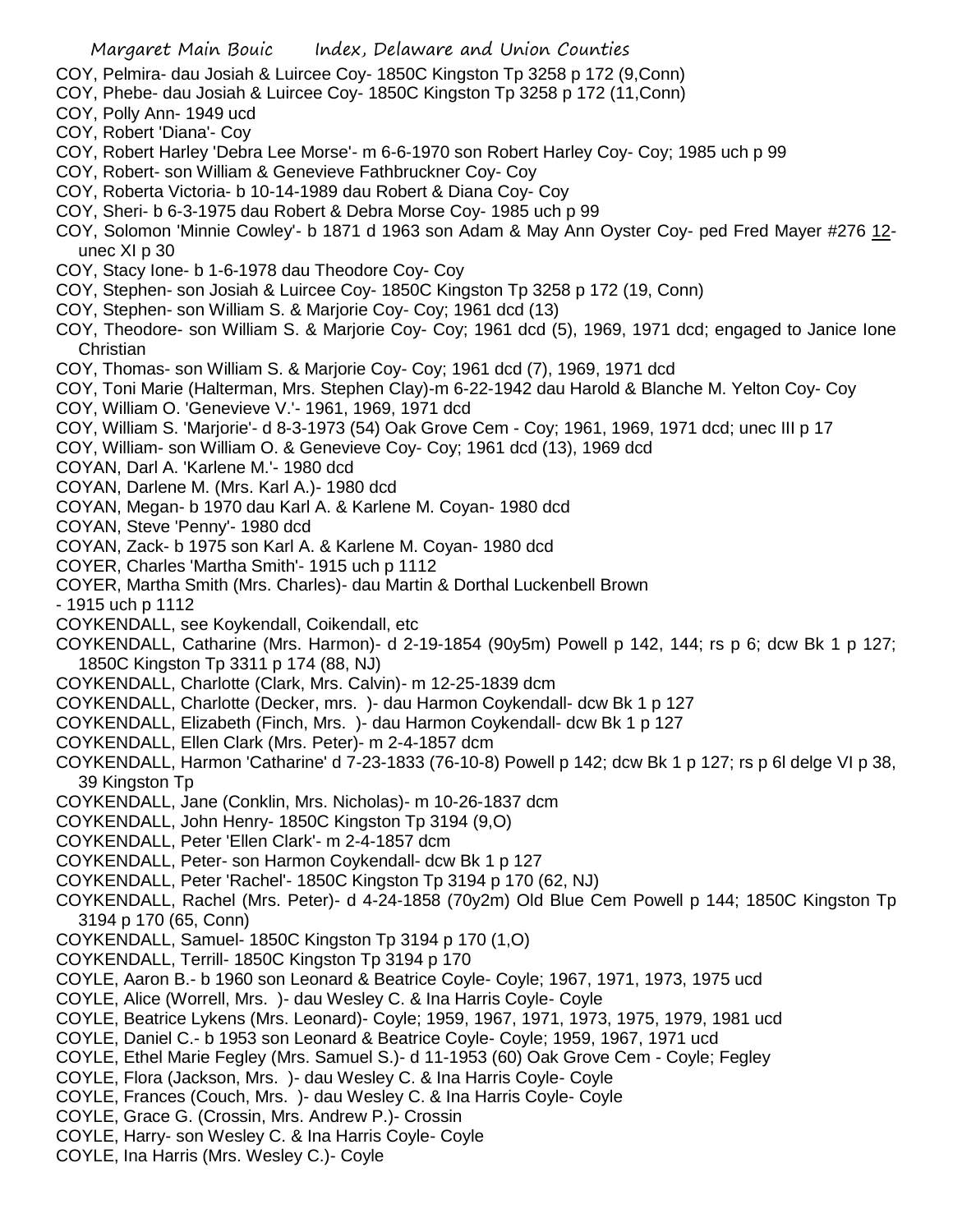COY, Pelmira- dau Josiah & Luircee Coy- 1850C Kingston Tp 3258 p 172 (9,Conn)

COY, Phebe- dau Josiah & Luircee Coy- 1850C Kingston Tp 3258 p 172 (11,Conn)

COY, Polly Ann- 1949 ucd

COY, Robert 'Diana'- Coy

COY, Robert Harley 'Debra Lee Morse'- m 6-6-1970 son Robert Harley Coy- Coy; 1985 uch p 99

COY, Robert- son William & Genevieve Fathbruckner Coy- Coy

COY, Roberta Victoria- b 10-14-1989 dau Robert & Diana Coy- Coy

COY, Sheri- b 6-3-1975 dau Robert & Debra Morse Coy- 1985 uch p 99

COY, Solomon 'Minnie Cowley'- b 1871 d 1963 son Adam & May Ann Oyster Coy- ped Fred Mayer #276 12-unec XI p 30

COY, Stacy Ione- b 1-6-1978 dau Theodore Coy- Coy

COY, Stephen- son Josiah & Luircee Coy- 1850C Kingston Tp 3258 p 172 (19, Conn)

COY, Stephen- son William S. & Marjorie Coy- Coy; 1961 dcd (13)

COY, Theodore- son William S. & Marjorie Coy- Coy; 1961 dcd (5), 1969, 1971 dcd; engaged to Janice Ione Christian

COY, Thomas- son William S. & Marjorie Coy- Coy; 1961 dcd (7), 1969, 1971 dcd

COY, Toni Marie (Halterman, Mrs. Stephen Clay)-m 6-22-1942 dau Harold & Blanche M. Yelton Coy- Coy

COY, William O. 'Genevieve V.'- 1961, 1969, 1971 dcd

COY, William S. 'Marjorie'- d 8-3-1973 (54) Oak Grove Cem - Coy; 1961, 1969, 1971 dcd; unec III p 17

COY, William- son William O. & Genevieve Coy- Coy; 1961 dcd (13), 1969 dcd

COYAN, Darl A. 'Karlene M.'- 1980 dcd

COYAN, Darlene M. (Mrs. Karl A.)- 1980 dcd

COYAN, Megan- b 1970 dau Karl A. & Karlene M. Coyan- 1980 dcd

COYAN, Steve 'Penny'- 1980 dcd

COYAN, Zack- b 1975 son Karl A. & Karlene M. Coyan- 1980 dcd

COYER, Charles 'Martha Smith'- 1915 uch p 1112

COYER, Martha Smith (Mrs. Charles)- dau Martin & Dorthal Luckenbell Brown
- 1915 uch p 1112

COYKENDALL, see Koykendall, Coikendall, etc

COYKENDALL, Catharine (Mrs. Harmon)- d 2-19-1854 (90y5m) Powell p 142, 144; rs p 6; dcw Bk 1 p 127; 1850C Kingston Tp 3311 p 174 (88, NJ)

COYKENDALL, Charlotte (Clark, Mrs. Calvin)- m 12-25-1839 dcm

COYKENDALL, Charlotte (Decker, mrs. )- dau Harmon Coykendall- dcw Bk 1 p 127

COYKENDALL, Elizabeth (Finch, Mrs. )- dau Harmon Coykendall- dcw Bk 1 p 127

COYKENDALL, Ellen Clark (Mrs. Peter)- m 2-4-1857 dcm

COYKENDALL, Harmon 'Catharine' d 7-23-1833 (76-10-8) Powell p 142; dcw Bk 1 p 127; rs p 6l delge VI p 38, 39 Kingston Tp

COYKENDALL, Jane (Conklin, Mrs. Nicholas)- m 10-26-1837 dcm

COYKENDALL, John Henry- 1850C Kingston Tp 3194 (9,O)

COYKENDALL, Peter 'Ellen Clark'- m 2-4-1857 dcm

COYKENDALL, Peter- son Harmon Coykendall- dcw Bk 1 p 127

COYKENDALL, Peter 'Rachel'- 1850C Kingston Tp 3194 p 170 (62, NJ)

COYKENDALL, Rachel (Mrs. Peter)- d 4-24-1858 (70y2m) Old Blue Cem Powell p 144; 1850C Kingston Tp 3194 p 170 (65, Conn)

COYKENDALL, Samuel- 1850C Kingston Tp 3194 p 170 (1,O)

COYKENDALL, Terrill- 1850C Kingston Tp 3194 p 170

COYLE, Aaron B.- b 1960 son Leonard & Beatrice Coyle- Coyle; 1967, 1971, 1973, 1975 ucd

COYLE, Alice (Worrell, Mrs. )- dau Wesley C. & Ina Harris Coyle- Coyle

COYLE, Beatrice Lykens (Mrs. Leonard)- Coyle; 1959, 1967, 1971, 1973, 1975, 1979, 1981 ucd

COYLE, Daniel C.- b 1953 son Leonard & Beatrice Coyle- Coyle; 1959, 1967, 1971 ucd

COYLE, Ethel Marie Fegley (Mrs. Samuel S.)- d 11-1953 (60) Oak Grove Cem - Coyle; Fegley

COYLE, Flora (Jackson, Mrs. )- dau Wesley C. & Ina Harris Coyle- Coyle

COYLE, Frances (Couch, Mrs. )- dau Wesley C. & Ina Harris Coyle- Coyle

COYLE, Grace G. (Crossin, Mrs. Andrew P.)- Crossin

COYLE, Harry- son Wesley C. & Ina Harris Coyle- Coyle

COYLE, Ina Harris (Mrs. Wesley C.)- Coyle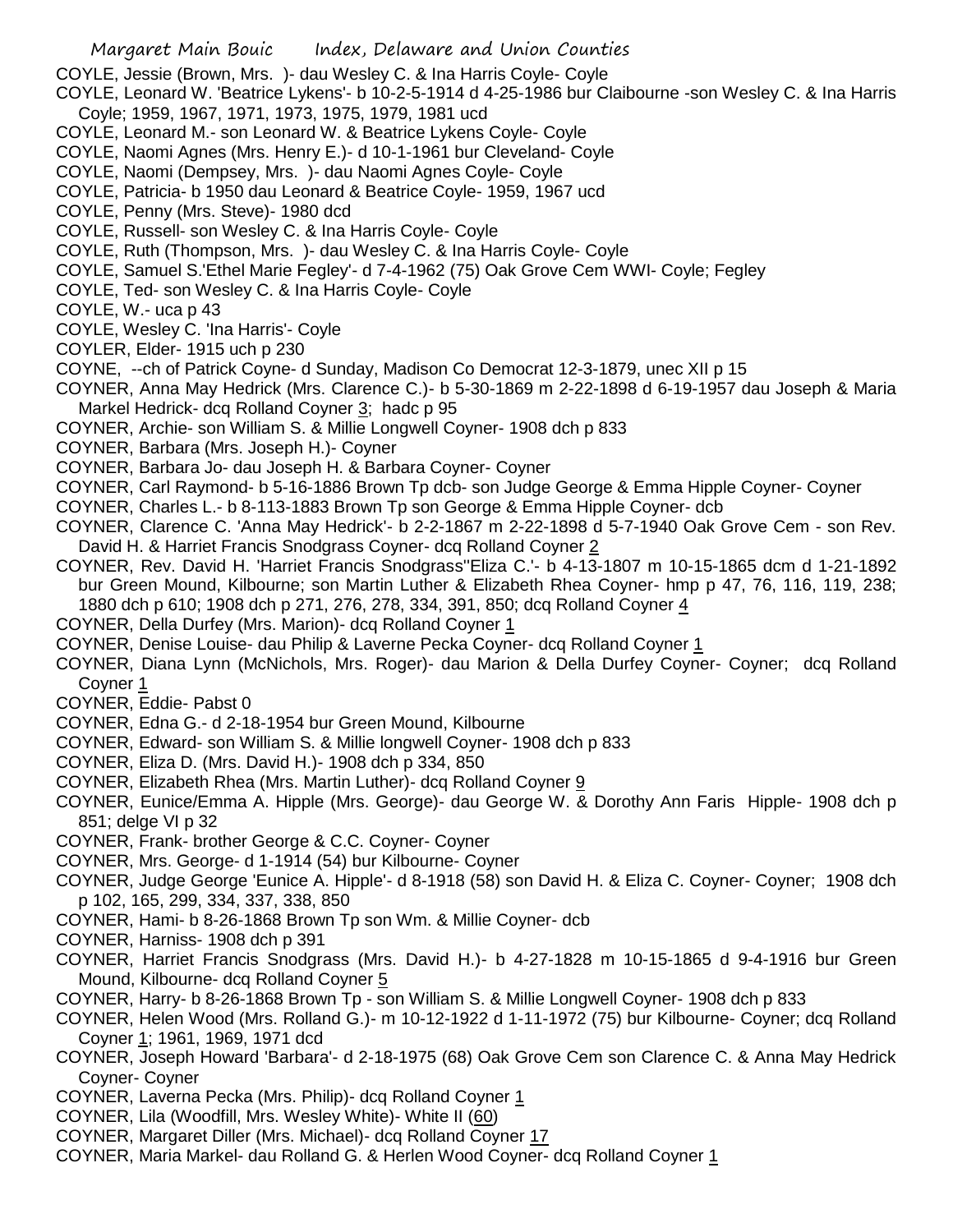COYLE, Jessie (Brown, Mrs. )- dau Wesley C. & Ina Harris Coyle- Coyle

COYLE, Leonard W. 'Beatrice Lykens'- b 10-2-5-1914 d 4-25-1986 bur Claibourne -son Wesley C. & Ina Harris Coyle; 1959, 1967, 1971, 1973, 1975, 1979, 1981 ucd

COYLE, Leonard M.- son Leonard W. & Beatrice Lykens Coyle- Coyle

COYLE, Naomi Agnes (Mrs. Henry E.)- d 10-1-1961 bur Cleveland- Coyle

COYLE, Naomi (Dempsey, Mrs. )- dau Naomi Agnes Coyle- Coyle

COYLE, Patricia- b 1950 dau Leonard & Beatrice Coyle- 1959, 1967 ucd

COYLE, Penny (Mrs. Steve)- 1980 dcd

COYLE, Russell- son Wesley C. & Ina Harris Coyle- Coyle

COYLE, Ruth (Thompson, Mrs. )- dau Wesley C. & Ina Harris Coyle- Coyle

COYLE, Samuel S.'Ethel Marie Fegley'- d 7-4-1962 (75) Oak Grove Cem WWI- Coyle; Fegley

COYLE, Ted- son Wesley C. & Ina Harris Coyle- Coyle

COYLE, W.- uca p 43

COYLE, Wesley C. 'Ina Harris'- Coyle

COYLER, Elder- 1915 uch p 230

COYNE, --ch of Patrick Coyne- d Sunday, Madison Co Democrat 12-3-1879, unec XII p 15

COYNER, Anna May Hedrick (Mrs. Clarence C.)- b 5-30-1869 m 2-22-1898 d 6-19-1957 dau Joseph & Maria Markel Hedrick- dcq Rolland Coyner 3; hadc p 95

COYNER, Archie- son William S. & Millie Longwell Coyner- 1908 dch p 833

COYNER, Barbara (Mrs. Joseph H.)- Coyner

COYNER, Barbara Jo- dau Joseph H. & Barbara Coyner- Coyner

COYNER, Carl Raymond- b 5-16-1886 Brown Tp dcb- son Judge George & Emma Hipple Coyner- Coyner

COYNER, Charles L.- b 8-113-1883 Brown Tp son George & Emma Hipple Coyner- dcb

COYNER, Clarence C. 'Anna May Hedrick'- b 2-2-1867 m 2-22-1898 d 5-7-1940 Oak Grove Cem - son Rev. David H. & Harriet Francis Snodgrass Coyner- dcq Rolland Coyner 2

COYNER, Rev. David H. 'Harriet Francis Snodgrass''Eliza C.'- b 4-13-1807 m 10-15-1865 dcm d 1-21-1892 bur Green Mound, Kilbourne; son Martin Luther & Elizabeth Rhea Coyner- hmp p 47, 76, 116, 119, 238; 1880 dch p 610; 1908 dch p 271, 276, 278, 334, 391, 850; dcq Rolland Coyner 4

COYNER, Della Durfey (Mrs. Marion)- dcq Rolland Coyner 1

COYNER, Denise Louise- dau Philip & Laverne Pecka Coyner- dcq Rolland Coyner 1

COYNER, Diana Lynn (McNichols, Mrs. Roger)- dau Marion & Della Durfey Coyner- Coyner; dcq Rolland Coyner 1

COYNER, Eddie- Pabst 0

COYNER, Edna G.- d 2-18-1954 bur Green Mound, Kilbourne

COYNER, Edward- son William S. & Millie longwell Coyner- 1908 dch p 833

COYNER, Eliza D. (Mrs. David H.)- 1908 dch p 334, 850

COYNER, Elizabeth Rhea (Mrs. Martin Luther)- dcq Rolland Coyner 9

COYNER, Eunice/Emma A. Hipple (Mrs. George)- dau George W. & Dorothy Ann Faris Hipple- 1908 dch p 851; delge VI p 32

COYNER, Frank- brother George & C.C. Coyner- Coyner

COYNER, Mrs. George- d 1-1914 (54) bur Kilbourne- Coyner

COYNER, Judge George 'Eunice A. Hipple'- d 8-1918 (58) son David H. & Eliza C. Coyner- Coyner; 1908 dch p 102, 165, 299, 334, 337, 338, 850

COYNER, Hami- b 8-26-1868 Brown Tp son Wm. & Millie Coyner- dcb

COYNER, Harniss- 1908 dch p 391

COYNER, Harriet Francis Snodgrass (Mrs. David H.)- b 4-27-1828 m 10-15-1865 d 9-4-1916 bur Green Mound, Kilbourne- dcq Rolland Coyner 5

COYNER, Harry- b 8-26-1868 Brown Tp - son William S. & Millie Longwell Coyner- 1908 dch p 833

COYNER, Helen Wood (Mrs. Rolland G.)- m 10-12-1922 d 1-11-1972 (75) bur Kilbourne- Coyner; dcq Rolland Coyner 1; 1961, 1969, 1971 dcd

COYNER, Joseph Howard 'Barbara'- d 2-18-1975 (68) Oak Grove Cem son Clarence C. & Anna May Hedrick Coyner- Coyner

COYNER, Laverna Pecka (Mrs. Philip)- dcq Rolland Coyner 1

COYNER, Lila (Woodfill, Mrs. Wesley White)- White II (60)

COYNER, Margaret Diller (Mrs. Michael)- dcq Rolland Coyner 17

COYNER, Maria Markel- dau Rolland G. & Herlen Wood Coyner- dcq Rolland Coyner 1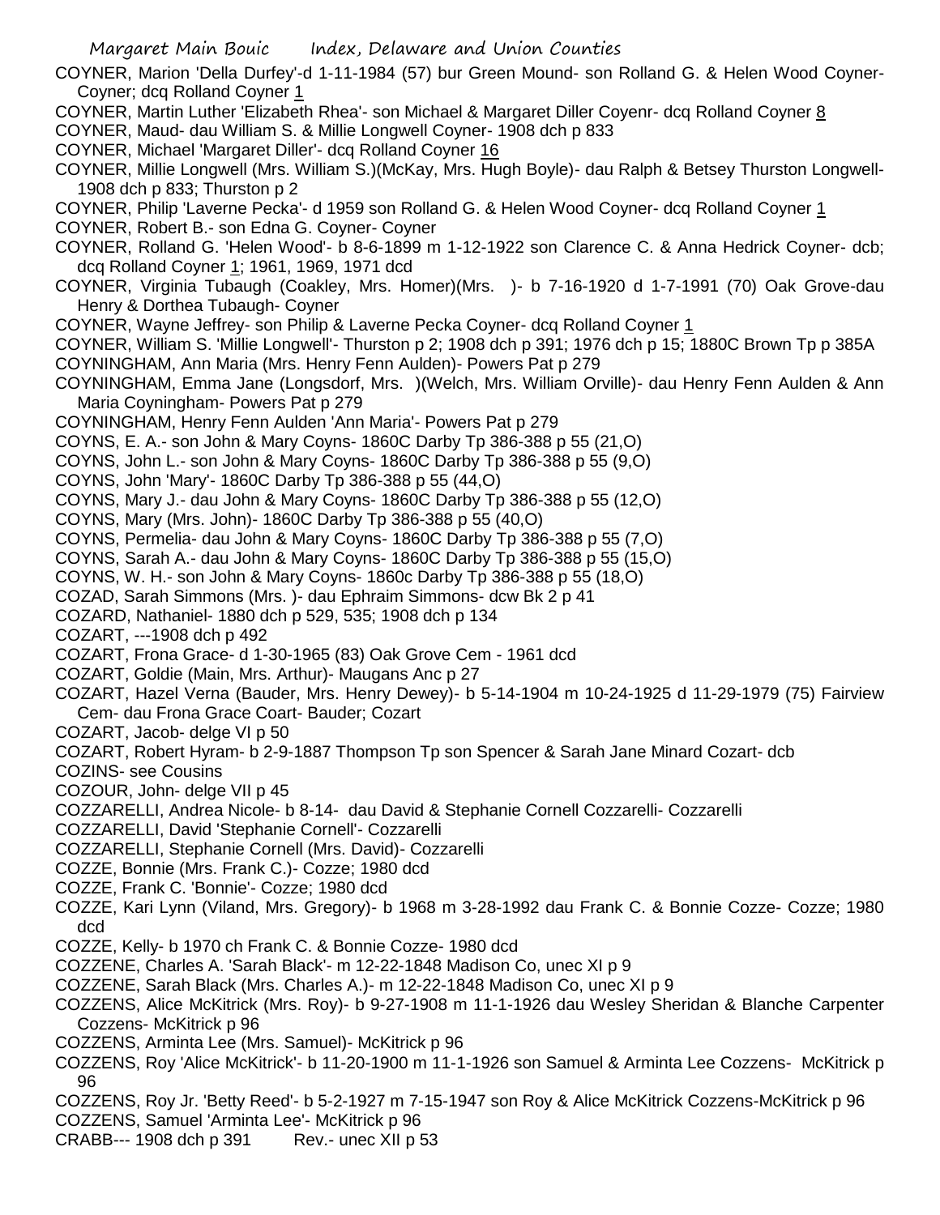COYNER, Marion 'Della Durfey'-d 1-11-1984 (57) bur Green Mound- son Rolland G. & Helen Wood Coyner- Coyner; dcq Rolland Coyner 1

COYNER, Martin Luther 'Elizabeth Rhea'- son Michael & Margaret Diller Coyenr- dcq Rolland Coyner 8

COYNER, Maud- dau William S. & Millie Longwell Coyner- 1908 dch p 833

COYNER, Michael 'Margaret Diller'- dcq Rolland Coyner 16

COYNER, Millie Longwell (Mrs. William S.)(McKay, Mrs. Hugh Boyle)- dau Ralph & Betsey Thurston Longwell- 1908 dch p 833; Thurston p 2

COYNER, Philip 'Laverne Pecka'- d 1959 son Rolland G. & Helen Wood Coyner- dcq Rolland Coyner 1

COYNER, Robert B.- son Edna G. Coyner- Coyner

COYNER, Rolland G. 'Helen Wood'- b 8-6-1899 m 1-12-1922 son Clarence C. & Anna Hedrick Coyner- dcb; dcq Rolland Coyner 1; 1961, 1969, 1971 dcd

COYNER, Virginia Tubaugh (Coakley, Mrs. Homer)(Mrs. )- b 7-16-1920 d 1-7-1991 (70) Oak Grove-dau Henry & Dorthea Tubaugh- Coyner

COYNER, Wayne Jeffrey- son Philip & Laverne Pecka Coyner- dcq Rolland Coyner 1

COYNER, William S. 'Millie Longwell'- Thurston p 2; 1908 dch p 391; 1976 dch p 15; 1880C Brown Tp p 385A

COYNINGHAM, Ann Maria (Mrs. Henry Fenn Aulden)- Powers Pat p 279

COYNINGHAM, Emma Jane (Longsdorf, Mrs. )(Welch, Mrs. William Orville)- dau Henry Fenn Aulden & Ann Maria Coyningham- Powers Pat p 279

COYNINGHAM, Henry Fenn Aulden 'Ann Maria'- Powers Pat p 279

COYNS, E. A.- son John & Mary Coyns- 1860C Darby Tp 386-388 p 55 (21,O)

COYNS, John L.- son John & Mary Coyns- 1860C Darby Tp 386-388 p 55 (9,O)

COYNS, John 'Mary'- 1860C Darby Tp 386-388 p 55 (44,O)

COYNS, Mary J.- dau John & Mary Coyns- 1860C Darby Tp 386-388 p 55 (12,O)

COYNS, Mary (Mrs. John)- 1860C Darby Tp 386-388 p 55 (40,O)

COYNS, Permelia- dau John & Mary Coyns- 1860C Darby Tp 386-388 p 55 (7,O)

COYNS, Sarah A.- dau John & Mary Coyns- 1860C Darby Tp 386-388 p 55 (15,O)

COYNS, W. H.- son John & Mary Coyns- 1860c Darby Tp 386-388 p 55 (18,O)

COZAD, Sarah Simmons (Mrs. )- dau Ephraim Simmons- dcw Bk 2 p 41

COZARD, Nathaniel- 1880 dch p 529, 535; 1908 dch p 134

COZART, ---1908 dch p 492

COZART, Frona Grace- d 1-30-1965 (83) Oak Grove Cem - 1961 dcd

COZART, Goldie (Main, Mrs. Arthur)- Maugans Anc p 27

COZART, Hazel Verna (Bauder, Mrs. Henry Dewey)- b 5-14-1904 m 10-24-1925 d 11-29-1979 (75) Fairview Cem- dau Frona Grace Coart- Bauder; Cozart

COZART, Jacob- delge VI p 50

COZART, Robert Hyram- b 2-9-1887 Thompson Tp son Spencer & Sarah Jane Minard Cozart- dcb

COZINS- see Cousins

COZOUR, John- delge VII p 45

COZZARELLI, Andrea Nicole- b 8-14- dau David & Stephanie Cornell Cozzarelli- Cozzarelli

COZZARELLI, David 'Stephanie Cornell'- Cozzarelli

COZZARELLI, Stephanie Cornell (Mrs. David)- Cozzarelli

COZZE, Bonnie (Mrs. Frank C.)- Cozze; 1980 dcd

COZZE, Frank C. 'Bonnie'- Cozze; 1980 dcd

COZZE, Kari Lynn (Viland, Mrs. Gregory)- b 1968 m 3-28-1992 dau Frank C. & Bonnie Cozze- Cozze; 1980 dcd

COZZE, Kelly- b 1970 ch Frank C. & Bonnie Cozze- 1980 dcd

COZZENE, Charles A. 'Sarah Black'- m 12-22-1848 Madison Co, unec XI p 9

COZZENE, Sarah Black (Mrs. Charles A.)- m 12-22-1848 Madison Co, unec XI p 9

COZZENS, Alice McKitrick (Mrs. Roy)- b 9-27-1908 m 11-1-1926 dau Wesley Sheridan & Blanche Carpenter Cozzens- McKitrick p 96

COZZENS, Arminta Lee (Mrs. Samuel)- McKitrick p 96

COZZENS, Roy 'Alice McKitrick'- b 11-20-1900 m 11-1-1926 son Samuel & Arminta Lee Cozzens- McKitrick p 96

COZZENS, Roy Jr. 'Betty Reed'- b 5-2-1927 m 7-15-1947 son Roy & Alice McKitrick Cozzens-McKitrick p 96

COZZENS, Samuel 'Arminta Lee'- McKitrick p 96

CRABB--- 1908 dch p 391    Rev.- unec XII p 53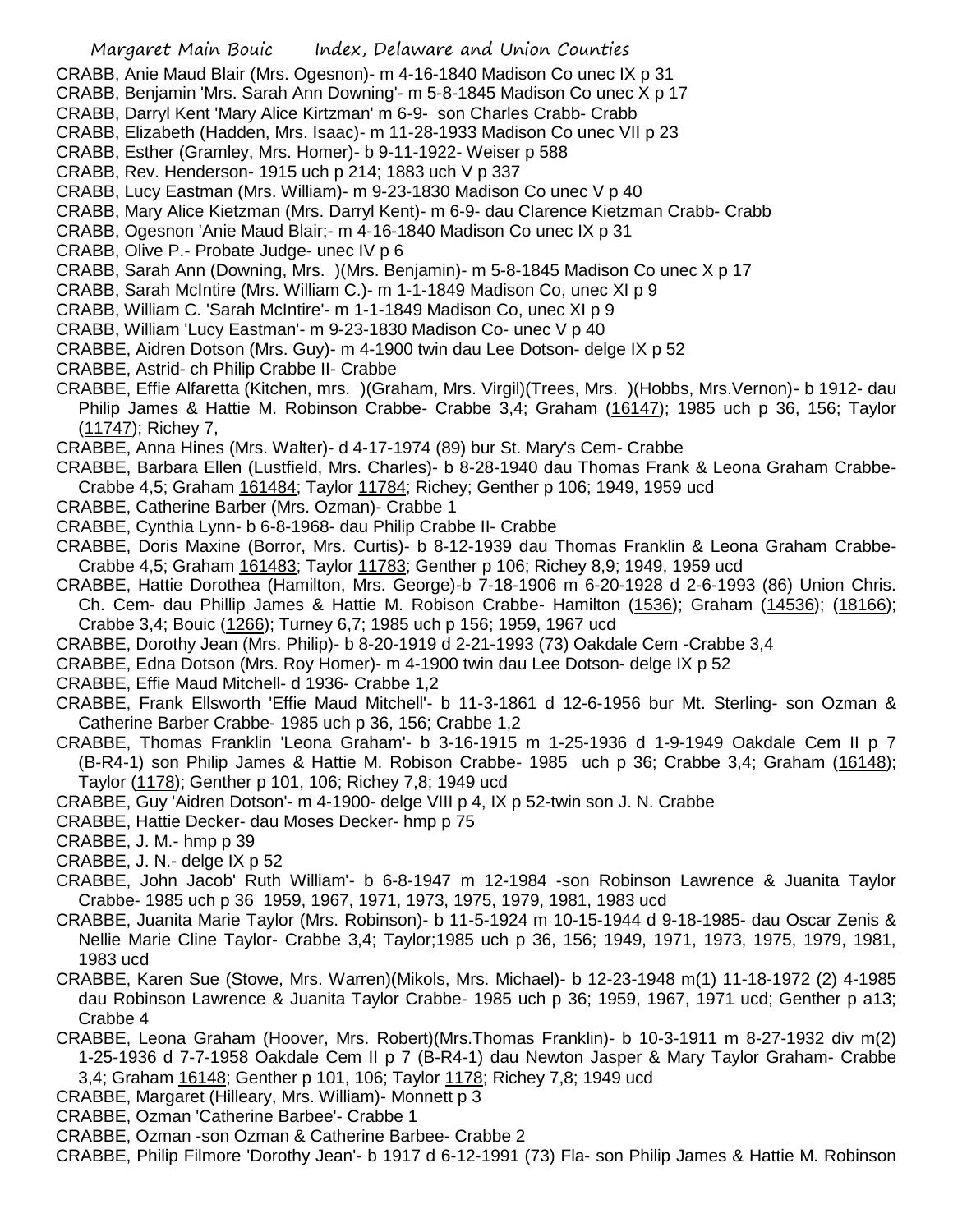CRABB, Anie Maud Blair (Mrs. Ogesnon)- m 4-16-1840 Madison Co unec IX p 31

CRABB, Benjamin 'Mrs. Sarah Ann Downing'- m 5-8-1845 Madison Co unec X p 17

CRABB, Darryl Kent 'Mary Alice Kirtzman' m 6-9- son Charles Crabb- Crabb

CRABB, Elizabeth (Hadden, Mrs. Isaac)- m 11-28-1933 Madison Co unec VII p 23

CRABB, Esther (Gramley, Mrs. Homer)- b 9-11-1922- Weiser p 588

CRABB, Rev. Henderson- 1915 uch p 214; 1883 uch V p 337

CRABB, Lucy Eastman (Mrs. William)- m 9-23-1830 Madison Co unec V p 40

CRABB, Mary Alice Kietzman (Mrs. Darryl Kent)- m 6-9- dau Clarence Kietzman Crabb- Crabb

CRABB, Ogesnon 'Anie Maud Blair;- m 4-16-1840 Madison Co unec IX p 31

CRABB, Olive P.- Probate Judge- unec IV p 6

CRABB, Sarah Ann (Downing, Mrs. )(Mrs. Benjamin)- m 5-8-1845 Madison Co unec X p 17

CRABB, Sarah McIntire (Mrs. William C.)- m 1-1-1849 Madison Co, unec XI p 9

CRABB, William C. 'Sarah McIntire'- m 1-1-1849 Madison Co, unec XI p 9

CRABB, William 'Lucy Eastman'- m 9-23-1830 Madison Co- unec V p 40

CRABBE, Aidren Dotson (Mrs. Guy)- m 4-1900 twin dau Lee Dotson- delge IX p 52

CRABBE, Astrid- ch Philip Crabbe II- Crabbe

CRABBE, Effie Alfaretta (Kitchen, mrs. )(Graham, Mrs. Virgil)(Trees, Mrs. )(Hobbs, Mrs.Vernon)- b 1912- dau Philip James & Hattie M. Robinson Crabbe- Crabbe 3,4; Graham (16147); 1985 uch p 36, 156; Taylor (11747); Richey 7,

CRABBE, Anna Hines (Mrs. Walter)- d 4-17-1974 (89) bur St. Mary's Cem- Crabbe

CRABBE, Barbara Ellen (Lustfield, Mrs. Charles)- b 8-28-1940 dau Thomas Frank & Leona Graham Crabbe- Crabbe 4,5; Graham 161484; Taylor 11784; Richey; Genther p 106; 1949, 1959 ucd

CRABBE, Catherine Barber (Mrs. Ozman)- Crabbe 1

CRABBE, Cynthia Lynn- b 6-8-1968- dau Philip Crabbe II- Crabbe

CRABBE, Doris Maxine (Borror, Mrs. Curtis)- b 8-12-1939 dau Thomas Franklin & Leona Graham Crabbe- Crabbe 4,5; Graham 161483; Taylor 11783; Genther p 106; Richey 8,9; 1949, 1959 ucd

CRABBE, Hattie Dorothea (Hamilton, Mrs. George)-b 7-18-1906 m 6-20-1928 d 2-6-1993 (86) Union Chris. Ch. Cem- dau Phillip James & Hattie M. Robison Crabbe- Hamilton (1536); Graham (14536); (18166); Crabbe 3,4; Bouic (1266); Turney 6,7; 1985 uch p 156; 1959, 1967 ucd

CRABBE, Dorothy Jean (Mrs. Philip)- b 8-20-1919 d 2-21-1993 (73) Oakdale Cem -Crabbe 3,4

CRABBE, Edna Dotson (Mrs. Roy Homer)- m 4-1900 twin dau Lee Dotson- delge IX p 52

CRABBE, Effie Maud Mitchell- d 1936- Crabbe 1,2

CRABBE, Frank Ellsworth 'Effie Maud Mitchell'- b 11-3-1861 d 12-6-1956 bur Mt. Sterling- son Ozman & Catherine Barber Crabbe- 1985 uch p 36, 156; Crabbe 1,2

CRABBE, Thomas Franklin 'Leona Graham'- b 3-16-1915 m 1-25-1936 d 1-9-1949 Oakdale Cem II p 7 (B-R4-1) son Philip James & Hattie M. Robison Crabbe- 1985 uch p 36; Crabbe 3,4; Graham (16148); Taylor (1178); Genther p 101, 106; Richey 7,8; 1949 ucd

CRABBE, Guy 'Aidren Dotson'- m 4-1900- delge VIII p 4, IX p 52-twin son J. N. Crabbe

CRABBE, Hattie Decker- dau Moses Decker- hmp p 75

CRABBE, J. M.- hmp p 39

CRABBE, J. N.- delge IX p 52

CRABBE, John Jacob' Ruth William'- b 6-8-1947 m 12-1984 -son Robinson Lawrence & Juanita Taylor Crabbe- 1985 uch p 36 1959, 1967, 1971, 1973, 1975, 1979, 1981, 1983 ucd

CRABBE, Juanita Marie Taylor (Mrs. Robinson)- b 11-5-1924 m 10-15-1944 d 9-18-1985- dau Oscar Zenis & Nellie Marie Cline Taylor- Crabbe 3,4; Taylor;1985 uch p 36, 156; 1949, 1971, 1973, 1975, 1979, 1981, 1983 ucd

CRABBE, Karen Sue (Stowe, Mrs. Warren)(Mikols, Mrs. Michael)- b 12-23-1948 m(1) 11-18-1972 (2) 4-1985 dau Robinson Lawrence & Juanita Taylor Crabbe- 1985 uch p 36; 1959, 1967, 1971 ucd; Genther p a13; Crabbe 4

CRABBE, Leona Graham (Hoover, Mrs. Robert)(Mrs.Thomas Franklin)- b 10-3-1911 m 8-27-1932 div m(2) 1-25-1936 d 7-7-1958 Oakdale Cem II p 7 (B-R4-1) dau Newton Jasper & Mary Taylor Graham- Crabbe 3,4; Graham 16148; Genther p 101, 106; Taylor 1178; Richey 7,8; 1949 ucd

CRABBE, Margaret (Hilleary, Mrs. William)- Monnett p 3

CRABBE, Ozman 'Catherine Barbee'- Crabbe 1

CRABBE, Ozman -son Ozman & Catherine Barbee- Crabbe 2

CRABBE, Philip Filmore 'Dorothy Jean'- b 1917 d 6-12-1991 (73) Fla- son Philip James & Hattie M. Robinson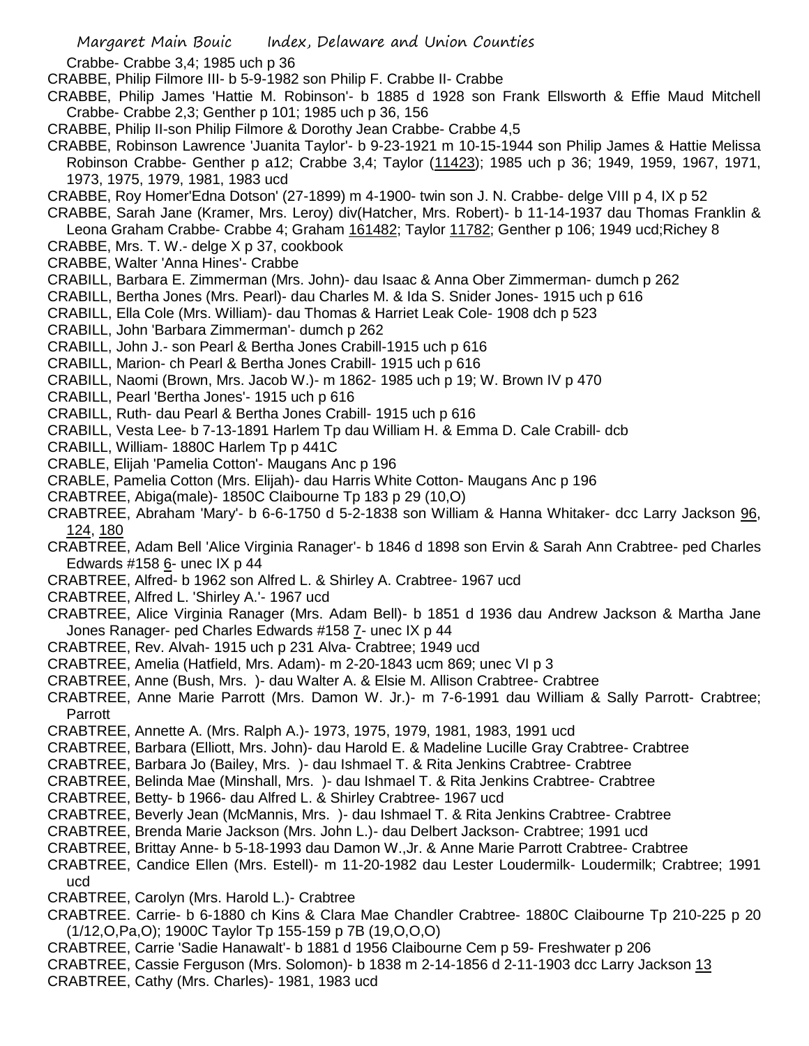Crabbe- Crabbe 3,4; 1985 uch p 36

CRABBE, Philip Filmore III- b 5-9-1982 son Philip F. Crabbe II- Crabbe

CRABBE, Philip James 'Hattie M. Robinson'- b 1885 d 1928 son Frank Ellsworth & Effie Maud Mitchell Crabbe- Crabbe 2,3; Genther p 101; 1985 uch p 36, 156

CRABBE, Philip II-son Philip Filmore & Dorothy Jean Crabbe- Crabbe 4,5

CRABBE, Robinson Lawrence 'Juanita Taylor'- b 9-23-1921 m 10-15-1944 son Philip James & Hattie Melissa Robinson Crabbe- Genther p a12; Crabbe 3,4; Taylor (11423); 1985 uch p 36; 1949, 1959, 1967, 1971, 1973, 1975, 1979, 1981, 1983 ucd

CRABBE, Roy Homer'Edna Dotson' (27-1899) m 4-1900- twin son J. N. Crabbe- delge VIII p 4, IX p 52

CRABBE, Sarah Jane (Kramer, Mrs. Leroy) div(Hatcher, Mrs. Robert)- b 11-14-1937 dau Thomas Franklin & Leona Graham Crabbe- Crabbe 4; Graham 161482; Taylor 11782; Genther p 106; 1949 ucd;Richey 8

CRABBE, Mrs. T. W.- delge X p 37, cookbook

CRABBE, Walter 'Anna Hines'- Crabbe

CRABILL, Barbara E. Zimmerman (Mrs. John)- dau Isaac & Anna Ober Zimmerman- dumch p 262

CRABILL, Bertha Jones (Mrs. Pearl)- dau Charles M. & Ida S. Snider Jones- 1915 uch p 616

CRABILL, Ella Cole (Mrs. William)- dau Thomas & Harriet Leak Cole- 1908 dch p 523

CRABILL, John 'Barbara Zimmerman'- dumch p 262

CRABILL, John J.- son Pearl & Bertha Jones Crabill-1915 uch p 616

CRABILL, Marion- ch Pearl & Bertha Jones Crabill- 1915 uch p 616

CRABILL, Naomi (Brown, Mrs. Jacob W.)- m 1862- 1985 uch p 19; W. Brown IV p 470

CRABILL, Pearl 'Bertha Jones'- 1915 uch p 616

CRABILL, Ruth- dau Pearl & Bertha Jones Crabill- 1915 uch p 616

CRABILL, Vesta Lee- b 7-13-1891 Harlem Tp dau William H. & Emma D. Cale Crabill- dcb

CRABILL, William- 1880C Harlem Tp p 441C

CRABLE, Elijah 'Pamelia Cotton'- Maugans Anc p 196

CRABLE, Pamelia Cotton (Mrs. Elijah)- dau Harris White Cotton- Maugans Anc p 196

CRABTREE, Abiga(male)- 1850C Claibourne Tp 183 p 29 (10,O)

CRABTREE, Abraham 'Mary'- b 6-6-1750 d 5-2-1838 son William & Hanna Whitaker- dcc Larry Jackson 96, 124, 180

CRABTREE, Adam Bell 'Alice Virginia Ranager'- b 1846 d 1898 son Ervin & Sarah Ann Crabtree- ped Charles Edwards #158 6- unec IX p 44

CRABTREE, Alfred- b 1962 son Alfred L. & Shirley A. Crabtree- 1967 ucd

CRABTREE, Alfred L. 'Shirley A.'- 1967 ucd

CRABTREE, Alice Virginia Ranager (Mrs. Adam Bell)- b 1851 d 1936 dau Andrew Jackson & Martha Jane Jones Ranager- ped Charles Edwards #158 7- unec IX p 44

CRABTREE, Rev. Alvah- 1915 uch p 231 Alva- Crabtree; 1949 ucd

CRABTREE, Amelia (Hatfield, Mrs. Adam)- m 2-20-1843 ucm 869; unec VI p 3

CRABTREE, Anne (Bush, Mrs. )- dau Walter A. & Elsie M. Allison Crabtree- Crabtree

CRABTREE, Anne Marie Parrott (Mrs. Damon W. Jr.)- m 7-6-1991 dau William & Sally Parrott- Crabtree; Parrott

CRABTREE, Annette A. (Mrs. Ralph A.)- 1973, 1975, 1979, 1981, 1983, 1991 ucd

CRABTREE, Barbara (Elliott, Mrs. John)- dau Harold E. & Madeline Lucille Gray Crabtree- Crabtree

CRABTREE, Barbara Jo (Bailey, Mrs. )- dau Ishmael T. & Rita Jenkins Crabtree- Crabtree

CRABTREE, Belinda Mae (Minshall, Mrs. )- dau Ishmael T. & Rita Jenkins Crabtree- Crabtree

CRABTREE, Betty- b 1966- dau Alfred L. & Shirley Crabtree- 1967 ucd

CRABTREE, Beverly Jean (McMannis, Mrs. )- dau Ishmael T. & Rita Jenkins Crabtree- Crabtree

CRABTREE, Brenda Marie Jackson (Mrs. John L.)- dau Delbert Jackson- Crabtree; 1991 ucd

CRABTREE, Brittay Anne- b 5-18-1993 dau Damon W.,Jr. & Anne Marie Parrott Crabtree- Crabtree

CRABTREE, Candice Ellen (Mrs. Estell)- m 11-20-1982 dau Lester Loudermilk- Loudermilk; Crabtree; 1991 ucd

CRABTREE, Carolyn (Mrs. Harold L.)- Crabtree

CRABTREE. Carrie- b 6-1880 ch Kins & Clara Mae Chandler Crabtree- 1880C Claibourne Tp 210-225 p 20 (1/12,O,Pa,O); 1900C Taylor Tp 155-159 p 7B (19,O,O,O)

CRABTREE, Carrie 'Sadie Hanawalt'- b 1881 d 1956 Claibourne Cem p 59- Freshwater p 206

CRABTREE, Cassie Ferguson (Mrs. Solomon)- b 1838 m 2-14-1856 d 2-11-1903 dcc Larry Jackson 13

CRABTREE, Cathy (Mrs. Charles)- 1981, 1983 ucd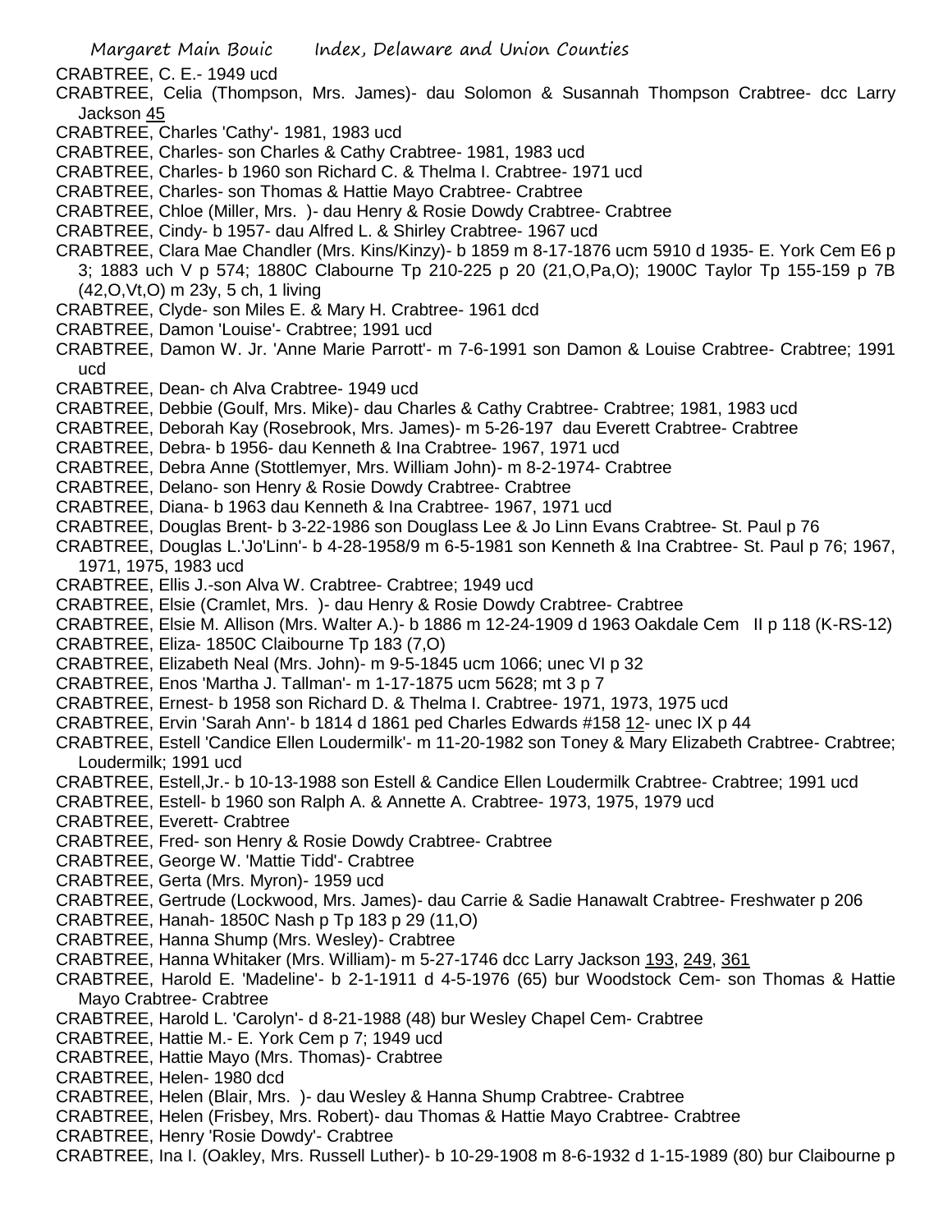CRABTREE, C. E.- 1949 ucd

CRABTREE, Celia (Thompson, Mrs. James)- dau Solomon & Susannah Thompson Crabtree- dcc Larry Jackson 45

CRABTREE, Charles 'Cathy'- 1981, 1983 ucd

CRABTREE, Charles- son Charles & Cathy Crabtree- 1981, 1983 ucd

CRABTREE, Charles- b 1960 son Richard C. & Thelma I. Crabtree- 1971 ucd

CRABTREE, Charles- son Thomas & Hattie Mayo Crabtree- Crabtree

CRABTREE, Chloe (Miller, Mrs. )- dau Henry & Rosie Dowdy Crabtree- Crabtree

CRABTREE, Cindy- b 1957- dau Alfred L. & Shirley Crabtree- 1967 ucd

CRABTREE, Clara Mae Chandler (Mrs. Kins/Kinzy)- b 1859 m 8-17-1876 ucm 5910 d 1935- E. York Cem E6 p 3; 1883 uch V p 574; 1880C Clabourne Tp 210-225 p 20 (21,O,Pa,O); 1900C Taylor Tp 155-159 p 7B (42,O,Vt,O) m 23y, 5 ch, 1 living

CRABTREE, Clyde- son Miles E. & Mary H. Crabtree- 1961 dcd

CRABTREE, Damon 'Louise'- Crabtree; 1991 ucd

CRABTREE, Damon W. Jr. 'Anne Marie Parrott'- m 7-6-1991 son Damon & Louise Crabtree- Crabtree; 1991 ucd

CRABTREE, Dean- ch Alva Crabtree- 1949 ucd

CRABTREE, Debbie (Goulf, Mrs. Mike)- dau Charles & Cathy Crabtree- Crabtree; 1981, 1983 ucd

CRABTREE, Deborah Kay (Rosebrook, Mrs. James)- m 5-26-197 dau Everett Crabtree- Crabtree

CRABTREE, Debra- b 1956- dau Kenneth & Ina Crabtree- 1967, 1971 ucd

CRABTREE, Debra Anne (Stottlemyer, Mrs. William John)- m 8-2-1974- Crabtree

CRABTREE, Delano- son Henry & Rosie Dowdy Crabtree- Crabtree

CRABTREE, Diana- b 1963 dau Kenneth & Ina Crabtree- 1967, 1971 ucd

CRABTREE, Douglas Brent- b 3-22-1986 son Douglass Lee & Jo Linn Evans Crabtree- St. Paul p 76

CRABTREE, Douglas L.'Jo'Linn'- b 4-28-1958/9 m 6-5-1981 son Kenneth & Ina Crabtree- St. Paul p 76; 1967, 1971, 1975, 1983 ucd

CRABTREE, Ellis J.-son Alva W. Crabtree- Crabtree; 1949 ucd

CRABTREE, Elsie (Cramlet, Mrs. )- dau Henry & Rosie Dowdy Crabtree- Crabtree

CRABTREE, Elsie M. Allison (Mrs. Walter A.)- b 1886 m 12-24-1909 d 1963 Oakdale Cem II p 118 (K-RS-12)

CRABTREE, Eliza- 1850C Claibourne Tp 183 (7,O)

CRABTREE, Elizabeth Neal (Mrs. John)- m 9-5-1845 ucm 1066; unec VI p 32

CRABTREE, Enos 'Martha J. Tallman'- m 1-17-1875 ucm 5628; mt 3 p 7

CRABTREE, Ernest- b 1958 son Richard D. & Thelma I. Crabtree- 1971, 1973, 1975 ucd

CRABTREE, Ervin 'Sarah Ann'- b 1814 d 1861 ped Charles Edwards #158 12- unec IX p 44

CRABTREE, Estell 'Candice Ellen Loudermilk'- m 11-20-1982 son Toney & Mary Elizabeth Crabtree- Crabtree; Loudermilk; 1991 ucd

CRABTREE, Estell,Jr.- b 10-13-1988 son Estell & Candice Ellen Loudermilk Crabtree- Crabtree; 1991 ucd

CRABTREE, Estell- b 1960 son Ralph A. & Annette A. Crabtree- 1973, 1975, 1979 ucd

CRABTREE, Everett- Crabtree

CRABTREE, Fred- son Henry & Rosie Dowdy Crabtree- Crabtree

CRABTREE, George W. 'Mattie Tidd'- Crabtree

CRABTREE, Gerta (Mrs. Myron)- 1959 ucd

CRABTREE, Gertrude (Lockwood, Mrs. James)- dau Carrie & Sadie Hanawalt Crabtree- Freshwater p 206

CRABTREE, Hanah- 1850C Nash p Tp 183 p 29 (11,O)

CRABTREE, Hanna Shump (Mrs. Wesley)- Crabtree

CRABTREE, Hanna Whitaker (Mrs. William)- m 5-27-1746 dcc Larry Jackson 193, 249, 361

CRABTREE, Harold E. 'Madeline'- b 2-1-1911 d 4-5-1976 (65) bur Woodstock Cem- son Thomas & Hattie Mayo Crabtree- Crabtree

CRABTREE, Harold L. 'Carolyn'- d 8-21-1988 (48) bur Wesley Chapel Cem- Crabtree

CRABTREE, Hattie M.- E. York Cem p 7; 1949 ucd

CRABTREE, Hattie Mayo (Mrs. Thomas)- Crabtree

CRABTREE, Helen- 1980 dcd

CRABTREE, Helen (Blair, Mrs. )- dau Wesley & Hanna Shump Crabtree- Crabtree

CRABTREE, Helen (Frisbey, Mrs. Robert)- dau Thomas & Hattie Mayo Crabtree- Crabtree

CRABTREE, Henry 'Rosie Dowdy'- Crabtree

CRABTREE, Ina I. (Oakley, Mrs. Russell Luther)- b 10-29-1908 m 8-6-1932 d 1-15-1989 (80) bur Claibourne p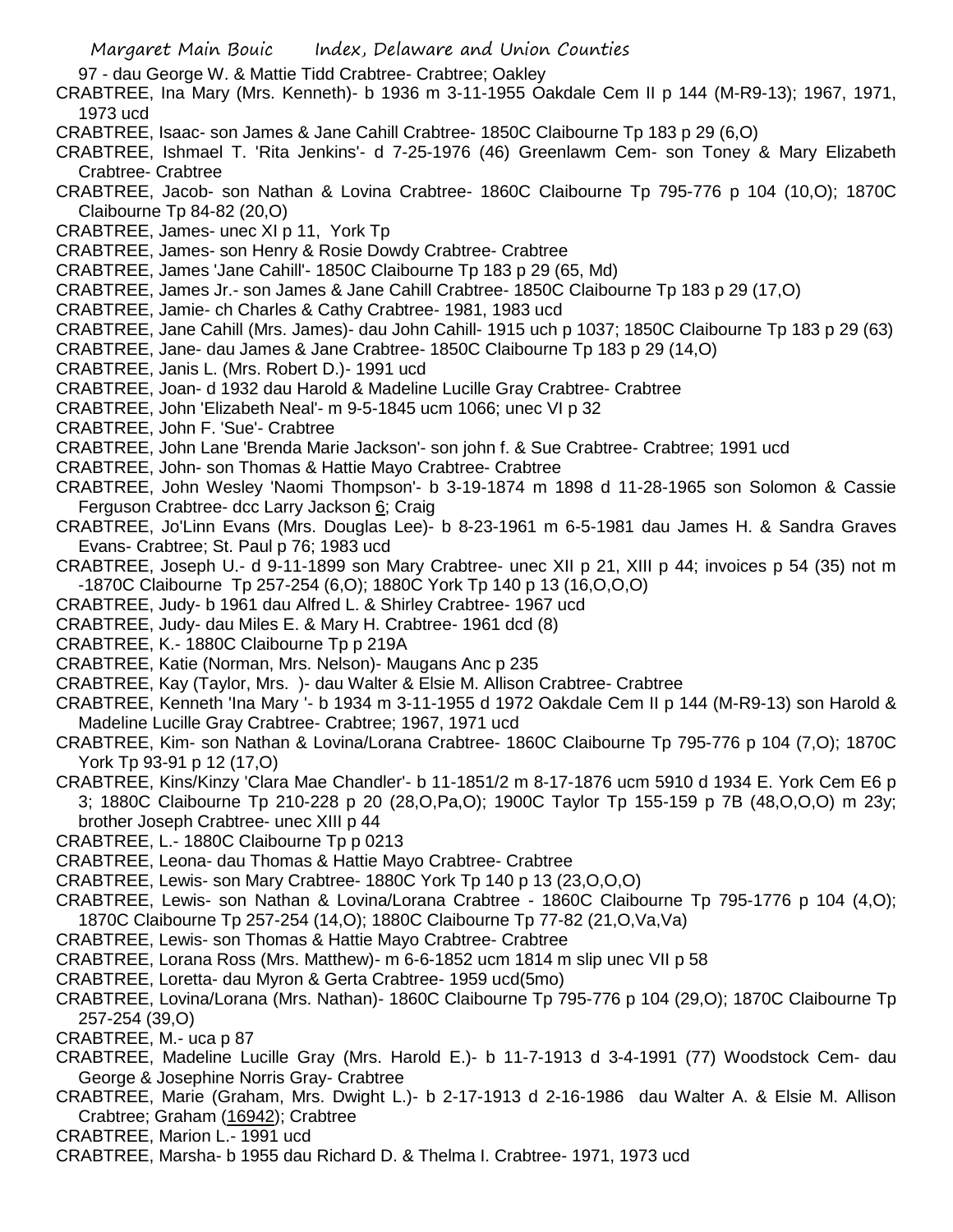97 - dau George W. & Mattie Tidd Crabtree- Crabtree; Oakley

CRABTREE, Ina Mary (Mrs. Kenneth)- b 1936 m 3-11-1955 Oakdale Cem II p 144 (M-R9-13); 1967, 1971, 1973 ucd

CRABTREE, Isaac- son James & Jane Cahill Crabtree- 1850C Claibourne Tp 183 p 29 (6,O)

CRABTREE, Ishmael T. 'Rita Jenkins'- d 7-25-1976 (46) Greenlawm Cem- son Toney & Mary Elizabeth Crabtree- Crabtree

CRABTREE, Jacob- son Nathan & Lovina Crabtree- 1860C Claibourne Tp 795-776 p 104 (10,O); 1870C Claibourne Tp 84-82 (20,O)

CRABTREE, James- unec XI p 11, York Tp

CRABTREE, James- son Henry & Rosie Dowdy Crabtree- Crabtree

CRABTREE, James 'Jane Cahill'- 1850C Claibourne Tp 183 p 29 (65, Md)

CRABTREE, James Jr.- son James & Jane Cahill Crabtree- 1850C Claibourne Tp 183 p 29 (17,O)

CRABTREE, Jamie- ch Charles & Cathy Crabtree- 1981, 1983 ucd

CRABTREE, Jane Cahill (Mrs. James)- dau John Cahill- 1915 uch p 1037; 1850C Claibourne Tp 183 p 29 (63)

CRABTREE, Jane- dau James & Jane Crabtree- 1850C Claibourne Tp 183 p 29 (14,O)

CRABTREE, Janis L. (Mrs. Robert D.)- 1991 ucd

CRABTREE, Joan- d 1932 dau Harold & Madeline Lucille Gray Crabtree- Crabtree

CRABTREE, John 'Elizabeth Neal'- m 9-5-1845 ucm 1066; unec VI p 32

CRABTREE, John F. 'Sue'- Crabtree

CRABTREE, John Lane 'Brenda Marie Jackson'- son john f. & Sue Crabtree- Crabtree; 1991 ucd

CRABTREE, John- son Thomas & Hattie Mayo Crabtree- Crabtree

CRABTREE, John Wesley 'Naomi Thompson'- b 3-19-1874 m 1898 d 11-28-1965 son Solomon & Cassie Ferguson Crabtree- dcc Larry Jackson 6; Craig

CRABTREE, Jo'Linn Evans (Mrs. Douglas Lee)- b 8-23-1961 m 6-5-1981 dau James H. & Sandra Graves Evans- Crabtree; St. Paul p 76; 1983 ucd

CRABTREE, Joseph U.- d 9-11-1899 son Mary Crabtree- unec XII p 21, XIII p 44; invoices p 54 (35) not m -1870C Claibourne Tp 257-254 (6,O); 1880C York Tp 140 p 13 (16,O,O,O)

CRABTREE, Judy- b 1961 dau Alfred L. & Shirley Crabtree- 1967 ucd

CRABTREE, Judy- dau Miles E. & Mary H. Crabtree- 1961 dcd (8)

CRABTREE, K.- 1880C Claibourne Tp p 219A

CRABTREE, Katie (Norman, Mrs. Nelson)- Maugans Anc p 235

CRABTREE, Kay (Taylor, Mrs. )- dau Walter & Elsie M. Allison Crabtree- Crabtree

CRABTREE, Kenneth 'Ina Mary '- b 1934 m 3-11-1955 d 1972 Oakdale Cem II p 144 (M-R9-13) son Harold & Madeline Lucille Gray Crabtree- Crabtree; 1967, 1971 ucd

CRABTREE, Kim- son Nathan & Lovina/Lorana Crabtree- 1860C Claibourne Tp 795-776 p 104 (7,O); 1870C York Tp 93-91 p 12 (17,O)

CRABTREE, Kins/Kinzy 'Clara Mae Chandler'- b 11-1851/2 m 8-17-1876 ucm 5910 d 1934 E. York Cem E6 p 3; 1880C Claibourne Tp 210-228 p 20 (28,O,Pa,O); 1900C Taylor Tp 155-159 p 7B (48,O,O,O) m 23y; brother Joseph Crabtree- unec XIII p 44

CRABTREE, L.- 1880C Claibourne Tp p 0213

CRABTREE, Leona- dau Thomas & Hattie Mayo Crabtree- Crabtree

CRABTREE, Lewis- son Mary Crabtree- 1880C York Tp 140 p 13 (23,O,O,O)

CRABTREE, Lewis- son Nathan & Lovina/Lorana Crabtree - 1860C Claibourne Tp 795-1776 p 104 (4,O); 1870C Claibourne Tp 257-254 (14,O); 1880C Claibourne Tp 77-82 (21,O,Va,Va)

CRABTREE, Lewis- son Thomas & Hattie Mayo Crabtree- Crabtree

CRABTREE, Lorana Ross (Mrs. Matthew)- m 6-6-1852 ucm 1814 m slip unec VII p 58

CRABTREE, Loretta- dau Myron & Gerta Crabtree- 1959 ucd(5mo)

CRABTREE, Lovina/Lorana (Mrs. Nathan)- 1860C Claibourne Tp 795-776 p 104 (29,O); 1870C Claibourne Tp 257-254 (39,O)

CRABTREE, M.- uca p 87

CRABTREE, Madeline Lucille Gray (Mrs. Harold E.)- b 11-7-1913 d 3-4-1991 (77) Woodstock Cem- dau George & Josephine Norris Gray- Crabtree

CRABTREE, Marie (Graham, Mrs. Dwight L.)- b 2-17-1913 d 2-16-1986 dau Walter A. & Elsie M. Allison Crabtree; Graham (16942); Crabtree

CRABTREE, Marion L.- 1991 ucd

CRABTREE, Marsha- b 1955 dau Richard D. & Thelma I. Crabtree- 1971, 1973 ucd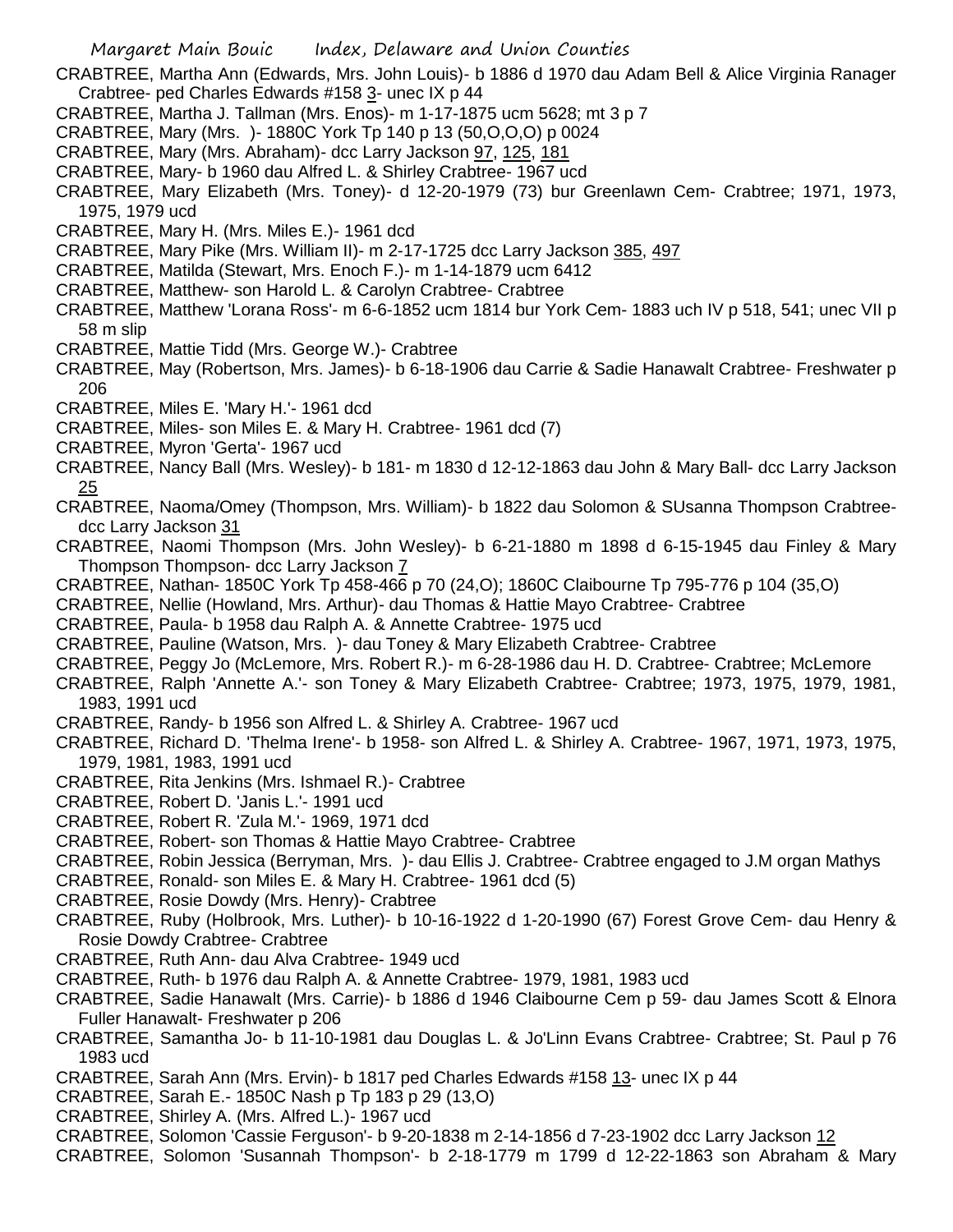CRABTREE, Martha Ann (Edwards, Mrs. John Louis)- b 1886 d 1970 dau Adam Bell & Alice Virginia Ranager Crabtree- ped Charles Edwards #158 3- unec IX p 44

CRABTREE, Martha J. Tallman (Mrs. Enos)- m 1-17-1875 ucm 5628; mt 3 p 7

CRABTREE, Mary (Mrs. )- 1880C York Tp 140 p 13 (50,O,O,O) p 0024

CRABTREE, Mary (Mrs. Abraham)- dcc Larry Jackson 97, 125, 181

CRABTREE, Mary- b 1960 dau Alfred L. & Shirley Crabtree- 1967 ucd

CRABTREE, Mary Elizabeth (Mrs. Toney)- d 12-20-1979 (73) bur Greenlawn Cem- Crabtree; 1971, 1973, 1975, 1979 ucd

CRABTREE, Mary H. (Mrs. Miles E.)- 1961 dcd

CRABTREE, Mary Pike (Mrs. William II)- m 2-17-1725 dcc Larry Jackson 385, 497

CRABTREE, Matilda (Stewart, Mrs. Enoch F.)- m 1-14-1879 ucm 6412

CRABTREE, Matthew- son Harold L. & Carolyn Crabtree- Crabtree

CRABTREE, Matthew 'Lorana Ross'- m 6-6-1852 ucm 1814 bur York Cem- 1883 uch IV p 518, 541; unec VII p 58 m slip

CRABTREE, Mattie Tidd (Mrs. George W.)- Crabtree

CRABTREE, May (Robertson, Mrs. James)- b 6-18-1906 dau Carrie & Sadie Hanawalt Crabtree- Freshwater p 206

CRABTREE, Miles E. 'Mary H.'- 1961 dcd

CRABTREE, Miles- son Miles E. & Mary H. Crabtree- 1961 dcd (7)

CRABTREE, Myron 'Gerta'- 1967 ucd

CRABTREE, Nancy Ball (Mrs. Wesley)- b 181- m 1830 d 12-12-1863 dau John & Mary Ball- dcc Larry Jackson 25

CRABTREE, Naoma/Omey (Thompson, Mrs. William)- b 1822 dau Solomon & SUsanna Thompson Crabtree- dcc Larry Jackson 31

CRABTREE, Naomi Thompson (Mrs. John Wesley)- b 6-21-1880 m 1898 d 6-15-1945 dau Finley & Mary Thompson Thompson- dcc Larry Jackson 7

CRABTREE, Nathan- 1850C York Tp 458-466 p 70 (24,O); 1860C Claibourne Tp 795-776 p 104 (35,O)

CRABTREE, Nellie (Howland, Mrs. Arthur)- dau Thomas & Hattie Mayo Crabtree- Crabtree

CRABTREE, Paula- b 1958 dau Ralph A. & Annette Crabtree- 1975 ucd

CRABTREE, Pauline (Watson, Mrs. )- dau Toney & Mary Elizabeth Crabtree- Crabtree

CRABTREE, Peggy Jo (McLemore, Mrs. Robert R.)- m 6-28-1986 dau H. D. Crabtree- Crabtree; McLemore

CRABTREE, Ralph 'Annette A.'- son Toney & Mary Elizabeth Crabtree- Crabtree; 1973, 1975, 1979, 1981, 1983, 1991 ucd

CRABTREE, Randy- b 1956 son Alfred L. & Shirley A. Crabtree- 1967 ucd

CRABTREE, Richard D. 'Thelma Irene'- b 1958- son Alfred L. & Shirley A. Crabtree- 1967, 1971, 1973, 1975, 1979, 1981, 1983, 1991 ucd

CRABTREE, Rita Jenkins (Mrs. Ishmael R.)- Crabtree

CRABTREE, Robert D. 'Janis L.'- 1991 ucd

CRABTREE, Robert R. 'Zula M.'- 1969, 1971 dcd

CRABTREE, Robert- son Thomas & Hattie Mayo Crabtree- Crabtree

CRABTREE, Robin Jessica (Berryman, Mrs. )- dau Ellis J. Crabtree- Crabtree engaged to J.M organ Mathys

CRABTREE, Ronald- son Miles E. & Mary H. Crabtree- 1961 dcd (5)

CRABTREE, Rosie Dowdy (Mrs. Henry)- Crabtree

CRABTREE, Ruby (Holbrook, Mrs. Luther)- b 10-16-1922 d 1-20-1990 (67) Forest Grove Cem- dau Henry & Rosie Dowdy Crabtree- Crabtree

CRABTREE, Ruth Ann- dau Alva Crabtree- 1949 ucd

CRABTREE, Ruth- b 1976 dau Ralph A. & Annette Crabtree- 1979, 1981, 1983 ucd

CRABTREE, Sadie Hanawalt (Mrs. Carrie)- b 1886 d 1946 Claibourne Cem p 59- dau James Scott & Elnora Fuller Hanawalt- Freshwater p 206

CRABTREE, Samantha Jo- b 11-10-1981 dau Douglas L. & Jo'Linn Evans Crabtree- Crabtree; St. Paul p 76 1983 ucd

CRABTREE, Sarah Ann (Mrs. Ervin)- b 1817 ped Charles Edwards #158 13- unec IX p 44

CRABTREE, Sarah E.- 1850C Nash p Tp 183 p 29 (13,O)

CRABTREE, Shirley A. (Mrs. Alfred L.)- 1967 ucd

CRABTREE, Solomon 'Cassie Ferguson'- b 9-20-1838 m 2-14-1856 d 7-23-1902 dcc Larry Jackson 12

CRABTREE, Solomon 'Susannah Thompson'- b 2-18-1779 m 1799 d 12-22-1863 son Abraham & Mary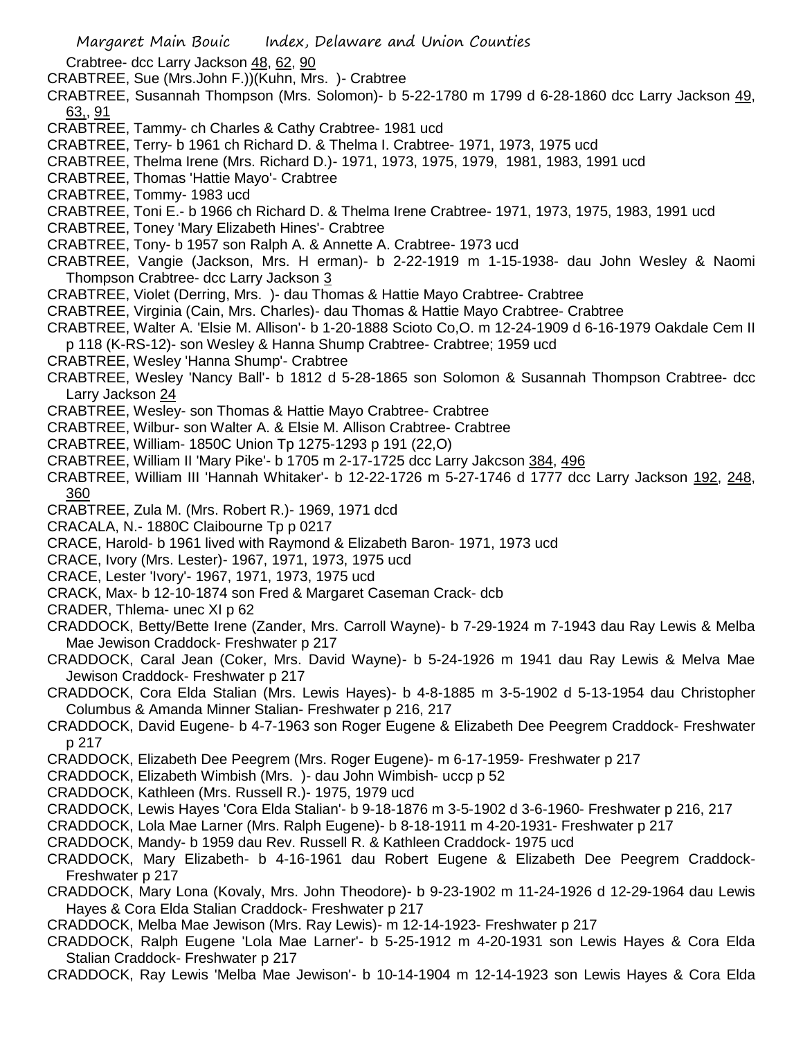Crabtree- dcc Larry Jackson 48, 62, 90

CRABTREE, Sue (Mrs.John F.))(Kuhn, Mrs. )- Crabtree

CRABTREE, Susannah Thompson (Mrs. Solomon)- b 5-22-1780 m 1799 d 6-28-1860 dcc Larry Jackson 49, 63,, 91

CRABTREE, Tammy- ch Charles & Cathy Crabtree- 1981 ucd

CRABTREE, Terry- b 1961 ch Richard D. & Thelma I. Crabtree- 1971, 1973, 1975 ucd

CRABTREE, Thelma Irene (Mrs. Richard D.)- 1971, 1973, 1975, 1979, 1981, 1983, 1991 ucd

CRABTREE, Thomas 'Hattie Mayo'- Crabtree

CRABTREE, Tommy- 1983 ucd

CRABTREE, Toni E.- b 1966 ch Richard D. & Thelma Irene Crabtree- 1971, 1973, 1975, 1983, 1991 ucd

CRABTREE, Toney 'Mary Elizabeth Hines'- Crabtree

CRABTREE, Tony- b 1957 son Ralph A. & Annette A. Crabtree- 1973 ucd

CRABTREE, Vangie (Jackson, Mrs. H erman)- b 2-22-1919 m 1-15-1938- dau John Wesley & Naomi Thompson Crabtree- dcc Larry Jackson 3

CRABTREE, Violet (Derring, Mrs. )- dau Thomas & Hattie Mayo Crabtree- Crabtree

CRABTREE, Virginia (Cain, Mrs. Charles)- dau Thomas & Hattie Mayo Crabtree- Crabtree

CRABTREE, Walter A. 'Elsie M. Allison'- b 1-20-1888 Scioto Co,O. m 12-24-1909 d 6-16-1979 Oakdale Cem II p 118 (K-RS-12)- son Wesley & Hanna Shump Crabtree- Crabtree; 1959 ucd

CRABTREE, Wesley 'Hanna Shump'- Crabtree

CRABTREE, Wesley 'Nancy Ball'- b 1812 d 5-28-1865 son Solomon & Susannah Thompson Crabtree- dcc Larry Jackson 24

CRABTREE, Wesley- son Thomas & Hattie Mayo Crabtree- Crabtree

CRABTREE, Wilbur- son Walter A. & Elsie M. Allison Crabtree- Crabtree

CRABTREE, William- 1850C Union Tp 1275-1293 p 191 (22,O)

CRABTREE, William II 'Mary Pike'- b 1705 m 2-17-1725 dcc Larry Jakcson 384, 496

CRABTREE, William III 'Hannah Whitaker'- b 12-22-1726 m 5-27-1746 d 1777 dcc Larry Jackson 192, 248, 360

CRABTREE, Zula M. (Mrs. Robert R.)- 1969, 1971 dcd

CRACALA, N.- 1880C Claibourne Tp p 0217

CRACE, Harold- b 1961 lived with Raymond & Elizabeth Baron- 1971, 1973 ucd

CRACE, Ivory (Mrs. Lester)- 1967, 1971, 1973, 1975 ucd

CRACE, Lester 'Ivory'- 1967, 1971, 1973, 1975 ucd

CRACK, Max- b 12-10-1874 son Fred & Margaret Caseman Crack- dcb

CRADER, Thlema- unec XI p 62

CRADDOCK, Betty/Bette Irene (Zander, Mrs. Carroll Wayne)- b 7-29-1924 m 7-1943 dau Ray Lewis & Melba Mae Jewison Craddock- Freshwater p 217

CRADDOCK, Caral Jean (Coker, Mrs. David Wayne)- b 5-24-1926 m 1941 dau Ray Lewis & Melva Mae Jewison Craddock- Freshwater p 217

CRADDOCK, Cora Elda Stalian (Mrs. Lewis Hayes)- b 4-8-1885 m 3-5-1902 d 5-13-1954 dau Christopher Columbus & Amanda Minner Stalian- Freshwater p 216, 217

CRADDOCK, David Eugene- b 4-7-1963 son Roger Eugene & Elizabeth Dee Peegrem Craddock- Freshwater p 217

CRADDOCK, Elizabeth Dee Peegrem (Mrs. Roger Eugene)- m 6-17-1959- Freshwater p 217

CRADDOCK, Elizabeth Wimbish (Mrs. )- dau John Wimbish- uccp p 52

CRADDOCK, Kathleen (Mrs. Russell R.)- 1975, 1979 ucd

CRADDOCK, Lewis Hayes 'Cora Elda Stalian'- b 9-18-1876 m 3-5-1902 d 3-6-1960- Freshwater p 216, 217

CRADDOCK, Lola Mae Larner (Mrs. Ralph Eugene)- b 8-18-1911 m 4-20-1931- Freshwater p 217

CRADDOCK, Mandy- b 1959 dau Rev. Russell R. & Kathleen Craddock- 1975 ucd

CRADDOCK, Mary Elizabeth- b 4-16-1961 dau Robert Eugene & Elizabeth Dee Peegrem Craddock- Freshwater p 217

CRADDOCK, Mary Lona (Kovaly, Mrs. John Theodore)- b 9-23-1902 m 11-24-1926 d 12-29-1964 dau Lewis Hayes & Cora Elda Stalian Craddock- Freshwater p 217

CRADDOCK, Melba Mae Jewison (Mrs. Ray Lewis)- m 12-14-1923- Freshwater p 217

CRADDOCK, Ralph Eugene 'Lola Mae Larner'- b 5-25-1912 m 4-20-1931 son Lewis Hayes & Cora Elda Stalian Craddock- Freshwater p 217

CRADDOCK, Ray Lewis 'Melba Mae Jewison'- b 10-14-1904 m 12-14-1923 son Lewis Hayes & Cora Elda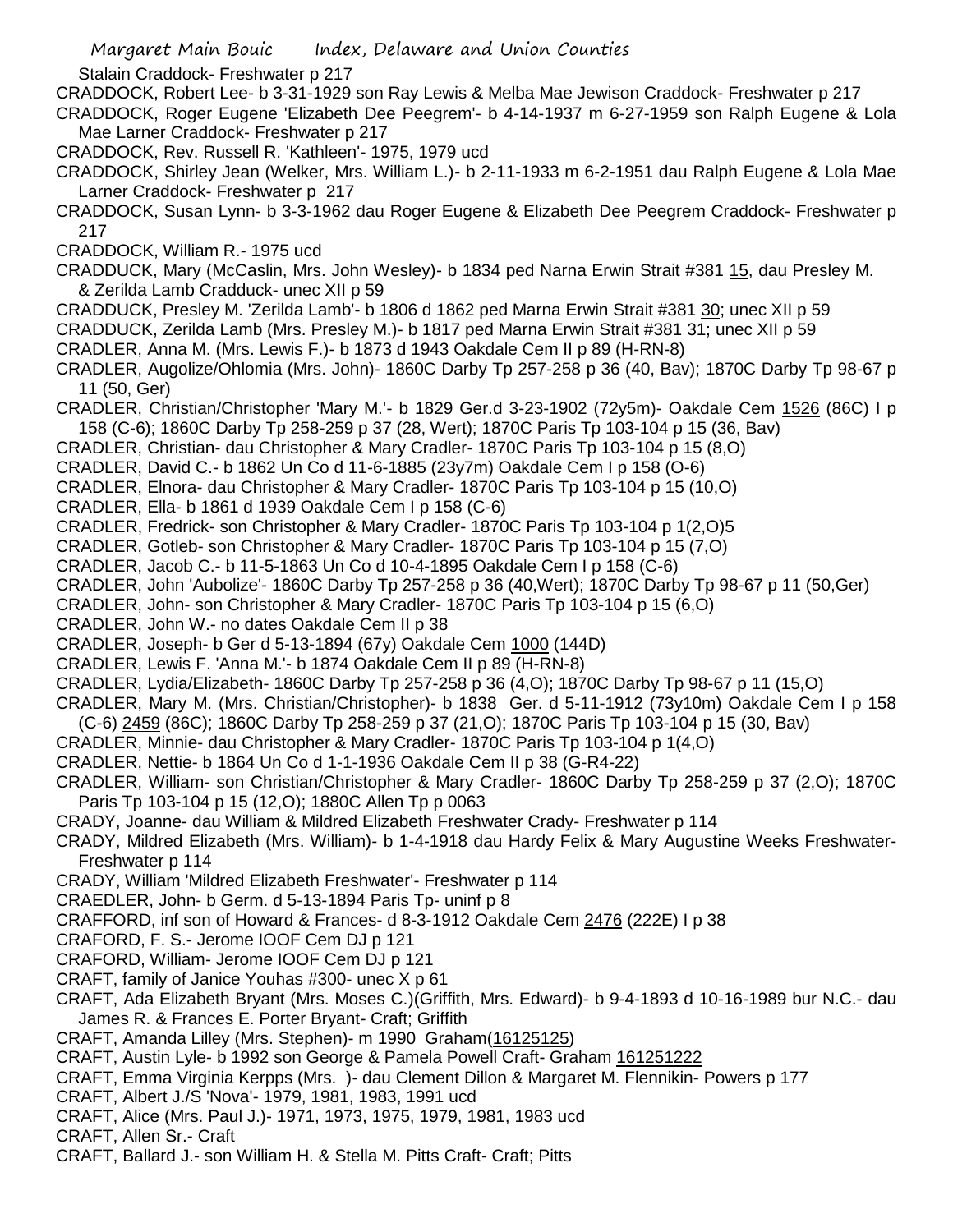Stalain Craddock- Freshwater p 217

CRADDOCK, Robert Lee- b 3-31-1929 son Ray Lewis & Melba Mae Jewison Craddock- Freshwater p 217

CRADDOCK, Roger Eugene 'Elizabeth Dee Peegrem'- b 4-14-1937 m 6-27-1959 son Ralph Eugene & Lola Mae Larner Craddock- Freshwater p 217

CRADDOCK, Rev. Russell R. 'Kathleen'- 1975, 1979 ucd

CRADDOCK, Shirley Jean (Welker, Mrs. William L.)- b 2-11-1933 m 6-2-1951 dau Ralph Eugene & Lola Mae Larner Craddock- Freshwater p 217

CRADDOCK, Susan Lynn- b 3-3-1962 dau Roger Eugene & Elizabeth Dee Peegrem Craddock- Freshwater p 217

CRADDOCK, William R.- 1975 ucd

CRADDUCK, Mary (McCaslin, Mrs. John Wesley)- b 1834 ped Narna Erwin Strait #381 15, dau Presley M. & Zerilda Lamb Cradduck- unec XII p 59

CRADDUCK, Presley M. 'Zerilda Lamb'- b 1806 d 1862 ped Marna Erwin Strait #381 30; unec XII p 59

CRADDUCK, Zerilda Lamb (Mrs. Presley M.)- b 1817 ped Marna Erwin Strait #381 31; unec XII p 59

CRADLER, Anna M. (Mrs. Lewis F.)- b 1873 d 1943 Oakdale Cem II p 89 (H-RN-8)

CRADLER, Augolize/Ohlomia (Mrs. John)- 1860C Darby Tp 257-258 p 36 (40, Bav); 1870C Darby Tp 98-67 p 11 (50, Ger)

CRADLER, Christian/Christopher 'Mary M.'- b 1829 Ger.d 3-23-1902 (72y5m)- Oakdale Cem 1526 (86C) I p 158 (C-6); 1860C Darby Tp 258-259 p 37 (28, Wert); 1870C Paris Tp 103-104 p 15 (36, Bav)

CRADLER, Christian- dau Christopher & Mary Cradler- 1870C Paris Tp 103-104 p 15 (8,O)

CRADLER, David C.- b 1862 Un Co d 11-6-1885 (23y7m) Oakdale Cem I p 158 (O-6)

CRADLER, Elnora- dau Christopher & Mary Cradler- 1870C Paris Tp 103-104 p 15 (10,O)

CRADLER, Ella- b 1861 d 1939 Oakdale Cem I p 158 (C-6)

CRADLER, Fredrick- son Christopher & Mary Cradler- 1870C Paris Tp 103-104 p 1(2,O)5

CRADLER, Gotleb- son Christopher & Mary Cradler- 1870C Paris Tp 103-104 p 15 (7,O)

CRADLER, Jacob C.- b 11-5-1863 Un Co d 10-4-1895 Oakdale Cem I p 158 (C-6)

CRADLER, John 'Aubolize'- 1860C Darby Tp 257-258 p 36 (40,Wert); 1870C Darby Tp 98-67 p 11 (50,Ger)

CRADLER, John- son Christopher & Mary Cradler- 1870C Paris Tp 103-104 p 15 (6,O)

CRADLER, John W.- no dates Oakdale Cem II p 38

CRADLER, Joseph- b Ger d 5-13-1894 (67y) Oakdale Cem 1000 (144D)

CRADLER, Lewis F. 'Anna M.'- b 1874 Oakdale Cem II p 89 (H-RN-8)

CRADLER, Lydia/Elizabeth- 1860C Darby Tp 257-258 p 36 (4,O); 1870C Darby Tp 98-67 p 11 (15,O)

CRADLER, Mary M. (Mrs. Christian/Christopher)- b 1838 Ger. d 5-11-1912 (73y10m) Oakdale Cem I p 158 (C-6) 2459 (86C); 1860C Darby Tp 258-259 p 37 (21,O); 1870C Paris Tp 103-104 p 15 (30, Bav)

CRADLER, Minnie- dau Christopher & Mary Cradler- 1870C Paris Tp 103-104 p 1(4,O)

CRADLER, Nettie- b 1864 Un Co d 1-1-1936 Oakdale Cem II p 38 (G-R4-22)

CRADLER, William- son Christian/Christopher & Mary Cradler- 1860C Darby Tp 258-259 p 37 (2,O); 1870C Paris Tp 103-104 p 15 (12,O); 1880C Allen Tp p 0063

CRADY, Joanne- dau William & Mildred Elizabeth Freshwater Crady- Freshwater p 114

CRADY, Mildred Elizabeth (Mrs. William)- b 1-4-1918 dau Hardy Felix & Mary Augustine Weeks Freshwater- Freshwater p 114

CRADY, William 'Mildred Elizabeth Freshwater'- Freshwater p 114

CRAEDLER, John- b Germ. d 5-13-1894 Paris Tp- uninf p 8

CRAFFORD, inf son of Howard & Frances- d 8-3-1912 Oakdale Cem 2476 (222E) I p 38

CRAFORD, F. S.- Jerome IOOF Cem DJ p 121

CRAFORD, William- Jerome IOOF Cem DJ p 121

CRAFT, family of Janice Youhas #300- unec X p 61

CRAFT, Ada Elizabeth Bryant (Mrs. Moses C.)(Griffith, Mrs. Edward)- b 9-4-1893 d 10-16-1989 bur N.C.- dau James R. & Frances E. Porter Bryant- Craft; Griffith

CRAFT, Amanda Lilley (Mrs. Stephen)- m 1990 Graham(16125125)

CRAFT, Austin Lyle- b 1992 son George & Pamela Powell Craft- Graham 161251222

CRAFT, Emma Virginia Kerpps (Mrs. )- dau Clement Dillon & Margaret M. Flennikin- Powers p 177

CRAFT, Albert J./S 'Nova'- 1979, 1981, 1983, 1991 ucd

CRAFT, Alice (Mrs. Paul J.)- 1971, 1973, 1975, 1979, 1981, 1983 ucd

CRAFT, Allen Sr.- Craft

CRAFT, Ballard J.- son William H. & Stella M. Pitts Craft- Craft; Pitts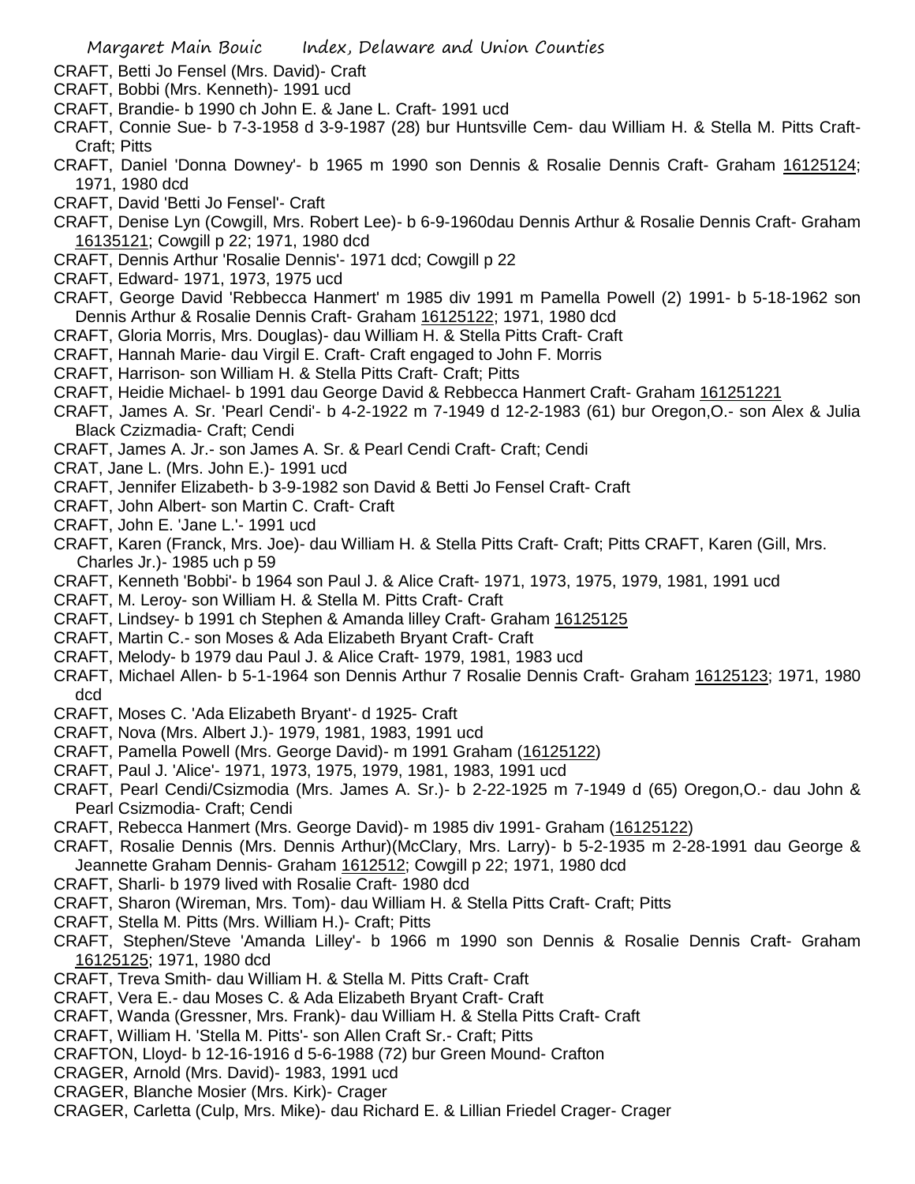CRAFT, Betti Jo Fensel (Mrs. David)- Craft
CRAFT, Bobbi (Mrs. Kenneth)- 1991 ucd
CRAFT, Brandie- b 1990 ch John E. & Jane L. Craft- 1991 ucd
CRAFT, Connie Sue- b 7-3-1958 d 3-9-1987 (28) bur Huntsville Cem- dau William H. & Stella M. Pitts Craft- Craft; Pitts
CRAFT, Daniel 'Donna Downey'- b 1965 m 1990 son Dennis & Rosalie Dennis Craft- Graham 16125124; 1971, 1980 dcd
CRAFT, David 'Betti Jo Fensel'- Craft
CRAFT, Denise Lyn (Cowgill, Mrs. Robert Lee)- b 6-9-1960dau Dennis Arthur & Rosalie Dennis Craft- Graham 16135121; Cowgill p 22; 1971, 1980 dcd
CRAFT, Dennis Arthur 'Rosalie Dennis'- 1971 dcd; Cowgill p 22
CRAFT, Edward- 1971, 1973, 1975 ucd
CRAFT, George David 'Rebbecca Hanmert' m 1985 div 1991 m Pamella Powell (2) 1991- b 5-18-1962 son Dennis Arthur & Rosalie Dennis Craft- Graham 16125122; 1971, 1980 dcd
CRAFT, Gloria Morris, Mrs. Douglas)- dau William H. & Stella Pitts Craft- Craft
CRAFT, Hannah Marie- dau Virgil E. Craft- Craft engaged to John F. Morris
CRAFT, Harrison- son William H. & Stella Pitts Craft- Craft; Pitts
CRAFT, Heidie Michael- b 1991 dau George David & Rebbecca Hanmert Craft- Graham 161251221
CRAFT, James A. Sr. 'Pearl Cendi'- b 4-2-1922 m 7-1949 d 12-2-1983 (61) bur Oregon,O.- son Alex & Julia Black Czizmadia- Craft; Cendi
CRAFT, James A. Jr.- son James A. Sr. & Pearl Cendi Craft- Craft; Cendi
CRAT, Jane L. (Mrs. John E.)- 1991 ucd
CRAFT, Jennifer Elizabeth- b 3-9-1982 son David & Betti Jo Fensel Craft- Craft
CRAFT, John Albert- son Martin C. Craft- Craft
CRAFT, John E. 'Jane L.'- 1991 ucd
CRAFT, Karen (Franck, Mrs. Joe)- dau William H. & Stella Pitts Craft- Craft; Pitts CRAFT, Karen (Gill, Mrs. Charles Jr.)- 1985 uch p 59
CRAFT, Kenneth 'Bobbi'- b 1964 son Paul J. & Alice Craft- 1971, 1973, 1975, 1979, 1981, 1991 ucd
CRAFT, M. Leroy- son William H. & Stella M. Pitts Craft- Craft
CRAFT, Lindsey- b 1991 ch Stephen & Amanda lilley Craft- Graham 16125125
CRAFT, Martin C.- son Moses & Ada Elizabeth Bryant Craft- Craft
CRAFT, Melody- b 1979 dau Paul J. & Alice Craft- 1979, 1981, 1983 ucd
CRAFT, Michael Allen- b 5-1-1964 son Dennis Arthur 7 Rosalie Dennis Craft- Graham 16125123; 1971, 1980 dcd
CRAFT, Moses C. 'Ada Elizabeth Bryant'- d 1925- Craft
CRAFT, Nova (Mrs. Albert J.)- 1979, 1981, 1983, 1991 ucd
CRAFT, Pamella Powell (Mrs. George David)- m 1991 Graham (16125122)
CRAFT, Paul J. 'Alice'- 1971, 1973, 1975, 1979, 1981, 1983, 1991 ucd
CRAFT, Pearl Cendi/Csizmodia (Mrs. James A. Sr.)- b 2-22-1925 m 7-1949 d (65) Oregon,O.- dau John & Pearl Csizmodia- Craft; Cendi
CRAFT, Rebecca Hanmert (Mrs. George David)- m 1985 div 1991- Graham (16125122)
CRAFT, Rosalie Dennis (Mrs. Dennis Arthur)(McClary, Mrs. Larry)- b 5-2-1935 m 2-28-1991 dau George & Jeannette Graham Dennis- Graham 1612512; Cowgill p 22; 1971, 1980 dcd
CRAFT, Sharli- b 1979 lived with Rosalie Craft- 1980 dcd
CRAFT, Sharon (Wireman, Mrs. Tom)- dau William H. & Stella Pitts Craft- Craft; Pitts
CRAFT, Stella M. Pitts (Mrs. William H.)- Craft; Pitts
CRAFT, Stephen/Steve 'Amanda Lilley'- b 1966 m 1990 son Dennis & Rosalie Dennis Craft- Graham 16125125; 1971, 1980 dcd
CRAFT, Treva Smith- dau William H. & Stella M. Pitts Craft- Craft
CRAFT, Vera E.- dau Moses C. & Ada Elizabeth Bryant Craft- Craft
CRAFT, Wanda (Gressner, Mrs. Frank)- dau William H. & Stella Pitts Craft- Craft
CRAFT, William H. 'Stella M. Pitts'- son Allen Craft Sr.- Craft; Pitts
CRAFTON, Lloyd- b 12-16-1916 d 5-6-1988 (72) bur Green Mound- Crafton
CRAGER, Arnold (Mrs. David)- 1983, 1991 ucd
CRAGER, Blanche Mosier (Mrs. Kirk)- Crager
CRAGER, Carletta (Culp, Mrs. Mike)- dau Richard E. & Lillian Friedel Crager- Crager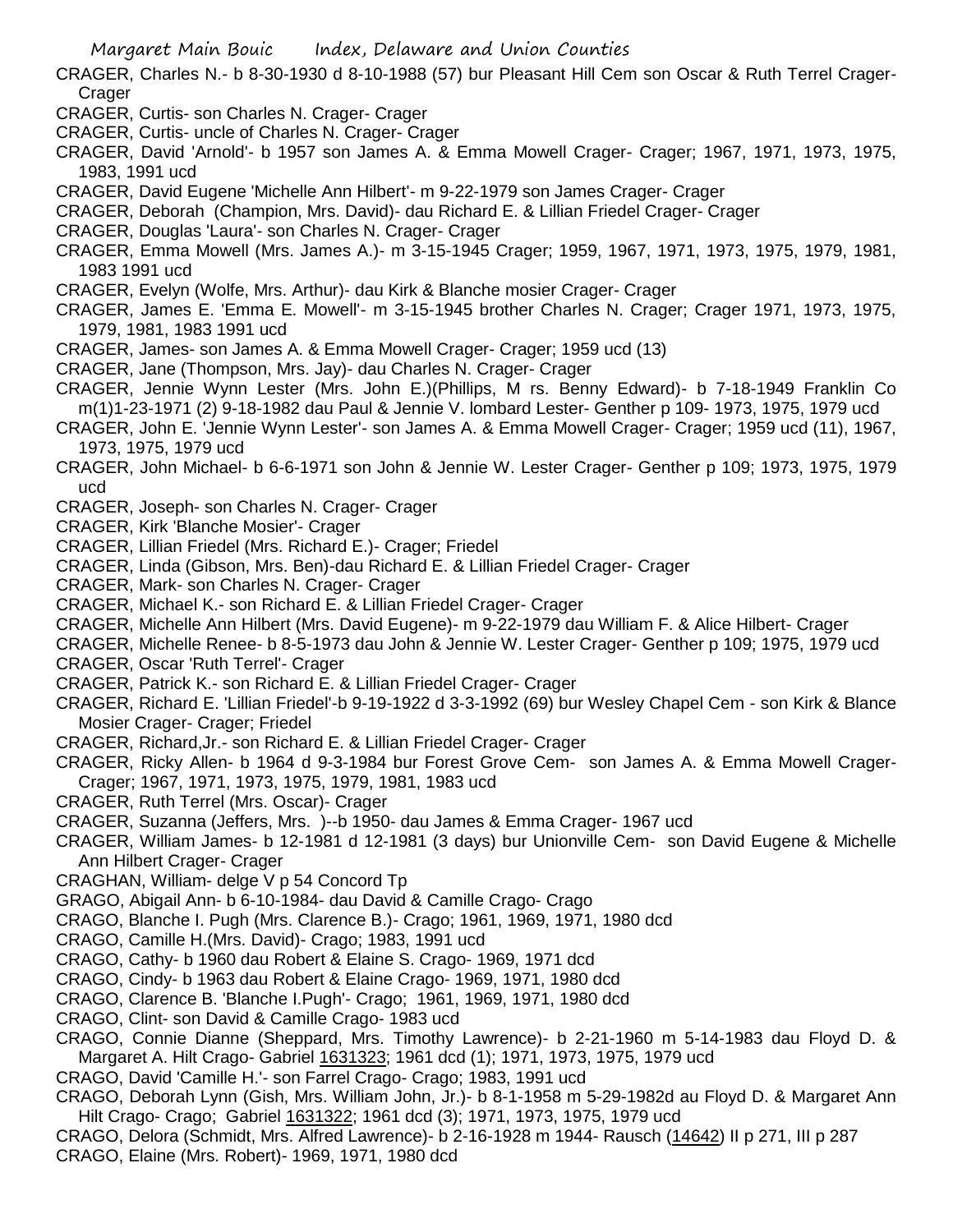CRAGER, Charles N.- b 8-30-1930 d 8-10-1988 (57) bur Pleasant Hill Cem son Oscar & Ruth Terrel Crager- Crager

CRAGER, Curtis- son Charles N. Crager- Crager

CRAGER, Curtis- uncle of Charles N. Crager- Crager

CRAGER, David 'Arnold'- b 1957 son James A. & Emma Mowell Crager- Crager; 1967, 1971, 1973, 1975, 1983, 1991 ucd

CRAGER, David Eugene 'Michelle Ann Hilbert'- m 9-22-1979 son James Crager- Crager

CRAGER, Deborah (Champion, Mrs. David)- dau Richard E. & Lillian Friedel Crager- Crager

CRAGER, Douglas 'Laura'- son Charles N. Crager- Crager

CRAGER, Emma Mowell (Mrs. James A.)- m 3-15-1945 Crager; 1959, 1967, 1971, 1973, 1975, 1979, 1981, 1983 1991 ucd

CRAGER, Evelyn (Wolfe, Mrs. Arthur)- dau Kirk & Blanche mosier Crager- Crager

CRAGER, James E. 'Emma E. Mowell'- m 3-15-1945 brother Charles N. Crager; Crager 1971, 1973, 1975, 1979, 1981, 1983 1991 ucd

CRAGER, James- son James A. & Emma Mowell Crager- Crager; 1959 ucd (13)

CRAGER, Jane (Thompson, Mrs. Jay)- dau Charles N. Crager- Crager

CRAGER, Jennie Wynn Lester (Mrs. John E.)(Phillips, M rs. Benny Edward)- b 7-18-1949 Franklin Co m(1)1-23-1971 (2) 9-18-1982 dau Paul & Jennie V. lombard Lester- Genther p 109- 1973, 1975, 1979 ucd

CRAGER, John E. 'Jennie Wynn Lester'- son James A. & Emma Mowell Crager- Crager; 1959 ucd (11), 1967, 1973, 1975, 1979 ucd

CRAGER, John Michael- b 6-6-1971 son John & Jennie W. Lester Crager- Genther p 109; 1973, 1975, 1979 ucd

CRAGER, Joseph- son Charles N. Crager- Crager

CRAGER, Kirk 'Blanche Mosier'- Crager

CRAGER, Lillian Friedel (Mrs. Richard E.)- Crager; Friedel

CRAGER, Linda (Gibson, Mrs. Ben)-dau Richard E. & Lillian Friedel Crager- Crager

CRAGER, Mark- son Charles N. Crager- Crager

CRAGER, Michael K.- son Richard E. & Lillian Friedel Crager- Crager

CRAGER, Michelle Ann Hilbert (Mrs. David Eugene)- m 9-22-1979 dau William F. & Alice Hilbert- Crager

CRAGER, Michelle Renee- b 8-5-1973 dau John & Jennie W. Lester Crager- Genther p 109; 1975, 1979 ucd

CRAGER, Oscar 'Ruth Terrel'- Crager

CRAGER, Patrick K.- son Richard E. & Lillian Friedel Crager- Crager

CRAGER, Richard E. 'Lillian Friedel'-b 9-19-1922 d 3-3-1992 (69) bur Wesley Chapel Cem - son Kirk & Blance Mosier Crager- Crager; Friedel

CRAGER, Richard,Jr.- son Richard E. & Lillian Friedel Crager- Crager

CRAGER, Ricky Allen- b 1964 d 9-3-1984 bur Forest Grove Cem- son James A. & Emma Mowell Crager- Crager; 1967, 1971, 1973, 1975, 1979, 1981, 1983 ucd

CRAGER, Ruth Terrel (Mrs. Oscar)- Crager

CRAGER, Suzanna (Jeffers, Mrs. )--b 1950- dau James & Emma Crager- 1967 ucd

CRAGER, William James- b 12-1981 d 12-1981 (3 days) bur Unionville Cem- son David Eugene & Michelle Ann Hilbert Crager- Crager

CRAGHAN, William- delge V p 54 Concord Tp

GRAGO, Abigail Ann- b 6-10-1984- dau David & Camille Crago- Crago

CRAGO, Blanche I. Pugh (Mrs. Clarence B.)- Crago; 1961, 1969, 1971, 1980 dcd

CRAGO, Camille H.(Mrs. David)- Crago; 1983, 1991 ucd

CRAGO, Cathy- b 1960 dau Robert & Elaine S. Crago- 1969, 1971 dcd

CRAGO, Cindy- b 1963 dau Robert & Elaine Crago- 1969, 1971, 1980 dcd

CRAGO, Clarence B. 'Blanche I.Pugh'- Crago; 1961, 1969, 1971, 1980 dcd

CRAGO, Clint- son David & Camille Crago- 1983 ucd

CRAGO, Connie Dianne (Sheppard, Mrs. Timothy Lawrence)- b 2-21-1960 m 5-14-1983 dau Floyd D. & Margaret A. Hilt Crago- Gabriel 1631323; 1961 dcd (1); 1971, 1973, 1975, 1979 ucd

CRAGO, David 'Camille H.'- son Farrel Crago- Crago; 1983, 1991 ucd

CRAGO, Deborah Lynn (Gish, Mrs. William John, Jr.)- b 8-1-1958 m 5-29-1982d au Floyd D. & Margaret Ann Hilt Crago- Crago; Gabriel 1631322; 1961 dcd (3); 1971, 1973, 1975, 1979 ucd

CRAGO, Delora (Schmidt, Mrs. Alfred Lawrence)- b 2-16-1928 m 1944- Rausch (14642) II p 271, III p 287

CRAGO, Elaine (Mrs. Robert)- 1969, 1971, 1980 dcd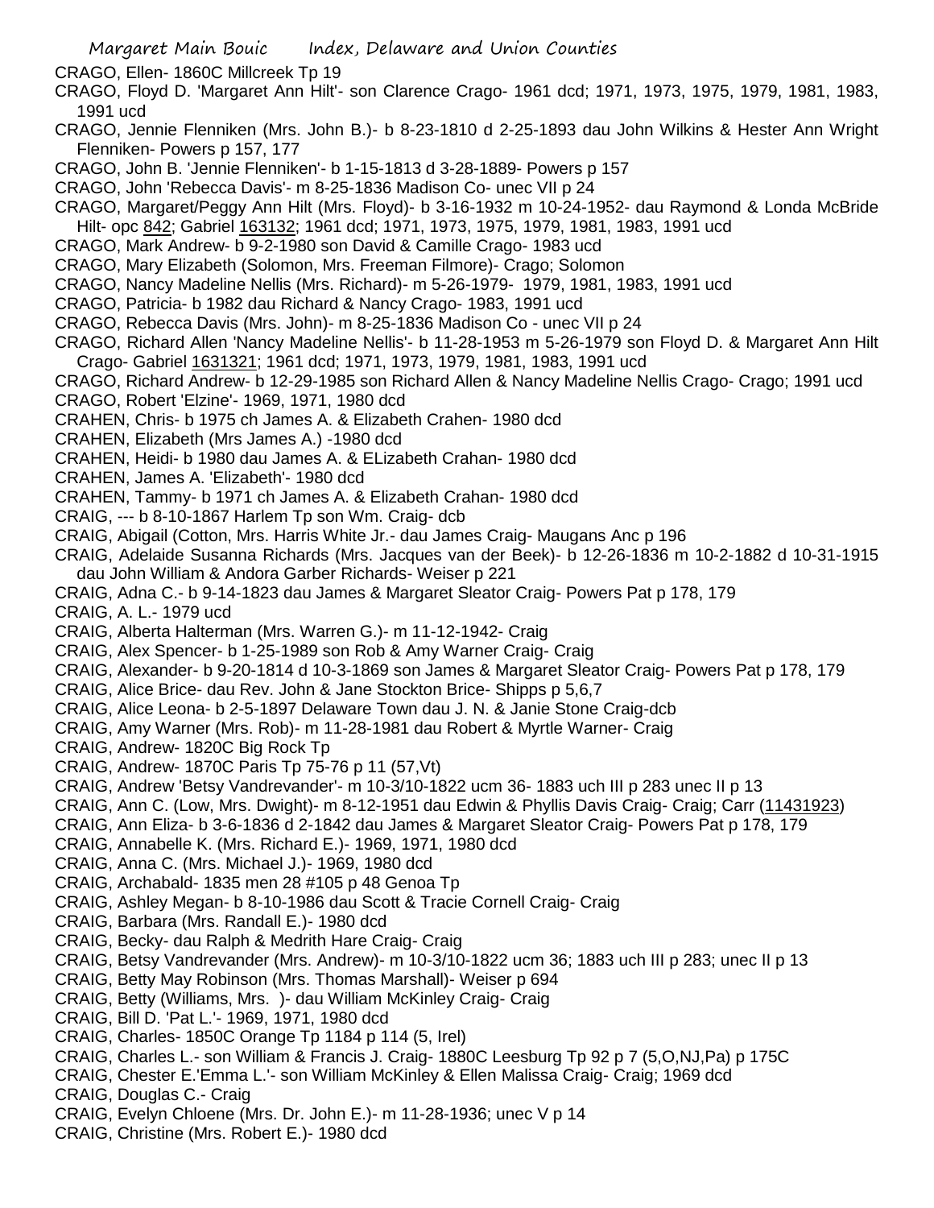CRAGO, Ellen- 1860C Millcreek Tp 19

CRAGO, Floyd D. 'Margaret Ann Hilt'- son Clarence Crago- 1961 dcd; 1971, 1973, 1975, 1979, 1981, 1983, 1991 ucd

CRAGO, Jennie Flenniken (Mrs. John B.)- b 8-23-1810 d 2-25-1893 dau John Wilkins & Hester Ann Wright Flenniken- Powers p 157, 177

CRAGO, John B. 'Jennie Flenniken'- b 1-15-1813 d 3-28-1889- Powers p 157

CRAGO, John 'Rebecca Davis'- m 8-25-1836 Madison Co- unec VII p 24

CRAGO, Margaret/Peggy Ann Hilt (Mrs. Floyd)- b 3-16-1932 m 10-24-1952- dau Raymond & Londa McBride Hilt- opc 842; Gabriel 163132; 1961 dcd; 1971, 1973, 1975, 1979, 1981, 1983, 1991 ucd

CRAGO, Mark Andrew- b 9-2-1980 son David & Camille Crago- 1983 ucd

CRAGO, Mary Elizabeth (Solomon, Mrs. Freeman Filmore)- Crago; Solomon

CRAGO, Nancy Madeline Nellis (Mrs. Richard)- m 5-26-1979- 1979, 1981, 1983, 1991 ucd

CRAGO, Patricia- b 1982 dau Richard & Nancy Crago- 1983, 1991 ucd

CRAGO, Rebecca Davis (Mrs. John)- m 8-25-1836 Madison Co - unec VII p 24

CRAGO, Richard Allen 'Nancy Madeline Nellis'- b 11-28-1953 m 5-26-1979 son Floyd D. & Margaret Ann Hilt Crago- Gabriel 1631321; 1961 dcd; 1971, 1973, 1979, 1981, 1983, 1991 ucd

CRAGO, Richard Andrew- b 12-29-1985 son Richard Allen & Nancy Madeline Nellis Crago- Crago; 1991 ucd

CRAGO, Robert 'Elzine'- 1969, 1971, 1980 dcd

CRAHEN, Chris- b 1975 ch James A. & Elizabeth Crahen- 1980 dcd

CRAHEN, Elizabeth (Mrs James A.) -1980 dcd

CRAHEN, Heidi- b 1980 dau James A. & ELizabeth Crahan- 1980 dcd

CRAHEN, James A. 'Elizabeth'- 1980 dcd

CRAHEN, Tammy- b 1971 ch James A. & Elizabeth Crahan- 1980 dcd

CRAIG, --- b 8-10-1867 Harlem Tp son Wm. Craig- dcb

CRAIG, Abigail (Cotton, Mrs. Harris White Jr.- dau James Craig- Maugans Anc p 196

CRAIG, Adelaide Susanna Richards (Mrs. Jacques van der Beek)- b 12-26-1836 m 10-2-1882 d 10-31-1915 dau John William & Andora Garber Richards- Weiser p 221

CRAIG, Adna C.- b 9-14-1823 dau James & Margaret Sleator Craig- Powers Pat p 178, 179

CRAIG, A. L.- 1979 ucd

CRAIG, Alberta Halterman (Mrs. Warren G.)- m 11-12-1942- Craig

CRAIG, Alex Spencer- b 1-25-1989 son Rob & Amy Warner Craig- Craig

CRAIG, Alexander- b 9-20-1814 d 10-3-1869 son James & Margaret Sleator Craig- Powers Pat p 178, 179

CRAIG, Alice Brice- dau Rev. John & Jane Stockton Brice- Shipps p 5,6,7

CRAIG, Alice Leona- b 2-5-1897 Delaware Town dau J. N. & Janie Stone Craig-dcb

CRAIG, Amy Warner (Mrs. Rob)- m 11-28-1981 dau Robert & Myrtle Warner- Craig

CRAIG, Andrew- 1820C Big Rock Tp

CRAIG, Andrew- 1870C Paris Tp 75-76 p 11 (57,Vt)

CRAIG, Andrew 'Betsy Vandrevander'- m 10-3/10-1822 ucm 36- 1883 uch III p 283 unec II p 13

CRAIG, Ann C. (Low, Mrs. Dwight)- m 8-12-1951 dau Edwin & Phyllis Davis Craig- Craig; Carr (11431923)

CRAIG, Ann Eliza- b 3-6-1836 d 2-1842 dau James & Margaret Sleator Craig- Powers Pat p 178, 179

CRAIG, Annabelle K. (Mrs. Richard E.)- 1969, 1971, 1980 dcd

CRAIG, Anna C. (Mrs. Michael J.)- 1969, 1980 dcd

CRAIG, Archabald- 1835 men 28 #105 p 48 Genoa Tp

CRAIG, Ashley Megan- b 8-10-1986 dau Scott & Tracie Cornell Craig- Craig

CRAIG, Barbara (Mrs. Randall E.)- 1980 dcd

CRAIG, Becky- dau Ralph & Medrith Hare Craig- Craig

CRAIG, Betsy Vandrevander (Mrs. Andrew)- m 10-3/10-1822 ucm 36; 1883 uch III p 283; unec II p 13

CRAIG, Betty May Robinson (Mrs. Thomas Marshall)- Weiser p 694

CRAIG, Betty (Williams, Mrs. )- dau William McKinley Craig- Craig

CRAIG, Bill D. 'Pat L.'- 1969, 1971, 1980 dcd

CRAIG, Charles- 1850C Orange Tp 1184 p 114 (5, Irel)

CRAIG, Charles L.- son William & Francis J. Craig- 1880C Leesburg Tp 92 p 7 (5,O,NJ,Pa) p 175C

CRAIG, Chester E.'Emma L.'- son William McKinley & Ellen Malissa Craig- Craig; 1969 dcd

CRAIG, Douglas C.- Craig

CRAIG, Evelyn Chloene (Mrs. Dr. John E.)- m 11-28-1936; unec V p 14

CRAIG, Christine (Mrs. Robert E.)- 1980 dcd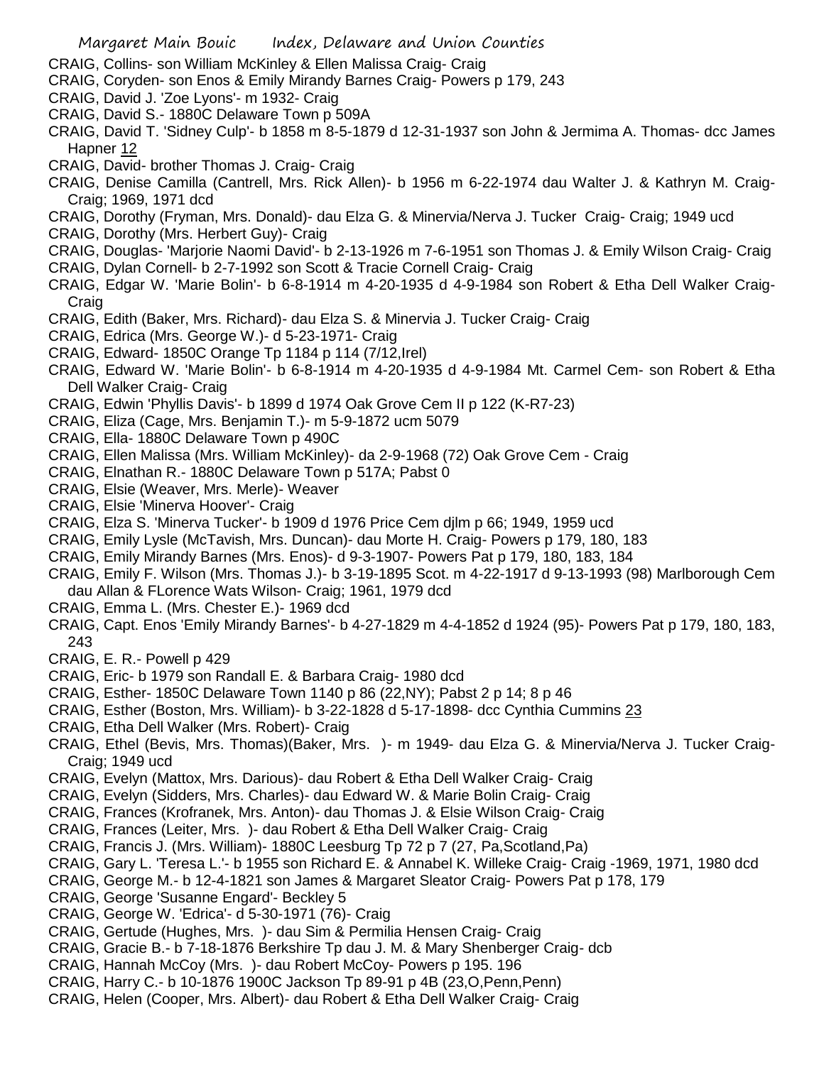CRAIG, Collins- son William McKinley & Ellen Malissa Craig- Craig
CRAIG, Coryden- son Enos & Emily Mirandy Barnes Craig- Powers p 179, 243
CRAIG, David J. 'Zoe Lyons'- m 1932- Craig
CRAIG, David S.- 1880C Delaware Town p 509A
CRAIG, David T. 'Sidney Culp'- b 1858 m 8-5-1879 d 12-31-1937 son John & Jermima A. Thomas- dcc James Hapner 12
CRAIG, David- brother Thomas J. Craig- Craig
CRAIG, Denise Camilla (Cantrell, Mrs. Rick Allen)- b 1956 m 6-22-1974 dau Walter J. & Kathryn M. Craig- Craig; 1969, 1971 dcd
CRAIG, Dorothy (Fryman, Mrs. Donald)- dau Elza G. & Minervia/Nerva J. Tucker Craig- Craig; 1949 ucd
CRAIG, Dorothy (Mrs. Herbert Guy)- Craig
CRAIG, Douglas- 'Marjorie Naomi David'- b 2-13-1926 m 7-6-1951 son Thomas J. & Emily Wilson Craig- Craig
CRAIG, Dylan Cornell- b 2-7-1992 son Scott & Tracie Cornell Craig- Craig
CRAIG, Edgar W. 'Marie Bolin'- b 6-8-1914 m 4-20-1935 d 4-9-1984 son Robert & Etha Dell Walker Craig- Craig
CRAIG, Edith (Baker, Mrs. Richard)- dau Elza S. & Minervia J. Tucker Craig- Craig
CRAIG, Edrica (Mrs. George W.)- d 5-23-1971- Craig
CRAIG, Edward- 1850C Orange Tp 1184 p 114 (7/12,Irel)
CRAIG, Edward W. 'Marie Bolin'- b 6-8-1914 m 4-20-1935 d 4-9-1984 Mt. Carmel Cem- son Robert & Etha Dell Walker Craig- Craig
CRAIG, Edwin 'Phyllis Davis'- b 1899 d 1974 Oak Grove Cem II p 122 (K-R7-23)
CRAIG, Eliza (Cage, Mrs. Benjamin T.)- m 5-9-1872 ucm 5079
CRAIG, Ella- 1880C Delaware Town p 490C
CRAIG, Ellen Malissa (Mrs. William McKinley)- da 2-9-1968 (72) Oak Grove Cem - Craig
CRAIG, Elnathan R.- 1880C Delaware Town p 517A; Pabst 0
CRAIG, Elsie (Weaver, Mrs. Merle)- Weaver
CRAIG, Elsie 'Minerva Hoover'- Craig
CRAIG, Elza S. 'Minerva Tucker'- b 1909 d 1976 Price Cem djlm p 66; 1949, 1959 ucd
CRAIG, Emily Lysle (McTavish, Mrs. Duncan)- dau Morte H. Craig- Powers p 179, 180, 183
CRAIG, Emily Mirandy Barnes (Mrs. Enos)- d 9-3-1907- Powers Pat p 179, 180, 183, 184
CRAIG, Emily F. Wilson (Mrs. Thomas J.)- b 3-19-1895 Scot. m 4-22-1917 d 9-13-1993 (98) Marlborough Cem dau Allan & FLorence Wats Wilson- Craig; 1961, 1979 dcd
CRAIG, Emma L. (Mrs. Chester E.)- 1969 dcd
CRAIG, Capt. Enos 'Emily Mirandy Barnes'- b 4-27-1829 m 4-4-1852 d 1924 (95)- Powers Pat p 179, 180, 183, 243
CRAIG, E. R.- Powell p 429
CRAIG, Eric- b 1979 son Randall E. & Barbara Craig- 1980 dcd
CRAIG, Esther- 1850C Delaware Town 1140 p 86 (22,NY); Pabst 2 p 14; 8 p 46
CRAIG, Esther (Boston, Mrs. William)- b 3-22-1828 d 5-17-1898- dcc Cynthia Cummins 23
CRAIG, Etha Dell Walker (Mrs. Robert)- Craig
CRAIG, Ethel (Bevis, Mrs. Thomas)(Baker, Mrs. )- m 1949- dau Elza G. & Minervia/Nerva J. Tucker Craig- Craig; 1949 ucd
CRAIG, Evelyn (Mattox, Mrs. Darious)- dau Robert & Etha Dell Walker Craig- Craig
CRAIG, Evelyn (Sidders, Mrs. Charles)- dau Edward W. & Marie Bolin Craig- Craig
CRAIG, Frances (Krofranek, Mrs. Anton)- dau Thomas J. & Elsie Wilson Craig- Craig
CRAIG, Frances (Leiter, Mrs. )- dau Robert & Etha Dell Walker Craig- Craig
CRAIG, Francis J. (Mrs. William)- 1880C Leesburg Tp 72 p 7 (27, Pa,Scotland,Pa)
CRAIG, Gary L. 'Teresa L.'- b 1955 son Richard E. & Annabel K. Willeke Craig- Craig -1969, 1971, 1980 dcd
CRAIG, George M.- b 12-4-1821 son James & Margaret Sleator Craig- Powers Pat p 178, 179
CRAIG, George 'Susanne Engard'- Beckley 5
CRAIG, George W. 'Edrica'- d 5-30-1971 (76)- Craig
CRAIG, Gertude (Hughes, Mrs. )- dau Sim & Permilia Hensen Craig- Craig
CRAIG, Gracie B.- b 7-18-1876 Berkshire Tp dau J. M. & Mary Shenberger Craig- dcb
CRAIG, Hannah McCoy (Mrs. )- dau Robert McCoy- Powers p 195. 196
CRAIG, Harry C.- b 10-1876 1900C Jackson Tp 89-91 p 4B (23,O,Penn,Penn)
CRAIG, Helen (Cooper, Mrs. Albert)- dau Robert & Etha Dell Walker Craig- Craig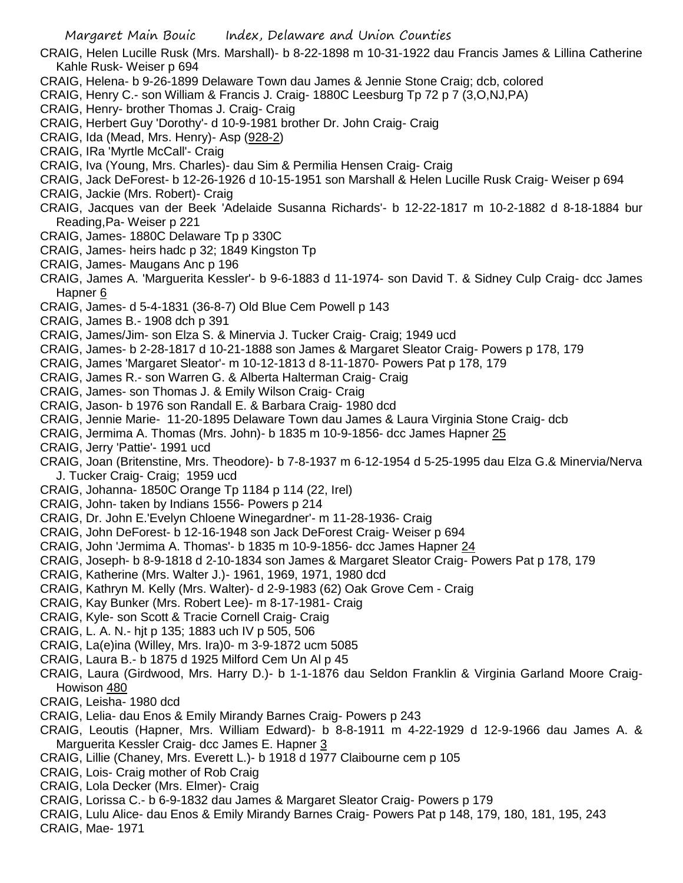CRAIG, Helen Lucille Rusk (Mrs. Marshall)- b 8-22-1898 m 10-31-1922 dau Francis James & Lillina Catherine Kahle Rusk- Weiser p 694

CRAIG, Helena- b 9-26-1899 Delaware Town dau James & Jennie Stone Craig; dcb, colored

CRAIG, Henry C.- son William & Francis J. Craig- 1880C Leesburg Tp 72 p 7 (3,O,NJ,PA)

CRAIG, Henry- brother Thomas J. Craig- Craig

CRAIG, Herbert Guy 'Dorothy'- d 10-9-1981 brother Dr. John Craig- Craig

CRAIG, Ida (Mead, Mrs. Henry)- Asp (928-2)

CRAIG, IRa 'Myrtle McCall'- Craig

CRAIG, Iva (Young, Mrs. Charles)- dau Sim & Permilia Hensen Craig- Craig

CRAIG, Jack DeForest- b 12-26-1926 d 10-15-1951 son Marshall & Helen Lucille Rusk Craig- Weiser p 694

CRAIG, Jackie (Mrs. Robert)- Craig

CRAIG, Jacques van der Beek 'Adelaide Susanna Richards'- b 12-22-1817 m 10-2-1882 d 8-18-1884 bur Reading,Pa- Weiser p 221

CRAIG, James- 1880C Delaware Tp p 330C

CRAIG, James- heirs hadc p 32; 1849 Kingston Tp

CRAIG, James- Maugans Anc p 196

CRAIG, James A. 'Marguerita Kessler'- b 9-6-1883 d 11-1974- son David T. & Sidney Culp Craig- dcc James Hapner 6

CRAIG, James- d 5-4-1831 (36-8-7) Old Blue Cem Powell p 143

CRAIG, James B.- 1908 dch p 391

CRAIG, James/Jim- son Elza S. & Minervia J. Tucker Craig- Craig; 1949 ucd

CRAIG, James- b 2-28-1817 d 10-21-1888 son James & Margaret Sleator Craig- Powers p 178, 179

CRAIG, James 'Margaret Sleator'- m 10-12-1813 d 8-11-1870- Powers Pat p 178, 179

CRAIG, James R.- son Warren G. & Alberta Halterman Craig- Craig

CRAIG, James- son Thomas J. & Emily Wilson Craig- Craig

CRAIG, Jason- b 1976 son Randall E. & Barbara Craig- 1980 dcd

CRAIG, Jennie Marie- 11-20-1895 Delaware Town dau James & Laura Virginia Stone Craig- dcb

CRAIG, Jermima A. Thomas (Mrs. John)- b 1835 m 10-9-1856- dcc James Hapner 25

CRAIG, Jerry 'Pattie'- 1991 ucd

CRAIG, Joan (Britenstine, Mrs. Theodore)- b 7-8-1937 m 6-12-1954 d 5-25-1995 dau Elza G.& Minervia/Nerva J. Tucker Craig- Craig; 1959 ucd

CRAIG, Johanna- 1850C Orange Tp 1184 p 114 (22, Irel)

CRAIG, John- taken by Indians 1556- Powers p 214

CRAIG, Dr. John E.'Evelyn Chloene Winegardner'- m 11-28-1936- Craig

CRAIG, John DeForest- b 12-16-1948 son Jack DeForest Craig- Weiser p 694

CRAIG, John 'Jermima A. Thomas'- b 1835 m 10-9-1856- dcc James Hapner 24

CRAIG, Joseph- b 8-9-1818 d 2-10-1834 son James & Margaret Sleator Craig- Powers Pat p 178, 179

CRAIG, Katherine (Mrs. Walter J.)- 1961, 1969, 1971, 1980 dcd

CRAIG, Kathryn M. Kelly (Mrs. Walter)- d 2-9-1983 (62) Oak Grove Cem - Craig

CRAIG, Kay Bunker (Mrs. Robert Lee)- m 8-17-1981- Craig

CRAIG, Kyle- son Scott & Tracie Cornell Craig- Craig

CRAIG, L. A. N.- hjt p 135; 1883 uch IV p 505, 506

CRAIG, La(e)ina (Willey, Mrs. Ira)0- m 3-9-1872 ucm 5085

CRAIG, Laura B.- b 1875 d 1925 Milford Cem Un Al p 45

CRAIG, Laura (Girdwood, Mrs. Harry D.)- b 1-1-1876 dau Seldon Franklin & Virginia Garland Moore Craig- Howison 480

CRAIG, Leisha- 1980 dcd

CRAIG, Lelia- dau Enos & Emily Mirandy Barnes Craig- Powers p 243

CRAIG, Leoutis (Hapner, Mrs. William Edward)- b 8-8-1911 m 4-22-1929 d 12-9-1966 dau James A. & Marguerita Kessler Craig- dcc James E. Hapner 3

CRAIG, Lillie (Chaney, Mrs. Everett L.)- b 1918 d 1977 Claibourne cem p 105

CRAIG, Lois- Craig mother of Rob Craig

CRAIG, Lola Decker (Mrs. Elmer)- Craig

CRAIG, Lorissa C.- b 6-9-1832 dau James & Margaret Sleator Craig- Powers p 179

CRAIG, Lulu Alice- dau Enos & Emily Mirandy Barnes Craig- Powers Pat p 148, 179, 180, 181, 195, 243

CRAIG, Mae- 1971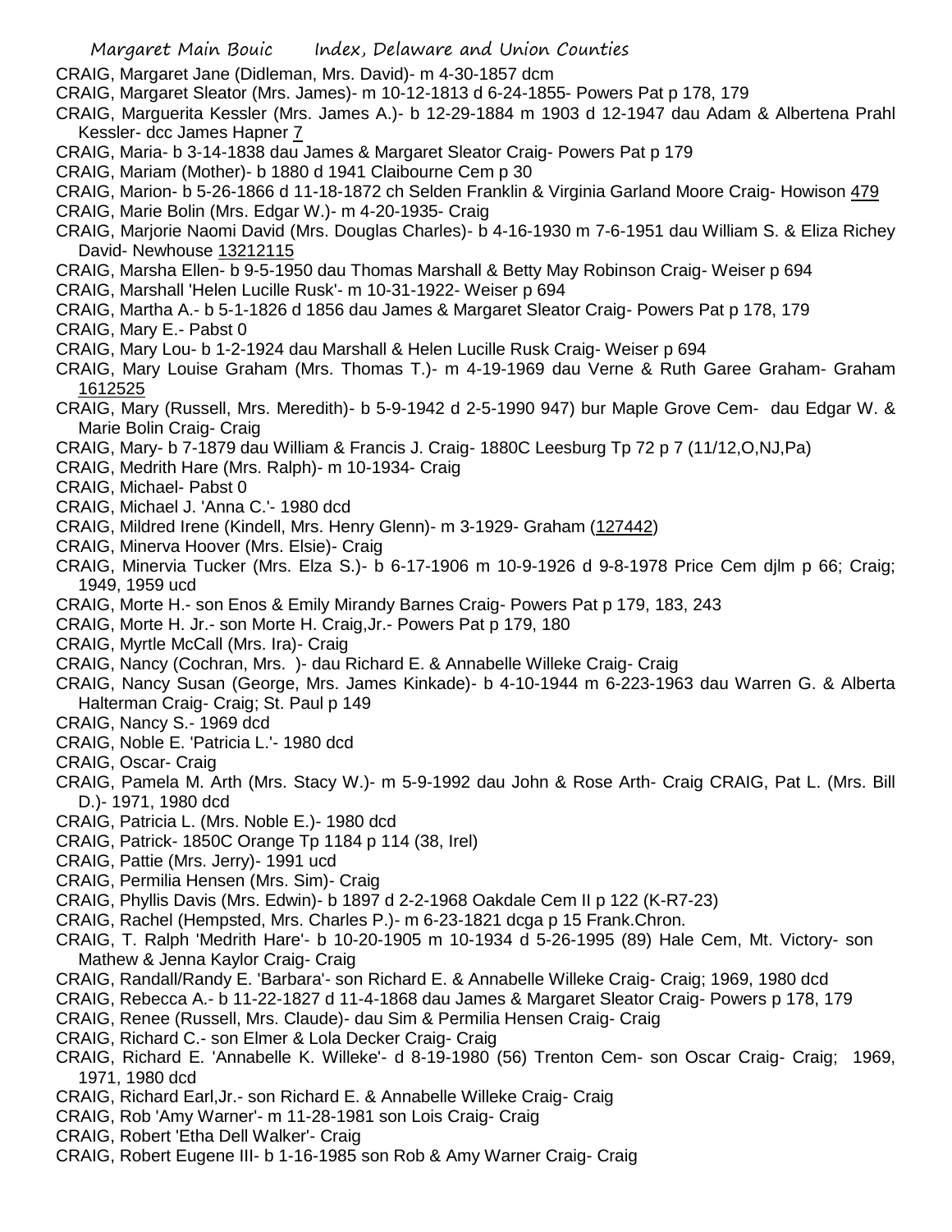CRAIG, Margaret Jane (Didleman, Mrs. David)- m 4-30-1857 dcm

CRAIG, Margaret Sleator (Mrs. James)- m 10-12-1813 d 6-24-1855- Powers Pat p 178, 179

CRAIG, Marguerita Kessler (Mrs. James A.)- b 12-29-1884 m 1903 d 12-1947 dau Adam & Albertena Prahl Kessler- dcc James Hapner 7

CRAIG, Maria- b 3-14-1838 dau James & Margaret Sleator Craig- Powers Pat p 179

CRAIG, Mariam (Mother)- b 1880 d 1941 Claibourne Cem p 30

CRAIG, Marion- b 5-26-1866 d 11-18-1872 ch Selden Franklin & Virginia Garland Moore Craig- Howison 479

CRAIG, Marie Bolin (Mrs. Edgar W.)- m 4-20-1935- Craig

CRAIG, Marjorie Naomi David (Mrs. Douglas Charles)- b 4-16-1930 m 7-6-1951 dau William S. & Eliza Richey David- Newhouse 13212115

CRAIG, Marsha Ellen- b 9-5-1950 dau Thomas Marshall & Betty May Robinson Craig- Weiser p 694

CRAIG, Marshall 'Helen Lucille Rusk'- m 10-31-1922- Weiser p 694

CRAIG, Martha A.- b 5-1-1826 d 1856 dau James & Margaret Sleator Craig- Powers Pat p 178, 179

CRAIG, Mary E.- Pabst 0

CRAIG, Mary Lou- b 1-2-1924 dau Marshall & Helen Lucille Rusk Craig- Weiser p 694

CRAIG, Mary Louise Graham (Mrs. Thomas T.)- m 4-19-1969 dau Verne & Ruth Garee Graham- Graham 1612525

CRAIG, Mary (Russell, Mrs. Meredith)- b 5-9-1942 d 2-5-1990 947) bur Maple Grove Cem- dau Edgar W. & Marie Bolin Craig- Craig

CRAIG, Mary- b 7-1879 dau William & Francis J. Craig- 1880C Leesburg Tp 72 p 7 (11/12,O,NJ,Pa)

CRAIG, Medrith Hare (Mrs. Ralph)- m 10-1934- Craig

CRAIG, Michael- Pabst 0

CRAIG, Michael J. 'Anna C.'- 1980 dcd

CRAIG, Mildred Irene (Kindell, Mrs. Henry Glenn)- m 3-1929- Graham (127442)

CRAIG, Minerva Hoover (Mrs. Elsie)- Craig

CRAIG, Minervia Tucker (Mrs. Elza S.)- b 6-17-1906 m 10-9-1926 d 9-8-1978 Price Cem djlm p 66; Craig; 1949, 1959 ucd

CRAIG, Morte H.- son Enos & Emily Mirandy Barnes Craig- Powers Pat p 179, 183, 243

CRAIG, Morte H. Jr.- son Morte H. Craig,Jr.- Powers Pat p 179, 180

CRAIG, Myrtle McCall (Mrs. Ira)- Craig

CRAIG, Nancy (Cochran, Mrs. )- dau Richard E. & Annabelle Willeke Craig- Craig

CRAIG, Nancy Susan (George, Mrs. James Kinkade)- b 4-10-1944 m 6-223-1963 dau Warren G. & Alberta Halterman Craig- Craig; St. Paul p 149

CRAIG, Nancy S.- 1969 dcd

CRAIG, Noble E. 'Patricia L.'- 1980 dcd

CRAIG, Oscar- Craig

CRAIG, Pamela M. Arth (Mrs. Stacy W.)- m 5-9-1992 dau John & Rose Arth- Craig CRAIG, Pat L. (Mrs. Bill D.)- 1971, 1980 dcd

CRAIG, Patricia L. (Mrs. Noble E.)- 1980 dcd

CRAIG, Patrick- 1850C Orange Tp 1184 p 114 (38, Irel)

CRAIG, Pattie (Mrs. Jerry)- 1991 ucd

CRAIG, Permilia Hensen (Mrs. Sim)- Craig

CRAIG, Phyllis Davis (Mrs. Edwin)- b 1897 d 2-2-1968 Oakdale Cem II p 122 (K-R7-23)

CRAIG, Rachel (Hempsted, Mrs. Charles P.)- m 6-23-1821 dcga p 15 Frank.Chron.

CRAIG, T. Ralph 'Medrith Hare'- b 10-20-1905 m 10-1934 d 5-26-1995 (89) Hale Cem, Mt. Victory- son Mathew & Jenna Kaylor Craig- Craig

CRAIG, Randall/Randy E. 'Barbara'- son Richard E. & Annabelle Willeke Craig- Craig; 1969, 1980 dcd

CRAIG, Rebecca A.- b 11-22-1827 d 11-4-1868 dau James & Margaret Sleator Craig- Powers p 178, 179

CRAIG, Renee (Russell, Mrs. Claude)- dau Sim & Permilia Hensen Craig- Craig

CRAIG, Richard C.- son Elmer & Lola Decker Craig- Craig

CRAIG, Richard E. 'Annabelle K. Willeke'- d 8-19-1980 (56) Trenton Cem- son Oscar Craig- Craig; 1969, 1971, 1980 dcd

CRAIG, Richard Earl,Jr.- son Richard E. & Annabelle Willeke Craig- Craig

CRAIG, Rob 'Amy Warner'- m 11-28-1981 son Lois Craig- Craig

CRAIG, Robert 'Etha Dell Walker'- Craig

CRAIG, Robert Eugene III- b 1-16-1985 son Rob & Amy Warner Craig- Craig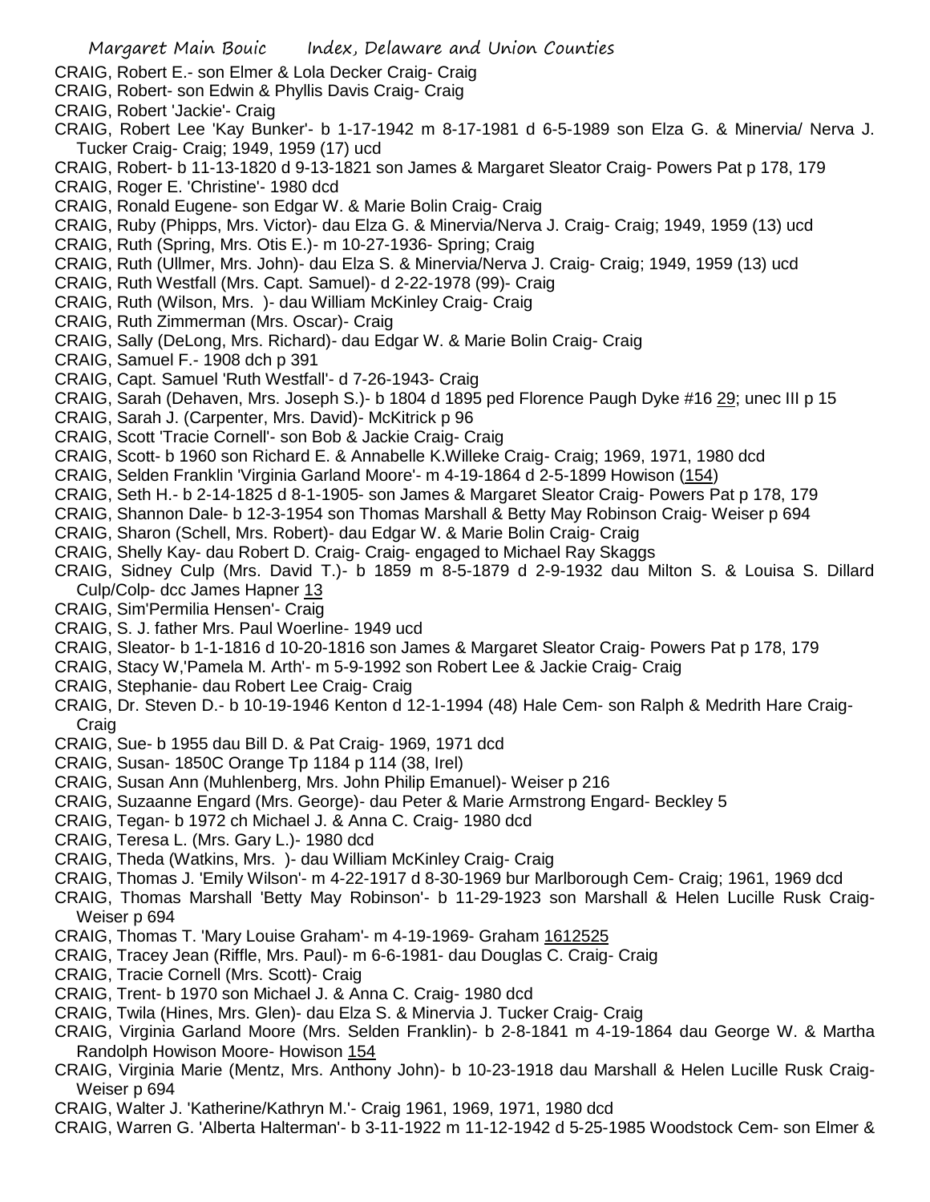CRAIG, Robert E.- son Elmer & Lola Decker Craig- Craig

CRAIG, Robert- son Edwin & Phyllis Davis Craig- Craig

CRAIG, Robert 'Jackie'- Craig

CRAIG, Robert Lee 'Kay Bunker'- b 1-17-1942 m 8-17-1981 d 6-5-1989 son Elza G. & Minervia/ Nerva J. Tucker Craig- Craig; 1949, 1959 (17) ucd

CRAIG, Robert- b 11-13-1820 d 9-13-1821 son James & Margaret Sleator Craig- Powers Pat p 178, 179

CRAIG, Roger E. 'Christine'- 1980 dcd

CRAIG, Ronald Eugene- son Edgar W. & Marie Bolin Craig- Craig

CRAIG, Ruby (Phipps, Mrs. Victor)- dau Elza G. & Minervia/Nerva J. Craig- Craig; 1949, 1959 (13) ucd

CRAIG, Ruth (Spring, Mrs. Otis E.)- m 10-27-1936- Spring; Craig

CRAIG, Ruth (Ullmer, Mrs. John)- dau Elza S. & Minervia/Nerva J. Craig- Craig; 1949, 1959 (13) ucd

CRAIG, Ruth Westfall (Mrs. Capt. Samuel)- d 2-22-1978 (99)- Craig

CRAIG, Ruth (Wilson, Mrs. )- dau William McKinley Craig- Craig

CRAIG, Ruth Zimmerman (Mrs. Oscar)- Craig

CRAIG, Sally (DeLong, Mrs. Richard)- dau Edgar W. & Marie Bolin Craig- Craig

CRAIG, Samuel F.- 1908 dch p 391

CRAIG, Capt. Samuel 'Ruth Westfall'- d 7-26-1943- Craig

CRAIG, Sarah (Dehaven, Mrs. Joseph S.)- b 1804 d 1895 ped Florence Paugh Dyke #16 29; unec III p 15

CRAIG, Sarah J. (Carpenter, Mrs. David)- McKitrick p 96

CRAIG, Scott 'Tracie Cornell'- son Bob & Jackie Craig- Craig

CRAIG, Scott- b 1960 son Richard E. & Annabelle K.Willeke Craig- Craig; 1969, 1971, 1980 dcd

CRAIG, Selden Franklin 'Virginia Garland Moore'- m 4-19-1864 d 2-5-1899 Howison (154)

CRAIG, Seth H.- b 2-14-1825 d 8-1-1905- son James & Margaret Sleator Craig- Powers Pat p 178, 179

CRAIG, Shannon Dale- b 12-3-1954 son Thomas Marshall & Betty May Robinson Craig- Weiser p 694

CRAIG, Sharon (Schell, Mrs. Robert)- dau Edgar W. & Marie Bolin Craig- Craig

CRAIG, Shelly Kay- dau Robert D. Craig- Craig- engaged to Michael Ray Skaggs

CRAIG, Sidney Culp (Mrs. David T.)- b 1859 m 8-5-1879 d 2-9-1932 dau Milton S. & Louisa S. Dillard Culp/Colp- dcc James Hapner 13

CRAIG, Sim'Permilia Hensen'- Craig

CRAIG, S. J. father Mrs. Paul Woerline- 1949 ucd

CRAIG, Sleator- b 1-1-1816 d 10-20-1816 son James & Margaret Sleator Craig- Powers Pat p 178, 179

CRAIG, Stacy W,'Pamela M. Arth'- m 5-9-1992 son Robert Lee & Jackie Craig- Craig

CRAIG, Stephanie- dau Robert Lee Craig- Craig

CRAIG, Dr. Steven D.- b 10-19-1946 Kenton d 12-1-1994 (48) Hale Cem- son Ralph & Medrith Hare Craig- Craig

CRAIG, Sue- b 1955 dau Bill D. & Pat Craig- 1969, 1971 dcd

CRAIG, Susan- 1850C Orange Tp 1184 p 114 (38, Irel)

CRAIG, Susan Ann (Muhlenberg, Mrs. John Philip Emanuel)- Weiser p 216

CRAIG, Suzaanne Engard (Mrs. George)- dau Peter & Marie Armstrong Engard- Beckley 5

CRAIG, Tegan- b 1972 ch Michael J. & Anna C. Craig- 1980 dcd

CRAIG, Teresa L. (Mrs. Gary L.)- 1980 dcd

CRAIG, Theda (Watkins, Mrs. )- dau William McKinley Craig- Craig

CRAIG, Thomas J. 'Emily Wilson'- m 4-22-1917 d 8-30-1969 bur Marlborough Cem- Craig; 1961, 1969 dcd

CRAIG, Thomas Marshall 'Betty May Robinson'- b 11-29-1923 son Marshall & Helen Lucille Rusk Craig- Weiser p 694

CRAIG, Thomas T. 'Mary Louise Graham'- m 4-19-1969- Graham 1612525

CRAIG, Tracey Jean (Riffle, Mrs. Paul)- m 6-6-1981- dau Douglas C. Craig- Craig

CRAIG, Tracie Cornell (Mrs. Scott)- Craig

CRAIG, Trent- b 1970 son Michael J. & Anna C. Craig- 1980 dcd

CRAIG, Twila (Hines, Mrs. Glen)- dau Elza S. & Minervia J. Tucker Craig- Craig

CRAIG, Virginia Garland Moore (Mrs. Selden Franklin)- b 2-8-1841 m 4-19-1864 dau George W. & Martha Randolph Howison Moore- Howison 154

CRAIG, Virginia Marie (Mentz, Mrs. Anthony John)- b 10-23-1918 dau Marshall & Helen Lucille Rusk Craig- Weiser p 694

CRAIG, Walter J. 'Katherine/Kathryn M.'- Craig 1961, 1969, 1971, 1980 dcd

CRAIG, Warren G. 'Alberta Halterman'- b 3-11-1922 m 11-12-1942 d 5-25-1985 Woodstock Cem- son Elmer &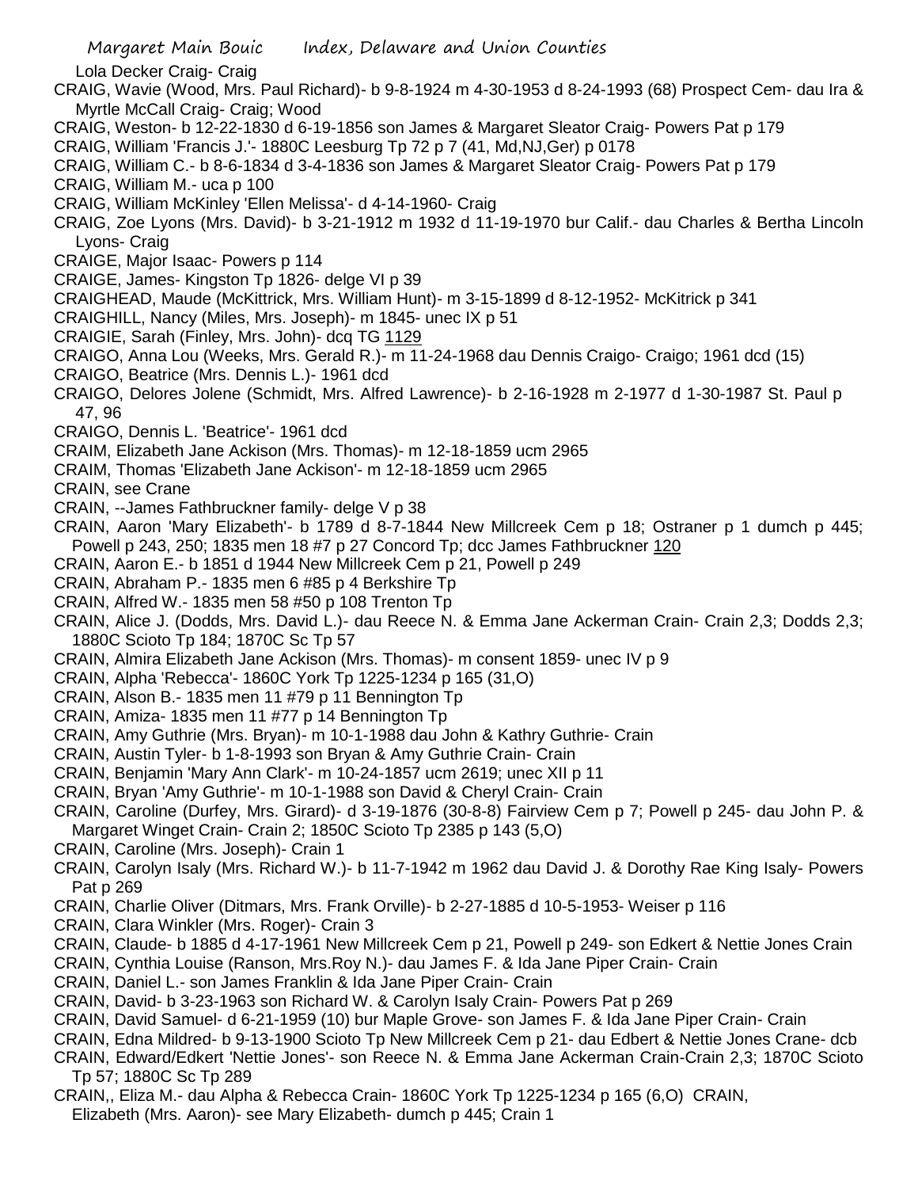Lola Decker Craig- Craig

CRAIG, Wavie (Wood, Mrs. Paul Richard)- b 9-8-1924 m 4-30-1953 d 8-24-1993 (68) Prospect Cem- dau Ira & Myrtle McCall Craig- Craig; Wood

CRAIG, Weston- b 12-22-1830 d 6-19-1856 son James & Margaret Sleator Craig- Powers Pat p 179

CRAIG, William 'Francis J.'- 1880C Leesburg Tp 72 p 7 (41, Md,NJ,Ger) p 0178

CRAIG, William C.- b 8-6-1834 d 3-4-1836 son James & Margaret Sleator Craig- Powers Pat p 179

CRAIG, William M.- uca p 100

CRAIG, William McKinley 'Ellen Melissa'- d 4-14-1960- Craig

CRAIG, Zoe Lyons (Mrs. David)- b 3-21-1912 m 1932 d 11-19-1970 bur Calif.- dau Charles & Bertha Lincoln Lyons- Craig

CRAIGE, Major Isaac- Powers p 114

CRAIGE, James- Kingston Tp 1826- delge VI p 39

CRAIGHEAD, Maude (McKittrick, Mrs. William Hunt)- m 3-15-1899 d 8-12-1952- McKitrick p 341

CRAIGHILL, Nancy (Miles, Mrs. Joseph)- m 1845- unec IX p 51

CRAIGIE, Sarah (Finley, Mrs. John)- dcq TG 1129

CRAIGO, Anna Lou (Weeks, Mrs. Gerald R.)- m 11-24-1968 dau Dennis Craigo- Craigo; 1961 dcd (15)

CRAIGO, Beatrice (Mrs. Dennis L.)- 1961 dcd

CRAIGO, Delores Jolene (Schmidt, Mrs. Alfred Lawrence)- b 2-16-1928 m 2-1977 d 1-30-1987 St. Paul p 47, 96

CRAIGO, Dennis L. 'Beatrice'- 1961 dcd

CRAIM, Elizabeth Jane Ackison (Mrs. Thomas)- m 12-18-1859 ucm 2965

CRAIM, Thomas 'Elizabeth Jane Ackison'- m 12-18-1859 ucm 2965

CRAIN, see Crane

CRAIN, --James Fathbruckner family- delge V p 38

CRAIN, Aaron 'Mary Elizabeth'- b 1789 d 8-7-1844 New Millcreek Cem p 18; Ostraner p 1 dumch p 445; Powell p 243, 250; 1835 men 18 #7 p 27 Concord Tp; dcc James Fathbruckner 120

CRAIN, Aaron E.- b 1851 d 1944 New Millcreek Cem p 21, Powell p 249

CRAIN, Abraham P.- 1835 men 6 #85 p 4 Berkshire Tp

CRAIN, Alfred W.- 1835 men 58 #50 p 108 Trenton Tp

CRAIN, Alice J. (Dodds, Mrs. David L.)- dau Reece N. & Emma Jane Ackerman Crain- Crain 2,3; Dodds 2,3; 1880C Scioto Tp 184; 1870C Sc Tp 57

CRAIN, Almira Elizabeth Jane Ackison (Mrs. Thomas)- m consent 1859- unec IV p 9

CRAIN, Alpha 'Rebecca'- 1860C York Tp 1225-1234 p 165 (31,O)

CRAIN, Alson B.- 1835 men 11 #79 p 11 Bennington Tp

CRAIN, Amiza- 1835 men 11 #77 p 14 Bennington Tp

CRAIN, Amy Guthrie (Mrs. Bryan)- m 10-1-1988 dau John & Kathry Guthrie- Crain

CRAIN, Austin Tyler- b 1-8-1993 son Bryan & Amy Guthrie Crain- Crain

CRAIN, Benjamin 'Mary Ann Clark'- m 10-24-1857 ucm 2619; unec XII p 11

CRAIN, Bryan 'Amy Guthrie'- m 10-1-1988 son David & Cheryl Crain- Crain

CRAIN, Caroline (Durfey, Mrs. Girard)- d 3-19-1876 (30-8-8) Fairview Cem p 7; Powell p 245- dau John P. & Margaret Winget Crain- Crain 2; 1850C Scioto Tp 2385 p 143 (5,O)

CRAIN, Caroline (Mrs. Joseph)- Crain 1

CRAIN, Carolyn Isaly (Mrs. Richard W.)- b 11-7-1942 m 1962 dau David J. & Dorothy Rae King Isaly- Powers Pat p 269

CRAIN, Charlie Oliver (Ditmars, Mrs. Frank Orville)- b 2-27-1885 d 10-5-1953- Weiser p 116

CRAIN, Clara Winkler (Mrs. Roger)- Crain 3

CRAIN, Claude- b 1885 d 4-17-1961 New Millcreek Cem p 21, Powell p 249- son Edkert & Nettie Jones Crain

CRAIN, Cynthia Louise (Ranson, Mrs.Roy N.)- dau James F. & Ida Jane Piper Crain- Crain

CRAIN, Daniel L.- son James Franklin & Ida Jane Piper Crain- Crain

CRAIN, David- b 3-23-1963 son Richard W. & Carolyn Isaly Crain- Powers Pat p 269

CRAIN, David Samuel- d 6-21-1959 (10) bur Maple Grove- son James F. & Ida Jane Piper Crain- Crain

CRAIN, Edna Mildred- b 9-13-1900 Scioto Tp New Millcreek Cem p 21- dau Edbert & Nettie Jones Crane- dcb

CRAIN, Edward/Edkert 'Nettie Jones'- son Reece N. & Emma Jane Ackerman Crain-Crain 2,3; 1870C Scioto Tp 57; 1880C Sc Tp 289

CRAIN,, Eliza M.- dau Alpha & Rebecca Crain- 1860C York Tp 1225-1234 p 165 (6,O) CRAIN, Elizabeth (Mrs. Aaron)- see Mary Elizabeth- dumch p 445; Crain 1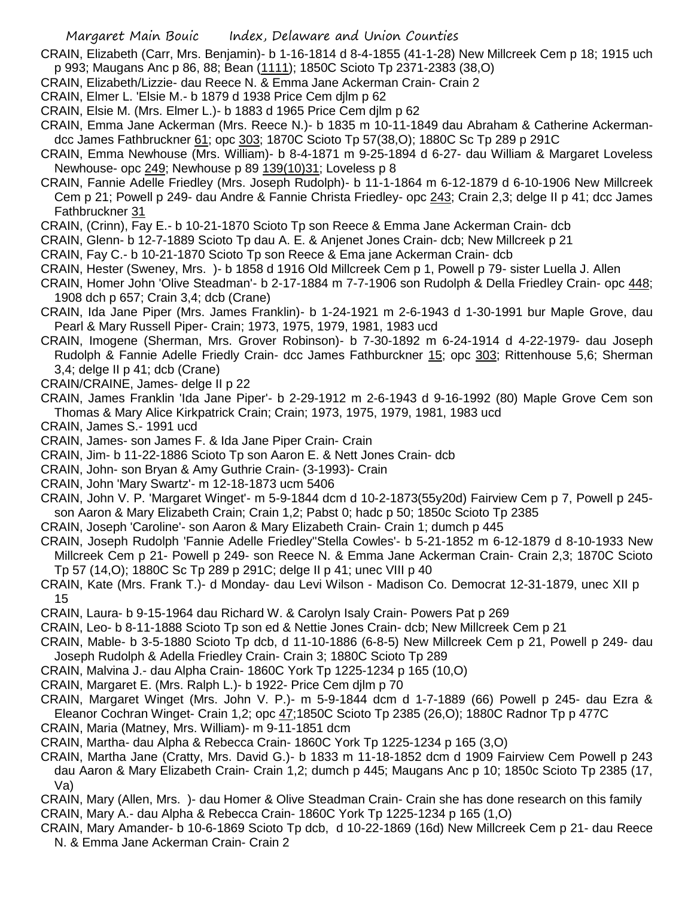CRAIN, Elizabeth (Carr, Mrs. Benjamin)- b 1-16-1814 d 8-4-1855 (41-1-28) New Millcreek Cem p 18; 1915 uch p 993; Maugans Anc p 86, 88; Bean (1111); 1850C Scioto Tp 2371-2383 (38,O)

CRAIN, Elizabeth/Lizzie- dau Reece N. & Emma Jane Ackerman Crain- Crain 2

CRAIN, Elmer L. 'Elsie M.- b 1879 d 1938 Price Cem djlm p 62

CRAIN, Elsie M. (Mrs. Elmer L.)- b 1883 d 1965 Price Cem djlm p 62

CRAIN, Emma Jane Ackerman (Mrs. Reece N.)- b 1835 m 10-11-1849 dau Abraham & Catherine Ackerman- dcc James Fathbruckner 61; opc 303; 1870C Scioto Tp 57(38,O); 1880C Sc Tp 289 p 291C

CRAIN, Emma Newhouse (Mrs. William)- b 8-4-1871 m 9-25-1894 d 6-27- dau William & Margaret Loveless Newhouse- opc 249; Newhouse p 89 139(10)31; Loveless p 8

CRAIN, Fannie Adelle Friedley (Mrs. Joseph Rudolph)- b 11-1-1864 m 6-12-1879 d 6-10-1906 New Millcreek Cem p 21; Powell p 249- dau Andre & Fannie Christa Friedley- opc 243; Crain 2,3; delge II p 41; dcc James Fathbruckner 31

CRAIN, (Crinn), Fay E.- b 10-21-1870 Scioto Tp son Reece & Emma Jane Ackerman Crain- dcb

CRAIN, Glenn- b 12-7-1889 Scioto Tp dau A. E. & Anjenet Jones Crain- dcb; New Millcreek p 21

CRAIN, Fay C.- b 10-21-1870 Scioto Tp son Reece & Ema jane Ackerman Crain- dcb

CRAIN, Hester (Sweney, Mrs. )- b 1858 d 1916 Old Millcreek Cem p 1, Powell p 79- sister Luella J. Allen

CRAIN, Homer John 'Olive Steadman'- b 2-17-1884 m 7-7-1906 son Rudolph & Della Friedley Crain- opc 448; 1908 dch p 657; Crain 3,4; dcb (Crane)

CRAIN, Ida Jane Piper (Mrs. James Franklin)- b 1-24-1921 m 2-6-1943 d 1-30-1991 bur Maple Grove, dau Pearl & Mary Russell Piper- Crain; 1973, 1975, 1979, 1981, 1983 ucd

CRAIN, Imogene (Sherman, Mrs. Grover Robinson)- b 7-30-1892 m 6-24-1914 d 4-22-1979- dau Joseph Rudolph & Fannie Adelle Friedly Crain- dcc James Fathburckner 15; opc 303; Rittenhouse 5,6; Sherman 3,4; delge II p 41; dcb (Crane)

CRAIN/CRAINE, James- delge II p 22

CRAIN, James Franklin 'Ida Jane Piper'- b 2-29-1912 m 2-6-1943 d 9-16-1992 (80) Maple Grove Cem son Thomas & Mary Alice Kirkpatrick Crain; Crain; 1973, 1975, 1979, 1981, 1983 ucd

CRAIN, James S.- 1991 ucd

CRAIN, James- son James F. & Ida Jane Piper Crain- Crain

CRAIN, Jim- b 11-22-1886 Scioto Tp son Aaron E. & Nett Jones Crain- dcb

CRAIN, John- son Bryan & Amy Guthrie Crain- (3-1993)- Crain

CRAIN, John 'Mary Swartz'- m 12-18-1873 ucm 5406

CRAIN, John V. P. 'Margaret Winget'- m 5-9-1844 dcm d 10-2-1873(55y20d) Fairview Cem p 7, Powell p 245- son Aaron & Mary Elizabeth Crain; Crain 1,2; Pabst 0; hadc p 50; 1850c Scioto Tp 2385

CRAIN, Joseph 'Caroline'- son Aaron & Mary Elizabeth Crain- Crain 1; dumch p 445

CRAIN, Joseph Rudolph 'Fannie Adelle Friedley''Stella Cowles'- b 5-21-1852 m 6-12-1879 d 8-10-1933 New Millcreek Cem p 21- Powell p 249- son Reece N. & Emma Jane Ackerman Crain- Crain 2,3; 1870C Scioto Tp 57 (14,O); 1880C Sc Tp 289 p 291C; delge II p 41; unec VIII p 40

CRAIN, Kate (Mrs. Frank T.)- d Monday- dau Levi Wilson - Madison Co. Democrat 12-31-1879, unec XII p 15

CRAIN, Laura- b 9-15-1964 dau Richard W. & Carolyn Isaly Crain- Powers Pat p 269

CRAIN, Leo- b 8-11-1888 Scioto Tp son ed & Nettie Jones Crain- dcb; New Millcreek Cem p 21

CRAIN, Mable- b 3-5-1880 Scioto Tp dcb, d 11-10-1886 (6-8-5) New Millcreek Cem p 21, Powell p 249- dau Joseph Rudolph & Adella Friedley Crain- Crain 3; 1880C Scioto Tp 289

CRAIN, Malvina J.- dau Alpha Crain- 1860C York Tp 1225-1234 p 165 (10,O)

CRAIN, Margaret E. (Mrs. Ralph L.)- b 1922- Price Cem djlm p 70

CRAIN, Margaret Winget (Mrs. John V. P.)- m 5-9-1844 dcm d 1-7-1889 (66) Powell p 245- dau Ezra & Eleanor Cochran Winget- Crain 1,2; opc 47;1850C Scioto Tp 2385 (26,O); 1880C Radnor Tp p 477C

CRAIN, Maria (Matney, Mrs. William)- m 9-11-1851 dcm

CRAIN, Martha- dau Alpha & Rebecca Crain- 1860C York Tp 1225-1234 p 165 (3,O)

CRAIN, Martha Jane (Cratty, Mrs. David G.)- b 1833 m 11-18-1852 dcm d 1909 Fairview Cem Powell p 243 dau Aaron & Mary Elizabeth Crain- Crain 1,2; dumch p 445; Maugans Anc p 10; 1850c Scioto Tp 2385 (17, Va)

CRAIN, Mary (Allen, Mrs. )- dau Homer & Olive Steadman Crain- Crain she has done research on this family

CRAIN, Mary A.- dau Alpha & Rebecca Crain- 1860C York Tp 1225-1234 p 165 (1,O)

CRAIN, Mary Amander- b 10-6-1869 Scioto Tp dcb, d 10-22-1869 (16d) New Millcreek Cem p 21- dau Reece N. & Emma Jane Ackerman Crain- Crain 2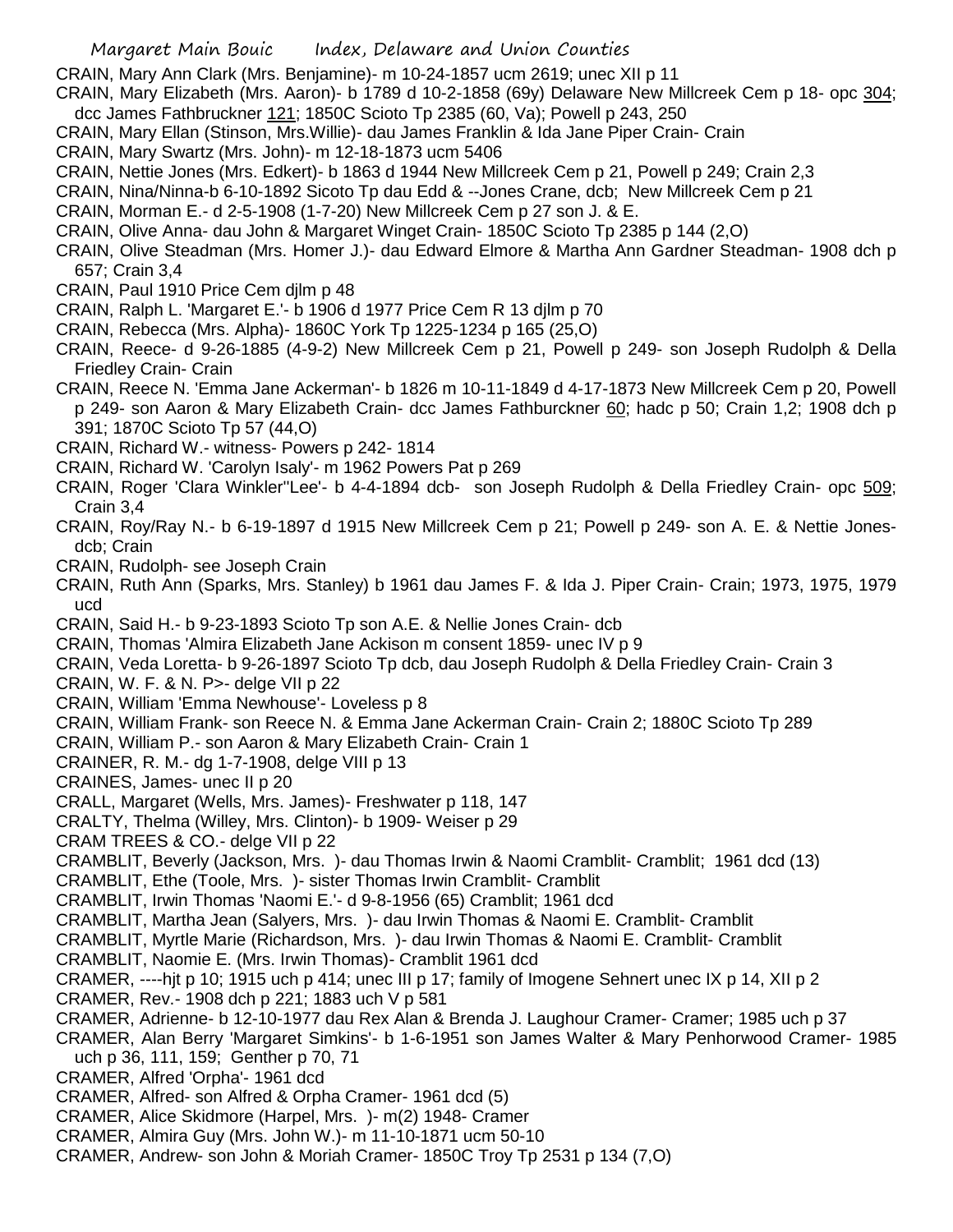CRAIN, Mary Ann Clark (Mrs. Benjamine)- m 10-24-1857 ucm 2619; unec XII p 11

CRAIN, Mary Elizabeth (Mrs. Aaron)- b 1789 d 10-2-1858 (69y) Delaware New Millcreek Cem p 18- opc 304; dcc James Fathbruckner 121; 1850C Scioto Tp 2385 (60, Va); Powell p 243, 250

CRAIN, Mary Ellan (Stinson, Mrs.Willie)- dau James Franklin & Ida Jane Piper Crain- Crain

CRAIN, Mary Swartz (Mrs. John)- m 12-18-1873 ucm 5406

CRAIN, Nettie Jones (Mrs. Edkert)- b 1863 d 1944 New Millcreek Cem p 21, Powell p 249; Crain 2,3

CRAIN, Nina/Ninna-b 6-10-1892 Sicoto Tp dau Edd & --Jones Crane, dcb; New Millcreek Cem p 21

CRAIN, Morman E.- d 2-5-1908 (1-7-20) New Millcreek Cem p 27 son J. & E.

CRAIN, Olive Anna- dau John & Margaret Winget Crain- 1850C Scioto Tp 2385 p 144 (2,O)

CRAIN, Olive Steadman (Mrs. Homer J.)- dau Edward Elmore & Martha Ann Gardner Steadman- 1908 dch p 657; Crain 3,4

CRAIN, Paul 1910 Price Cem djlm p 48

CRAIN, Ralph L. 'Margaret E.'- b 1906 d 1977 Price Cem R 13 djlm p 70

CRAIN, Rebecca (Mrs. Alpha)- 1860C York Tp 1225-1234 p 165 (25,O)

CRAIN, Reece- d 9-26-1885 (4-9-2) New Millcreek Cem p 21, Powell p 249- son Joseph Rudolph & Della Friedley Crain- Crain

CRAIN, Reece N. 'Emma Jane Ackerman'- b 1826 m 10-11-1849 d 4-17-1873 New Millcreek Cem p 20, Powell p 249- son Aaron & Mary Elizabeth Crain- dcc James Fathburckner 60; hadc p 50; Crain 1,2; 1908 dch p 391; 1870C Scioto Tp 57 (44,O)

CRAIN, Richard W.- witness- Powers p 242- 1814

CRAIN, Richard W. 'Carolyn Isaly'- m 1962 Powers Pat p 269

CRAIN, Roger 'Clara Winkler''Lee'- b 4-4-1894 dcb- son Joseph Rudolph & Della Friedley Crain- opc 509; Crain 3,4

CRAIN, Roy/Ray N.- b 6-19-1897 d 1915 New Millcreek Cem p 21; Powell p 249- son A. E. & Nettie Jones- dcb; Crain

CRAIN, Rudolph- see Joseph Crain

CRAIN, Ruth Ann (Sparks, Mrs. Stanley) b 1961 dau James F. & Ida J. Piper Crain- Crain; 1973, 1975, 1979 ucd

CRAIN, Said H.- b 9-23-1893 Scioto Tp son A.E. & Nellie Jones Crain- dcb

CRAIN, Thomas 'Almira Elizabeth Jane Ackison m consent 1859- unec IV p 9

CRAIN, Veda Loretta- b 9-26-1897 Scioto Tp dcb, dau Joseph Rudolph & Della Friedley Crain- Crain 3

CRAIN, W. F. & N. P>- delge VII p 22

CRAIN, William 'Emma Newhouse'- Loveless p 8

CRAIN, William Frank- son Reece N. & Emma Jane Ackerman Crain- Crain 2; 1880C Scioto Tp 289

CRAIN, William P.- son Aaron & Mary Elizabeth Crain- Crain 1

CRAINER, R. M.- dg 1-7-1908, delge VIII p 13

CRAINES, James- unec II p 20

CRALL, Margaret (Wells, Mrs. James)- Freshwater p 118, 147

CRALTY, Thelma (Willey, Mrs. Clinton)- b 1909- Weiser p 29

CRAM TREES & CO.- delge VII p 22

CRAMBLIT, Beverly (Jackson, Mrs. )- dau Thomas Irwin & Naomi Cramblit- Cramblit; 1961 dcd (13)

CRAMBLIT, Ethe (Toole, Mrs. )- sister Thomas Irwin Cramblit- Cramblit

CRAMBLIT, Irwin Thomas 'Naomi E.'- d 9-8-1956 (65) Cramblit; 1961 dcd

CRAMBLIT, Martha Jean (Salyers, Mrs. )- dau Irwin Thomas & Naomi E. Cramblit- Cramblit

CRAMBLIT, Myrtle Marie (Richardson, Mrs. )- dau Irwin Thomas & Naomi E. Cramblit- Cramblit

CRAMBLIT, Naomie E. (Mrs. Irwin Thomas)- Cramblit 1961 dcd

CRAMER, ----hjt p 10; 1915 uch p 414; unec III p 17; family of Imogene Sehnert unec IX p 14, XII p 2

CRAMER, Rev.- 1908 dch p 221; 1883 uch V p 581

CRAMER, Adrienne- b 12-10-1977 dau Rex Alan & Brenda J. Laughour Cramer- Cramer; 1985 uch p 37

CRAMER, Alan Berry 'Margaret Simkins'- b 1-6-1951 son James Walter & Mary Penhorwood Cramer- 1985 uch p 36, 111, 159; Genther p 70, 71

CRAMER, Alfred 'Orpha'- 1961 dcd

CRAMER, Alfred- son Alfred & Orpha Cramer- 1961 dcd (5)

CRAMER, Alice Skidmore (Harpel, Mrs. )- m(2) 1948- Cramer

CRAMER, Almira Guy (Mrs. John W.)- m 11-10-1871 ucm 50-10

CRAMER, Andrew- son John & Moriah Cramer- 1850C Troy Tp 2531 p 134 (7,O)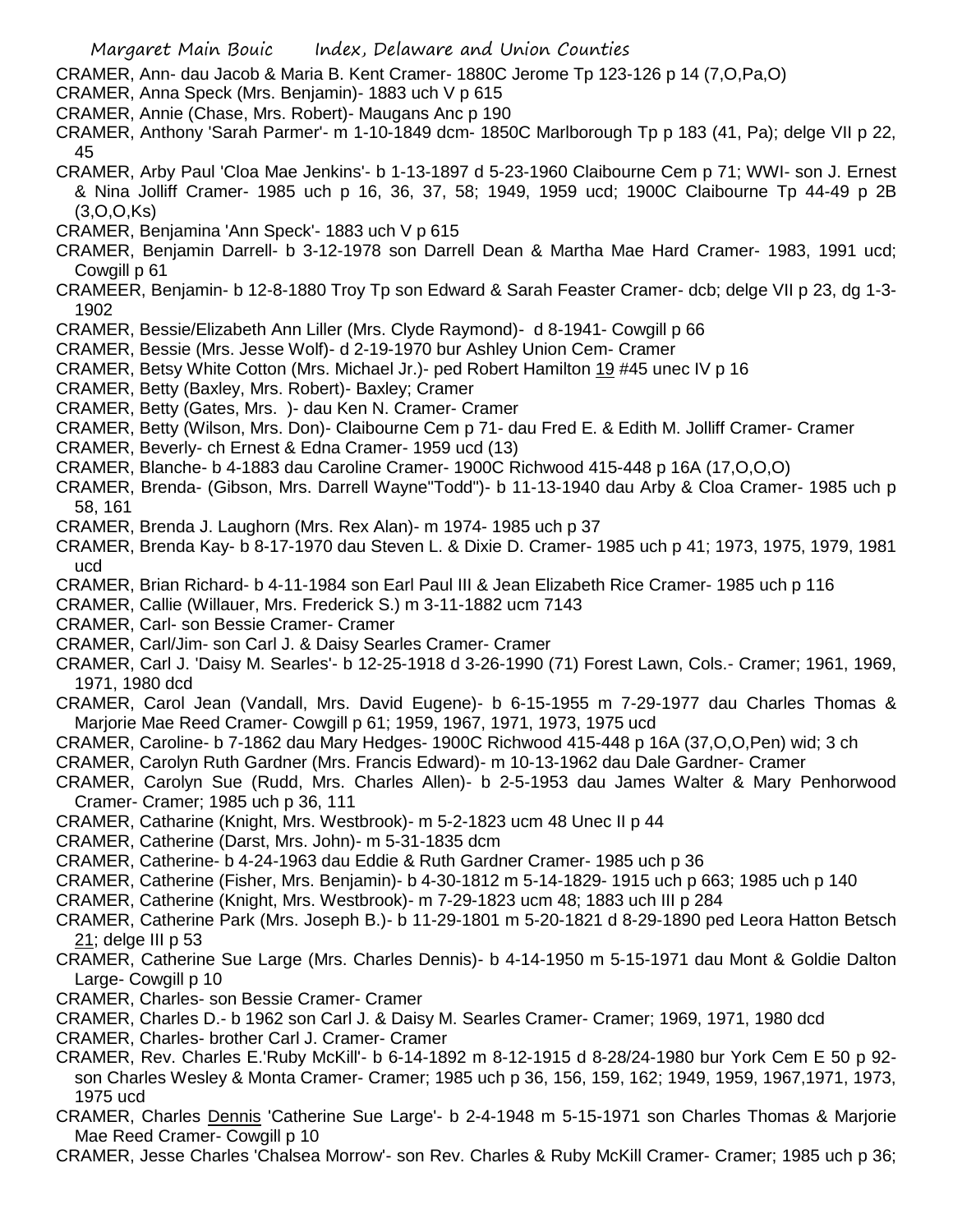CRAMER, Ann- dau Jacob & Maria B. Kent Cramer- 1880C Jerome Tp 123-126 p 14 (7,O,Pa,O)

CRAMER, Anna Speck (Mrs. Benjamin)- 1883 uch V p 615

CRAMER, Annie (Chase, Mrs. Robert)- Maugans Anc p 190

CRAMER, Anthony 'Sarah Parmer'- m 1-10-1849 dcm- 1850C Marlborough Tp p 183 (41, Pa); delge VII p 22, 45

CRAMER, Arby Paul 'Cloa Mae Jenkins'- b 1-13-1897 d 5-23-1960 Claibourne Cem p 71; WWI- son J. Ernest & Nina Jolliff Cramer- 1985 uch p 16, 36, 37, 58; 1949, 1959 ucd; 1900C Claibourne Tp 44-49 p 2B (3,O,O,Ks)

CRAMER, Benjamina 'Ann Speck'- 1883 uch V p 615

CRAMER, Benjamin Darrell- b 3-12-1978 son Darrell Dean & Martha Mae Hard Cramer- 1983, 1991 ucd; Cowgill p 61

CRAMEER, Benjamin- b 12-8-1880 Troy Tp son Edward & Sarah Feaster Cramer- dcb; delge VII p 23, dg 1-3-1902

CRAMER, Bessie/Elizabeth Ann Liller (Mrs. Clyde Raymond)- d 8-1941- Cowgill p 66

CRAMER, Bessie (Mrs. Jesse Wolf)- d 2-19-1970 bur Ashley Union Cem- Cramer

CRAMER, Betsy White Cotton (Mrs. Michael Jr.)- ped Robert Hamilton 19 #45 unec IV p 16

CRAMER, Betty (Baxley, Mrs. Robert)- Baxley; Cramer

CRAMER, Betty (Gates, Mrs. )- dau Ken N. Cramer- Cramer

CRAMER, Betty (Wilson, Mrs. Don)- Claibourne Cem p 71- dau Fred E. & Edith M. Jolliff Cramer- Cramer

CRAMER, Beverly- ch Ernest & Edna Cramer- 1959 ucd (13)

CRAMER, Blanche- b 4-1883 dau Caroline Cramer- 1900C Richwood 415-448 p 16A (17,O,O,O)

CRAMER, Brenda- (Gibson, Mrs. Darrell Wayne"Todd")- b 11-13-1940 dau Arby & Cloa Cramer- 1985 uch p 58, 161

CRAMER, Brenda J. Laughorn (Mrs. Rex Alan)- m 1974- 1985 uch p 37

CRAMER, Brenda Kay- b 8-17-1970 dau Steven L. & Dixie D. Cramer- 1985 uch p 41; 1973, 1975, 1979, 1981 ucd

CRAMER, Brian Richard- b 4-11-1984 son Earl Paul III & Jean Elizabeth Rice Cramer- 1985 uch p 116

CRAMER, Callie (Willauer, Mrs. Frederick S.) m 3-11-1882 ucm 7143

CRAMER, Carl- son Bessie Cramer- Cramer

CRAMER, Carl/Jim- son Carl J. & Daisy Searles Cramer- Cramer

CRAMER, Carl J. 'Daisy M. Searles'- b 12-25-1918 d 3-26-1990 (71) Forest Lawn, Cols.- Cramer; 1961, 1969, 1971, 1980 dcd

CRAMER, Carol Jean (Vandall, Mrs. David Eugene)- b 6-15-1955 m 7-29-1977 dau Charles Thomas & Marjorie Mae Reed Cramer- Cowgill p 61; 1959, 1967, 1971, 1973, 1975 ucd

CRAMER, Caroline- b 7-1862 dau Mary Hedges- 1900C Richwood 415-448 p 16A (37,O,O,Pen) wid; 3 ch

CRAMER, Carolyn Ruth Gardner (Mrs. Francis Edward)- m 10-13-1962 dau Dale Gardner- Cramer

CRAMER, Carolyn Sue (Rudd, Mrs. Charles Allen)- b 2-5-1953 dau James Walter & Mary Penhorwood Cramer- Cramer; 1985 uch p 36, 111

CRAMER, Catharine (Knight, Mrs. Westbrook)- m 5-2-1823 ucm 48 Unec II p 44

CRAMER, Catherine (Darst, Mrs. John)- m 5-31-1835 dcm

CRAMER, Catherine- b 4-24-1963 dau Eddie & Ruth Gardner Cramer- 1985 uch p 36

CRAMER, Catherine (Fisher, Mrs. Benjamin)- b 4-30-1812 m 5-14-1829- 1915 uch p 663; 1985 uch p 140

CRAMER, Catherine (Knight, Mrs. Westbrook)- m 7-29-1823 ucm 48; 1883 uch III p 284

CRAMER, Catherine Park (Mrs. Joseph B.)- b 11-29-1801 m 5-20-1821 d 8-29-1890 ped Leora Hatton Betsch 21; delge III p 53

CRAMER, Catherine Sue Large (Mrs. Charles Dennis)- b 4-14-1950 m 5-15-1971 dau Mont & Goldie Dalton Large- Cowgill p 10

CRAMER, Charles- son Bessie Cramer- Cramer

CRAMER, Charles D.- b 1962 son Carl J. & Daisy M. Searles Cramer- Cramer; 1969, 1971, 1980 dcd

CRAMER, Charles- brother Carl J. Cramer- Cramer

CRAMER, Rev. Charles E.'Ruby McKill'- b 6-14-1892 m 8-12-1915 d 8-28/24-1980 bur York Cem E 50 p 92- son Charles Wesley & Monta Cramer- Cramer; 1985 uch p 36, 156, 159, 162; 1949, 1959, 1967,1971, 1973, 1975 ucd

CRAMER, Charles Dennis 'Catherine Sue Large'- b 2-4-1948 m 5-15-1971 son Charles Thomas & Marjorie Mae Reed Cramer- Cowgill p 10

CRAMER, Jesse Charles 'Chalsea Morrow'- son Rev. Charles & Ruby McKill Cramer- Cramer; 1985 uch p 36;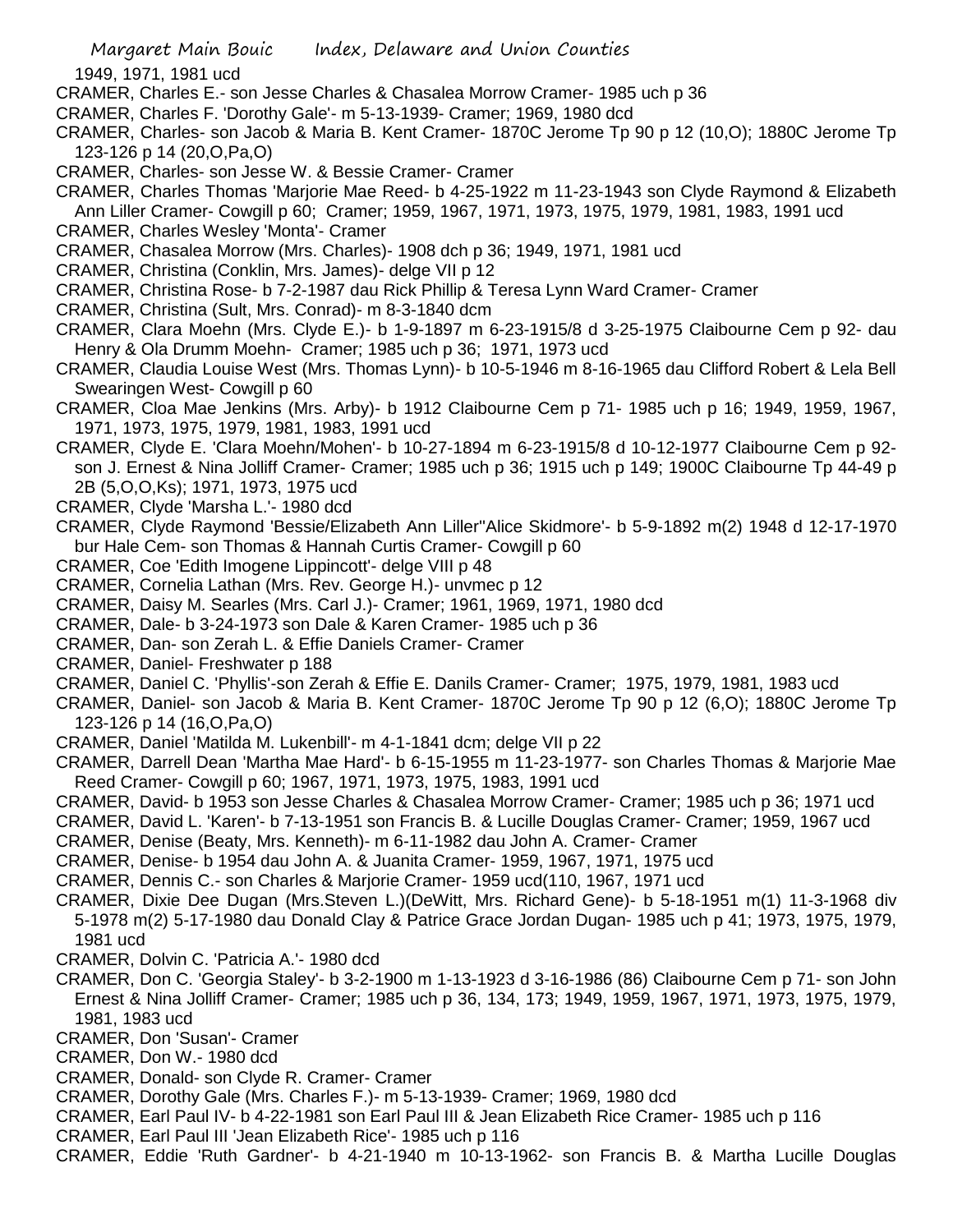1949, 1971, 1981 ucd

CRAMER, Charles E.- son Jesse Charles & Chasalea Morrow Cramer- 1985 uch p 36

CRAMER, Charles F. 'Dorothy Gale'- m 5-13-1939- Cramer; 1969, 1980 dcd

CRAMER, Charles- son Jacob & Maria B. Kent Cramer- 1870C Jerome Tp 90 p 12 (10,O); 1880C Jerome Tp 123-126 p 14 (20,O,Pa,O)

CRAMER, Charles- son Jesse W. & Bessie Cramer- Cramer

CRAMER, Charles Thomas 'Marjorie Mae Reed- b 4-25-1922 m 11-23-1943 son Clyde Raymond & Elizabeth Ann Liller Cramer- Cowgill p 60; Cramer; 1959, 1967, 1971, 1973, 1975, 1979, 1981, 1983, 1991 ucd

CRAMER, Charles Wesley 'Monta'- Cramer

CRAMER, Chasalea Morrow (Mrs. Charles)- 1908 dch p 36; 1949, 1971, 1981 ucd

CRAMER, Christina (Conklin, Mrs. James)- delge VII p 12

CRAMER, Christina Rose- b 7-2-1987 dau Rick Phillip & Teresa Lynn Ward Cramer- Cramer

CRAMER, Christina (Sult, Mrs. Conrad)- m 8-3-1840 dcm

CRAMER, Clara Moehn (Mrs. Clyde E.)- b 1-9-1897 m 6-23-1915/8 d 3-25-1975 Claibourne Cem p 92- dau Henry & Ola Drumm Moehn- Cramer; 1985 uch p 36; 1971, 1973 ucd

CRAMER, Claudia Louise West (Mrs. Thomas Lynn)- b 10-5-1946 m 8-16-1965 dau Clifford Robert & Lela Bell Swearingen West- Cowgill p 60

CRAMER, Cloa Mae Jenkins (Mrs. Arby)- b 1912 Claibourne Cem p 71- 1985 uch p 16; 1949, 1959, 1967, 1971, 1973, 1975, 1979, 1981, 1983, 1991 ucd

CRAMER, Clyde E. 'Clara Moehn/Mohen'- b 10-27-1894 m 6-23-1915/8 d 10-12-1977 Claibourne Cem p 92- son J. Ernest & Nina Jolliff Cramer- Cramer; 1985 uch p 36; 1915 uch p 149; 1900C Claibourne Tp 44-49 p 2B (5,O,O,Ks); 1971, 1973, 1975 ucd

CRAMER, Clyde 'Marsha L.'- 1980 dcd

CRAMER, Clyde Raymond 'Bessie/Elizabeth Ann Liller''Alice Skidmore'- b 5-9-1892 m(2) 1948 d 12-17-1970 bur Hale Cem- son Thomas & Hannah Curtis Cramer- Cowgill p 60

CRAMER, Coe 'Edith Imogene Lippincott'- delge VIII p 48

CRAMER, Cornelia Lathan (Mrs. Rev. George H.)- unvmec p 12

CRAMER, Daisy M. Searles (Mrs. Carl J.)- Cramer; 1961, 1969, 1971, 1980 dcd

CRAMER, Dale- b 3-24-1973 son Dale & Karen Cramer- 1985 uch p 36

CRAMER, Dan- son Zerah L. & Effie Daniels Cramer- Cramer

CRAMER, Daniel- Freshwater p 188

CRAMER, Daniel C. 'Phyllis'-son Zerah & Effie E. Danils Cramer- Cramer; 1975, 1979, 1981, 1983 ucd

CRAMER, Daniel- son Jacob & Maria B. Kent Cramer- 1870C Jerome Tp 90 p 12 (6,O); 1880C Jerome Tp 123-126 p 14 (16,O,Pa,O)

CRAMER, Daniel 'Matilda M. Lukenbill'- m 4-1-1841 dcm; delge VII p 22

CRAMER, Darrell Dean 'Martha Mae Hard'- b 6-15-1955 m 11-23-1977- son Charles Thomas & Marjorie Mae Reed Cramer- Cowgill p 60; 1967, 1971, 1973, 1975, 1983, 1991 ucd

CRAMER, David- b 1953 son Jesse Charles & Chasalea Morrow Cramer- Cramer; 1985 uch p 36; 1971 ucd

CRAMER, David L. 'Karen'- b 7-13-1951 son Francis B. & Lucille Douglas Cramer- Cramer; 1959, 1967 ucd

CRAMER, Denise (Beaty, Mrs. Kenneth)- m 6-11-1982 dau John A. Cramer- Cramer

CRAMER, Denise- b 1954 dau John A. & Juanita Cramer- 1959, 1967, 1971, 1975 ucd

CRAMER, Dennis C.- son Charles & Marjorie Cramer- 1959 ucd(110, 1967, 1971 ucd

CRAMER, Dixie Dee Dugan (Mrs.Steven L.)(DeWitt, Mrs. Richard Gene)- b 5-18-1951 m(1) 11-3-1968 div 5-1978 m(2) 5-17-1980 dau Donald Clay & Patrice Grace Jordan Dugan- 1985 uch p 41; 1973, 1975, 1979, 1981 ucd

CRAMER, Dolvin C. 'Patricia A.'- 1980 dcd

CRAMER, Don C. 'Georgia Staley'- b 3-2-1900 m 1-13-1923 d 3-16-1986 (86) Claibourne Cem p 71- son John Ernest & Nina Jolliff Cramer- Cramer; 1985 uch p 36, 134, 173; 1949, 1959, 1967, 1971, 1973, 1975, 1979, 1981, 1983 ucd

CRAMER, Don 'Susan'- Cramer

CRAMER, Don W.- 1980 dcd

CRAMER, Donald- son Clyde R. Cramer- Cramer

CRAMER, Dorothy Gale (Mrs. Charles F.)- m 5-13-1939- Cramer; 1969, 1980 dcd

CRAMER, Earl Paul IV- b 4-22-1981 son Earl Paul III & Jean Elizabeth Rice Cramer- 1985 uch p 116

CRAMER, Earl Paul III 'Jean Elizabeth Rice'- 1985 uch p 116

CRAMER, Eddie 'Ruth Gardner'- b 4-21-1940 m 10-13-1962- son Francis B. & Martha Lucille Douglas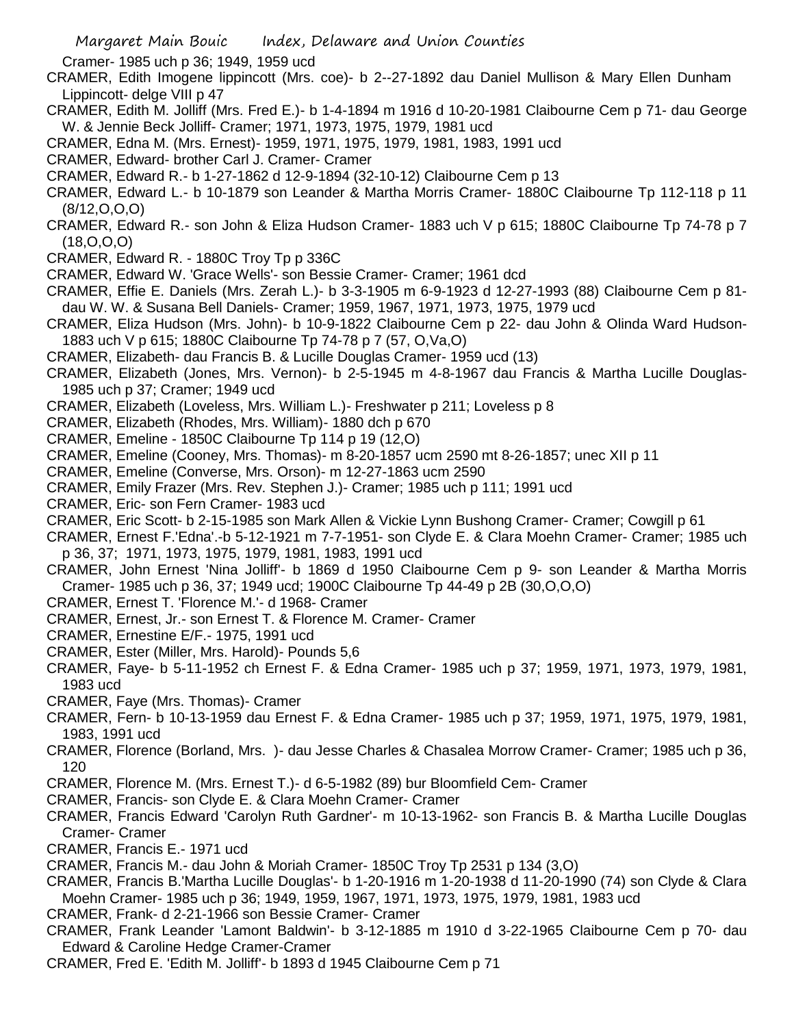Cramer- 1985 uch p 36; 1949, 1959 ucd

CRAMER, Edith Imogene lippincott (Mrs. coe)- b 2--27-1892 dau Daniel Mullison & Mary Ellen Dunham Lippincott- delge VIII p 47

CRAMER, Edith M. Jolliff (Mrs. Fred E.)- b 1-4-1894 m 1916 d 10-20-1981 Claibourne Cem p 71- dau George W. & Jennie Beck Jolliff- Cramer; 1971, 1973, 1975, 1979, 1981 ucd

CRAMER, Edna M. (Mrs. Ernest)- 1959, 1971, 1975, 1979, 1981, 1983, 1991 ucd

CRAMER, Edward- brother Carl J. Cramer- Cramer

CRAMER, Edward R.- b 1-27-1862 d 12-9-1894 (32-10-12) Claibourne Cem p 13

CRAMER, Edward L.- b 10-1879 son Leander & Martha Morris Cramer- 1880C Claibourne Tp 112-118 p 11 (8/12,O,O,O)

CRAMER, Edward R.- son John & Eliza Hudson Cramer- 1883 uch V p 615; 1880C Claibourne Tp 74-78 p 7 (18,O,O,O)

CRAMER, Edward R. - 1880C Troy Tp p 336C

CRAMER, Edward W. 'Grace Wells'- son Bessie Cramer- Cramer; 1961 dcd

CRAMER, Effie E. Daniels (Mrs. Zerah L.)- b 3-3-1905 m 6-9-1923 d 12-27-1993 (88) Claibourne Cem p 81- dau W. W. & Susana Bell Daniels- Cramer; 1959, 1967, 1971, 1973, 1975, 1979 ucd

CRAMER, Eliza Hudson (Mrs. John)- b 10-9-1822 Claibourne Cem p 22- dau John & Olinda Ward Hudson- 1883 uch V p 615; 1880C Claibourne Tp 74-78 p 7 (57, O,Va,O)

CRAMER, Elizabeth- dau Francis B. & Lucille Douglas Cramer- 1959 ucd (13)

CRAMER, Elizabeth (Jones, Mrs. Vernon)- b 2-5-1945 m 4-8-1967 dau Francis & Martha Lucille Douglas- 1985 uch p 37; Cramer; 1949 ucd

CRAMER, Elizabeth (Loveless, Mrs. William L.)- Freshwater p 211; Loveless p 8

CRAMER, Elizabeth (Rhodes, Mrs. William)- 1880 dch p 670

CRAMER, Emeline - 1850C Claibourne Tp 114 p 19 (12,O)

CRAMER, Emeline (Cooney, Mrs. Thomas)- m 8-20-1857 ucm 2590 mt 8-26-1857; unec XII p 11

CRAMER, Emeline (Converse, Mrs. Orson)- m 12-27-1863 ucm 2590

CRAMER, Emily Frazer (Mrs. Rev. Stephen J.)- Cramer; 1985 uch p 111; 1991 ucd

CRAMER, Eric- son Fern Cramer- 1983 ucd

CRAMER, Eric Scott- b 2-15-1985 son Mark Allen & Vickie Lynn Bushong Cramer- Cramer; Cowgill p 61

CRAMER, Ernest F.'Edna'.-b 5-12-1921 m 7-7-1951- son Clyde E. & Clara Moehn Cramer- Cramer; 1985 uch p 36, 37; 1971, 1973, 1975, 1979, 1981, 1983, 1991 ucd

CRAMER, John Ernest 'Nina Jolliff'- b 1869 d 1950 Claibourne Cem p 9- son Leander & Martha Morris Cramer- 1985 uch p 36, 37; 1949 ucd; 1900C Claibourne Tp 44-49 p 2B (30,O,O,O)

CRAMER, Ernest T. 'Florence M.'- d 1968- Cramer

CRAMER, Ernest, Jr.- son Ernest T. & Florence M. Cramer- Cramer

CRAMER, Ernestine E/F.- 1975, 1991 ucd

CRAMER, Ester (Miller, Mrs. Harold)- Pounds 5,6

CRAMER, Faye- b 5-11-1952 ch Ernest F. & Edna Cramer- 1985 uch p 37; 1959, 1971, 1973, 1979, 1981, 1983 ucd

CRAMER, Faye (Mrs. Thomas)- Cramer

CRAMER, Fern- b 10-13-1959 dau Ernest F. & Edna Cramer- 1985 uch p 37; 1959, 1971, 1975, 1979, 1981, 1983, 1991 ucd

CRAMER, Florence (Borland, Mrs. )- dau Jesse Charles & Chasalea Morrow Cramer- Cramer; 1985 uch p 36, 120

CRAMER, Florence M. (Mrs. Ernest T.)- d 6-5-1982 (89) bur Bloomfield Cem- Cramer

CRAMER, Francis- son Clyde E. & Clara Moehn Cramer- Cramer

CRAMER, Francis Edward 'Carolyn Ruth Gardner'- m 10-13-1962- son Francis B. & Martha Lucille Douglas Cramer- Cramer

CRAMER, Francis E.- 1971 ucd

CRAMER, Francis M.- dau John & Moriah Cramer- 1850C Troy Tp 2531 p 134 (3,O)

CRAMER, Francis B.'Martha Lucille Douglas'- b 1-20-1916 m 1-20-1938 d 11-20-1990 (74) son Clyde & Clara Moehn Cramer- 1985 uch p 36; 1949, 1959, 1967, 1971, 1973, 1975, 1979, 1981, 1983 ucd

CRAMER, Frank- d 2-21-1966 son Bessie Cramer- Cramer

CRAMER, Frank Leander 'Lamont Baldwin'- b 3-12-1885 m 1910 d 3-22-1965 Claibourne Cem p 70- dau Edward & Caroline Hedge Cramer-Cramer

CRAMER, Fred E. 'Edith M. Jolliff'- b 1893 d 1945 Claibourne Cem p 71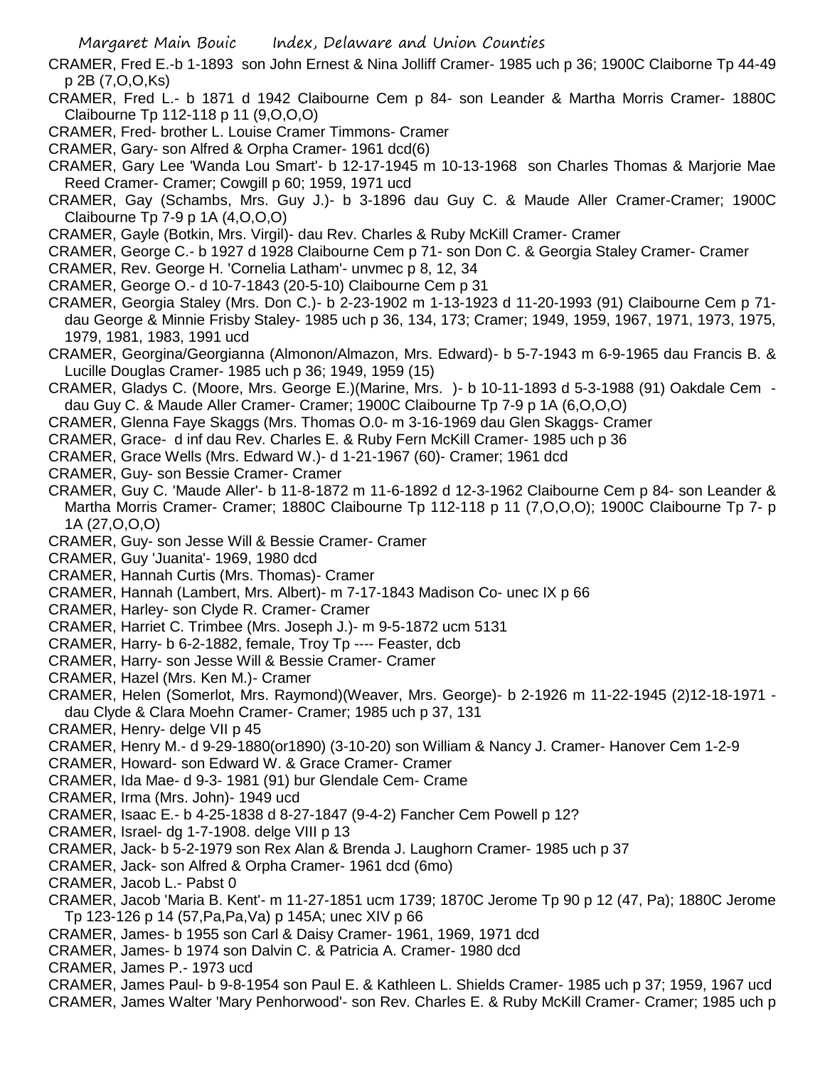CRAMER, Fred E.-b 1-1893 son John Ernest & Nina Jolliff Cramer- 1985 uch p 36; 1900C Claiborne Tp 44-49 p 2B (7,O,O,Ks)

CRAMER, Fred L.- b 1871 d 1942 Claibourne Cem p 84- son Leander & Martha Morris Cramer- 1880C Claibourne Tp 112-118 p 11 (9,O,O,O)

CRAMER, Fred- brother L. Louise Cramer Timmons- Cramer

CRAMER, Gary- son Alfred & Orpha Cramer- 1961 dcd(6)

CRAMER, Gary Lee 'Wanda Lou Smart'- b 12-17-1945 m 10-13-1968 son Charles Thomas & Marjorie Mae Reed Cramer- Cramer; Cowgill p 60; 1959, 1971 ucd

CRAMER, Gay (Schambs, Mrs. Guy J.)- b 3-1896 dau Guy C. & Maude Aller Cramer-Cramer; 1900C Claibourne Tp 7-9 p 1A (4,O,O,O)

CRAMER, Gayle (Botkin, Mrs. Virgil)- dau Rev. Charles & Ruby McKill Cramer- Cramer

CRAMER, George C.- b 1927 d 1928 Claibourne Cem p 71- son Don C. & Georgia Staley Cramer- Cramer

CRAMER, Rev. George H. 'Cornelia Latham'- unvmec p 8, 12, 34

CRAMER, George O.- d 10-7-1843 (20-5-10) Claibourne Cem p 31

CRAMER, Georgia Staley (Mrs. Don C.)- b 2-23-1902 m 1-13-1923 d 11-20-1993 (91) Claibourne Cem p 71- dau George & Minnie Frisby Staley- 1985 uch p 36, 134, 173; Cramer; 1949, 1959, 1967, 1971, 1973, 1975, 1979, 1981, 1983, 1991 ucd

CRAMER, Georgina/Georgianna (Almonon/Almazon, Mrs. Edward)- b 5-7-1943 m 6-9-1965 dau Francis B. & Lucille Douglas Cramer- 1985 uch p 36; 1949, 1959 (15)

CRAMER, Gladys C. (Moore, Mrs. George E.)(Marine, Mrs. )- b 10-11-1893 d 5-3-1988 (91) Oakdale Cem - dau Guy C. & Maude Aller Cramer- Cramer; 1900C Claibourne Tp 7-9 p 1A (6,O,O,O)

CRAMER, Glenna Faye Skaggs (Mrs. Thomas O.0- m 3-16-1969 dau Glen Skaggs- Cramer

CRAMER, Grace- d inf dau Rev. Charles E. & Ruby Fern McKill Cramer- 1985 uch p 36

CRAMER, Grace Wells (Mrs. Edward W.)- d 1-21-1967 (60)- Cramer; 1961 dcd

CRAMER, Guy- son Bessie Cramer- Cramer

CRAMER, Guy C. 'Maude Aller'- b 11-8-1872 m 11-6-1892 d 12-3-1962 Claibourne Cem p 84- son Leander & Martha Morris Cramer- Cramer; 1880C Claibourne Tp 112-118 p 11 (7,O,O,O); 1900C Claibourne Tp 7- p 1A (27,O,O,O)

CRAMER, Guy- son Jesse Will & Bessie Cramer- Cramer

CRAMER, Guy 'Juanita'- 1969, 1980 dcd

CRAMER, Hannah Curtis (Mrs. Thomas)- Cramer

CRAMER, Hannah (Lambert, Mrs. Albert)- m 7-17-1843 Madison Co- unec IX p 66

CRAMER, Harley- son Clyde R. Cramer- Cramer

CRAMER, Harriet C. Trimbee (Mrs. Joseph J.)- m 9-5-1872 ucm 5131

CRAMER, Harry- b 6-2-1882, female, Troy Tp ---- Feaster, dcb

CRAMER, Harry- son Jesse Will & Bessie Cramer- Cramer

CRAMER, Hazel (Mrs. Ken M.)- Cramer

CRAMER, Helen (Somerlot, Mrs. Raymond)(Weaver, Mrs. George)- b 2-1926 m 11-22-1945 (2)12-18-1971 - dau Clyde & Clara Moehn Cramer- Cramer; 1985 uch p 37, 131

CRAMER, Henry- delge VII p 45

CRAMER, Henry M.- d 9-29-1880(or1890) (3-10-20) son William & Nancy J. Cramer- Hanover Cem 1-2-9

CRAMER, Howard- son Edward W. & Grace Cramer- Cramer

CRAMER, Ida Mae- d 9-3- 1981 (91) bur Glendale Cem- Crame

CRAMER, Irma (Mrs. John)- 1949 ucd

CRAMER, Isaac E.- b 4-25-1838 d 8-27-1847 (9-4-2) Fancher Cem Powell p 12?

CRAMER, Israel- dg 1-7-1908. delge VIII p 13

CRAMER, Jack- b 5-2-1979 son Rex Alan & Brenda J. Laughorn Cramer- 1985 uch p 37

CRAMER, Jack- son Alfred & Orpha Cramer- 1961 dcd (6mo)

CRAMER, Jacob L.- Pabst 0

CRAMER, Jacob 'Maria B. Kent'- m 11-27-1851 ucm 1739; 1870C Jerome Tp 90 p 12 (47, Pa); 1880C Jerome Tp 123-126 p 14 (57,Pa,Pa,Va) p 145A; unec XIV p 66

CRAMER, James- b 1955 son Carl & Daisy Cramer- 1961, 1969, 1971 dcd

CRAMER, James- b 1974 son Dalvin C. & Patricia A. Cramer- 1980 dcd

CRAMER, James P.- 1973 ucd

CRAMER, James Paul- b 9-8-1954 son Paul E. & Kathleen L. Shields Cramer- 1985 uch p 37; 1959, 1967 ucd

CRAMER, James Walter 'Mary Penhorwood'- son Rev. Charles E. & Ruby McKill Cramer- Cramer; 1985 uch p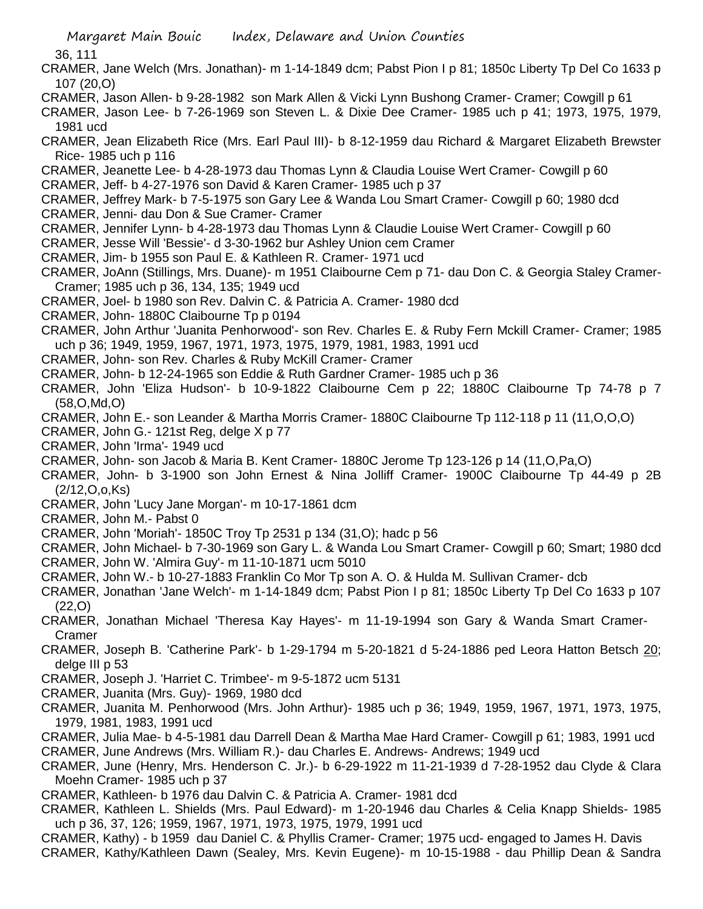36, 111

CRAMER, Jane Welch (Mrs. Jonathan)- m 1-14-1849 dcm; Pabst Pion I p 81; 1850c Liberty Tp Del Co 1633 p 107 (20,O)

CRAMER, Jason Allen- b 9-28-1982 son Mark Allen & Vicki Lynn Bushong Cramer- Cramer; Cowgill p 61

CRAMER, Jason Lee- b 7-26-1969 son Steven L. & Dixie Dee Cramer- 1985 uch p 41; 1973, 1975, 1979, 1981 ucd

CRAMER, Jean Elizabeth Rice (Mrs. Earl Paul III)- b 8-12-1959 dau Richard & Margaret Elizabeth Brewster Rice- 1985 uch p 116

CRAMER, Jeanette Lee- b 4-28-1973 dau Thomas Lynn & Claudia Louise Wert Cramer- Cowgill p 60

CRAMER, Jeff- b 4-27-1976 son David & Karen Cramer- 1985 uch p 37

CRAMER, Jeffrey Mark- b 7-5-1975 son Gary Lee & Wanda Lou Smart Cramer- Cowgill p 60; 1980 dcd

CRAMER, Jenni- dau Don & Sue Cramer- Cramer

CRAMER, Jennifer Lynn- b 4-28-1973 dau Thomas Lynn & Claudie Louise Wert Cramer- Cowgill p 60

CRAMER, Jesse Will 'Bessie'- d 3-30-1962 bur Ashley Union cem Cramer

CRAMER, Jim- b 1955 son Paul E. & Kathleen R. Cramer- 1971 ucd

CRAMER, JoAnn (Stillings, Mrs. Duane)- m 1951 Claibourne Cem p 71- dau Don C. & Georgia Staley Cramer- Cramer; 1985 uch p 36, 134, 135; 1949 ucd

CRAMER, Joel- b 1980 son Rev. Dalvin C. & Patricia A. Cramer- 1980 dcd

CRAMER, John- 1880C Claibourne Tp p 0194

CRAMER, John Arthur 'Juanita Penhorwood'- son Rev. Charles E. & Ruby Fern Mckill Cramer- Cramer; 1985 uch p 36; 1949, 1959, 1967, 1971, 1973, 1975, 1979, 1981, 1983, 1991 ucd

CRAMER, John- son Rev. Charles & Ruby McKill Cramer- Cramer

CRAMER, John- b 12-24-1965 son Eddie & Ruth Gardner Cramer- 1985 uch p 36

CRAMER, John 'Eliza Hudson'- b 10-9-1822 Claibourne Cem p 22; 1880C Claibourne Tp 74-78 p 7 (58,O,Md,O)

CRAMER, John E.- son Leander & Martha Morris Cramer- 1880C Claibourne Tp 112-118 p 11 (11,O,O,O)

CRAMER, John G.- 121st Reg, delge X p 77

CRAMER, John 'Irma'- 1949 ucd

CRAMER, John- son Jacob & Maria B. Kent Cramer- 1880C Jerome Tp 123-126 p 14 (11,O,Pa,O)

CRAMER, John- b 3-1900 son John Ernest & Nina Jolliff Cramer- 1900C Claibourne Tp 44-49 p 2B (2/12,O,o,Ks)

CRAMER, John 'Lucy Jane Morgan'- m 10-17-1861 dcm

CRAMER, John M.- Pabst 0

CRAMER, John 'Moriah'- 1850C Troy Tp 2531 p 134 (31,O); hadc p 56

CRAMER, John Michael- b 7-30-1969 son Gary L. & Wanda Lou Smart Cramer- Cowgill p 60; Smart; 1980 dcd

CRAMER, John W. 'Almira Guy'- m 11-10-1871 ucm 5010

CRAMER, John W.- b 10-27-1883 Franklin Co Mor Tp son A. O. & Hulda M. Sullivan Cramer- dcb

CRAMER, Jonathan 'Jane Welch'- m 1-14-1849 dcm; Pabst Pion I p 81; 1850c Liberty Tp Del Co 1633 p 107 (22,O)

CRAMER, Jonathan Michael 'Theresa Kay Hayes'- m 11-19-1994 son Gary & Wanda Smart Cramer- Cramer

CRAMER, Joseph B. 'Catherine Park'- b 1-29-1794 m 5-20-1821 d 5-24-1886 ped Leora Hatton Betsch 20; delge III p 53

CRAMER, Joseph J. 'Harriet C. Trimbee'- m 9-5-1872 ucm 5131

CRAMER, Juanita (Mrs. Guy)- 1969, 1980 dcd

CRAMER, Juanita M. Penhorwood (Mrs. John Arthur)- 1985 uch p 36; 1949, 1959, 1967, 1971, 1973, 1975, 1979, 1981, 1983, 1991 ucd

CRAMER, Julia Mae- b 4-5-1981 dau Darrell Dean & Martha Mae Hard Cramer- Cowgill p 61; 1983, 1991 ucd

CRAMER, June Andrews (Mrs. William R.)- dau Charles E. Andrews- Andrews; 1949 ucd

CRAMER, June (Henry, Mrs. Henderson C. Jr.)- b 6-29-1922 m 11-21-1939 d 7-28-1952 dau Clyde & Clara Moehn Cramer- 1985 uch p 37

CRAMER, Kathleen- b 1976 dau Dalvin C. & Patricia A. Cramer- 1981 dcd

CRAMER, Kathleen L. Shields (Mrs. Paul Edward)- m 1-20-1946 dau Charles & Celia Knapp Shields- 1985 uch p 36, 37, 126; 1959, 1967, 1971, 1973, 1975, 1979, 1991 ucd

CRAMER, Kathy) - b 1959 dau Daniel C. & Phyllis Cramer- Cramer; 1975 ucd- engaged to James H. Davis

CRAMER, Kathy/Kathleen Dawn (Sealey, Mrs. Kevin Eugene)- m 10-15-1988 - dau Phillip Dean & Sandra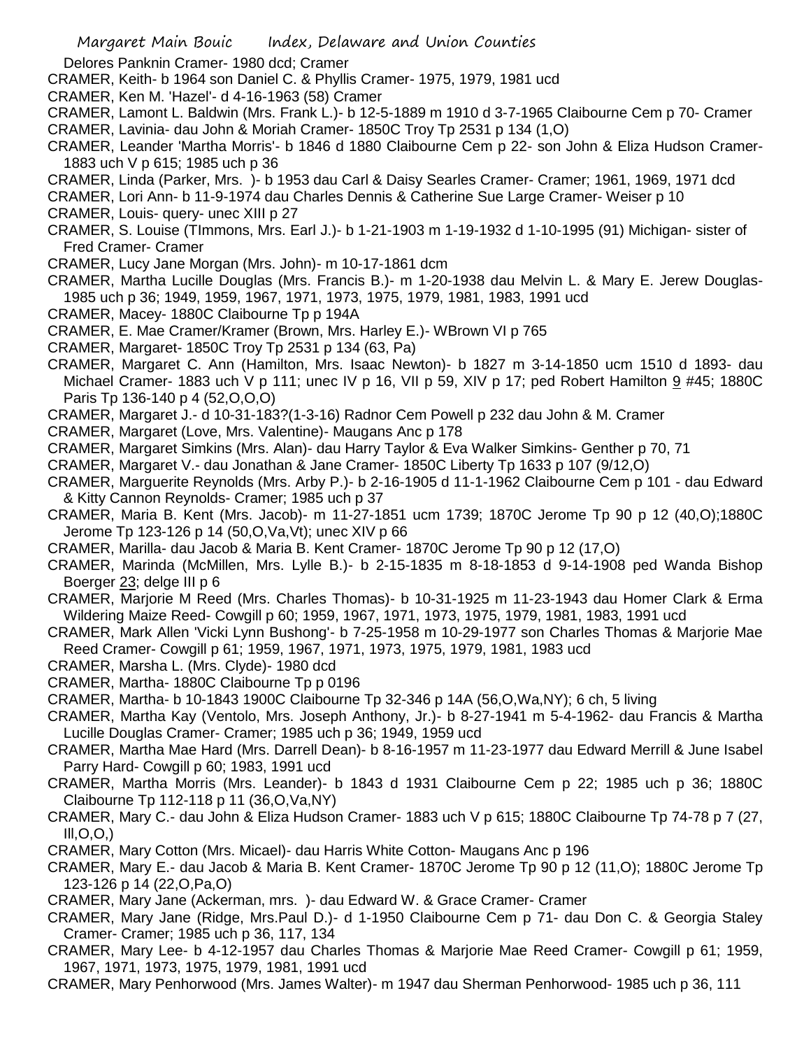Delores Panknin Cramer- 1980 dcd; Cramer

CRAMER, Keith- b 1964 son Daniel C. & Phyllis Cramer- 1975, 1979, 1981 ucd

CRAMER, Ken M. 'Hazel'- d 4-16-1963 (58) Cramer

CRAMER, Lamont L. Baldwin (Mrs. Frank L.)- b 12-5-1889 m 1910 d 3-7-1965 Claibourne Cem p 70- Cramer

CRAMER, Lavinia- dau John & Moriah Cramer- 1850C Troy Tp 2531 p 134 (1,O)

CRAMER, Leander 'Martha Morris'- b 1846 d 1880 Claibourne Cem p 22- son John & Eliza Hudson Cramer- 1883 uch V p 615; 1985 uch p 36

CRAMER, Linda (Parker, Mrs. )- b 1953 dau Carl & Daisy Searles Cramer- Cramer; 1961, 1969, 1971 dcd

CRAMER, Lori Ann- b 11-9-1974 dau Charles Dennis & Catherine Sue Large Cramer- Weiser p 10

CRAMER, Louis- query- unec XIII p 27

CRAMER, S. Louise (TImmons, Mrs. Earl J.)- b 1-21-1903 m 1-19-1932 d 1-10-1995 (91) Michigan- sister of Fred Cramer- Cramer

CRAMER, Lucy Jane Morgan (Mrs. John)- m 10-17-1861 dcm

CRAMER, Martha Lucille Douglas (Mrs. Francis B.)- m 1-20-1938 dau Melvin L. & Mary E. Jerew Douglas- 1985 uch p 36; 1949, 1959, 1967, 1971, 1973, 1975, 1979, 1981, 1983, 1991 ucd

CRAMER, Macey- 1880C Claibourne Tp p 194A

CRAMER, E. Mae Cramer/Kramer (Brown, Mrs. Harley E.)- WBrown VI p 765

CRAMER, Margaret- 1850C Troy Tp 2531 p 134 (63, Pa)

CRAMER, Margaret C. Ann (Hamilton, Mrs. Isaac Newton)- b 1827 m 3-14-1850 ucm 1510 d 1893- dau Michael Cramer- 1883 uch V p 111; unec IV p 16, VII p 59, XIV p 17; ped Robert Hamilton 9 #45; 1880C Paris Tp 136-140 p 4 (52,O,O,O)

CRAMER, Margaret J.- d 10-31-183?(1-3-16) Radnor Cem Powell p 232 dau John & M. Cramer

CRAMER, Margaret (Love, Mrs. Valentine)- Maugans Anc p 178

CRAMER, Margaret Simkins (Mrs. Alan)- dau Harry Taylor & Eva Walker Simkins- Genther p 70, 71

CRAMER, Margaret V.- dau Jonathan & Jane Cramer- 1850C Liberty Tp 1633 p 107 (9/12,O)

CRAMER, Marguerite Reynolds (Mrs. Arby P.)- b 2-16-1905 d 11-1-1962 Claibourne Cem p 101 - dau Edward & Kitty Cannon Reynolds- Cramer; 1985 uch p 37

CRAMER, Maria B. Kent (Mrs. Jacob)- m 11-27-1851 ucm 1739; 1870C Jerome Tp 90 p 12 (40,O);1880C Jerome Tp 123-126 p 14 (50,O,Va,Vt); unec XIV p 66

CRAMER, Marilla- dau Jacob & Maria B. Kent Cramer- 1870C Jerome Tp 90 p 12 (17,O)

CRAMER, Marinda (McMillen, Mrs. Lylle B.)- b 2-15-1835 m 8-18-1853 d 9-14-1908 ped Wanda Bishop Boerger 23; delge III p 6

CRAMER, Marjorie M Reed (Mrs. Charles Thomas)- b 10-31-1925 m 11-23-1943 dau Homer Clark & Erma Wildering Maize Reed- Cowgill p 60; 1959, 1967, 1971, 1973, 1975, 1979, 1981, 1983, 1991 ucd

CRAMER, Mark Allen 'Vicki Lynn Bushong'- b 7-25-1958 m 10-29-1977 son Charles Thomas & Marjorie Mae Reed Cramer- Cowgill p 61; 1959, 1967, 1971, 1973, 1975, 1979, 1981, 1983 ucd

CRAMER, Marsha L. (Mrs. Clyde)- 1980 dcd

CRAMER, Martha- 1880C Claibourne Tp p 0196

CRAMER, Martha- b 10-1843 1900C Claibourne Tp 32-346 p 14A (56,O,Wa,NY); 6 ch, 5 living

CRAMER, Martha Kay (Ventolo, Mrs. Joseph Anthony, Jr.)- b 8-27-1941 m 5-4-1962- dau Francis & Martha Lucille Douglas Cramer- Cramer; 1985 uch p 36; 1949, 1959 ucd

CRAMER, Martha Mae Hard (Mrs. Darrell Dean)- b 8-16-1957 m 11-23-1977 dau Edward Merrill & June Isabel Parry Hard- Cowgill p 60; 1983, 1991 ucd

CRAMER, Martha Morris (Mrs. Leander)- b 1843 d 1931 Claibourne Cem p 22; 1985 uch p 36; 1880C Claibourne Tp 112-118 p 11 (36,O,Va,NY)

CRAMER, Mary C.- dau John & Eliza Hudson Cramer- 1883 uch V p 615; 1880C Claibourne Tp 74-78 p 7 (27, Ill,O,O,)

CRAMER, Mary Cotton (Mrs. Micael)- dau Harris White Cotton- Maugans Anc p 196

CRAMER, Mary E.- dau Jacob & Maria B. Kent Cramer- 1870C Jerome Tp 90 p 12 (11,O); 1880C Jerome Tp 123-126 p 14 (22,O,Pa,O)

CRAMER, Mary Jane (Ackerman, mrs. )- dau Edward W. & Grace Cramer- Cramer

CRAMER, Mary Jane (Ridge, Mrs.Paul D.)- d 1-1950 Claibourne Cem p 71- dau Don C. & Georgia Staley Cramer- Cramer; 1985 uch p 36, 117, 134

CRAMER, Mary Lee- b 4-12-1957 dau Charles Thomas & Marjorie Mae Reed Cramer- Cowgill p 61; 1959, 1967, 1971, 1973, 1975, 1979, 1981, 1991 ucd

CRAMER, Mary Penhorwood (Mrs. James Walter)- m 1947 dau Sherman Penhorwood- 1985 uch p 36, 111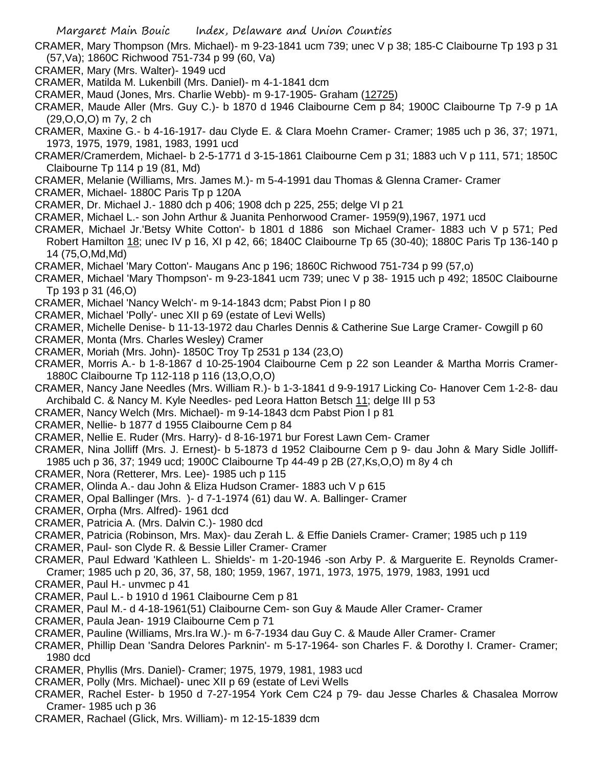CRAMER, Mary Thompson (Mrs. Michael)- m 9-23-1841 ucm 739; unec V p 38; 185-C Claibourne Tp 193 p 31 (57,Va); 1860C Richwood 751-734 p 99 (60, Va)

CRAMER, Mary (Mrs. Walter)- 1949 ucd

CRAMER, Matilda M. Lukenbill (Mrs. Daniel)- m 4-1-1841 dcm

CRAMER, Maud (Jones, Mrs. Charlie Webb)- m 9-17-1905- Graham (12725)

CRAMER, Maude Aller (Mrs. Guy C.)- b 1870 d 1946 Claibourne Cem p 84; 1900C Claibourne Tp 7-9 p 1A (29,O,O,O) m 7y, 2 ch

CRAMER, Maxine G.- b 4-16-1917- dau Clyde E. & Clara Moehn Cramer- Cramer; 1985 uch p 36, 37; 1971, 1973, 1975, 1979, 1981, 1983, 1991 ucd

CRAMER/Cramerdem, Michael- b 2-5-1771 d 3-15-1861 Claibourne Cem p 31; 1883 uch V p 111, 571; 1850C Claibourne Tp 114 p 19 (81, Md)

CRAMER, Melanie (Williams, Mrs. James M.)- m 5-4-1991 dau Thomas & Glenna Cramer- Cramer

CRAMER, Michael- 1880C Paris Tp p 120A

CRAMER, Dr. Michael J.- 1880 dch p 406; 1908 dch p 225, 255; delge VI p 21

CRAMER, Michael L.- son John Arthur & Juanita Penhorwood Cramer- 1959(9),1967, 1971 ucd

CRAMER, Michael Jr.'Betsy White Cotton'- b 1801 d 1886 son Michael Cramer- 1883 uch V p 571; Ped Robert Hamilton 18; unec IV p 16, XI p 42, 66; 1840C Claibourne Tp 65 (30-40); 1880C Paris Tp 136-140 p 14 (75,O,Md,Md)

CRAMER, Michael 'Mary Cotton'- Maugans Anc p 196; 1860C Richwood 751-734 p 99 (57,o)

CRAMER, Michael 'Mary Thompson'- m 9-23-1841 ucm 739; unec V p 38- 1915 uch p 492; 1850C Claibourne Tp 193 p 31 (46,O)

CRAMER, Michael 'Nancy Welch'- m 9-14-1843 dcm; Pabst Pion I p 80

CRAMER, Michael 'Polly'- unec XII p 69 (estate of Levi Wells)

CRAMER, Michelle Denise- b 11-13-1972 dau Charles Dennis & Catherine Sue Large Cramer- Cowgill p 60

CRAMER, Monta (Mrs. Charles Wesley) Cramer

CRAMER, Moriah (Mrs. John)- 1850C Troy Tp 2531 p 134 (23,O)

CRAMER, Morris A.- b 1-8-1867 d 10-25-1904 Claibourne Cem p 22 son Leander & Martha Morris Cramer- 1880C Claibourne Tp 112-118 p 116 (13,O,O,O)

CRAMER, Nancy Jane Needles (Mrs. William R.)- b 1-3-1841 d 9-9-1917 Licking Co- Hanover Cem 1-2-8- dau Archibald C. & Nancy M. Kyle Needles- ped Leora Hatton Betsch 11; delge III p 53

CRAMER, Nancy Welch (Mrs. Michael)- m 9-14-1843 dcm Pabst Pion I p 81

CRAMER, Nellie- b 1877 d 1955 Claibourne Cem p 84

CRAMER, Nellie E. Ruder (Mrs. Harry)- d 8-16-1971 bur Forest Lawn Cem- Cramer

CRAMER, Nina Jolliff (Mrs. J. Ernest)- b 5-1873 d 1952 Claibourne Cem p 9- dau John & Mary Sidle Jolliff- 1985 uch p 36, 37; 1949 ucd; 1900C Claibourne Tp 44-49 p 2B (27,Ks,O,O) m 8y 4 ch

CRAMER, Nora (Retterer, Mrs. Lee)- 1985 uch p 115

CRAMER, Olinda A.- dau John & Eliza Hudson Cramer- 1883 uch V p 615

CRAMER, Opal Ballinger (Mrs. )- d 7-1-1974 (61) dau W. A. Ballinger- Cramer

CRAMER, Orpha (Mrs. Alfred)- 1961 dcd

CRAMER, Patricia A. (Mrs. Dalvin C.)- 1980 dcd

CRAMER, Patricia (Robinson, Mrs. Max)- dau Zerah L. & Effie Daniels Cramer- Cramer; 1985 uch p 119

CRAMER, Paul- son Clyde R. & Bessie Liller Cramer- Cramer

CRAMER, Paul Edward 'Kathleen L. Shields'- m 1-20-1946 -son Arby P. & Marguerite E. Reynolds Cramer- Cramer; 1985 uch p 20, 36, 37, 58, 180; 1959, 1967, 1971, 1973, 1975, 1979, 1983, 1991 ucd

CRAMER, Paul H.- unvmec p 41

CRAMER, Paul L.- b 1910 d 1961 Claibourne Cem p 81

CRAMER, Paul M.- d 4-18-1961(51) Claibourne Cem- son Guy & Maude Aller Cramer- Cramer

CRAMER, Paula Jean- 1919 Claibourne Cem p 71

CRAMER, Pauline (Williams, Mrs.Ira W.)- m 6-7-1934 dau Guy C. & Maude Aller Cramer- Cramer

CRAMER, Phillip Dean 'Sandra Delores Parknin'- m 5-17-1964- son Charles F. & Dorothy I. Cramer- Cramer; 1980 dcd

CRAMER, Phyllis (Mrs. Daniel)- Cramer; 1975, 1979, 1981, 1983 ucd

CRAMER, Polly (Mrs. Michael)- unec XII p 69 (estate of Levi Wells

CRAMER, Rachel Ester- b 1950 d 7-27-1954 York Cem C24 p 79- dau Jesse Charles & Chasalea Morrow Cramer- 1985 uch p 36

CRAMER, Rachael (Glick, Mrs. William)- m 12-15-1839 dcm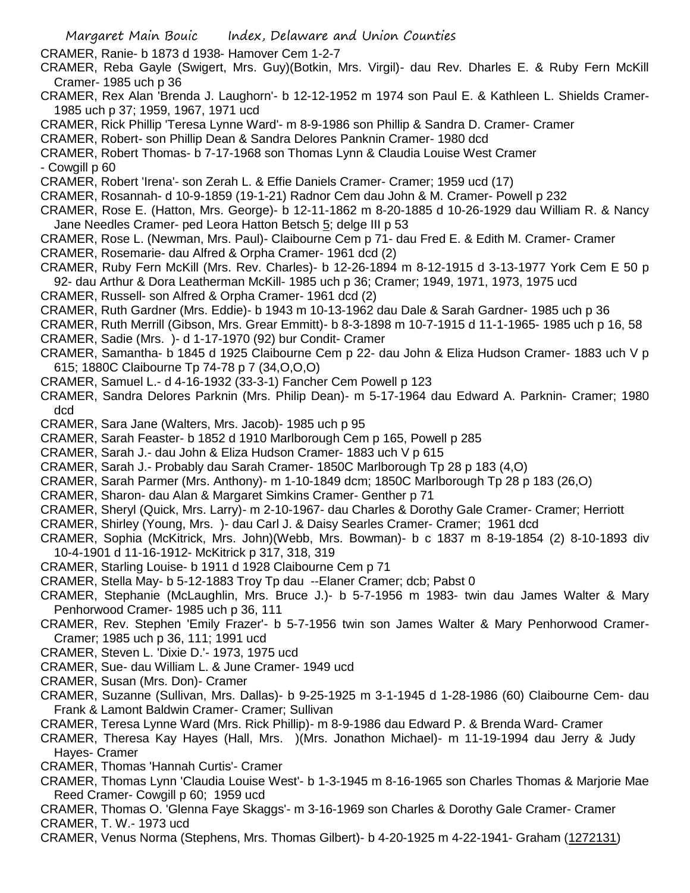CRAMER, Ranie- b 1873 d 1938- Hamover Cem 1-2-7

CRAMER, Reba Gayle (Swigert, Mrs. Guy)(Botkin, Mrs. Virgil)- dau Rev. Dharles E. & Ruby Fern McKill Cramer- 1985 uch p 36

CRAMER, Rex Alan 'Brenda J. Laughorn'- b 12-12-1952 m 1974 son Paul E. & Kathleen L. Shields Cramer- 1985 uch p 37; 1959, 1967, 1971 ucd

CRAMER, Rick Phillip 'Teresa Lynne Ward'- m 8-9-1986 son Phillip & Sandra D. Cramer- Cramer

CRAMER, Robert- son Phillip Dean & Sandra Delores Panknin Cramer- 1980 dcd

CRAMER, Robert Thomas- b 7-17-1968 son Thomas Lynn & Claudia Louise West Cramer - Cowgill p 60

CRAMER, Robert 'Irena'- son Zerah L. & Effie Daniels Cramer- Cramer; 1959 ucd (17)

CRAMER, Rosannah- d 10-9-1859 (19-1-21) Radnor Cem dau John & M. Cramer- Powell p 232

CRAMER, Rose E. (Hatton, Mrs. George)- b 12-11-1862 m 8-20-1885 d 10-26-1929 dau William R. & Nancy Jane Needles Cramer- ped Leora Hatton Betsch 5; delge III p 53

CRAMER, Rose L. (Newman, Mrs. Paul)- Claibourne Cem p 71- dau Fred E. & Edith M. Cramer- Cramer

CRAMER, Rosemarie- dau Alfred & Orpha Cramer- 1961 dcd (2)

CRAMER, Ruby Fern McKill (Mrs. Rev. Charles)- b 12-26-1894 m 8-12-1915 d 3-13-1977 York Cem E 50 p 92- dau Arthur & Dora Leatherman McKill- 1985 uch p 36; Cramer; 1949, 1971, 1973, 1975 ucd

CRAMER, Russell- son Alfred & Orpha Cramer- 1961 dcd (2)

CRAMER, Ruth Gardner (Mrs. Eddie)- b 1943 m 10-13-1962 dau Dale & Sarah Gardner- 1985 uch p 36

CRAMER, Ruth Merrill (Gibson, Mrs. Grear Emmitt)- b 8-3-1898 m 10-7-1915 d 11-1-1965- 1985 uch p 16, 58

CRAMER, Sadie (Mrs. )- d 1-17-1970 (92) bur Condit- Cramer

CRAMER, Samantha- b 1845 d 1925 Claibourne Cem p 22- dau John & Eliza Hudson Cramer- 1883 uch V p 615; 1880C Claibourne Tp 74-78 p 7 (34,O,O,O)

CRAMER, Samuel L.- d 4-16-1932 (33-3-1) Fancher Cem Powell p 123

CRAMER, Sandra Delores Parknin (Mrs. Philip Dean)- m 5-17-1964 dau Edward A. Parknin- Cramer; 1980 dcd

CRAMER, Sara Jane (Walters, Mrs. Jacob)- 1985 uch p 95

CRAMER, Sarah Feaster- b 1852 d 1910 Marlborough Cem p 165, Powell p 285

CRAMER, Sarah J.- dau John & Eliza Hudson Cramer- 1883 uch V p 615

CRAMER, Sarah J.- Probably dau Sarah Cramer- 1850C Marlborough Tp 28 p 183 (4,O)

CRAMER, Sarah Parmer (Mrs. Anthony)- m 1-10-1849 dcm; 1850C Marlborough Tp 28 p 183 (26,O)

CRAMER, Sharon- dau Alan & Margaret Simkins Cramer- Genther p 71

CRAMER, Sheryl (Quick, Mrs. Larry)- m 2-10-1967- dau Charles & Dorothy Gale Cramer- Cramer; Herriott

CRAMER, Shirley (Young, Mrs. )- dau Carl J. & Daisy Searles Cramer- Cramer; 1961 dcd

CRAMER, Sophia (McKitrick, Mrs. John)(Webb, Mrs. Bowman)- b c 1837 m 8-19-1854 (2) 8-10-1893 div 10-4-1901 d 11-16-1912- McKitrick p 317, 318, 319

CRAMER, Starling Louise- b 1911 d 1928 Claibourne Cem p 71

CRAMER, Stella May- b 5-12-1883 Troy Tp dau --Elaner Cramer; dcb; Pabst 0

CRAMER, Stephanie (McLaughlin, Mrs. Bruce J.)- b 5-7-1956 m 1983- twin dau James Walter & Mary Penhorwood Cramer- 1985 uch p 36, 111

CRAMER, Rev. Stephen 'Emily Frazer'- b 5-7-1956 twin son James Walter & Mary Penhorwood Cramer- Cramer; 1985 uch p 36, 111; 1991 ucd

CRAMER, Steven L. 'Dixie D.'- 1973, 1975 ucd

CRAMER, Sue- dau William L. & June Cramer- 1949 ucd

CRAMER, Susan (Mrs. Don)- Cramer

CRAMER, Suzanne (Sullivan, Mrs. Dallas)- b 9-25-1925 m 3-1-1945 d 1-28-1986 (60) Claibourne Cem- dau Frank & Lamont Baldwin Cramer- Cramer; Sullivan

CRAMER, Teresa Lynne Ward (Mrs. Rick Phillip)- m 8-9-1986 dau Edward P. & Brenda Ward- Cramer

CRAMER, Theresa Kay Hayes (Hall, Mrs. )(Mrs. Jonathon Michael)- m 11-19-1994 dau Jerry & Judy Hayes- Cramer

CRAMER, Thomas 'Hannah Curtis'- Cramer

CRAMER, Thomas Lynn 'Claudia Louise West'- b 1-3-1945 m 8-16-1965 son Charles Thomas & Marjorie Mae Reed Cramer- Cowgill p 60; 1959 ucd

CRAMER, Thomas O. 'Glenna Faye Skaggs'- m 3-16-1969 son Charles & Dorothy Gale Cramer- Cramer

CRAMER, T. W.- 1973 ucd

CRAMER, Venus Norma (Stephens, Mrs. Thomas Gilbert)- b 4-20-1925 m 4-22-1941- Graham (1272131)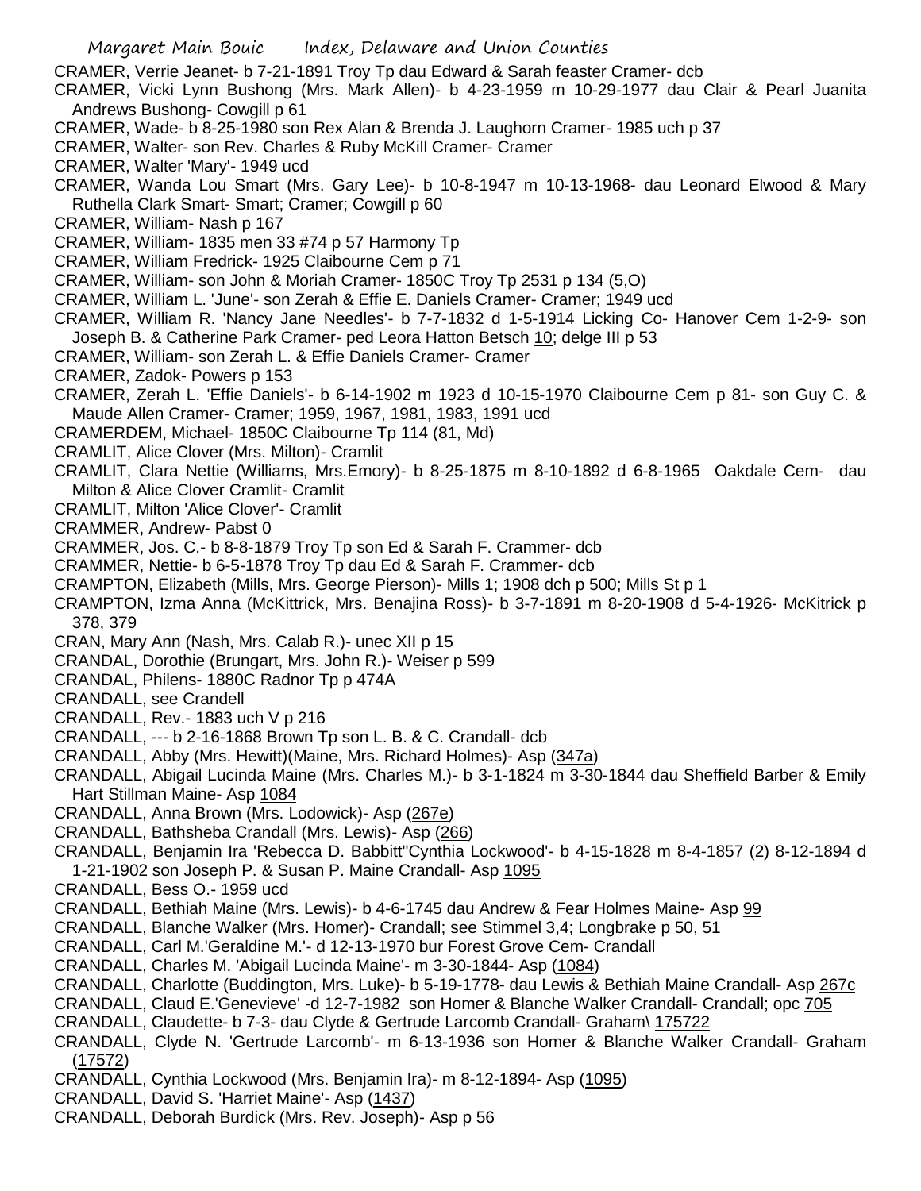CRAMER, Verrie Jeanet- b 7-21-1891 Troy Tp dau Edward & Sarah feaster Cramer- dcb

CRAMER, Vicki Lynn Bushong (Mrs. Mark Allen)- b 4-23-1959 m 10-29-1977 dau Clair & Pearl Juanita Andrews Bushong- Cowgill p 61

CRAMER, Wade- b 8-25-1980 son Rex Alan & Brenda J. Laughorn Cramer- 1985 uch p 37

CRAMER, Walter- son Rev. Charles & Ruby McKill Cramer- Cramer

CRAMER, Walter 'Mary'- 1949 ucd

CRAMER, Wanda Lou Smart (Mrs. Gary Lee)- b 10-8-1947 m 10-13-1968- dau Leonard Elwood & Mary Ruthella Clark Smart- Smart; Cramer; Cowgill p 60

CRAMER, William- Nash p 167

CRAMER, William- 1835 men 33 #74 p 57 Harmony Tp

CRAMER, William Fredrick- 1925 Claibourne Cem p 71

CRAMER, William- son John & Moriah Cramer- 1850C Troy Tp 2531 p 134 (5,O)

CRAMER, William L. 'June'- son Zerah & Effie E. Daniels Cramer- Cramer; 1949 ucd

CRAMER, William R. 'Nancy Jane Needles'- b 7-7-1832 d 1-5-1914 Licking Co- Hanover Cem 1-2-9- son Joseph B. & Catherine Park Cramer- ped Leora Hatton Betsch 10; delge III p 53

CRAMER, William- son Zerah L. & Effie Daniels Cramer- Cramer

CRAMER, Zadok- Powers p 153

CRAMER, Zerah L. 'Effie Daniels'- b 6-14-1902 m 1923 d 10-15-1970 Claibourne Cem p 81- son Guy C. & Maude Allen Cramer- Cramer; 1959, 1967, 1981, 1983, 1991 ucd

CRAMERDEM, Michael- 1850C Claibourne Tp 114 (81, Md)

CRAMLIT, Alice Clover (Mrs. Milton)- Cramlit

CRAMLIT, Clara Nettie (Williams, Mrs.Emory)- b 8-25-1875 m 8-10-1892 d 6-8-1965 Oakdale Cem- dau Milton & Alice Clover Cramlit- Cramlit

CRAMLIT, Milton 'Alice Clover'- Cramlit

CRAMMER, Andrew- Pabst 0

CRAMMER, Jos. C.- b 8-8-1879 Troy Tp son Ed & Sarah F. Crammer- dcb

CRAMMER, Nettie- b 6-5-1878 Troy Tp dau Ed & Sarah F. Crammer- dcb

CRAMPTON, Elizabeth (Mills, Mrs. George Pierson)- Mills 1; 1908 dch p 500; Mills St p 1

CRAMPTON, Izma Anna (McKittrick, Mrs. Benajina Ross)- b 3-7-1891 m 8-20-1908 d 5-4-1926- McKitrick p 378, 379

CRAN, Mary Ann (Nash, Mrs. Calab R.)- unec XII p 15

CRANDAL, Dorothie (Brungart, Mrs. John R.)- Weiser p 599

CRANDAL, Philens- 1880C Radnor Tp p 474A

CRANDALL, see Crandell

CRANDALL, Rev.- 1883 uch V p 216

CRANDALL, --- b 2-16-1868 Brown Tp son L. B. & C. Crandall- dcb

CRANDALL, Abby (Mrs. Hewitt)(Maine, Mrs. Richard Holmes)- Asp (347a)

CRANDALL, Abigail Lucinda Maine (Mrs. Charles M.)- b 3-1-1824 m 3-30-1844 dau Sheffield Barber & Emily Hart Stillman Maine- Asp 1084

CRANDALL, Anna Brown (Mrs. Lodowick)- Asp (267e)

CRANDALL, Bathsheba Crandall (Mrs. Lewis)- Asp (266)

CRANDALL, Benjamin Ira 'Rebecca D. Babbitt''Cynthia Lockwood'- b 4-15-1828 m 8-4-1857 (2) 8-12-1894 d 1-21-1902 son Joseph P. & Susan P. Maine Crandall- Asp 1095

CRANDALL, Bess O.- 1959 ucd

CRANDALL, Bethiah Maine (Mrs. Lewis)- b 4-6-1745 dau Andrew & Fear Holmes Maine- Asp 99

CRANDALL, Blanche Walker (Mrs. Homer)- Crandall; see Stimmel 3,4; Longbrake p 50, 51

CRANDALL, Carl M.'Geraldine M.'- d 12-13-1970 bur Forest Grove Cem- Crandall

CRANDALL, Charles M. 'Abigail Lucinda Maine'- m 3-30-1844- Asp (1084)

CRANDALL, Charlotte (Buddington, Mrs. Luke)- b 5-19-1778- dau Lewis & Bethiah Maine Crandall- Asp 267c

CRANDALL, Claud E.'Genevieve' -d 12-7-1982 son Homer & Blanche Walker Crandall- Crandall; opc 705

CRANDALL, Claudette- b 7-3- dau Clyde & Gertrude Larcomb Crandall- Graham\ 175722

CRANDALL, Clyde N. 'Gertrude Larcomb'- m 6-13-1936 son Homer & Blanche Walker Crandall- Graham (17572)

CRANDALL, Cynthia Lockwood (Mrs. Benjamin Ira)- m 8-12-1894- Asp (1095)

CRANDALL, David S. 'Harriet Maine'- Asp (1437)

CRANDALL, Deborah Burdick (Mrs. Rev. Joseph)- Asp p 56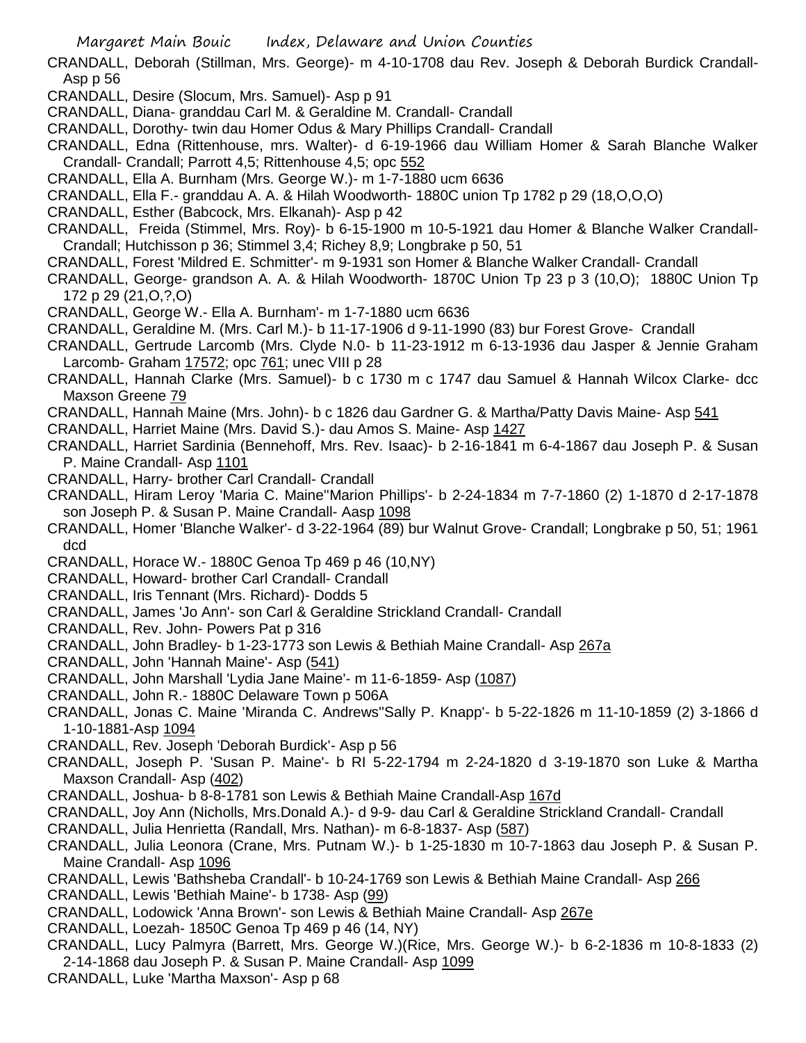CRANDALL, Deborah (Stillman, Mrs. George)- m 4-10-1708 dau Rev. Joseph & Deborah Burdick Crandall- Asp p 56

CRANDALL, Desire (Slocum, Mrs. Samuel)- Asp p 91

CRANDALL, Diana- granddau Carl M. & Geraldine M. Crandall- Crandall

CRANDALL, Dorothy- twin dau Homer Odus & Mary Phillips Crandall- Crandall

CRANDALL, Edna (Rittenhouse, mrs. Walter)- d 6-19-1966 dau William Homer & Sarah Blanche Walker Crandall- Crandall; Parrott 4,5; Rittenhouse 4,5; opc 552

CRANDALL, Ella A. Burnham (Mrs. George W.)- m 1-7-1880 ucm 6636

CRANDALL, Ella F.- granddau A. A. & Hilah Woodworth- 1880C union Tp 1782 p 29 (18,O,O,O)

CRANDALL, Esther (Babcock, Mrs. Elkanah)- Asp p 42

CRANDALL, Freida (Stimmel, Mrs. Roy)- b 6-15-1900 m 10-5-1921 dau Homer & Blanche Walker Crandall- Crandall; Hutchisson p 36; Stimmel 3,4; Richey 8,9; Longbrake p 50, 51

CRANDALL, Forest 'Mildred E. Schmitter'- m 9-1931 son Homer & Blanche Walker Crandall- Crandall

CRANDALL, George- grandson A. A. & Hilah Woodworth- 1870C Union Tp 23 p 3 (10,O); 1880C Union Tp 172 p 29 (21,O,?,O)

CRANDALL, George W.- Ella A. Burnham'- m 1-7-1880 ucm 6636

CRANDALL, Geraldine M. (Mrs. Carl M.)- b 11-17-1906 d 9-11-1990 (83) bur Forest Grove- Crandall

CRANDALL, Gertrude Larcomb (Mrs. Clyde N.0- b 11-23-1912 m 6-13-1936 dau Jasper & Jennie Graham Larcomb- Graham 17572; opc 761; unec VIII p 28

CRANDALL, Hannah Clarke (Mrs. Samuel)- b c 1730 m c 1747 dau Samuel & Hannah Wilcox Clarke- dcc Maxson Greene 79

CRANDALL, Hannah Maine (Mrs. John)- b c 1826 dau Gardner G. & Martha/Patty Davis Maine- Asp 541

CRANDALL, Harriet Maine (Mrs. David S.)- dau Amos S. Maine- Asp 1427

CRANDALL, Harriet Sardinia (Bennehoff, Mrs. Rev. Isaac)- b 2-16-1841 m 6-4-1867 dau Joseph P. & Susan P. Maine Crandall- Asp 1101

CRANDALL, Harry- brother Carl Crandall- Crandall

CRANDALL, Hiram Leroy 'Maria C. Maine''Marion Phillips'- b 2-24-1834 m 7-7-1860 (2) 1-1870 d 2-17-1878 son Joseph P. & Susan P. Maine Crandall- Aasp 1098

CRANDALL, Homer 'Blanche Walker'- d 3-22-1964 (89) bur Walnut Grove- Crandall; Longbrake p 50, 51; 1961 dcd

CRANDALL, Horace W.- 1880C Genoa Tp 469 p 46 (10,NY)

CRANDALL, Howard- brother Carl Crandall- Crandall

CRANDALL, Iris Tennant (Mrs. Richard)- Dodds 5

CRANDALL, James 'Jo Ann'- son Carl & Geraldine Strickland Crandall- Crandall

CRANDALL, Rev. John- Powers Pat p 316

CRANDALL, John Bradley- b 1-23-1773 son Lewis & Bethiah Maine Crandall- Asp 267a

CRANDALL, John 'Hannah Maine'- Asp (541)

CRANDALL, John Marshall 'Lydia Jane Maine'- m 11-6-1859- Asp (1087)

CRANDALL, John R.- 1880C Delaware Town p 506A

CRANDALL, Jonas C. Maine 'Miranda C. Andrews''Sally P. Knapp'- b 5-22-1826 m 11-10-1859 (2) 3-1866 d 1-10-1881-Asp 1094

CRANDALL, Rev. Joseph 'Deborah Burdick'- Asp p 56

CRANDALL, Joseph P. 'Susan P. Maine'- b RI 5-22-1794 m 2-24-1820 d 3-19-1870 son Luke & Martha Maxson Crandall- Asp (402)

CRANDALL, Joshua- b 8-8-1781 son Lewis & Bethiah Maine Crandall-Asp 167d

CRANDALL, Joy Ann (Nicholls, Mrs.Donald A.)- d 9-9- dau Carl & Geraldine Strickland Crandall- Crandall

CRANDALL, Julia Henrietta (Randall, Mrs. Nathan)- m 6-8-1837- Asp (587)

CRANDALL, Julia Leonora (Crane, Mrs. Putnam W.)- b 1-25-1830 m 10-7-1863 dau Joseph P. & Susan P. Maine Crandall- Asp 1096

CRANDALL, Lewis 'Bathsheba Crandall'- b 10-24-1769 son Lewis & Bethiah Maine Crandall- Asp 266

CRANDALL, Lewis 'Bethiah Maine'- b 1738- Asp (99)

CRANDALL, Lodowick 'Anna Brown'- son Lewis & Bethiah Maine Crandall- Asp 267e

CRANDALL, Loezah- 1850C Genoa Tp 469 p 46 (14, NY)

CRANDALL, Lucy Palmyra (Barrett, Mrs. George W.)(Rice, Mrs. George W.)- b 6-2-1836 m 10-8-1833 (2) 2-14-1868 dau Joseph P. & Susan P. Maine Crandall- Asp 1099

CRANDALL, Luke 'Martha Maxson'- Asp p 68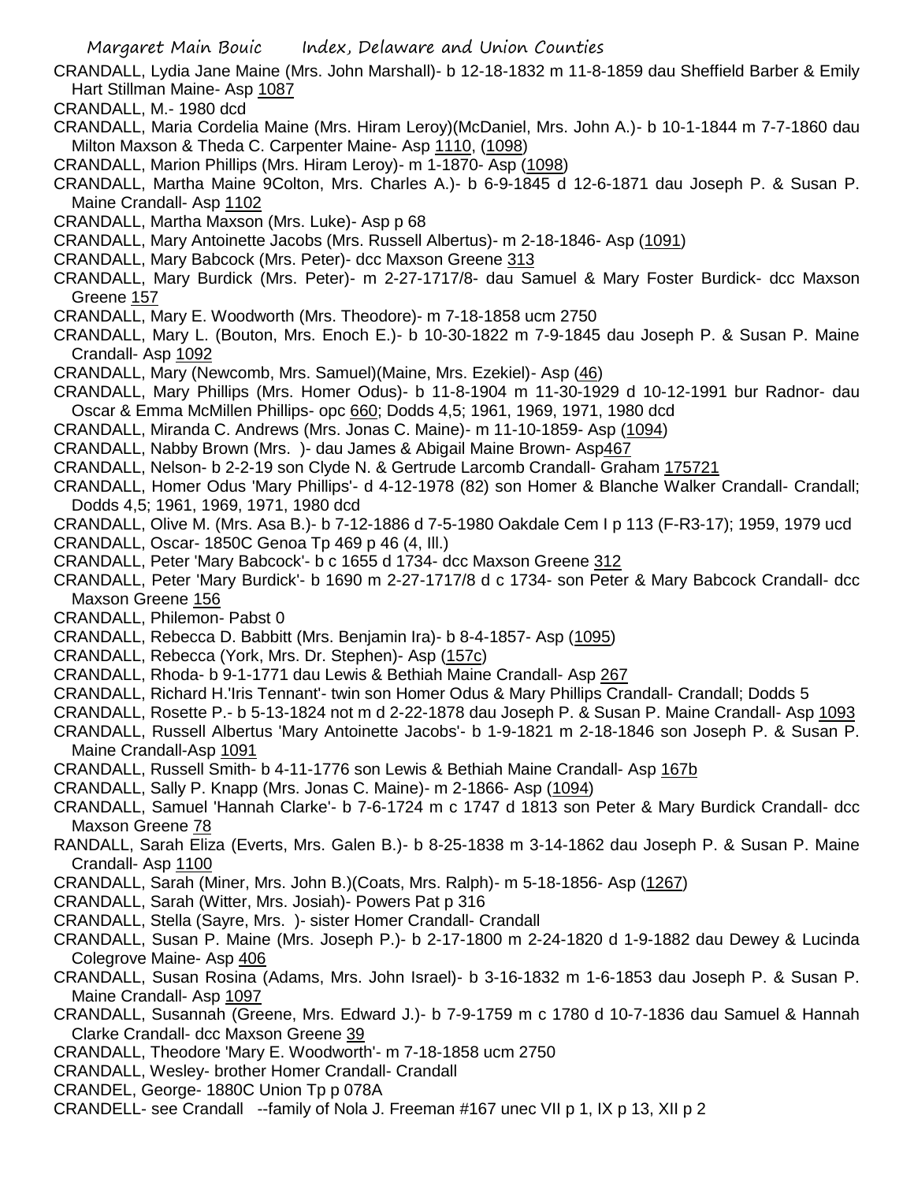CRANDALL, Lydia Jane Maine (Mrs. John Marshall)- b 12-18-1832 m 11-8-1859 dau Sheffield Barber & Emily Hart Stillman Maine- Asp 1087

CRANDALL, M.- 1980 dcd

CRANDALL, Maria Cordelia Maine (Mrs. Hiram Leroy)(McDaniel, Mrs. John A.)- b 10-1-1844 m 7-7-1860 dau Milton Maxson & Theda C. Carpenter Maine- Asp 1110, (1098)

CRANDALL, Marion Phillips (Mrs. Hiram Leroy)- m 1-1870- Asp (1098)

CRANDALL, Martha Maine 9Colton, Mrs. Charles A.)- b 6-9-1845 d 12-6-1871 dau Joseph P. & Susan P. Maine Crandall- Asp 1102

CRANDALL, Martha Maxson (Mrs. Luke)- Asp p 68

CRANDALL, Mary Antoinette Jacobs (Mrs. Russell Albertus)- m 2-18-1846- Asp (1091)

CRANDALL, Mary Babcock (Mrs. Peter)- dcc Maxson Greene 313

CRANDALL, Mary Burdick (Mrs. Peter)- m 2-27-1717/8- dau Samuel & Mary Foster Burdick- dcc Maxson Greene 157

CRANDALL, Mary E. Woodworth (Mrs. Theodore)- m 7-18-1858 ucm 2750

CRANDALL, Mary L. (Bouton, Mrs. Enoch E.)- b 10-30-1822 m 7-9-1845 dau Joseph P. & Susan P. Maine Crandall- Asp 1092

CRANDALL, Mary (Newcomb, Mrs. Samuel)(Maine, Mrs. Ezekiel)- Asp (46)

CRANDALL, Mary Phillips (Mrs. Homer Odus)- b 11-8-1904 m 11-30-1929 d 10-12-1991 bur Radnor- dau Oscar & Emma McMillen Phillips- opc 660; Dodds 4,5; 1961, 1969, 1971, 1980 dcd

CRANDALL, Miranda C. Andrews (Mrs. Jonas C. Maine)- m 11-10-1859- Asp (1094)

CRANDALL, Nabby Brown (Mrs. )- dau James & Abigail Maine Brown- Asp467

CRANDALL, Nelson- b 2-2-19 son Clyde N. & Gertrude Larcomb Crandall- Graham 175721

CRANDALL, Homer Odus 'Mary Phillips'- d 4-12-1978 (82) son Homer & Blanche Walker Crandall- Crandall; Dodds 4,5; 1961, 1969, 1971, 1980 dcd

CRANDALL, Olive M. (Mrs. Asa B.)- b 7-12-1886 d 7-5-1980 Oakdale Cem I p 113 (F-R3-17); 1959, 1979 ucd

CRANDALL, Oscar- 1850C Genoa Tp 469 p 46 (4, Ill.)

CRANDALL, Peter 'Mary Babcock'- b c 1655 d 1734- dcc Maxson Greene 312

CRANDALL, Peter 'Mary Burdick'- b 1690 m 2-27-1717/8 d c 1734- son Peter & Mary Babcock Crandall- dcc Maxson Greene 156

CRANDALL, Philemon- Pabst 0

CRANDALL, Rebecca D. Babbitt (Mrs. Benjamin Ira)- b 8-4-1857- Asp (1095)

CRANDALL, Rebecca (York, Mrs. Dr. Stephen)- Asp (157c)

CRANDALL, Rhoda- b 9-1-1771 dau Lewis & Bethiah Maine Crandall- Asp 267

CRANDALL, Richard H.'Iris Tennant'- twin son Homer Odus & Mary Phillips Crandall- Crandall; Dodds 5

CRANDALL, Rosette P.- b 5-13-1824 not m d 2-22-1878 dau Joseph P. & Susan P. Maine Crandall- Asp 1093

CRANDALL, Russell Albertus 'Mary Antoinette Jacobs'- b 1-9-1821 m 2-18-1846 son Joseph P. & Susan P. Maine Crandall-Asp 1091

CRANDALL, Russell Smith- b 4-11-1776 son Lewis & Bethiah Maine Crandall- Asp 167b

CRANDALL, Sally P. Knapp (Mrs. Jonas C. Maine)- m 2-1866- Asp (1094)

CRANDALL, Samuel 'Hannah Clarke'- b 7-6-1724 m c 1747 d 1813 son Peter & Mary Burdick Crandall- dcc Maxson Greene 78

RANDALL, Sarah Eliza (Everts, Mrs. Galen B.)- b 8-25-1838 m 3-14-1862 dau Joseph P. & Susan P. Maine Crandall- Asp 1100

CRANDALL, Sarah (Miner, Mrs. John B.)(Coats, Mrs. Ralph)- m 5-18-1856- Asp (1267)

CRANDALL, Sarah (Witter, Mrs. Josiah)- Powers Pat p 316

CRANDALL, Stella (Sayre, Mrs. )- sister Homer Crandall- Crandall

CRANDALL, Susan P. Maine (Mrs. Joseph P.)- b 2-17-1800 m 2-24-1820 d 1-9-1882 dau Dewey & Lucinda Colegrove Maine- Asp 406

CRANDALL, Susan Rosina (Adams, Mrs. John Israel)- b 3-16-1832 m 1-6-1853 dau Joseph P. & Susan P. Maine Crandall- Asp 1097

CRANDALL, Susannah (Greene, Mrs. Edward J.)- b 7-9-1759 m c 1780 d 10-7-1836 dau Samuel & Hannah Clarke Crandall- dcc Maxson Greene 39

CRANDALL, Theodore 'Mary E. Woodworth'- m 7-18-1858 ucm 2750

CRANDALL, Wesley- brother Homer Crandall- Crandall

CRANDEL, George- 1880C Union Tp p 078A

CRANDELL- see Crandall --family of Nola J. Freeman #167 unec VII p 1, IX p 13, XII p 2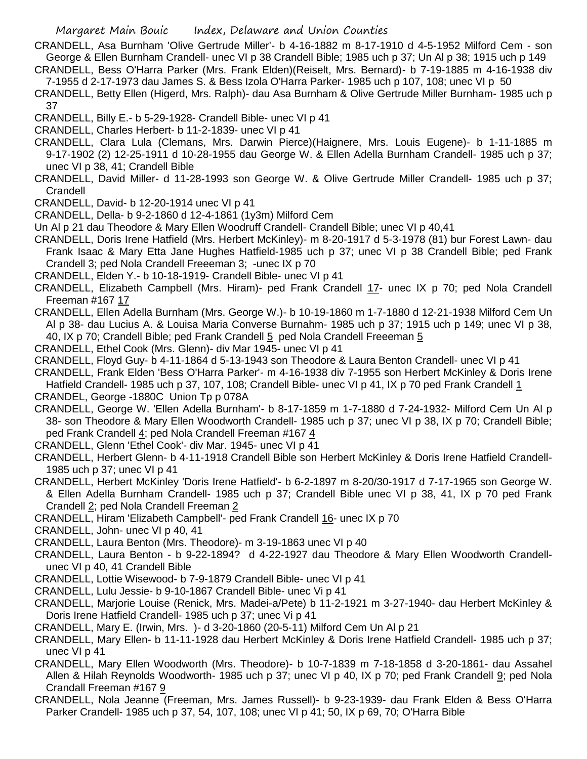CRANDELL, Asa Burnham 'Olive Gertrude Miller'- b 4-16-1882 m 8-17-1910 d 4-5-1952 Milford Cem - son George & Ellen Burnham Crandell- unec VI p 38 Crandell Bible; 1985 uch p 37; Un Al p 38; 1915 uch p 149

CRANDELL, Bess O'Harra Parker (Mrs. Frank Elden)(Reiselt, Mrs. Bernard)- b 7-19-1885 m 4-16-1938 div 7-1955 d 2-17-1973 dau James S. & Bess Izola O'Harra Parker- 1985 uch p 107, 108; unec VI p 50

CRANDELL, Betty Ellen (Higerd, Mrs. Ralph)- dau Asa Burnham & Olive Gertrude Miller Burnham- 1985 uch p 37

CRANDELL, Billy E.- b 5-29-1928- Crandell Bible- unec VI p 41

CRANDELL, Charles Herbert- b 11-2-1839- unec VI p 41

CRANDELL, Clara Lula (Clemans, Mrs. Darwin Pierce)(Haignere, Mrs. Louis Eugene)- b 1-11-1885 m 9-17-1902 (2) 12-25-1911 d 10-28-1955 dau George W. & Ellen Adella Burnham Crandell- 1985 uch p 37; unec VI p 38, 41; Crandell Bible

CRANDELL, David Miller- d 11-28-1993 son George W. & Olive Gertrude Miller Crandell- 1985 uch p 37; Crandell

CRANDELL, David- b 12-20-1914 unec VI p 41

CRANDELL, Della- b 9-2-1860 d 12-4-1861 (1y3m) Milford Cem

Un Al p 21 dau Theodore & Mary Ellen Woodruff Crandell- Crandell Bible; unec VI p 40,41

CRANDELL, Doris Irene Hatfield (Mrs. Herbert McKinley)- m 8-20-1917 d 5-3-1978 (81) bur Forest Lawn- dau Frank Isaac & Mary Etta Jane Hughes Hatfield-1985 uch p 37; unec VI p 38 Crandell Bible; ped Frank Crandell 3; ped Nola Crandell Freeeman 3; -unec IX p 70

CRANDELL, Elden Y.- b 10-18-1919- Crandell Bible- unec VI p 41

CRANDELL, Elizabeth Campbell (Mrs. Hiram)- ped Frank Crandell 17- unec IX p 70; ped Nola Crandell Freeman #167 17

CRANDELL, Ellen Adella Burnham (Mrs. George W.)- b 10-19-1860 m 1-7-1880 d 12-21-1938 Milford Cem Un Al p 38- dau Lucius A. & Louisa Maria Converse Burnahm- 1985 uch p 37; 1915 uch p 149; unec VI p 38, 40, IX p 70; Crandell Bible; ped Frank Crandell 5 ped Nola Crandell Freeeman 5

CRANDELL, Ethel Cook (Mrs. Glenn)- div Mar 1945- unec VI p 41

CRANDELL, Floyd Guy- b 4-11-1864 d 5-13-1943 son Theodore & Laura Benton Crandell- unec VI p 41

CRANDELL, Frank Elden 'Bess O'Harra Parker'- m 4-16-1938 div 7-1955 son Herbert McKinley & Doris Irene Hatfield Crandell- 1985 uch p 37, 107, 108; Crandell Bible- unec VI p 41, IX p 70 ped Frank Crandell 1

CRANDEL, George -1880C Union Tp p 078A

CRANDELL, George W. 'Ellen Adella Burnham'- b 8-17-1859 m 1-7-1880 d 7-24-1932- Milford Cem Un Al p 38- son Theodore & Mary Ellen Woodworth Crandell- 1985 uch p 37; unec VI p 38, IX p 70; Crandell Bible; ped Frank Crandell 4; ped Nola Crandell Freeman #167 4

CRANDELL, Glenn 'Ethel Cook'- div Mar. 1945- unec VI p 41

CRANDELL, Herbert Glenn- b 4-11-1918 Crandell Bible son Herbert McKinley & Doris Irene Hatfield Crandell- 1985 uch p 37; unec VI p 41

CRANDELL, Herbert McKinley 'Doris Irene Hatfield'- b 6-2-1897 m 8-20/30-1917 d 7-17-1965 son George W. & Ellen Adella Burnham Crandell- 1985 uch p 37; Crandell Bible unec VI p 38, 41, IX p 70 ped Frank Crandell 2; ped Nola Crandell Freeman 2

CRANDELL, Hiram 'Elizabeth Campbell'- ped Frank Crandell 16- unec IX p 70

CRANDELL, John- unec VI p 40, 41

CRANDELL, Laura Benton (Mrs. Theodore)- m 3-19-1863 unec VI p 40

CRANDELL, Laura Benton - b 9-22-1894? d 4-22-1927 dau Theodore & Mary Ellen Woodworth Crandell- unec VI p 40, 41 Crandell Bible

CRANDELL, Lottie Wisewood- b 7-9-1879 Crandell Bible- unec VI p 41

CRANDELL, Lulu Jessie- b 9-10-1867 Crandell Bible- unec Vi p 41

CRANDELL, Marjorie Louise (Renick, Mrs. Madei-a/Pete) b 11-2-1921 m 3-27-1940- dau Herbert McKinley & Doris Irene Hatfield Crandell- 1985 uch p 37; unec Vi p 41

CRANDELL, Mary E. (Irwin, Mrs. )- d 3-20-1860 (20-5-11) Milford Cem Un Al p 21

CRANDELL, Mary Ellen- b 11-11-1928 dau Herbert McKinley & Doris Irene Hatfield Crandell- 1985 uch p 37; unec VI p 41

CRANDELL, Mary Ellen Woodworth (Mrs. Theodore)- b 10-7-1839 m 7-18-1858 d 3-20-1861- dau Assahel Allen & Hilah Reynolds Woodworth- 1985 uch p 37; unec VI p 40, IX p 70; ped Frank Crandell 9; ped Nola Crandall Freeman #167 9

CRANDELL, Nola Jeanne (Freeman, Mrs. James Russell)- b 9-23-1939- dau Frank Elden & Bess O'Harra Parker Crandell- 1985 uch p 37, 54, 107, 108; unec VI p 41; 50, IX p 69, 70; O'Harra Bible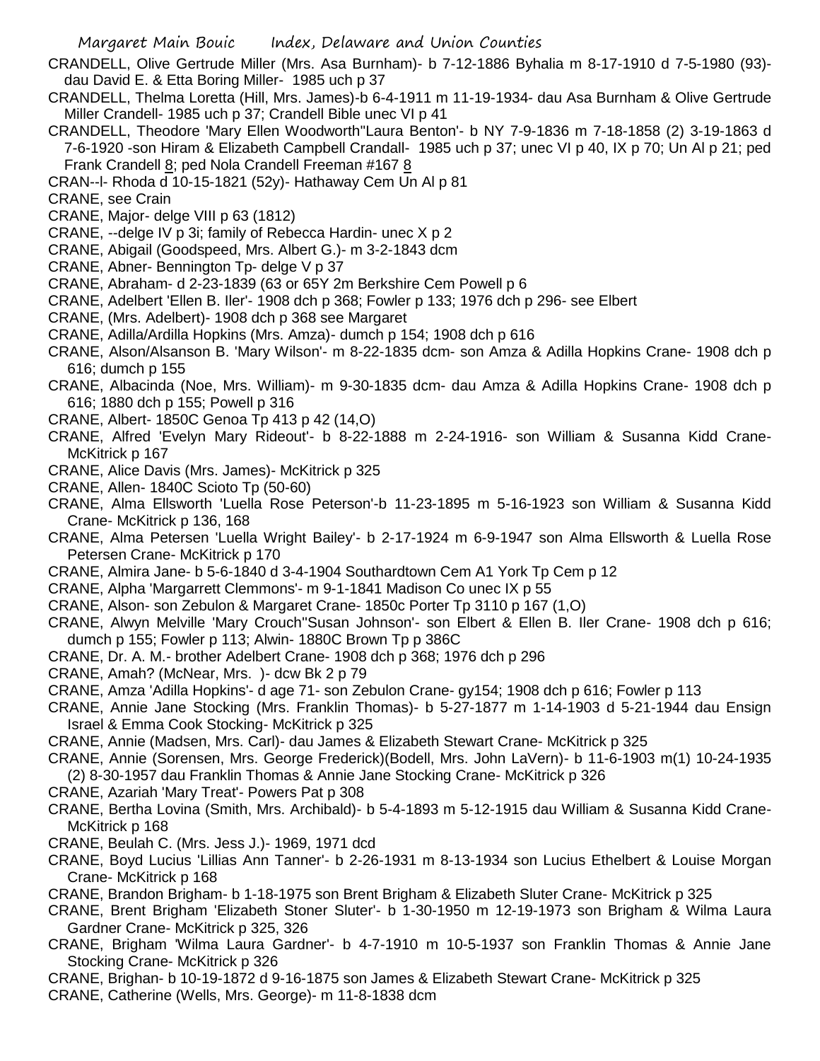CRANDELL, Olive Gertrude Miller (Mrs. Asa Burnham)- b 7-12-1886 Byhalia m 8-17-1910 d 7-5-1980 (93)- dau David E. & Etta Boring Miller- 1985 uch p 37

CRANDELL, Thelma Loretta (Hill, Mrs. James)-b 6-4-1911 m 11-19-1934- dau Asa Burnham & Olive Gertrude Miller Crandell- 1985 uch p 37; Crandell Bible unec VI p 41

CRANDELL, Theodore 'Mary Ellen Woodworth''Laura Benton'- b NY 7-9-1836 m 7-18-1858 (2) 3-19-1863 d 7-6-1920 -son Hiram & Elizabeth Campbell Crandall- 1985 uch p 37; unec VI p 40, IX p 70; Un Al p 21; ped Frank Crandell 8; ped Nola Crandell Freeman #167 8

CRAN--l- Rhoda d 10-15-1821 (52y)- Hathaway Cem Un Al p 81

CRANE, see Crain

CRANE, Major- delge VIII p 63 (1812)

CRANE, --delge IV p 3i; family of Rebecca Hardin- unec X p 2

CRANE, Abigail (Goodspeed, Mrs. Albert G.)- m 3-2-1843 dcm

CRANE, Abner- Bennington Tp- delge V p 37

CRANE, Abraham- d 2-23-1839 (63 or 65Y 2m Berkshire Cem Powell p 6

CRANE, Adelbert 'Ellen B. Iler'- 1908 dch p 368; Fowler p 133; 1976 dch p 296- see Elbert

CRANE, (Mrs. Adelbert)- 1908 dch p 368 see Margaret

CRANE, Adilla/Ardilla Hopkins (Mrs. Amza)- dumch p 154; 1908 dch p 616

CRANE, Alson/Alsanson B. 'Mary Wilson'- m 8-22-1835 dcm- son Amza & Adilla Hopkins Crane- 1908 dch p 616; dumch p 155

CRANE, Albacinda (Noe, Mrs. William)- m 9-30-1835 dcm- dau Amza & Adilla Hopkins Crane- 1908 dch p 616; 1880 dch p 155; Powell p 316

CRANE, Albert- 1850C Genoa Tp 413 p 42 (14,O)

CRANE, Alfred 'Evelyn Mary Rideout'- b 8-22-1888 m 2-24-1916- son William & Susanna Kidd Crane- McKitrick p 167

CRANE, Alice Davis (Mrs. James)- McKitrick p 325

CRANE, Allen- 1840C Scioto Tp (50-60)

CRANE, Alma Ellsworth 'Luella Rose Peterson'-b 11-23-1895 m 5-16-1923 son William & Susanna Kidd Crane- McKitrick p 136, 168

CRANE, Alma Petersen 'Luella Wright Bailey'- b 2-17-1924 m 6-9-1947 son Alma Ellsworth & Luella Rose Petersen Crane- McKitrick p 170

CRANE, Almira Jane- b 5-6-1840 d 3-4-1904 Southardtown Cem A1 York Tp Cem p 12

CRANE, Alpha 'Margarrett Clemmons'- m 9-1-1841 Madison Co unec IX p 55

CRANE, Alson- son Zebulon & Margaret Crane- 1850c Porter Tp 3110 p 167 (1,O)

CRANE, Alwyn Melville 'Mary Crouch''Susan Johnson'- son Elbert & Ellen B. Iler Crane- 1908 dch p 616; dumch p 155; Fowler p 113; Alwin- 1880C Brown Tp p 386C

CRANE, Dr. A. M.- brother Adelbert Crane- 1908 dch p 368; 1976 dch p 296

CRANE, Amah? (McNear, Mrs. )- dcw Bk 2 p 79

CRANE, Amza 'Adilla Hopkins'- d age 71- son Zebulon Crane- gy154; 1908 dch p 616; Fowler p 113

CRANE, Annie Jane Stocking (Mrs. Franklin Thomas)- b 5-27-1877 m 1-14-1903 d 5-21-1944 dau Ensign Israel & Emma Cook Stocking- McKitrick p 325

CRANE, Annie (Madsen, Mrs. Carl)- dau James & Elizabeth Stewart Crane- McKitrick p 325

CRANE, Annie (Sorensen, Mrs. George Frederick)(Bodell, Mrs. John LaVern)- b 11-6-1903 m(1) 10-24-1935 (2) 8-30-1957 dau Franklin Thomas & Annie Jane Stocking Crane- McKitrick p 326

CRANE, Azariah 'Mary Treat'- Powers Pat p 308

CRANE, Bertha Lovina (Smith, Mrs. Archibald)- b 5-4-1893 m 5-12-1915 dau William & Susanna Kidd Crane- McKitrick p 168

CRANE, Beulah C. (Mrs. Jess J.)- 1969, 1971 dcd

CRANE, Boyd Lucius 'Lillias Ann Tanner'- b 2-26-1931 m 8-13-1934 son Lucius Ethelbert & Louise Morgan Crane- McKitrick p 168

CRANE, Brandon Brigham- b 1-18-1975 son Brent Brigham & Elizabeth Sluter Crane- McKitrick p 325

CRANE, Brent Brigham 'Elizabeth Stoner Sluter'- b 1-30-1950 m 12-19-1973 son Brigham & Wilma Laura Gardner Crane- McKitrick p 325, 326

CRANE, Brigham 'Wilma Laura Gardner'- b 4-7-1910 m 10-5-1937 son Franklin Thomas & Annie Jane Stocking Crane- McKitrick p 326

CRANE, Brighan- b 10-19-1872 d 9-16-1875 son James & Elizabeth Stewart Crane- McKitrick p 325

CRANE, Catherine (Wells, Mrs. George)- m 11-8-1838 dcm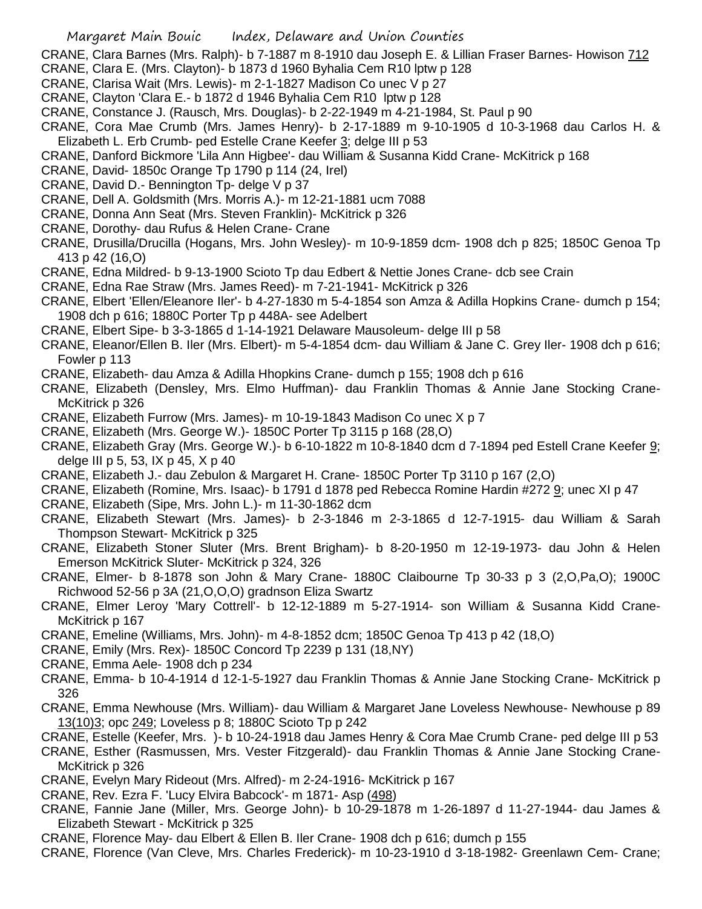CRANE, Clara Barnes (Mrs. Ralph)- b 7-1887 m 8-1910 dau Joseph E. & Lillian Fraser Barnes- Howison 712
CRANE, Clara E. (Mrs. Clayton)- b 1873 d 1960 Byhalia Cem R10 lptw p 128
CRANE, Clarisa Wait (Mrs. Lewis)- m 2-1-1827 Madison Co unec V p 27
CRANE, Clayton 'Clara E.- b 1872 d 1946 Byhalia Cem R10 lptw p 128
CRANE, Constance J. (Rausch, Mrs. Douglas)- b 2-22-1949 m 4-21-1984, St. Paul p 90
CRANE, Cora Mae Crumb (Mrs. James Henry)- b 2-17-1889 m 9-10-1905 d 10-3-1968 dau Carlos H. & Elizabeth L. Erb Crumb- ped Estelle Crane Keefer 3; delge III p 53
CRANE, Danford Bickmore 'Lila Ann Higbee'- dau William & Susanna Kidd Crane- McKitrick p 168
CRANE, David- 1850c Orange Tp 1790 p 114 (24, Irel)
CRANE, David D.- Bennington Tp- delge V p 37
CRANE, Dell A. Goldsmith (Mrs. Morris A.)- m 12-21-1881 ucm 7088
CRANE, Donna Ann Seat (Mrs. Steven Franklin)- McKitrick p 326
CRANE, Dorothy- dau Rufus & Helen Crane- Crane
CRANE, Drusilla/Drucilla (Hogans, Mrs. John Wesley)- m 10-9-1859 dcm- 1908 dch p 825; 1850C Genoa Tp 413 p 42 (16,O)
CRANE, Edna Mildred- b 9-13-1900 Scioto Tp dau Edbert & Nettie Jones Crane- dcb see Crain
CRANE, Edna Rae Straw (Mrs. James Reed)- m 7-21-1941- McKitrick p 326
CRANE, Elbert 'Ellen/Eleanore Iler'- b 4-27-1830 m 5-4-1854 son Amza & Adilla Hopkins Crane- dumch p 154; 1908 dch p 616; 1880C Porter Tp p 448A- see Adelbert
CRANE, Elbert Sipe- b 3-3-1865 d 1-14-1921 Delaware Mausoleum- delge III p 58
CRANE, Eleanor/Ellen B. Iler (Mrs. Elbert)- m 5-4-1854 dcm- dau William & Jane C. Grey Iler- 1908 dch p 616; Fowler p 113
CRANE, Elizabeth- dau Amza & Adilla Hhopkins Crane- dumch p 155; 1908 dch p 616
CRANE, Elizabeth (Densley, Mrs. Elmo Huffman)- dau Franklin Thomas & Annie Jane Stocking Crane- McKitrick p 326
CRANE, Elizabeth Furrow (Mrs. James)- m 10-19-1843 Madison Co unec X p 7
CRANE, Elizabeth (Mrs. George W.)- 1850C Porter Tp 3115 p 168 (28,O)
CRANE, Elizabeth Gray (Mrs. George W.)- b 6-10-1822 m 10-8-1840 dcm d 7-1894 ped Estell Crane Keefer 9; delge III p 5, 53, IX p 45, X p 40
CRANE, Elizabeth J.- dau Zebulon & Margaret H. Crane- 1850C Porter Tp 3110 p 167 (2,O)
CRANE, Elizabeth (Romine, Mrs. Isaac)- b 1791 d 1878 ped Rebecca Romine Hardin #272 9; unec XI p 47
CRANE, Elizabeth (Sipe, Mrs. John L.)- m 11-30-1862 dcm
CRANE, Elizabeth Stewart (Mrs. James)- b 2-3-1846 m 2-3-1865 d 12-7-1915- dau William & Sarah Thompson Stewart- McKitrick p 325
CRANE, Elizabeth Stoner Sluter (Mrs. Brent Brigham)- b 8-20-1950 m 12-19-1973- dau John & Helen Emerson McKitrick Sluter- McKitrick p 324, 326
CRANE, Elmer- b 8-1878 son John & Mary Crane- 1880C Claibourne Tp 30-33 p 3 (2,O,Pa,O); 1900C Richwood 52-56 p 3A (21,O,O,O) gradnson Eliza Swartz
CRANE, Elmer Leroy 'Mary Cottrell'- b 12-12-1889 m 5-27-1914- son William & Susanna Kidd Crane- McKitrick p 167
CRANE, Emeline (Williams, Mrs. John)- m 4-8-1852 dcm; 1850C Genoa Tp 413 p 42 (18,O)
CRANE, Emily (Mrs. Rex)- 1850C Concord Tp 2239 p 131 (18,NY)
CRANE, Emma Aele- 1908 dch p 234
CRANE, Emma- b 10-4-1914 d 12-1-5-1927 dau Franklin Thomas & Annie Jane Stocking Crane- McKitrick p 326
CRANE, Emma Newhouse (Mrs. William)- dau William & Margaret Jane Loveless Newhouse- Newhouse p 89 13(10)3; opc 249; Loveless p 8; 1880C Scioto Tp p 242
CRANE, Estelle (Keefer, Mrs. )- b 10-24-1918 dau James Henry & Cora Mae Crumb Crane- ped delge III p 53
CRANE, Esther (Rasmussen, Mrs. Vester Fitzgerald)- dau Franklin Thomas & Annie Jane Stocking Crane- McKitrick p 326
CRANE, Evelyn Mary Rideout (Mrs. Alfred)- m 2-24-1916- McKitrick p 167
CRANE, Rev. Ezra F. 'Lucy Elvira Babcock'- m 1871- Asp (498)
CRANE, Fannie Jane (Miller, Mrs. George John)- b 10-29-1878 m 1-26-1897 d 11-27-1944- dau James & Elizabeth Stewart - McKitrick p 325
CRANE, Florence May- dau Elbert & Ellen B. Iler Crane- 1908 dch p 616; dumch p 155
CRANE, Florence (Van Cleve, Mrs. Charles Frederick)- m 10-23-1910 d 3-18-1982- Greenlawn Cem- Crane;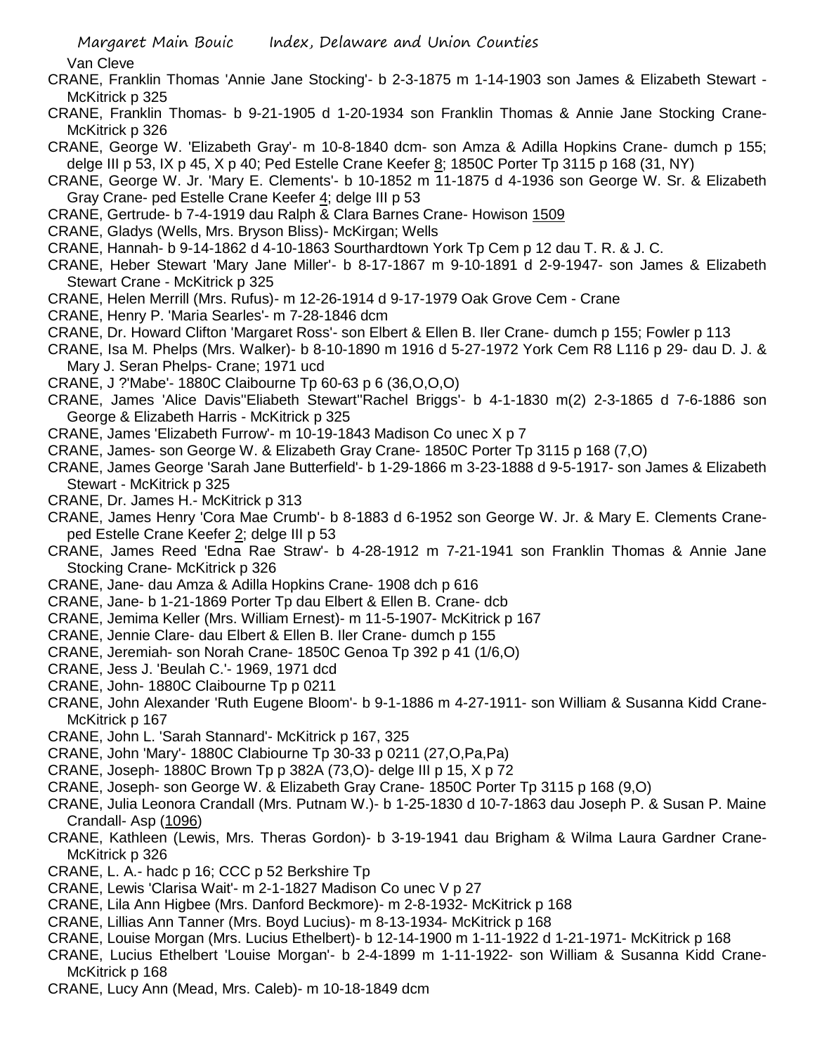Van Cleve

CRANE, Franklin Thomas 'Annie Jane Stocking'- b 2-3-1875 m 1-14-1903 son James & Elizabeth Stewart - McKitrick p 325

CRANE, Franklin Thomas- b 9-21-1905 d 1-20-1934 son Franklin Thomas & Annie Jane Stocking Crane- McKitrick p 326

CRANE, George W. 'Elizabeth Gray'- m 10-8-1840 dcm- son Amza & Adilla Hopkins Crane- dumch p 155; delge III p 53, IX p 45, X p 40; Ped Estelle Crane Keefer 8; 1850C Porter Tp 3115 p 168 (31, NY)

CRANE, George W. Jr. 'Mary E. Clements'- b 10-1852 m 11-1875 d 4-1936 son George W. Sr. & Elizabeth Gray Crane- ped Estelle Crane Keefer 4; delge III p 53

CRANE, Gertrude- b 7-4-1919 dau Ralph & Clara Barnes Crane- Howison 1509

CRANE, Gladys (Wells, Mrs. Bryson Bliss)- McKirgan; Wells

CRANE, Hannah- b 9-14-1862 d 4-10-1863 Sourthardtown York Tp Cem p 12 dau T. R. & J. C.

CRANE, Heber Stewart 'Mary Jane Miller'- b 8-17-1867 m 9-10-1891 d 2-9-1947- son James & Elizabeth Stewart Crane - McKitrick p 325

CRANE, Helen Merrill (Mrs. Rufus)- m 12-26-1914 d 9-17-1979 Oak Grove Cem - Crane

CRANE, Henry P. 'Maria Searles'- m 7-28-1846 dcm

CRANE, Dr. Howard Clifton 'Margaret Ross'- son Elbert & Ellen B. Iler Crane- dumch p 155; Fowler p 113

CRANE, Isa M. Phelps (Mrs. Walker)- b 8-10-1890 m 1916 d 5-27-1972 York Cem R8 L116 p 29- dau D. J. & Mary J. Seran Phelps- Crane; 1971 ucd

CRANE, J ?'Mabe'- 1880C Claibourne Tp 60-63 p 6 (36,O,O,O)

CRANE, James 'Alice Davis''Eliabeth Stewart''Rachel Briggs'- b 4-1-1830 m(2) 2-3-1865 d 7-6-1886 son George & Elizabeth Harris - McKitrick p 325

CRANE, James 'Elizabeth Furrow'- m 10-19-1843 Madison Co unec X p 7

CRANE, James- son George W. & Elizabeth Gray Crane- 1850C Porter Tp 3115 p 168 (7,O)

CRANE, James George 'Sarah Jane Butterfield'- b 1-29-1866 m 3-23-1888 d 9-5-1917- son James & Elizabeth Stewart - McKitrick p 325

CRANE, Dr. James H.- McKitrick p 313

CRANE, James Henry 'Cora Mae Crumb'- b 8-1883 d 6-1952 son George W. Jr. & Mary E. Clements Crane- ped Estelle Crane Keefer 2; delge III p 53

CRANE, James Reed 'Edna Rae Straw'- b 4-28-1912 m 7-21-1941 son Franklin Thomas & Annie Jane Stocking Crane- McKitrick p 326

CRANE, Jane- dau Amza & Adilla Hopkins Crane- 1908 dch p 616

CRANE, Jane- b 1-21-1869 Porter Tp dau Elbert & Ellen B. Crane- dcb

CRANE, Jemima Keller (Mrs. William Ernest)- m 11-5-1907- McKitrick p 167

CRANE, Jennie Clare- dau Elbert & Ellen B. Iler Crane- dumch p 155

CRANE, Jeremiah- son Norah Crane- 1850C Genoa Tp 392 p 41 (1/6,O)

CRANE, Jess J. 'Beulah C.'- 1969, 1971 dcd

CRANE, John- 1880C Claibourne Tp p 0211

CRANE, John Alexander 'Ruth Eugene Bloom'- b 9-1-1886 m 4-27-1911- son William & Susanna Kidd Crane- McKitrick p 167

CRANE, John L. 'Sarah Stannard'- McKitrick p 167, 325

CRANE, John 'Mary'- 1880C Clabiourne Tp 30-33 p 0211 (27,O,Pa,Pa)

CRANE, Joseph- 1880C Brown Tp p 382A (73,O)- delge III p 15, X p 72

CRANE, Joseph- son George W. & Elizabeth Gray Crane- 1850C Porter Tp 3115 p 168 (9,O)

CRANE, Julia Leonora Crandall (Mrs. Putnam W.)- b 1-25-1830 d 10-7-1863 dau Joseph P. & Susan P. Maine Crandall- Asp (1096)

CRANE, Kathleen (Lewis, Mrs. Theras Gordon)- b 3-19-1941 dau Brigham & Wilma Laura Gardner Crane- McKitrick p 326

CRANE, L. A.- hadc p 16; CCC p 52 Berkshire Tp

CRANE, Lewis 'Clarisa Wait'- m 2-1-1827 Madison Co unec V p 27

CRANE, Lila Ann Higbee (Mrs. Danford Beckmore)- m 2-8-1932- McKitrick p 168

CRANE, Lillias Ann Tanner (Mrs. Boyd Lucius)- m 8-13-1934- McKitrick p 168

CRANE, Louise Morgan (Mrs. Lucius Ethelbert)- b 12-14-1900 m 1-11-1922 d 1-21-1971- McKitrick p 168

CRANE, Lucius Ethelbert 'Louise Morgan'- b 2-4-1899 m 1-11-1922- son William & Susanna Kidd Crane- McKitrick p 168

CRANE, Lucy Ann (Mead, Mrs. Caleb)- m 10-18-1849 dcm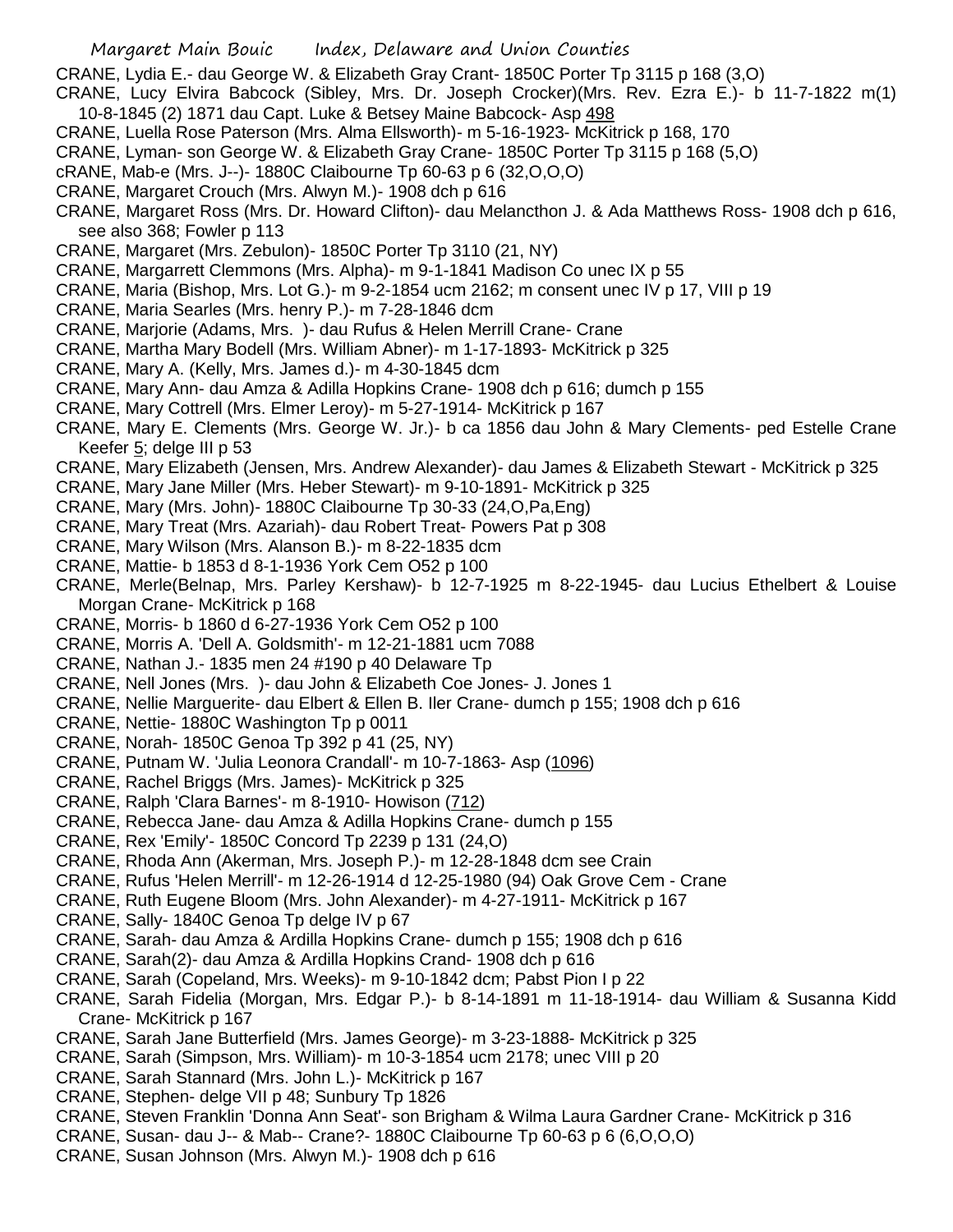CRANE, Lydia E.- dau George W. & Elizabeth Gray Crant- 1850C Porter Tp 3115 p 168 (3,O)

CRANE, Lucy Elvira Babcock (Sibley, Mrs. Dr. Joseph Crocker)(Mrs. Rev. Ezra E.)- b 11-7-1822 m(1) 10-8-1845 (2) 1871 dau Capt. Luke & Betsey Maine Babcock- Asp 498

CRANE, Luella Rose Paterson (Mrs. Alma Ellsworth)- m 5-16-1923- McKitrick p 168, 170

CRANE, Lyman- son George W. & Elizabeth Gray Crane- 1850C Porter Tp 3115 p 168 (5,O)

cRANE, Mab-e (Mrs. J--)- 1880C Claibourne Tp 60-63 p 6 (32,O,O,O)

CRANE, Margaret Crouch (Mrs. Alwyn M.)- 1908 dch p 616

CRANE, Margaret Ross (Mrs. Dr. Howard Clifton)- dau Melancthon J. & Ada Matthews Ross- 1908 dch p 616, see also 368; Fowler p 113

CRANE, Margaret (Mrs. Zebulon)- 1850C Porter Tp 3110 (21, NY)

CRANE, Margarrett Clemmons (Mrs. Alpha)- m 9-1-1841 Madison Co unec IX p 55

CRANE, Maria (Bishop, Mrs. Lot G.)- m 9-2-1854 ucm 2162; m consent unec IV p 17, VIII p 19

CRANE, Maria Searles (Mrs. henry P.)- m 7-28-1846 dcm

CRANE, Marjorie (Adams, Mrs. )- dau Rufus & Helen Merrill Crane- Crane

CRANE, Martha Mary Bodell (Mrs. William Abner)- m 1-17-1893- McKitrick p 325

CRANE, Mary A. (Kelly, Mrs. James d.)- m 4-30-1845 dcm

CRANE, Mary Ann- dau Amza & Adilla Hopkins Crane- 1908 dch p 616; dumch p 155

CRANE, Mary Cottrell (Mrs. Elmer Leroy)- m 5-27-1914- McKitrick p 167

CRANE, Mary E. Clements (Mrs. George W. Jr.)- b ca 1856 dau John & Mary Clements- ped Estelle Crane Keefer 5; delge III p 53

CRANE, Mary Elizabeth (Jensen, Mrs. Andrew Alexander)- dau James & Elizabeth Stewart - McKitrick p 325

CRANE, Mary Jane Miller (Mrs. Heber Stewart)- m 9-10-1891- McKitrick p 325

CRANE, Mary (Mrs. John)- 1880C Claibourne Tp 30-33 (24,O,Pa,Eng)

CRANE, Mary Treat (Mrs. Azariah)- dau Robert Treat- Powers Pat p 308

CRANE, Mary Wilson (Mrs. Alanson B.)- m 8-22-1835 dcm

CRANE, Mattie- b 1853 d 8-1-1936 York Cem O52 p 100

CRANE, Merle(Belnap, Mrs. Parley Kershaw)- b 12-7-1925 m 8-22-1945- dau Lucius Ethelbert & Louise Morgan Crane- McKitrick p 168

CRANE, Morris- b 1860 d 6-27-1936 York Cem O52 p 100

CRANE, Morris A. 'Dell A. Goldsmith'- m 12-21-1881 ucm 7088

CRANE, Nathan J.- 1835 men 24 #190 p 40 Delaware Tp

CRANE, Nell Jones (Mrs. )- dau John & Elizabeth Coe Jones- J. Jones 1

CRANE, Nellie Marguerite- dau Elbert & Ellen B. Iler Crane- dumch p 155; 1908 dch p 616

CRANE, Nettie- 1880C Washington Tp p 0011

CRANE, Norah- 1850C Genoa Tp 392 p 41 (25, NY)

CRANE, Putnam W. 'Julia Leonora Crandall'- m 10-7-1863- Asp (1096)

CRANE, Rachel Briggs (Mrs. James)- McKitrick p 325

CRANE, Ralph 'Clara Barnes'- m 8-1910- Howison (712)

CRANE, Rebecca Jane- dau Amza & Adilla Hopkins Crane- dumch p 155

CRANE, Rex 'Emily'- 1850C Concord Tp 2239 p 131 (24,O)

CRANE, Rhoda Ann (Akerman, Mrs. Joseph P.)- m 12-28-1848 dcm see Crain

CRANE, Rufus 'Helen Merrill'- m 12-26-1914 d 12-25-1980 (94) Oak Grove Cem - Crane

CRANE, Ruth Eugene Bloom (Mrs. John Alexander)- m 4-27-1911- McKitrick p 167

CRANE, Sally- 1840C Genoa Tp delge IV p 67

CRANE, Sarah- dau Amza & Ardilla Hopkins Crane- dumch p 155; 1908 dch p 616

CRANE, Sarah(2)- dau Amza & Ardilla Hopkins Crand- 1908 dch p 616

CRANE, Sarah (Copeland, Mrs. Weeks)- m 9-10-1842 dcm; Pabst Pion I p 22

CRANE, Sarah Fidelia (Morgan, Mrs. Edgar P.)- b 8-14-1891 m 11-18-1914- dau William & Susanna Kidd Crane- McKitrick p 167

CRANE, Sarah Jane Butterfield (Mrs. James George)- m 3-23-1888- McKitrick p 325

CRANE, Sarah (Simpson, Mrs. William)- m 10-3-1854 ucm 2178; unec VIII p 20

CRANE, Sarah Stannard (Mrs. John L.)- McKitrick p 167

CRANE, Stephen- delge VII p 48; Sunbury Tp 1826

CRANE, Steven Franklin 'Donna Ann Seat'- son Brigham & Wilma Laura Gardner Crane- McKitrick p 316

CRANE, Susan- dau J-- & Mab-- Crane?- 1880C Claibourne Tp 60-63 p 6 (6,O,O,O)

CRANE, Susan Johnson (Mrs. Alwyn M.)- 1908 dch p 616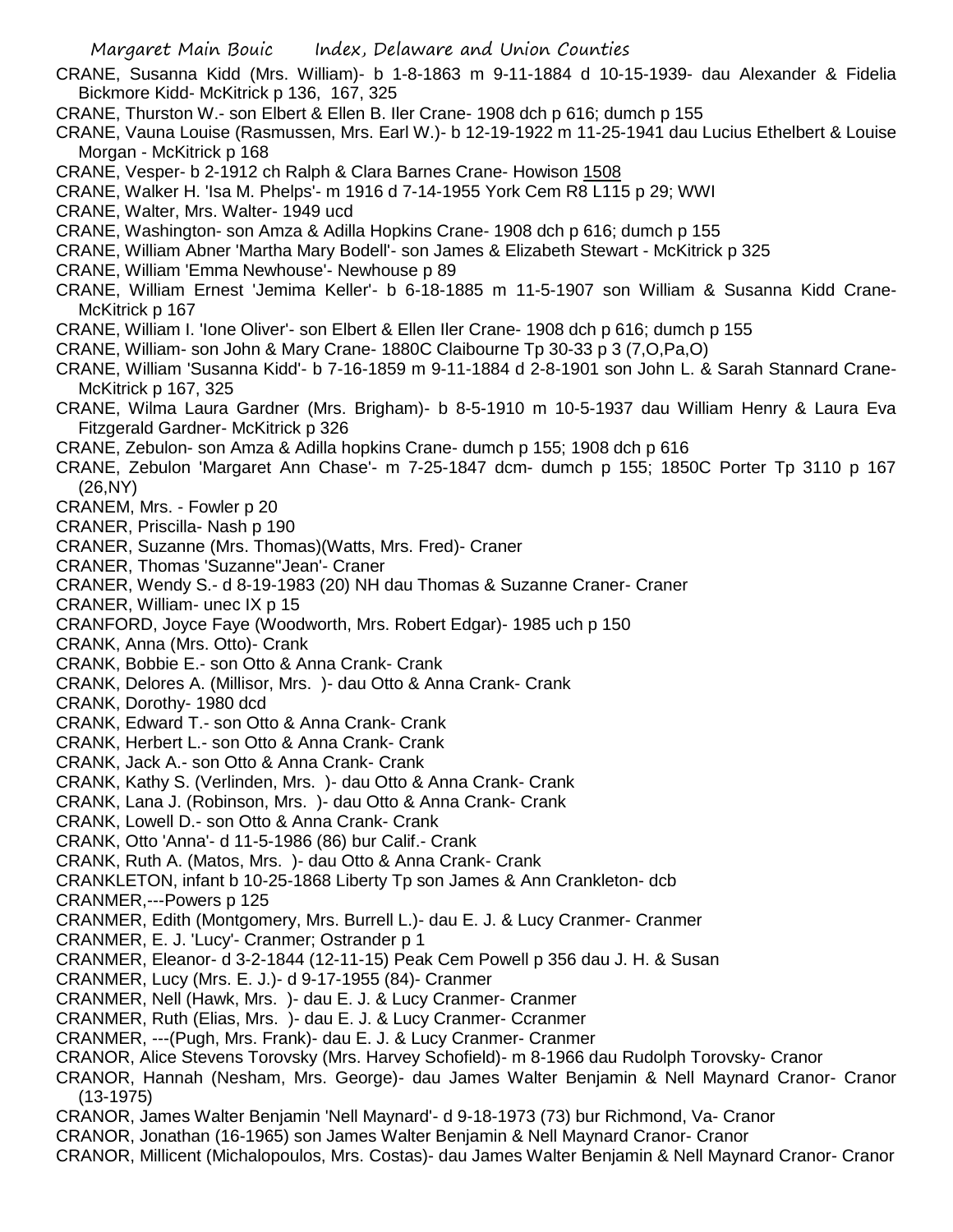CRANE, Susanna Kidd (Mrs. William)- b 1-8-1863 m 9-11-1884 d 10-15-1939- dau Alexander & Fidelia Bickmore Kidd- McKitrick p 136, 167, 325

CRANE, Thurston W.- son Elbert & Ellen B. Iler Crane- 1908 dch p 616; dumch p 155

CRANE, Vauna Louise (Rasmussen, Mrs. Earl W.)- b 12-19-1922 m 11-25-1941 dau Lucius Ethelbert & Louise Morgan - McKitrick p 168

CRANE, Vesper- b 2-1912 ch Ralph & Clara Barnes Crane- Howison 1508

CRANE, Walker H. 'Isa M. Phelps'- m 1916 d 7-14-1955 York Cem R8 L115 p 29; WWI

CRANE, Walter, Mrs. Walter- 1949 ucd

CRANE, Washington- son Amza & Adilla Hopkins Crane- 1908 dch p 616; dumch p 155

CRANE, William Abner 'Martha Mary Bodell'- son James & Elizabeth Stewart - McKitrick p 325

CRANE, William 'Emma Newhouse'- Newhouse p 89

CRANE, William Ernest 'Jemima Keller'- b 6-18-1885 m 11-5-1907 son William & Susanna Kidd Crane- McKitrick p 167

CRANE, William I. 'Ione Oliver'- son Elbert & Ellen Iler Crane- 1908 dch p 616; dumch p 155

CRANE, William- son John & Mary Crane- 1880C Claibourne Tp 30-33 p 3 (7,O,Pa,O)

CRANE, William 'Susanna Kidd'- b 7-16-1859 m 9-11-1884 d 2-8-1901 son John L. & Sarah Stannard Crane- McKitrick p 167, 325

CRANE, Wilma Laura Gardner (Mrs. Brigham)- b 8-5-1910 m 10-5-1937 dau William Henry & Laura Eva Fitzgerald Gardner- McKitrick p 326

CRANE, Zebulon- son Amza & Adilla hopkins Crane- dumch p 155; 1908 dch p 616

CRANE, Zebulon 'Margaret Ann Chase'- m 7-25-1847 dcm- dumch p 155; 1850C Porter Tp 3110 p 167 (26,NY)

CRANEM, Mrs. - Fowler p 20

CRANER, Priscilla- Nash p 190

CRANER, Suzanne (Mrs. Thomas)(Watts, Mrs. Fred)- Craner

CRANER, Thomas 'Suzanne''Jean'- Craner

CRANER, Wendy S.- d 8-19-1983 (20) NH dau Thomas & Suzanne Craner- Craner

CRANER, William- unec IX p 15

CRANFORD, Joyce Faye (Woodworth, Mrs. Robert Edgar)- 1985 uch p 150

CRANK, Anna (Mrs. Otto)- Crank

CRANK, Bobbie E.- son Otto & Anna Crank- Crank

CRANK, Delores A. (Millisor, Mrs. )- dau Otto & Anna Crank- Crank

CRANK, Dorothy- 1980 dcd

CRANK, Edward T.- son Otto & Anna Crank- Crank

CRANK, Herbert L.- son Otto & Anna Crank- Crank

CRANK, Jack A.- son Otto & Anna Crank- Crank

CRANK, Kathy S. (Verlinden, Mrs. )- dau Otto & Anna Crank- Crank

CRANK, Lana J. (Robinson, Mrs. )- dau Otto & Anna Crank- Crank

CRANK, Lowell D.- son Otto & Anna Crank- Crank

CRANK, Otto 'Anna'- d 11-5-1986 (86) bur Calif.- Crank

CRANK, Ruth A. (Matos, Mrs. )- dau Otto & Anna Crank- Crank

CRANKLETON, infant b 10-25-1868 Liberty Tp son James & Ann Crankleton- dcb

CRANMER,---Powers p 125

CRANMER, Edith (Montgomery, Mrs. Burrell L.)- dau E. J. & Lucy Cranmer- Cranmer

CRANMER, E. J. 'Lucy'- Cranmer; Ostrander p 1

CRANMER, Eleanor- d 3-2-1844 (12-11-15) Peak Cem Powell p 356 dau J. H. & Susan

CRANMER, Lucy (Mrs. E. J.)- d 9-17-1955 (84)- Cranmer

CRANMER, Nell (Hawk, Mrs. )- dau E. J. & Lucy Cranmer- Cranmer

CRANMER, Ruth (Elias, Mrs. )- dau E. J. & Lucy Cranmer- Ccranmer

CRANMER, ---(Pugh, Mrs. Frank)- dau E. J. & Lucy Cranmer- Cranmer

CRANOR, Alice Stevens Torovsky (Mrs. Harvey Schofield)- m 8-1966 dau Rudolph Torovsky- Cranor

CRANOR, Hannah (Nesham, Mrs. George)- dau James Walter Benjamin & Nell Maynard Cranor- Cranor (13-1975)

CRANOR, James Walter Benjamin 'Nell Maynard'- d 9-18-1973 (73) bur Richmond, Va- Cranor

CRANOR, Jonathan (16-1965) son James Walter Benjamin & Nell Maynard Cranor- Cranor

CRANOR, Millicent (Michalopoulos, Mrs. Costas)- dau James Walter Benjamin & Nell Maynard Cranor- Cranor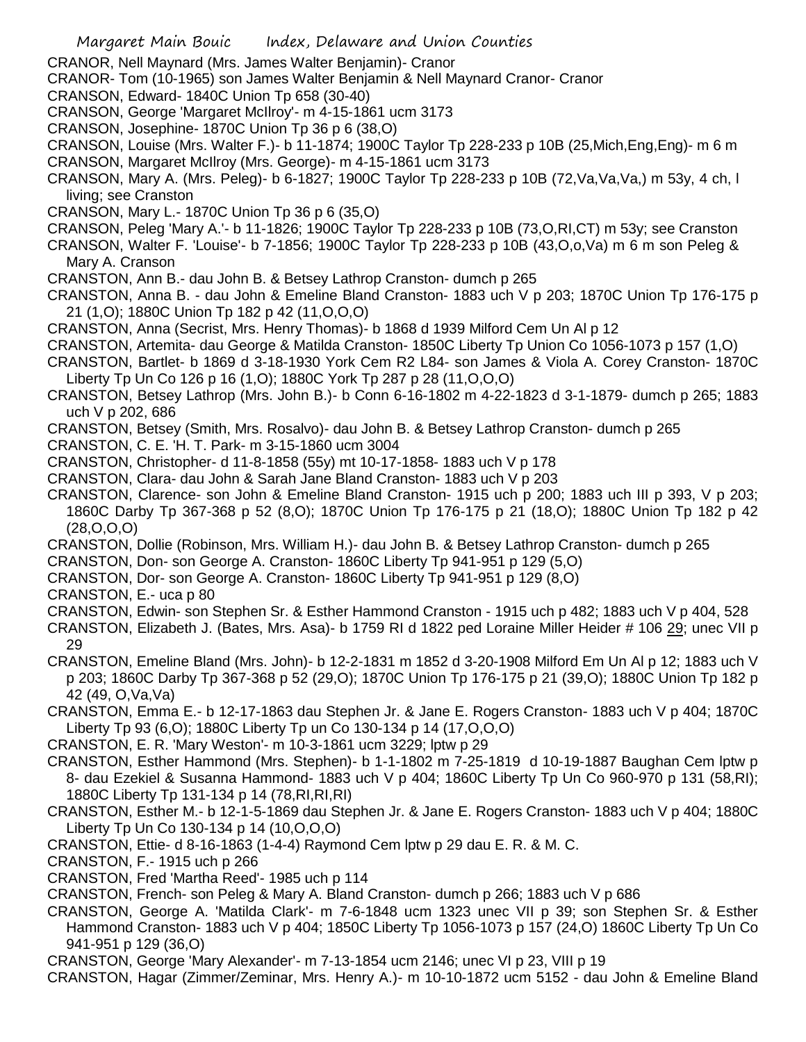CRANOR, Nell Maynard (Mrs. James Walter Benjamin)- Cranor

CRANOR- Tom (10-1965) son James Walter Benjamin & Nell Maynard Cranor- Cranor

CRANSON, Edward- 1840C Union Tp 658 (30-40)

CRANSON, George 'Margaret McIlroy'- m 4-15-1861 ucm 3173

CRANSON, Josephine- 1870C Union Tp 36 p 6 (38,O)

CRANSON, Louise (Mrs. Walter F.)- b 11-1874; 1900C Taylor Tp 228-233 p 10B (25,Mich,Eng,Eng)- m 6 m

CRANSON, Margaret McIlroy (Mrs. George)- m 4-15-1861 ucm 3173

CRANSON, Mary A. (Mrs. Peleg)- b 6-1827; 1900C Taylor Tp 228-233 p 10B (72,Va,Va,Va,) m 53y, 4 ch, l living; see Cranston

CRANSON, Mary L.- 1870C Union Tp 36 p 6 (35,O)

CRANSON, Peleg 'Mary A.'- b 11-1826; 1900C Taylor Tp 228-233 p 10B (73,O,RI,CT) m 53y; see Cranston

CRANSON, Walter F. 'Louise'- b 7-1856; 1900C Taylor Tp 228-233 p 10B (43,O,o,Va) m 6 m son Peleg & Mary A. Cranson

CRANSTON, Ann B.- dau John B. & Betsey Lathrop Cranston- dumch p 265

CRANSTON, Anna B. - dau John & Emeline Bland Cranston- 1883 uch V p 203; 1870C Union Tp 176-175 p 21 (1,O); 1880C Union Tp 182 p 42 (11,O,O,O)

CRANSTON, Anna (Secrist, Mrs. Henry Thomas)- b 1868 d 1939 Milford Cem Un Al p 12

CRANSTON, Artemita- dau George & Matilda Cranston- 1850C Liberty Tp Union Co 1056-1073 p 157 (1,O)

CRANSTON, Bartlet- b 1869 d 3-18-1930 York Cem R2 L84- son James & Viola A. Corey Cranston- 1870C Liberty Tp Un Co 126 p 16 (1,O); 1880C York Tp 287 p 28 (11,O,O,O)

CRANSTON, Betsey Lathrop (Mrs. John B.)- b Conn 6-16-1802 m 4-22-1823 d 3-1-1879- dumch p 265; 1883 uch V p 202, 686

CRANSTON, Betsey (Smith, Mrs. Rosalvo)- dau John B. & Betsey Lathrop Cranston- dumch p 265

CRANSTON, C. E. 'H. T. Park- m 3-15-1860 ucm 3004

CRANSTON, Christopher- d 11-8-1858 (55y) mt 10-17-1858- 1883 uch V p 178

CRANSTON, Clara- dau John & Sarah Jane Bland Cranston- 1883 uch V p 203

CRANSTON, Clarence- son John & Emeline Bland Cranston- 1915 uch p 200; 1883 uch III p 393, V p 203; 1860C Darby Tp 367-368 p 52 (8,O); 1870C Union Tp 176-175 p 21 (18,O); 1880C Union Tp 182 p 42 (28,O,O,O)

CRANSTON, Dollie (Robinson, Mrs. William H.)- dau John B. & Betsey Lathrop Cranston- dumch p 265

CRANSTON, Don- son George A. Cranston- 1860C Liberty Tp 941-951 p 129 (5,O)

CRANSTON, Dor- son George A. Cranston- 1860C Liberty Tp 941-951 p 129 (8,O)

CRANSTON, E.- uca p 80

CRANSTON, Edwin- son Stephen Sr. & Esther Hammond Cranston - 1915 uch p 482; 1883 uch V p 404, 528

CRANSTON, Elizabeth J. (Bates, Mrs. Asa)- b 1759 RI d 1822 ped Loraine Miller Heider # 106 29; unec VII p 29

CRANSTON, Emeline Bland (Mrs. John)- b 12-2-1831 m 1852 d 3-20-1908 Milford Em Un Al p 12; 1883 uch V p 203; 1860C Darby Tp 367-368 p 52 (29,O); 1870C Union Tp 176-175 p 21 (39,O); 1880C Union Tp 182 p 42 (49, O,Va,Va)

CRANSTON, Emma E.- b 12-17-1863 dau Stephen Jr. & Jane E. Rogers Cranston- 1883 uch V p 404; 1870C Liberty Tp 93 (6,O); 1880C Liberty Tp un Co 130-134 p 14 (17,O,O,O)

CRANSTON, E. R. 'Mary Weston'- m 10-3-1861 ucm 3229; lptw p 29

CRANSTON, Esther Hammond (Mrs. Stephen)- b 1-1-1802 m 7-25-1819 d 10-19-1887 Baughan Cem lptw p 8- dau Ezekiel & Susanna Hammond- 1883 uch V p 404; 1860C Liberty Tp Un Co 960-970 p 131 (58,RI); 1880C Liberty Tp 131-134 p 14 (78,RI,RI,RI)

CRANSTON, Esther M.- b 12-1-5-1869 dau Stephen Jr. & Jane E. Rogers Cranston- 1883 uch V p 404; 1880C Liberty Tp Un Co 130-134 p 14 (10,O,O,O)

CRANSTON, Ettie- d 8-16-1863 (1-4-4) Raymond Cem lptw p 29 dau E. R. & M. C.

CRANSTON, F.- 1915 uch p 266

CRANSTON, Fred 'Martha Reed'- 1985 uch p 114

CRANSTON, French- son Peleg & Mary A. Bland Cranston- dumch p 266; 1883 uch V p 686

CRANSTON, George A. 'Matilda Clark'- m 7-6-1848 ucm 1323 unec VII p 39; son Stephen Sr. & Esther Hammond Cranston- 1883 uch V p 404; 1850C Liberty Tp 1056-1073 p 157 (24,O) 1860C Liberty Tp Un Co 941-951 p 129 (36,O)

CRANSTON, George 'Mary Alexander'- m 7-13-1854 ucm 2146; unec VI p 23, VIII p 19

CRANSTON, Hagar (Zimmer/Zeminar, Mrs. Henry A.)- m 10-10-1872 ucm 5152 - dau John & Emeline Bland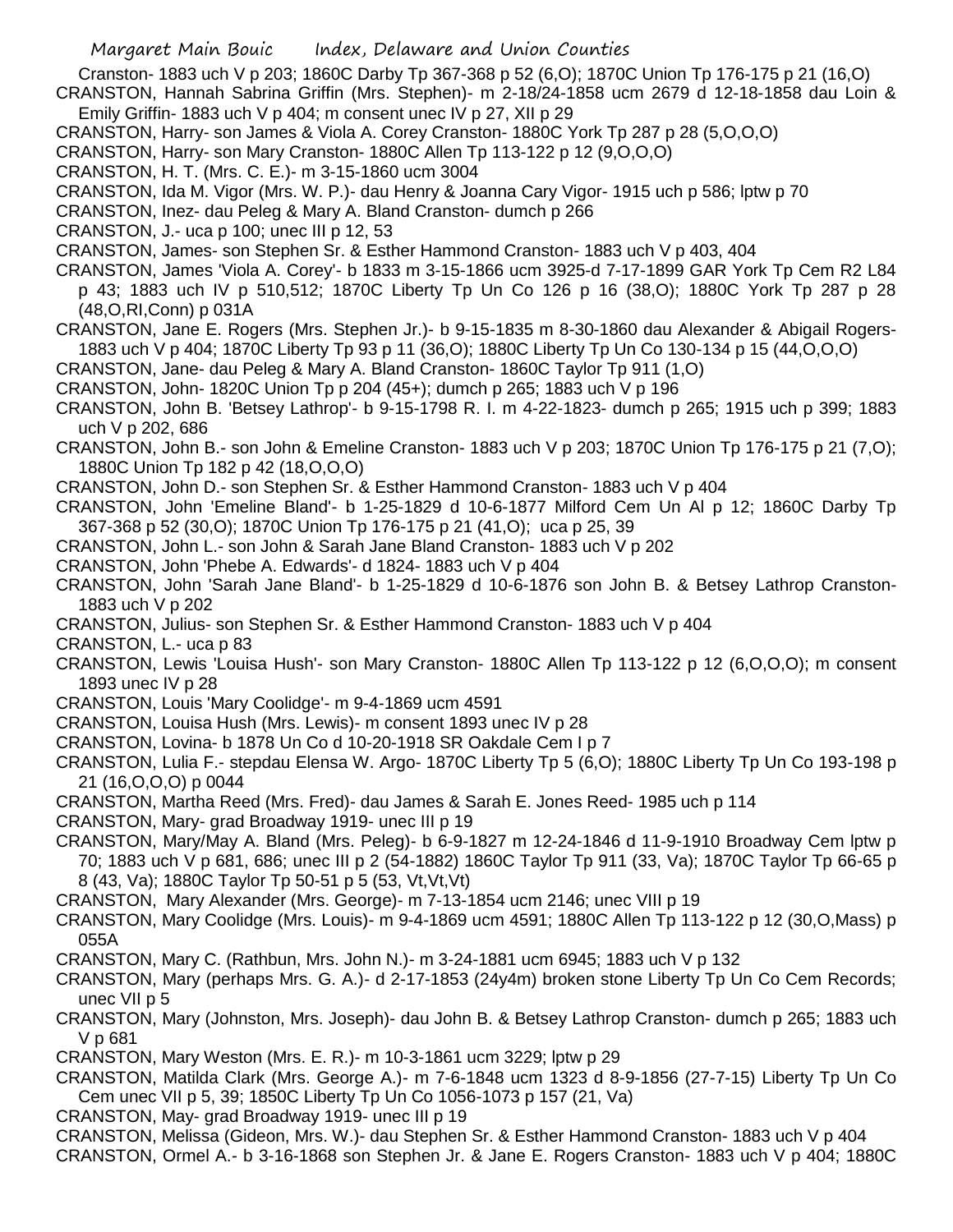Cranston- 1883 uch V p 203; 1860C Darby Tp 367-368 p 52 (6,O); 1870C Union Tp 176-175 p 21 (16,O)

CRANSTON, Hannah Sabrina Griffin (Mrs. Stephen)- m 2-18/24-1858 ucm 2679 d 12-18-1858 dau Loin & Emily Griffin- 1883 uch V p 404; m consent unec IV p 27, XII p 29

CRANSTON, Harry- son James & Viola A. Corey Cranston- 1880C York Tp 287 p 28 (5,O,O,O)

CRANSTON, Harry- son Mary Cranston- 1880C Allen Tp 113-122 p 12 (9,O,O,O)

CRANSTON, H. T. (Mrs. C. E.)- m 3-15-1860 ucm 3004

CRANSTON, Ida M. Vigor (Mrs. W. P.)- dau Henry & Joanna Cary Vigor- 1915 uch p 586; lptw p 70

CRANSTON, Inez- dau Peleg & Mary A. Bland Cranston- dumch p 266

CRANSTON, J.- uca p 100; unec III p 12, 53

CRANSTON, James- son Stephen Sr. & Esther Hammond Cranston- 1883 uch V p 403, 404

CRANSTON, James 'Viola A. Corey'- b 1833 m 3-15-1866 ucm 3925-d 7-17-1899 GAR York Tp Cem R2 L84 p 43; 1883 uch IV p 510,512; 1870C Liberty Tp Un Co 126 p 16 (38,O); 1880C York Tp 287 p 28 (48,O,RI,Conn) p 031A

CRANSTON, Jane E. Rogers (Mrs. Stephen Jr.)- b 9-15-1835 m 8-30-1860 dau Alexander & Abigail Rogers- 1883 uch V p 404; 1870C Liberty Tp 93 p 11 (36,O); 1880C Liberty Tp Un Co 130-134 p 15 (44,O,O,O)

CRANSTON, Jane- dau Peleg & Mary A. Bland Cranston- 1860C Taylor Tp 911 (1,O)

CRANSTON, John- 1820C Union Tp p 204 (45+); dumch p 265; 1883 uch V p 196

CRANSTON, John B. 'Betsey Lathrop'- b 9-15-1798 R. I. m 4-22-1823- dumch p 265; 1915 uch p 399; 1883 uch V p 202, 686

CRANSTON, John B.- son John & Emeline Cranston- 1883 uch V p 203; 1870C Union Tp 176-175 p 21 (7,O); 1880C Union Tp 182 p 42 (18,O,O,O)

CRANSTON, John D.- son Stephen Sr. & Esther Hammond Cranston- 1883 uch V p 404

CRANSTON, John 'Emeline Bland'- b 1-25-1829 d 10-6-1877 Milford Cem Un Al p 12; 1860C Darby Tp 367-368 p 52 (30,O); 1870C Union Tp 176-175 p 21 (41,O); uca p 25, 39

CRANSTON, John L.- son John & Sarah Jane Bland Cranston- 1883 uch V p 202

CRANSTON, John 'Phebe A. Edwards'- d 1824- 1883 uch V p 404

CRANSTON, John 'Sarah Jane Bland'- b 1-25-1829 d 10-6-1876 son John B. & Betsey Lathrop Cranston- 1883 uch V p 202

CRANSTON, Julius- son Stephen Sr. & Esther Hammond Cranston- 1883 uch V p 404

CRANSTON, L.- uca p 83

CRANSTON, Lewis 'Louisa Hush'- son Mary Cranston- 1880C Allen Tp 113-122 p 12 (6,O,O,O); m consent 1893 unec IV p 28

CRANSTON, Louis 'Mary Coolidge'- m 9-4-1869 ucm 4591

CRANSTON, Louisa Hush (Mrs. Lewis)- m consent 1893 unec IV p 28

CRANSTON, Lovina- b 1878 Un Co d 10-20-1918 SR Oakdale Cem I p 7

CRANSTON, Lulia F.- stepdau Elensa W. Argo- 1870C Liberty Tp 5 (6,O); 1880C Liberty Tp Un Co 193-198 p 21 (16,O,O,O) p 0044

CRANSTON, Martha Reed (Mrs. Fred)- dau James & Sarah E. Jones Reed- 1985 uch p 114

CRANSTON, Mary- grad Broadway 1919- unec III p 19

CRANSTON, Mary/May A. Bland (Mrs. Peleg)- b 6-9-1827 m 12-24-1846 d 11-9-1910 Broadway Cem lptw p 70; 1883 uch V p 681, 686; unec III p 2 (54-1882) 1860C Taylor Tp 911 (33, Va); 1870C Taylor Tp 66-65 p 8 (43, Va); 1880C Taylor Tp 50-51 p 5 (53, Vt,Vt,Vt)

CRANSTON, Mary Alexander (Mrs. George)- m 7-13-1854 ucm 2146; unec VIII p 19

CRANSTON, Mary Coolidge (Mrs. Louis)- m 9-4-1869 ucm 4591; 1880C Allen Tp 113-122 p 12 (30,O,Mass) p 055A

CRANSTON, Mary C. (Rathbun, Mrs. John N.)- m 3-24-1881 ucm 6945; 1883 uch V p 132

CRANSTON, Mary (perhaps Mrs. G. A.)- d 2-17-1853 (24y4m) broken stone Liberty Tp Un Co Cem Records; unec VII p 5

CRANSTON, Mary (Johnston, Mrs. Joseph)- dau John B. & Betsey Lathrop Cranston- dumch p 265; 1883 uch V p 681

CRANSTON, Mary Weston (Mrs. E. R.)- m 10-3-1861 ucm 3229; lptw p 29

CRANSTON, Matilda Clark (Mrs. George A.)- m 7-6-1848 ucm 1323 d 8-9-1856 (27-7-15) Liberty Tp Un Co Cem unec VII p 5, 39; 1850C Liberty Tp Un Co 1056-1073 p 157 (21, Va)

CRANSTON, May- grad Broadway 1919- unec III p 19

CRANSTON, Melissa (Gideon, Mrs. W.)- dau Stephen Sr. & Esther Hammond Cranston- 1883 uch V p 404

CRANSTON, Ormel A.- b 3-16-1868 son Stephen Jr. & Jane E. Rogers Cranston- 1883 uch V p 404; 1880C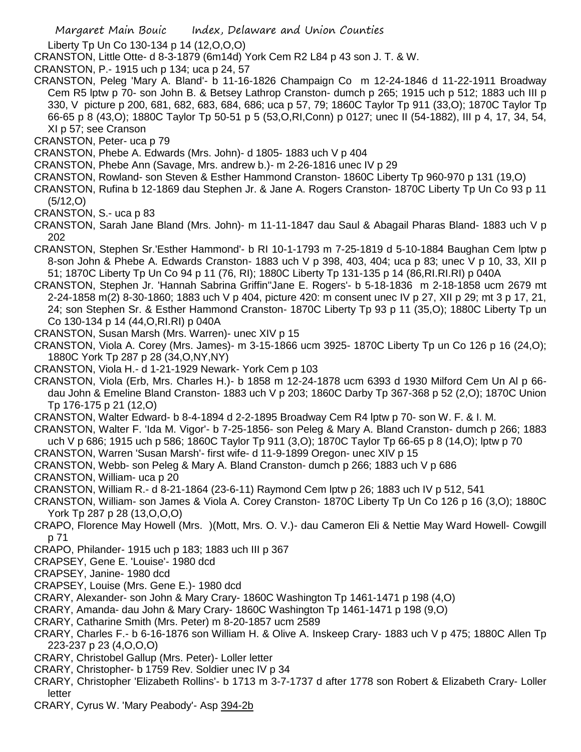Liberty Tp Un Co 130-134 p 14 (12,O,O,O)

CRANSTON, Little Otte- d 8-3-1879 (6m14d) York Cem R2 L84 p 43 son J. T. & W.

CRANSTON, P.- 1915 uch p 134; uca p 24, 57

CRANSTON, Peleg 'Mary A. Bland'- b 11-16-1826 Champaign Co m 12-24-1846 d 11-22-1911 Broadway Cem R5 lptw p 70- son John B. & Betsey Lathrop Cranston- dumch p 265; 1915 uch p 512; 1883 uch III p 330, V picture p 200, 681, 682, 683, 684, 686; uca p 57, 79; 1860C Taylor Tp 911 (33,O); 1870C Taylor Tp 66-65 p 8 (43,O); 1880C Taylor Tp 50-51 p 5 (53,O,RI,Conn) p 0127; unec II (54-1882), III p 4, 17, 34, 54, XI p 57; see Cranson

CRANSTON, Peter- uca p 79

CRANSTON, Phebe A. Edwards (Mrs. John)- d 1805- 1883 uch V p 404

CRANSTON, Phebe Ann (Savage, Mrs. andrew b.)- m 2-26-1816 unec IV p 29

CRANSTON, Rowland- son Steven & Esther Hammond Cranston- 1860C Liberty Tp 960-970 p 131 (19,O)

CRANSTON, Rufina b 12-1869 dau Stephen Jr. & Jane A. Rogers Cranston- 1870C Liberty Tp Un Co 93 p 11 (5/12,O)

CRANSTON, S.- uca p 83

CRANSTON, Sarah Jane Bland (Mrs. John)- m 11-11-1847 dau Saul & Abagail Pharas Bland- 1883 uch V p 202

CRANSTON, Stephen Sr.'Esther Hammond'- b RI 10-1-1793 m 7-25-1819 d 5-10-1884 Baughan Cem lptw p 8-son John & Phebe A. Edwards Cranston- 1883 uch V p 398, 403, 404; uca p 83; unec V p 10, 33, XII p 51; 1870C Liberty Tp Un Co 94 p 11 (76, RI); 1880C Liberty Tp 131-135 p 14 (86,RI.RI.RI) p 040A

CRANSTON, Stephen Jr. 'Hannah Sabrina Griffin''Jane E. Rogers'- b 5-18-1836 m 2-18-1858 ucm 2679 mt 2-24-1858 m(2) 8-30-1860; 1883 uch V p 404, picture 420: m consent unec IV p 27, XII p 29; mt 3 p 17, 21, 24; son Stephen Sr. & Esther Hammond Cranston- 1870C Liberty Tp 93 p 11 (35,O); 1880C Liberty Tp un Co 130-134 p 14 (44,O,RI.RI) p 040A

CRANSTON, Susan Marsh (Mrs. Warren)- unec XIV p 15

CRANSTON, Viola A. Corey (Mrs. James)- m 3-15-1866 ucm 3925- 1870C Liberty Tp un Co 126 p 16 (24,O); 1880C York Tp 287 p 28 (34,O,NY,NY)

CRANSTON, Viola H.- d 1-21-1929 Newark- York Cem p 103

CRANSTON, Viola (Erb, Mrs. Charles H.)- b 1858 m 12-24-1878 ucm 6393 d 1930 Milford Cem Un Al p 66- dau John & Emeline Bland Cranston- 1883 uch V p 203; 1860C Darby Tp 367-368 p 52 (2,O); 1870C Union Tp 176-175 p 21 (12,O)

CRANSTON, Walter Edward- b 8-4-1894 d 2-2-1895 Broadway Cem R4 lptw p 70- son W. F. & I. M.

CRANSTON, Walter F. 'Ida M. Vigor'- b 7-25-1856- son Peleg & Mary A. Bland Cranston- dumch p 266; 1883 uch V p 686; 1915 uch p 586; 1860C Taylor Tp 911 (3,O); 1870C Taylor Tp 66-65 p 8 (14,O); lptw p 70

CRANSTON, Warren 'Susan Marsh'- first wife- d 11-9-1899 Oregon- unec XIV p 15

CRANSTON, Webb- son Peleg & Mary A. Bland Cranston- dumch p 266; 1883 uch V p 686

CRANSTON, William- uca p 20

CRANSTON, William R.- d 8-21-1864 (23-6-11) Raymond Cem lptw p 26; 1883 uch IV p 512, 541

CRANSTON, William- son James & Viola A. Corey Cranston- 1870C Liberty Tp Un Co 126 p 16 (3,O); 1880C York Tp 287 p 28 (13,O,O,O)

CRAPO, Florence May Howell (Mrs. )(Mott, Mrs. O. V.)- dau Cameron Eli & Nettie May Ward Howell- Cowgill p 71

CRAPO, Philander- 1915 uch p 183; 1883 uch III p 367

CRAPSEY, Gene E. 'Louise'- 1980 dcd

CRAPSEY, Janine- 1980 dcd

CRAPSEY, Louise (Mrs. Gene E.)- 1980 dcd

CRARY, Alexander- son John & Mary Crary- 1860C Washington Tp 1461-1471 p 198 (4,O)

CRARY, Amanda- dau John & Mary Crary- 1860C Washington Tp 1461-1471 p 198 (9,O)

CRARY, Catharine Smith (Mrs. Peter) m 8-20-1857 ucm 2589

CRARY, Charles F.- b 6-16-1876 son William H. & Olive A. Inskeep Crary- 1883 uch V p 475; 1880C Allen Tp 223-237 p 23 (4,O,O,O)

CRARY, Christobel Gallup (Mrs. Peter)- Loller letter

CRARY, Christopher- b 1759 Rev. Soldier unec IV p 34

CRARY, Christopher 'Elizabeth Rollins'- b 1713 m 3-7-1737 d after 1778 son Robert & Elizabeth Crary- Loller letter

CRARY, Cyrus W. 'Mary Peabody'- Asp 394-2b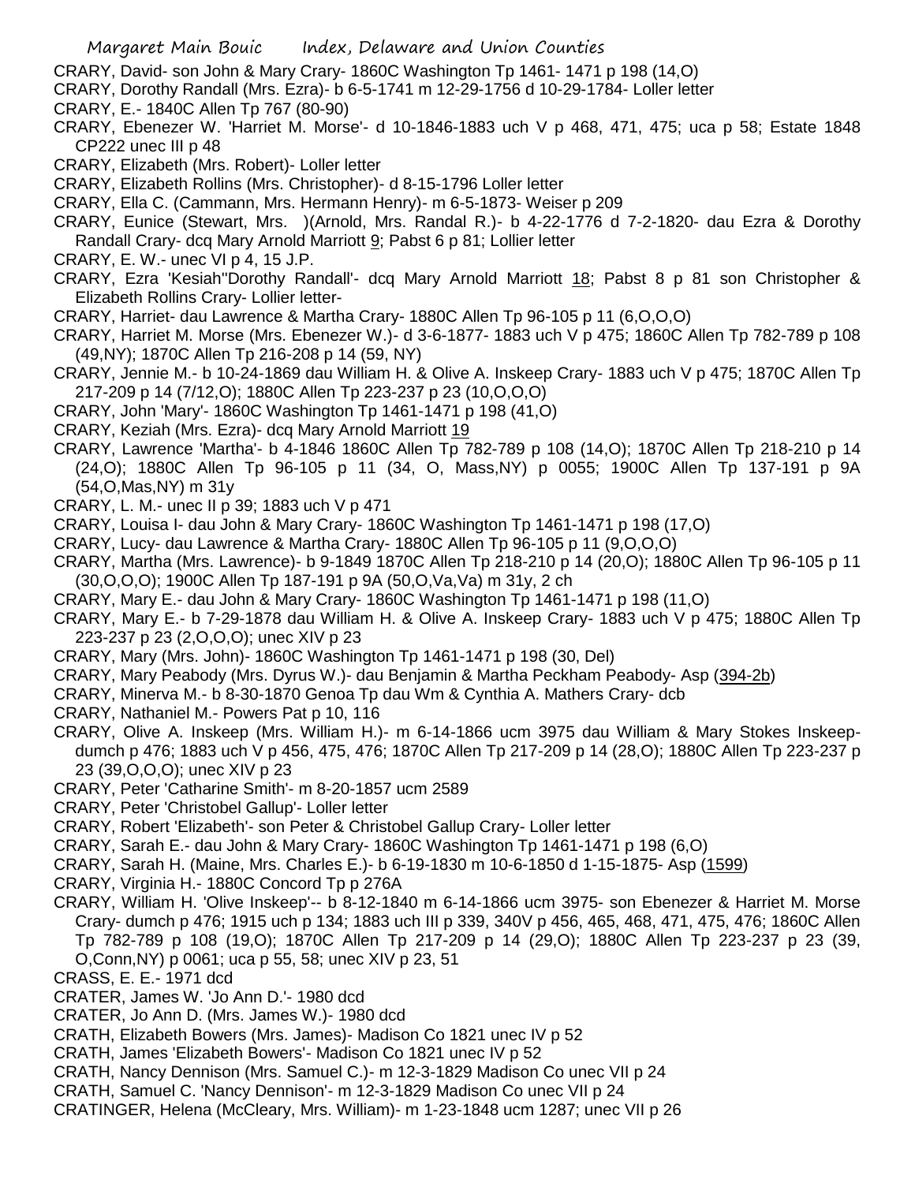CRARY, David- son John & Mary Crary- 1860C Washington Tp 1461- 1471 p 198 (14,O)

CRARY, Dorothy Randall (Mrs. Ezra)- b 6-5-1741 m 12-29-1756 d 10-29-1784- Loller letter

CRARY, E.- 1840C Allen Tp 767 (80-90)

CRARY, Ebenezer W. 'Harriet M. Morse'- d 10-1846-1883 uch V p 468, 471, 475; uca p 58; Estate 1848 CP222 unec III p 48

CRARY, Elizabeth (Mrs. Robert)- Loller letter

CRARY, Elizabeth Rollins (Mrs. Christopher)- d 8-15-1796 Loller letter

CRARY, Ella C. (Cammann, Mrs. Hermann Henry)- m 6-5-1873- Weiser p 209

CRARY, Eunice (Stewart, Mrs. )(Arnold, Mrs. Randal R.)- b 4-22-1776 d 7-2-1820- dau Ezra & Dorothy Randall Crary- dcq Mary Arnold Marriott 9; Pabst 6 p 81; Lollier letter

CRARY, E. W.- unec VI p 4, 15 J.P.

CRARY, Ezra 'Kesiah''Dorothy Randall'- dcq Mary Arnold Marriott 18; Pabst 8 p 81 son Christopher & Elizabeth Rollins Crary- Lollier letter-

CRARY, Harriet- dau Lawrence & Martha Crary- 1880C Allen Tp 96-105 p 11 (6,O,O,O)

CRARY, Harriet M. Morse (Mrs. Ebenezer W.)- d 3-6-1877- 1883 uch V p 475; 1860C Allen Tp 782-789 p 108 (49,NY); 1870C Allen Tp 216-208 p 14 (59, NY)

CRARY, Jennie M.- b 10-24-1869 dau William H. & Olive A. Inskeep Crary- 1883 uch V p 475; 1870C Allen Tp 217-209 p 14 (7/12,O); 1880C Allen Tp 223-237 p 23 (10,O,O,O)

CRARY, John 'Mary'- 1860C Washington Tp 1461-1471 p 198 (41,O)

CRARY, Keziah (Mrs. Ezra)- dcq Mary Arnold Marriott 19

CRARY, Lawrence 'Martha'- b 4-1846 1860C Allen Tp 782-789 p 108 (14,O); 1870C Allen Tp 218-210 p 14 (24,O); 1880C Allen Tp 96-105 p 11 (34, O, Mass,NY) p 0055; 1900C Allen Tp 137-191 p 9A (54,O,Mas,NY) m 31y

CRARY, L. M.- unec II p 39; 1883 uch V p 471

CRARY, Louisa I- dau John & Mary Crary- 1860C Washington Tp 1461-1471 p 198 (17,O)

CRARY, Lucy- dau Lawrence & Martha Crary- 1880C Allen Tp 96-105 p 11 (9,O,O,O)

CRARY, Martha (Mrs. Lawrence)- b 9-1849 1870C Allen Tp 218-210 p 14 (20,O); 1880C Allen Tp 96-105 p 11 (30,O,O,O); 1900C Allen Tp 187-191 p 9A (50,O,Va,Va) m 31y, 2 ch

CRARY, Mary E.- dau John & Mary Crary- 1860C Washington Tp 1461-1471 p 198 (11,O)

CRARY, Mary E.- b 7-29-1878 dau William H. & Olive A. Inskeep Crary- 1883 uch V p 475; 1880C Allen Tp 223-237 p 23 (2,O,O,O); unec XIV p 23

CRARY, Mary (Mrs. John)- 1860C Washington Tp 1461-1471 p 198 (30, Del)

CRARY, Mary Peabody (Mrs. Dyrus W.)- dau Benjamin & Martha Peckham Peabody- Asp (394-2b)

CRARY, Minerva M.- b 8-30-1870 Genoa Tp dau Wm & Cynthia A. Mathers Crary- dcb

CRARY, Nathaniel M.- Powers Pat p 10, 116

CRARY, Olive A. Inskeep (Mrs. William H.)- m 6-14-1866 ucm 3975 dau William & Mary Stokes Inskeep- dumch p 476; 1883 uch V p 456, 475, 476; 1870C Allen Tp 217-209 p 14 (28,O); 1880C Allen Tp 223-237 p 23 (39,O,O,O); unec XIV p 23

CRARY, Peter 'Catharine Smith'- m 8-20-1857 ucm 2589

CRARY, Peter 'Christobel Gallup'- Loller letter

CRARY, Robert 'Elizabeth'- son Peter & Christobel Gallup Crary- Loller letter

CRARY, Sarah E.- dau John & Mary Crary- 1860C Washington Tp 1461-1471 p 198 (6,O)

CRARY, Sarah H. (Maine, Mrs. Charles E.)- b 6-19-1830 m 10-6-1850 d 1-15-1875- Asp (1599)

CRARY, Virginia H.- 1880C Concord Tp p 276A

CRARY, William H. 'Olive Inskeep'-- b 8-12-1840 m 6-14-1866 ucm 3975- son Ebenezer & Harriet M. Morse Crary- dumch p 476; 1915 uch p 134; 1883 uch III p 339, 340V p 456, 465, 468, 471, 475, 476; 1860C Allen Tp 782-789 p 108 (19,O); 1870C Allen Tp 217-209 p 14 (29,O); 1880C Allen Tp 223-237 p 23 (39, O,Conn,NY) p 0061; uca p 55, 58; unec XIV p 23, 51

CRASS, E. E.- 1971 dcd

CRATER, James W. 'Jo Ann D.'- 1980 dcd

CRATER, Jo Ann D. (Mrs. James W.)- 1980 dcd

CRATH, Elizabeth Bowers (Mrs. James)- Madison Co 1821 unec IV p 52

CRATH, James 'Elizabeth Bowers'- Madison Co 1821 unec IV p 52

CRATH, Nancy Dennison (Mrs. Samuel C.)- m 12-3-1829 Madison Co unec VII p 24

CRATH, Samuel C. 'Nancy Dennison'- m 12-3-1829 Madison Co unec VII p 24

CRATINGER, Helena (McCleary, Mrs. William)- m 1-23-1848 ucm 1287; unec VII p 26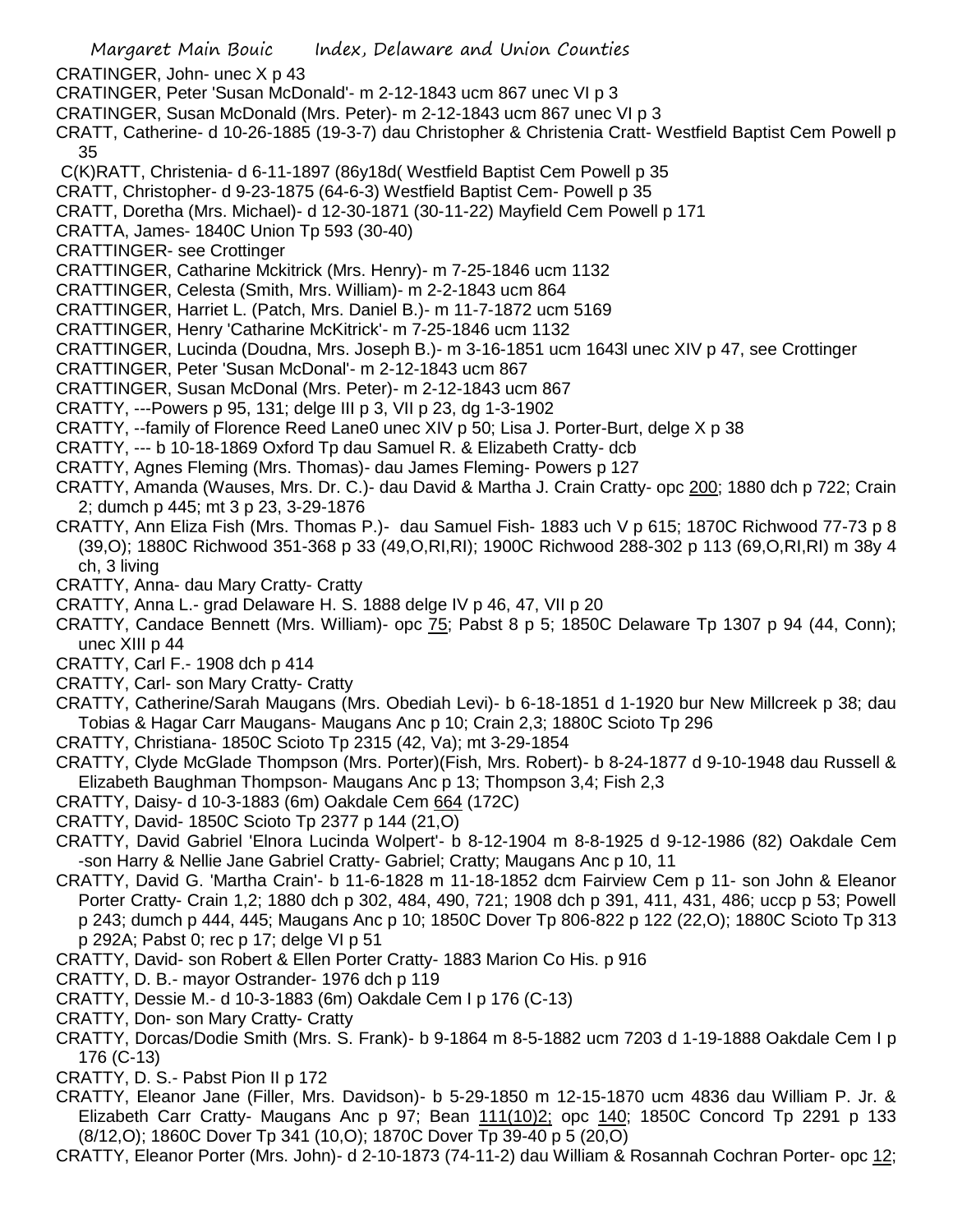CRATINGER, John- unec X p 43

CRATINGER, Peter 'Susan McDonald'- m 2-12-1843 ucm 867 unec VI p 3

CRATINGER, Susan McDonald (Mrs. Peter)- m 2-12-1843 ucm 867 unec VI p 3

CRATT, Catherine- d 10-26-1885 (19-3-7) dau Christopher & Christenia Cratt- Westfield Baptist Cem Powell p 35

C(K)RATT, Christenia- d 6-11-1897 (86y18d( Westfield Baptist Cem Powell p 35

CRATT, Christopher- d 9-23-1875 (64-6-3) Westfield Baptist Cem- Powell p 35

CRATT, Doretha (Mrs. Michael)- d 12-30-1871 (30-11-22) Mayfield Cem Powell p 171

CRATTA, James- 1840C Union Tp 593 (30-40)

CRATTINGER- see Crottinger

CRATTINGER, Catharine Mckitrick (Mrs. Henry)- m 7-25-1846 ucm 1132

CRATTINGER, Celesta (Smith, Mrs. William)- m 2-2-1843 ucm 864

CRATTINGER, Harriet L. (Patch, Mrs. Daniel B.)- m 11-7-1872 ucm 5169

CRATTINGER, Henry 'Catharine McKitrick'- m 7-25-1846 ucm 1132

CRATTINGER, Lucinda (Doudna, Mrs. Joseph B.)- m 3-16-1851 ucm 1643l unec XIV p 47, see Crottinger

CRATTINGER, Peter 'Susan McDonal'- m 2-12-1843 ucm 867

CRATTINGER, Susan McDonal (Mrs. Peter)- m 2-12-1843 ucm 867

CRATTY, ---Powers p 95, 131; delge III p 3, VII p 23, dg 1-3-1902

CRATTY, --family of Florence Reed Lane0 unec XIV p 50; Lisa J. Porter-Burt, delge X p 38

CRATTY, --- b 10-18-1869 Oxford Tp dau Samuel R. & Elizabeth Cratty- dcb

CRATTY, Agnes Fleming (Mrs. Thomas)- dau James Fleming- Powers p 127

CRATTY, Amanda (Wauses, Mrs. Dr. C.)- dau David & Martha J. Crain Cratty- opc 200; 1880 dch p 722; Crain 2; dumch p 445; mt 3 p 23, 3-29-1876

CRATTY, Ann Eliza Fish (Mrs. Thomas P.)- dau Samuel Fish- 1883 uch V p 615; 1870C Richwood 77-73 p 8 (39,O); 1880C Richwood 351-368 p 33 (49,O,RI,RI); 1900C Richwood 288-302 p 113 (69,O,RI,RI) m 38y 4 ch, 3 living

CRATTY, Anna- dau Mary Cratty- Cratty

CRATTY, Anna L.- grad Delaware H. S. 1888 delge IV p 46, 47, VII p 20

CRATTY, Candace Bennett (Mrs. William)- opc 75; Pabst 8 p 5; 1850C Delaware Tp 1307 p 94 (44, Conn); unec XIII p 44

CRATTY, Carl F.- 1908 dch p 414

CRATTY, Carl- son Mary Cratty- Cratty

CRATTY, Catherine/Sarah Maugans (Mrs. Obediah Levi)- b 6-18-1851 d 1-1920 bur New Millcreek p 38; dau Tobias & Hagar Carr Maugans- Maugans Anc p 10; Crain 2,3; 1880C Scioto Tp 296

CRATTY, Christiana- 1850C Scioto Tp 2315 (42, Va); mt 3-29-1854

CRATTY, Clyde McGlade Thompson (Mrs. Porter)(Fish, Mrs. Robert)- b 8-24-1877 d 9-10-1948 dau Russell & Elizabeth Baughman Thompson- Maugans Anc p 13; Thompson 3,4; Fish 2,3

CRATTY, Daisy- d 10-3-1883 (6m) Oakdale Cem 664 (172C)

CRATTY, David- 1850C Scioto Tp 2377 p 144 (21,O)

CRATTY, David Gabriel 'Elnora Lucinda Wolpert'- b 8-12-1904 m 8-8-1925 d 9-12-1986 (82) Oakdale Cem -son Harry & Nellie Jane Gabriel Cratty- Gabriel; Cratty; Maugans Anc p 10, 11

CRATTY, David G. 'Martha Crain'- b 11-6-1828 m 11-18-1852 dcm Fairview Cem p 11- son John & Eleanor Porter Cratty- Crain 1,2; 1880 dch p 302, 484, 490, 721; 1908 dch p 391, 411, 431, 486; uccp p 53; Powell p 243; dumch p 444, 445; Maugans Anc p 10; 1850C Dover Tp 806-822 p 122 (22,O); 1880C Scioto Tp 313 p 292A; Pabst 0; rec p 17; delge VI p 51

CRATTY, David- son Robert & Ellen Porter Cratty- 1883 Marion Co His. p 916

CRATTY, D. B.- mayor Ostrander- 1976 dch p 119

CRATTY, Dessie M.- d 10-3-1883 (6m) Oakdale Cem I p 176 (C-13)

CRATTY, Don- son Mary Cratty- Cratty

CRATTY, Dorcas/Dodie Smith (Mrs. S. Frank)- b 9-1864 m 8-5-1882 ucm 7203 d 1-19-1888 Oakdale Cem I p 176 (C-13)

CRATTY, D. S.- Pabst Pion II p 172

CRATTY, Eleanor Jane (Filler, Mrs. Davidson)- b 5-29-1850 m 12-15-1870 ucm 4836 dau William P. Jr. & Elizabeth Carr Cratty- Maugans Anc p 97; Bean 111(10)2; opc 140; 1850C Concord Tp 2291 p 133 (8/12,O); 1860C Dover Tp 341 (10,O); 1870C Dover Tp 39-40 p 5 (20,O)

CRATTY, Eleanor Porter (Mrs. John)- d 2-10-1873 (74-11-2) dau William & Rosannah Cochran Porter- opc 12;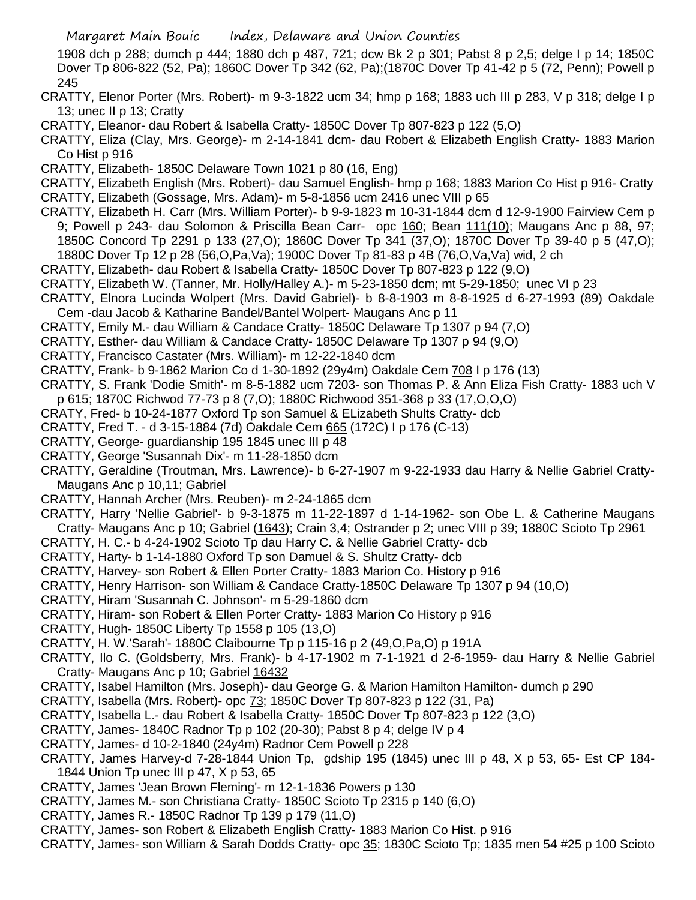1908 dch p 288; dumch p 444; 1880 dch p 487, 721; dcw Bk 2 p 301; Pabst 8 p 2,5; delge I p 14; 1850C Dover Tp 806-822 (52, Pa); 1860C Dover Tp 342 (62, Pa);(1870C Dover Tp 41-42 p 5 (72, Penn); Powell p 245

CRATTY, Elenor Porter (Mrs. Robert)- m 9-3-1822 ucm 34; hmp p 168; 1883 uch III p 283, V p 318; delge I p 13; unec II p 13; Cratty

CRATTY, Eleanor- dau Robert & Isabella Cratty- 1850C Dover Tp 807-823 p 122 (5,O)

CRATTY, Eliza (Clay, Mrs. George)- m 2-14-1841 dcm- dau Robert & Elizabeth English Cratty- 1883 Marion Co Hist p 916

CRATTY, Elizabeth- 1850C Delaware Town 1021 p 80 (16, Eng)

CRATTY, Elizabeth English (Mrs. Robert)- dau Samuel English- hmp p 168; 1883 Marion Co Hist p 916- Cratty

CRATTY, Elizabeth (Gossage, Mrs. Adam)- m 5-8-1856 ucm 2416 unec VIII p 65

CRATTY, Elizabeth H. Carr (Mrs. William Porter)- b 9-9-1823 m 10-31-1844 dcm d 12-9-1900 Fairview Cem p 9; Powell p 243- dau Solomon & Priscilla Bean Carr- opc 160; Bean 111(10); Maugans Anc p 88, 97; 1850C Concord Tp 2291 p 133 (27,O); 1860C Dover Tp 341 (37,O); 1870C Dover Tp 39-40 p 5 (47,O); 1880C Dover Tp 12 p 28 (56,O,Pa,Va); 1900C Dover Tp 81-83 p 4B (76,O,Va,Va) wid, 2 ch

CRATTY, Elizabeth- dau Robert & Isabella Cratty- 1850C Dover Tp 807-823 p 122 (9,O)

CRATTY, Elizabeth W. (Tanner, Mr. Holly/Halley A.)- m 5-23-1850 dcm; mt 5-29-1850; unec VI p 23

CRATTY, Elnora Lucinda Wolpert (Mrs. David Gabriel)- b 8-8-1903 m 8-8-1925 d 6-27-1993 (89) Oakdale Cem -dau Jacob & Katharine Bandel/Bantel Wolpert- Maugans Anc p 11

CRATTY, Emily M.- dau William & Candace Cratty- 1850C Delaware Tp 1307 p 94 (7,O)

CRATTY, Esther- dau William & Candace Cratty- 1850C Delaware Tp 1307 p 94 (9,O)

CRATTY, Francisco Castater (Mrs. William)- m 12-22-1840 dcm

CRATTY, Frank- b 9-1862 Marion Co d 1-30-1892 (29y4m) Oakdale Cem 708 I p 176 (13)

CRATTY, S. Frank 'Dodie Smith'- m 8-5-1882 ucm 7203- son Thomas P. & Ann Eliza Fish Cratty- 1883 uch V p 615; 1870C Richwod 77-73 p 8 (7,O); 1880C Richwood 351-368 p 33 (17,O,O,O)

CRATY, Fred- b 10-24-1877 Oxford Tp son Samuel & ELizabeth Shults Cratty- dcb

CRATTY, Fred T. - d 3-15-1884 (7d) Oakdale Cem 665 (172C) I p 176 (C-13)

CRATTY, George- guardianship 195 1845 unec III p 48

CRATTY, George 'Susannah Dix'- m 11-28-1850 dcm

CRATTY, Geraldine (Troutman, Mrs. Lawrence)- b 6-27-1907 m 9-22-1933 dau Harry & Nellie Gabriel Cratty- Maugans Anc p 10,11; Gabriel

CRATTY, Hannah Archer (Mrs. Reuben)- m 2-24-1865 dcm

CRATTY, Harry 'Nellie Gabriel'- b 9-3-1875 m 11-22-1897 d 1-14-1962- son Obe L. & Catherine Maugans Cratty- Maugans Anc p 10; Gabriel (1643); Crain 3,4; Ostrander p 2; unec VIII p 39; 1880C Scioto Tp 2961

CRATTY, H. C.- b 4-24-1902 Scioto Tp dau Harry C. & Nellie Gabriel Cratty- dcb

CRATTY, Harty- b 1-14-1880 Oxford Tp son Damuel & S. Shultz Cratty- dcb

CRATTY, Harvey- son Robert & Ellen Porter Cratty- 1883 Marion Co. History p 916

CRATTY, Henry Harrison- son William & Candace Cratty-1850C Delaware Tp 1307 p 94 (10,O)

CRATTY, Hiram 'Susannah C. Johnson'- m 5-29-1860 dcm

CRATTY, Hiram- son Robert & Ellen Porter Cratty- 1883 Marion Co History p 916

CRATTY, Hugh- 1850C Liberty Tp 1558 p 105 (13,O)

CRATTY, H. W.'Sarah'- 1880C Claibourne Tp p 115-16 p 2 (49,O,Pa,O) p 191A

CRATTY, Ilo C. (Goldsberry, Mrs. Frank)- b 4-17-1902 m 7-1-1921 d 2-6-1959- dau Harry & Nellie Gabriel Cratty- Maugans Anc p 10; Gabriel 16432

CRATTY, Isabel Hamilton (Mrs. Joseph)- dau George G. & Marion Hamilton Hamilton- dumch p 290

CRATTY, Isabella (Mrs. Robert)- opc 73; 1850C Dover Tp 807-823 p 122 (31, Pa)

CRATTY, Isabella L.- dau Robert & Isabella Cratty- 1850C Dover Tp 807-823 p 122 (3,O)

CRATTY, James- 1840C Radnor Tp p 102 (20-30); Pabst 8 p 4; delge IV p 4

CRATTY, James- d 10-2-1840 (24y4m) Radnor Cem Powell p 228

CRATTY, James Harvey-d 7-28-1844 Union Tp, gdship 195 (1845) unec III p 48, X p 53, 65- Est CP 184-1844 Union Tp unec III p 47, X p 53, 65

CRATTY, James 'Jean Brown Fleming'- m 12-1-1836 Powers p 130

CRATTY, James M.- son Christiana Cratty- 1850C Scioto Tp 2315 p 140 (6,O)

CRATTY, James R.- 1850C Radnor Tp 139 p 179 (11,O)

CRATTY, James- son Robert & Elizabeth English Cratty- 1883 Marion Co Hist. p 916

CRATTY, James- son William & Sarah Dodds Cratty- opc 35; 1830C Scioto Tp; 1835 men 54 #25 p 100 Scioto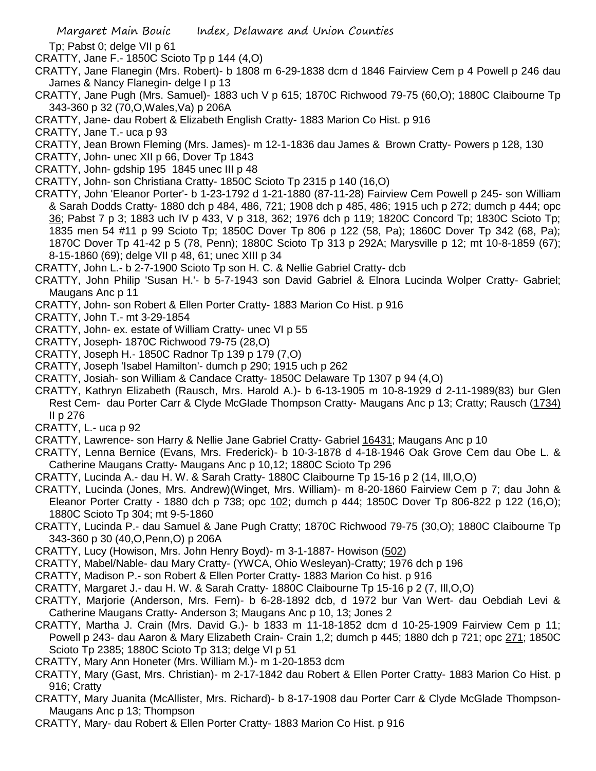Tp; Pabst 0; delge VII p 61

CRATTY, Jane F.- 1850C Scioto Tp p 144 (4,O)

CRATTY, Jane Flanegin (Mrs. Robert)- b 1808 m 6-29-1838 dcm d 1846 Fairview Cem p 4 Powell p 246 dau James & Nancy Flanegin- delge I p 13

CRATTY, Jane Pugh (Mrs. Samuel)- 1883 uch V p 615; 1870C Richwood 79-75 (60,O); 1880C Claibourne Tp 343-360 p 32 (70,O,Wales,Va) p 206A

CRATTY, Jane- dau Robert & Elizabeth English Cratty- 1883 Marion Co Hist. p 916

CRATTY, Jane T.- uca p 93

CRATTY, Jean Brown Fleming (Mrs. James)- m 12-1-1836 dau James & Brown Cratty- Powers p 128, 130

CRATTY, John- unec XII p 66, Dover Tp 1843

CRATTY, John- gdship 195 1845 unec III p 48

CRATTY, John- son Christiana Cratty- 1850C Scioto Tp 2315 p 140 (16,O)

CRATTY, John 'Eleanor Porter'- b 1-23-1792 d 1-21-1880 (87-11-28) Fairview Cem Powell p 245- son William & Sarah Dodds Cratty- 1880 dch p 484, 486, 721; 1908 dch p 485, 486; 1915 uch p 272; dumch p 444; opc 36; Pabst 7 p 3; 1883 uch IV p 433, V p 318, 362; 1976 dch p 119; 1820C Concord Tp; 1830C Scioto Tp; 1835 men 54 #11 p 99 Scioto Tp; 1850C Dover Tp 806 p 122 (58, Pa); 1860C Dover Tp 342 (68, Pa); 1870C Dover Tp 41-42 p 5 (78, Penn); 1880C Scioto Tp 313 p 292A; Marysville p 12; mt 10-8-1859 (67); 8-15-1860 (69); delge VII p 48, 61; unec XIII p 34

CRATTY, John L.- b 2-7-1900 Scioto Tp son H. C. & Nellie Gabriel Cratty- dcb

CRATTY, John Philip 'Susan H.'- b 5-7-1943 son David Gabriel & Elnora Lucinda Wolper Cratty- Gabriel; Maugans Anc p 11

CRATTY, John- son Robert & Ellen Porter Cratty- 1883 Marion Co Hist. p 916

CRATTY, John T.- mt 3-29-1854

CRATTY, John- ex. estate of William Cratty- unec VI p 55

CRATTY, Joseph- 1870C Richwood 79-75 (28,O)

CRATTY, Joseph H.- 1850C Radnor Tp 139 p 179 (7,O)

CRATTY, Joseph 'Isabel Hamilton'- dumch p 290; 1915 uch p 262

CRATTY, Josiah- son William & Candace Cratty- 1850C Delaware Tp 1307 p 94 (4,O)

CRATTY, Kathryn Elizabeth (Rausch, Mrs. Harold A.)- b 6-13-1905 m 10-8-1929 d 2-11-1989(83) bur Glen Rest Cem- dau Porter Carr & Clyde McGlade Thompson Cratty- Maugans Anc p 13; Cratty; Rausch (1734) II p 276

CRATTY, L.- uca p 92

CRATTY, Lawrence- son Harry & Nellie Jane Gabriel Cratty- Gabriel 16431; Maugans Anc p 10

CRATTY, Lenna Bernice (Evans, Mrs. Frederick)- b 10-3-1878 d 4-18-1946 Oak Grove Cem dau Obe L. & Catherine Maugans Cratty- Maugans Anc p 10,12; 1880C Scioto Tp 296

CRATTY, Lucinda A.- dau H. W. & Sarah Cratty- 1880C Claibourne Tp 15-16 p 2 (14, Ill,O,O)

CRATTY, Lucinda (Jones, Mrs. Andrew)(Winget, Mrs. William)- m 8-20-1860 Fairview Cem p 7; dau John & Eleanor Porter Cratty - 1880 dch p 738; opc 102; dumch p 444; 1850C Dover Tp 806-822 p 122 (16,O); 1880C Scioto Tp 304; mt 9-5-1860

CRATTY, Lucinda P.- dau Samuel & Jane Pugh Cratty; 1870C Richwood 79-75 (30,O); 1880C Claibourne Tp 343-360 p 30 (40,O,Penn,O) p 206A

CRATTY, Lucy (Howison, Mrs. John Henry Boyd)- m 3-1-1887- Howison (502)

CRATTY, Mabel/Nable- dau Mary Cratty- (YWCA, Ohio Wesleyan)-Cratty; 1976 dch p 196

CRATTY, Madison P.- son Robert & Ellen Porter Cratty- 1883 Marion Co hist. p 916

CRATTY, Margaret J.- dau H. W. & Sarah Cratty- 1880C Claibourne Tp 15-16 p 2 (7, Ill,O,O)

CRATTY, Marjorie (Anderson, Mrs. Fern)- b 6-28-1892 dcb, d 1972 bur Van Wert- dau Oebdiah Levi & Catherine Maugans Cratty- Anderson 3; Maugans Anc p 10, 13; Jones 2

CRATTY, Martha J. Crain (Mrs. David G.)- b 1833 m 11-18-1852 dcm d 10-25-1909 Fairview Cem p 11; Powell p 243- dau Aaron & Mary Elizabeth Crain- Crain 1,2; dumch p 445; 1880 dch p 721; opc 271; 1850C Scioto Tp 2385; 1880C Scioto Tp 313; delge VI p 51

CRATTY, Mary Ann Honeter (Mrs. William M.)- m 1-20-1853 dcm

CRATTY, Mary (Gast, Mrs. Christian)- m 2-17-1842 dau Robert & Ellen Porter Cratty- 1883 Marion Co Hist. p 916; Cratty

CRATTY, Mary Juanita (McAllister, Mrs. Richard)- b 8-17-1908 dau Porter Carr & Clyde McGlade Thompson- Maugans Anc p 13; Thompson

CRATTY, Mary- dau Robert & Ellen Porter Cratty- 1883 Marion Co Hist. p 916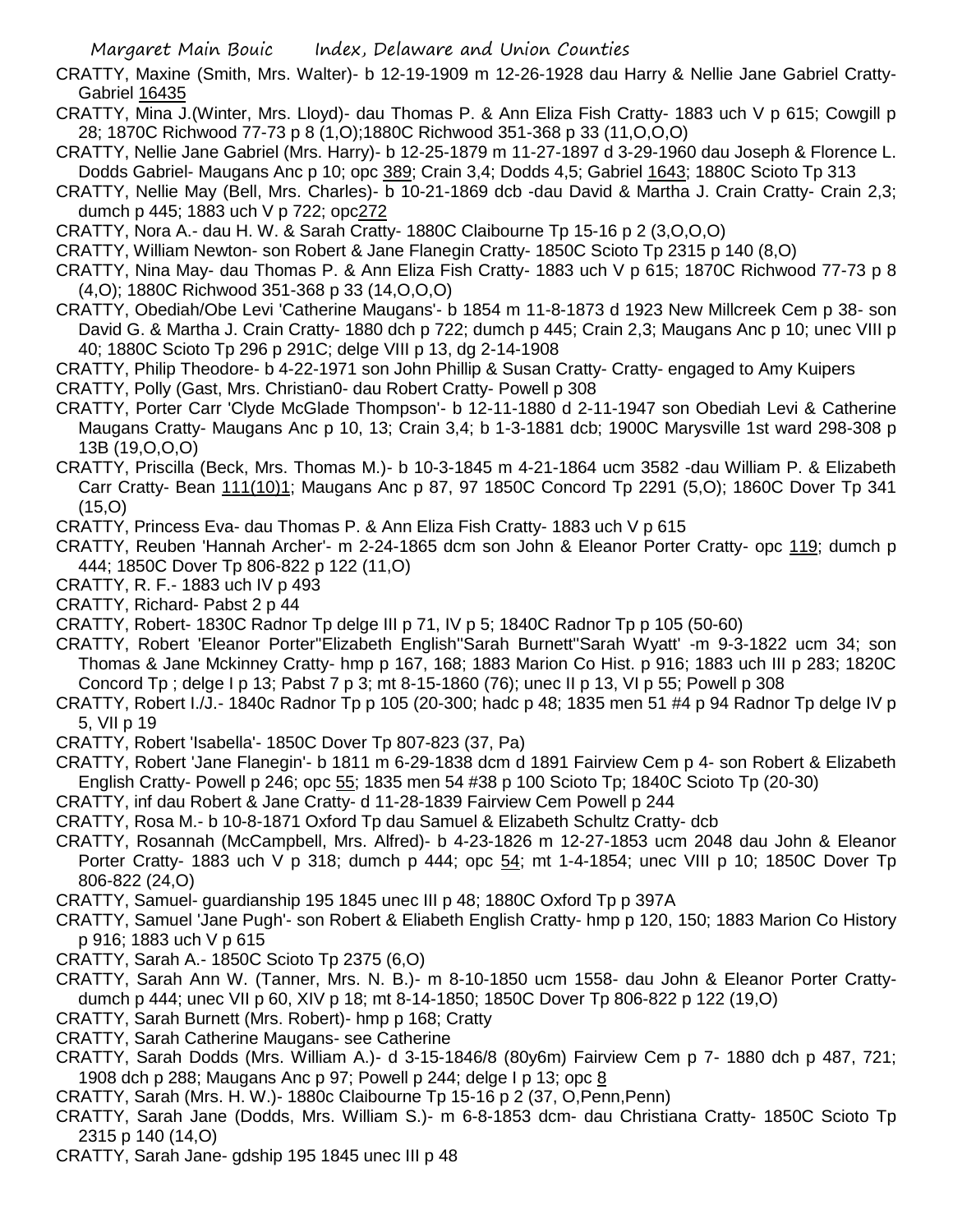CRATTY, Maxine (Smith, Mrs. Walter)- b 12-19-1909 m 12-26-1928 dau Harry & Nellie Jane Gabriel Cratty-Gabriel 16435

CRATTY, Mina J.(Winter, Mrs. Lloyd)- dau Thomas P. & Ann Eliza Fish Cratty- 1883 uch V p 615; Cowgill p 28; 1870C Richwood 77-73 p 8 (1,O);1880C Richwood 351-368 p 33 (11,O,O,O)

CRATTY, Nellie Jane Gabriel (Mrs. Harry)- b 12-25-1879 m 11-27-1897 d 3-29-1960 dau Joseph & Florence L. Dodds Gabriel- Maugans Anc p 10; opc 389; Crain 3,4; Dodds 4,5; Gabriel 1643; 1880C Scioto Tp 313

CRATTY, Nellie May (Bell, Mrs. Charles)- b 10-21-1869 dcb -dau David & Martha J. Crain Cratty- Crain 2,3; dumch p 445; 1883 uch V p 722; opc272

CRATTY, Nora A.- dau H. W. & Sarah Cratty- 1880C Claibourne Tp 15-16 p 2 (3,O,O,O)

CRATTY, William Newton- son Robert & Jane Flanegin Cratty- 1850C Scioto Tp 2315 p 140 (8,O)

CRATTY, Nina May- dau Thomas P. & Ann Eliza Fish Cratty- 1883 uch V p 615; 1870C Richwood 77-73 p 8 (4,O); 1880C Richwood 351-368 p 33 (14,O,O,O)

CRATTY, Obediah/Obe Levi 'Catherine Maugans'- b 1854 m 11-8-1873 d 1923 New Millcreek Cem p 38- son David G. & Martha J. Crain Cratty- 1880 dch p 722; dumch p 445; Crain 2,3; Maugans Anc p 10; unec VIII p 40; 1880C Scioto Tp 296 p 291C; delge VIII p 13, dg 2-14-1908

CRATTY, Philip Theodore- b 4-22-1971 son John Phillip & Susan Cratty- Cratty- engaged to Amy Kuipers

CRATTY, Polly (Gast, Mrs. Christian0- dau Robert Cratty- Powell p 308

CRATTY, Porter Carr 'Clyde McGlade Thompson'- b 12-11-1880 d 2-11-1947 son Obediah Levi & Catherine Maugans Cratty- Maugans Anc p 10, 13; Crain 3,4; b 1-3-1881 dcb; 1900C Marysville 1st ward 298-308 p 13B (19,O,O,O)

CRATTY, Priscilla (Beck, Mrs. Thomas M.)- b 10-3-1845 m 4-21-1864 ucm 3582 -dau William P. & Elizabeth Carr Cratty- Bean 111(10)1; Maugans Anc p 87, 97 1850C Concord Tp 2291 (5,O); 1860C Dover Tp 341 (15,O)

CRATTY, Princess Eva- dau Thomas P. & Ann Eliza Fish Cratty- 1883 uch V p 615

CRATTY, Reuben 'Hannah Archer'- m 2-24-1865 dcm son John & Eleanor Porter Cratty- opc 119; dumch p 444; 1850C Dover Tp 806-822 p 122 (11,O)

CRATTY, R. F.- 1883 uch IV p 493

CRATTY, Richard- Pabst 2 p 44

CRATTY, Robert- 1830C Radnor Tp delge III p 71, IV p 5; 1840C Radnor Tp p 105 (50-60)

CRATTY, Robert 'Eleanor Porter''Elizabeth English''Sarah Burnett''Sarah Wyatt' -m 9-3-1822 ucm 34; son Thomas & Jane Mckinney Cratty- hmp p 167, 168; 1883 Marion Co Hist. p 916; 1883 uch III p 283; 1820C Concord Tp ; delge I p 13; Pabst 7 p 3; mt 8-15-1860 (76); unec II p 13, VI p 55; Powell p 308

CRATTY, Robert I./J.- 1840c Radnor Tp p 105 (20-300; hadc p 48; 1835 men 51 #4 p 94 Radnor Tp delge IV p 5, VII p 19

CRATTY, Robert 'Isabella'- 1850C Dover Tp 807-823 (37, Pa)

CRATTY, Robert 'Jane Flanegin'- b 1811 m 6-29-1838 dcm d 1891 Fairview Cem p 4- son Robert & Elizabeth English Cratty- Powell p 246; opc 55; 1835 men 54 #38 p 100 Scioto Tp; 1840C Scioto Tp (20-30)

CRATTY, inf dau Robert & Jane Cratty- d 11-28-1839 Fairview Cem Powell p 244

CRATTY, Rosa M.- b 10-8-1871 Oxford Tp dau Samuel & Elizabeth Schultz Cratty- dcb

CRATTY, Rosannah (McCampbell, Mrs. Alfred)- b 4-23-1826 m 12-27-1853 ucm 2048 dau John & Eleanor Porter Cratty- 1883 uch V p 318; dumch p 444; opc 54; mt 1-4-1854; unec VIII p 10; 1850C Dover Tp 806-822 (24,O)

CRATTY, Samuel- guardianship 195 1845 unec III p 48; 1880C Oxford Tp p 397A

CRATTY, Samuel 'Jane Pugh'- son Robert & Eliabeth English Cratty- hmp p 120, 150; 1883 Marion Co History p 916; 1883 uch V p 615

CRATTY, Sarah A.- 1850C Scioto Tp 2375 (6,O)

CRATTY, Sarah Ann W. (Tanner, Mrs. N. B.)- m 8-10-1850 ucm 1558- dau John & Eleanor Porter Cratty-dumch p 444; unec VII p 60, XIV p 18; mt 8-14-1850; 1850C Dover Tp 806-822 p 122 (19,O)

CRATTY, Sarah Burnett (Mrs. Robert)- hmp p 168; Cratty

CRATTY, Sarah Catherine Maugans- see Catherine

CRATTY, Sarah Dodds (Mrs. William A.)- d 3-15-1846/8 (80y6m) Fairview Cem p 7- 1880 dch p 487, 721; 1908 dch p 288; Maugans Anc p 97; Powell p 244; delge I p 13; opc 8

CRATTY, Sarah (Mrs. H. W.)- 1880c Claibourne Tp 15-16 p 2 (37, O,Penn,Penn)

CRATTY, Sarah Jane (Dodds, Mrs. William S.)- m 6-8-1853 dcm- dau Christiana Cratty- 1850C Scioto Tp 2315 p 140 (14,O)

CRATTY, Sarah Jane- gdship 195 1845 unec III p 48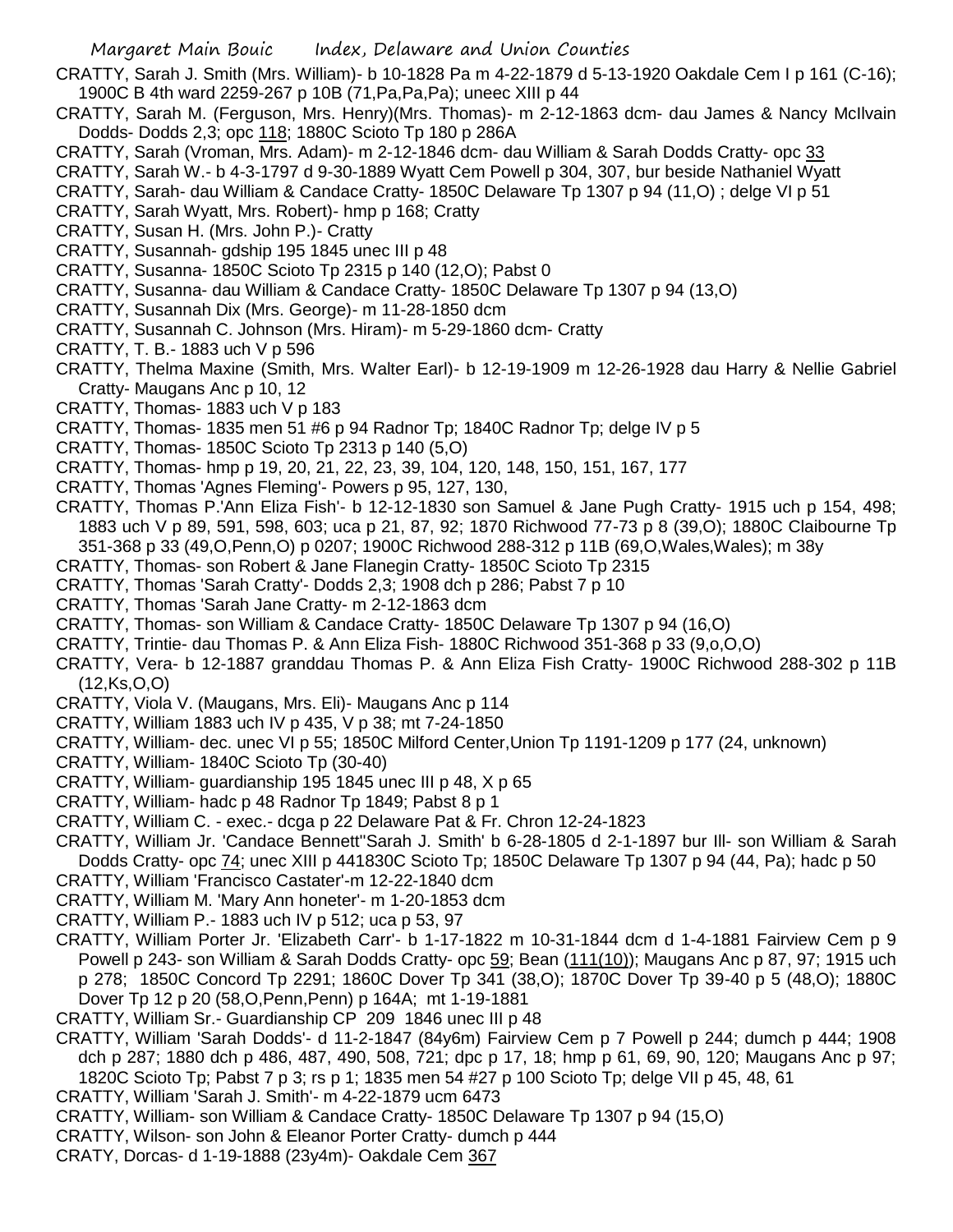CRATTY, Sarah J. Smith (Mrs. William)- b 10-1828 Pa m 4-22-1879 d 5-13-1920 Oakdale Cem I p 161 (C-16); 1900C B 4th ward 2259-267 p 10B (71,Pa,Pa,Pa); uneec XIII p 44

CRATTY, Sarah M. (Ferguson, Mrs. Henry)(Mrs. Thomas)- m 2-12-1863 dcm- dau James & Nancy McIlvain Dodds- Dodds 2,3; opc 118; 1880C Scioto Tp 180 p 286A

CRATTY, Sarah (Vroman, Mrs. Adam)- m 2-12-1846 dcm- dau William & Sarah Dodds Cratty- opc 33

CRATTY, Sarah W.- b 4-3-1797 d 9-30-1889 Wyatt Cem Powell p 304, 307, bur beside Nathaniel Wyatt

CRATTY, Sarah- dau William & Candace Cratty- 1850C Delaware Tp 1307 p 94 (11,O) ; delge VI p 51

CRATTY, Sarah Wyatt, Mrs. Robert)- hmp p 168; Cratty

CRATTY, Susan H. (Mrs. John P.)- Cratty

CRATTY, Susannah- gdship 195 1845 unec III p 48

CRATTY, Susanna- 1850C Scioto Tp 2315 p 140 (12,O); Pabst 0

CRATTY, Susanna- dau William & Candace Cratty- 1850C Delaware Tp 1307 p 94 (13,O)

CRATTY, Susannah Dix (Mrs. George)- m 11-28-1850 dcm

CRATTY, Susannah C. Johnson (Mrs. Hiram)- m 5-29-1860 dcm- Cratty

CRATTY, T. B.- 1883 uch V p 596

CRATTY, Thelma Maxine (Smith, Mrs. Walter Earl)- b 12-19-1909 m 12-26-1928 dau Harry & Nellie Gabriel Cratty- Maugans Anc p 10, 12

CRATTY, Thomas- 1883 uch V p 183

CRATTY, Thomas- 1835 men 51 #6 p 94 Radnor Tp; 1840C Radnor Tp; delge IV p 5

CRATTY, Thomas- 1850C Scioto Tp 2313 p 140 (5,O)

CRATTY, Thomas- hmp p 19, 20, 21, 22, 23, 39, 104, 120, 148, 150, 151, 167, 177

CRATTY, Thomas 'Agnes Fleming'- Powers p 95, 127, 130,

CRATTY, Thomas P.'Ann Eliza Fish'- b 12-12-1830 son Samuel & Jane Pugh Cratty- 1915 uch p 154, 498; 1883 uch V p 89, 591, 598, 603; uca p 21, 87, 92; 1870 Richwood 77-73 p 8 (39,O); 1880C Claibourne Tp 351-368 p 33 (49,O,Penn,O) p 0207; 1900C Richwood 288-312 p 11B (69,O,Wales,Wales); m 38y

CRATTY, Thomas- son Robert & Jane Flanegin Cratty- 1850C Scioto Tp 2315

CRATTY, Thomas 'Sarah Cratty'- Dodds 2,3; 1908 dch p 286; Pabst 7 p 10

CRATTY, Thomas 'Sarah Jane Cratty- m 2-12-1863 dcm

CRATTY, Thomas- son William & Candace Cratty- 1850C Delaware Tp 1307 p 94 (16,O)

CRATTY, Trintie- dau Thomas P. & Ann Eliza Fish- 1880C Richwood 351-368 p 33 (9,o,O,O)

CRATTY, Vera- b 12-1887 granddau Thomas P. & Ann Eliza Fish Cratty- 1900C Richwood 288-302 p 11B (12,Ks,O,O)

CRATTY, Viola V. (Maugans, Mrs. Eli)- Maugans Anc p 114

CRATTY, William 1883 uch IV p 435, V p 38; mt 7-24-1850

CRATTY, William- dec. unec VI p 55; 1850C Milford Center,Union Tp 1191-1209 p 177 (24, unknown)

CRATTY, William- 1840C Scioto Tp (30-40)

CRATTY, William- guardianship 195 1845 unec III p 48, X p 65

CRATTY, William- hadc p 48 Radnor Tp 1849; Pabst 8 p 1

CRATTY, William C. - exec.- dcga p 22 Delaware Pat & Fr. Chron 12-24-1823

CRATTY, William Jr. 'Candace Bennett''Sarah J. Smith' b 6-28-1805 d 2-1-1897 bur Ill- son William & Sarah Dodds Cratty- opc 74; unec XIII p 441830C Scioto Tp; 1850C Delaware Tp 1307 p 94 (44, Pa); hadc p 50

CRATTY, William 'Francisco Castater'-m 12-22-1840 dcm

CRATTY, William M. 'Mary Ann honeter'- m 1-20-1853 dcm

CRATTY, William P.- 1883 uch IV p 512; uca p 53, 97

CRATTY, William Porter Jr. 'Elizabeth Carr'- b 1-17-1822 m 10-31-1844 dcm d 1-4-1881 Fairview Cem p 9 Powell p 243- son William & Sarah Dodds Cratty- opc 59; Bean (111(10)); Maugans Anc p 87, 97; 1915 uch p 278; 1850C Concord Tp 2291; 1860C Dover Tp 341 (38,O); 1870C Dover Tp 39-40 p 5 (48,O); 1880C Dover Tp 12 p 20 (58,O,Penn,Penn) p 164A; mt 1-19-1881

CRATTY, William Sr.- Guardianship CP 209 1846 unec III p 48

CRATTY, William 'Sarah Dodds'- d 11-2-1847 (84y6m) Fairview Cem p 7 Powell p 244; dumch p 444; 1908 dch p 287; 1880 dch p 486, 487, 490, 508, 721; dpc p 17, 18; hmp p 61, 69, 90, 120; Maugans Anc p 97; 1820C Scioto Tp; Pabst 7 p 3; rs p 1; 1835 men 54 #27 p 100 Scioto Tp; delge VII p 45, 48, 61

CRATTY, William 'Sarah J. Smith'- m 4-22-1879 ucm 6473

CRATTY, William- son William & Candace Cratty- 1850C Delaware Tp 1307 p 94 (15,O)

CRATTY, Wilson- son John & Eleanor Porter Cratty- dumch p 444

CRATY, Dorcas- d 1-19-1888 (23y4m)- Oakdale Cem 367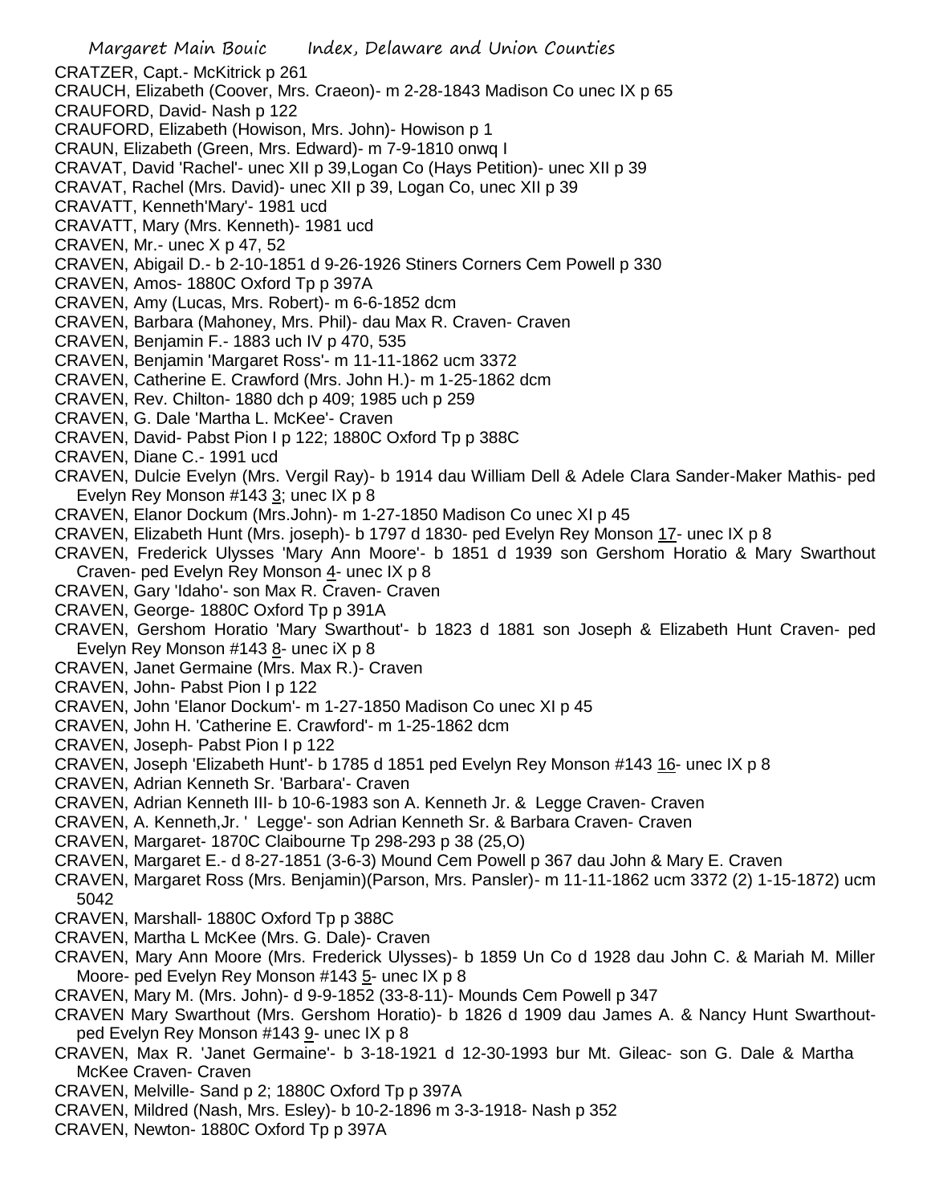CRATZER, Capt.- McKitrick p 261

CRAUCH, Elizabeth (Coover, Mrs. Craeon)- m 2-28-1843 Madison Co unec IX p 65

CRAUFORD, David- Nash p 122

CRAUFORD, Elizabeth (Howison, Mrs. John)- Howison p 1

CRAUN, Elizabeth (Green, Mrs. Edward)- m 7-9-1810 onwq I

CRAVAT, David 'Rachel'- unec XII p 39,Logan Co (Hays Petition)- unec XII p 39

CRAVAT, Rachel (Mrs. David)- unec XII p 39, Logan Co, unec XII p 39

CRAVATT, Kenneth'Mary'- 1981 ucd

CRAVATT, Mary (Mrs. Kenneth)- 1981 ucd

CRAVEN, Mr.- unec X p 47, 52

CRAVEN, Abigail D.- b 2-10-1851 d 9-26-1926 Stiners Corners Cem Powell p 330

CRAVEN, Amos- 1880C Oxford Tp p 397A

CRAVEN, Amy (Lucas, Mrs. Robert)- m 6-6-1852 dcm

CRAVEN, Barbara (Mahoney, Mrs. Phil)- dau Max R. Craven- Craven

CRAVEN, Benjamin F.- 1883 uch IV p 470, 535

CRAVEN, Benjamin 'Margaret Ross'- m 11-11-1862 ucm 3372

CRAVEN, Catherine E. Crawford (Mrs. John H.)- m 1-25-1862 dcm

CRAVEN, Rev. Chilton- 1880 dch p 409; 1985 uch p 259

CRAVEN, G. Dale 'Martha L. McKee'- Craven

CRAVEN, David- Pabst Pion I p 122; 1880C Oxford Tp p 388C

CRAVEN, Diane C.- 1991 ucd

CRAVEN, Dulcie Evelyn (Mrs. Vergil Ray)- b 1914 dau William Dell & Adele Clara Sander-Maker Mathis- ped Evelyn Rey Monson #143 3; unec IX p 8

CRAVEN, Elanor Dockum (Mrs.John)- m 1-27-1850 Madison Co unec XI p 45

CRAVEN, Elizabeth Hunt (Mrs. joseph)- b 1797 d 1830- ped Evelyn Rey Monson 17- unec IX p 8

CRAVEN, Frederick Ulysses 'Mary Ann Moore'- b 1851 d 1939 son Gershom Horatio & Mary Swarthout Craven- ped Evelyn Rey Monson 4- unec IX p 8

CRAVEN, Gary 'Idaho'- son Max R. Craven- Craven

CRAVEN, George- 1880C Oxford Tp p 391A

CRAVEN, Gershom Horatio 'Mary Swarthout'- b 1823 d 1881 son Joseph & Elizabeth Hunt Craven- ped Evelyn Rey Monson #143 8- unec iX p 8

CRAVEN, Janet Germaine (Mrs. Max R.)- Craven

CRAVEN, John- Pabst Pion I p 122

CRAVEN, John 'Elanor Dockum'- m 1-27-1850 Madison Co unec XI p 45

CRAVEN, John H. 'Catherine E. Crawford'- m 1-25-1862 dcm

CRAVEN, Joseph- Pabst Pion I p 122

CRAVEN, Joseph 'Elizabeth Hunt'- b 1785 d 1851 ped Evelyn Rey Monson #143 16- unec IX p 8

CRAVEN, Adrian Kenneth Sr. 'Barbara'- Craven

CRAVEN, Adrian Kenneth III- b 10-6-1983 son A. Kenneth Jr. & Legge Craven- Craven

CRAVEN, A. Kenneth,Jr. ' Legge'- son Adrian Kenneth Sr. & Barbara Craven- Craven

CRAVEN, Margaret- 1870C Claibourne Tp 298-293 p 38 (25,O)

CRAVEN, Margaret E.- d 8-27-1851 (3-6-3) Mound Cem Powell p 367 dau John & Mary E. Craven

CRAVEN, Margaret Ross (Mrs. Benjamin)(Parson, Mrs. Pansler)- m 11-11-1862 ucm 3372 (2) 1-15-1872) ucm 5042

CRAVEN, Marshall- 1880C Oxford Tp p 388C

CRAVEN, Martha L McKee (Mrs. G. Dale)- Craven

CRAVEN, Mary Ann Moore (Mrs. Frederick Ulysses)- b 1859 Un Co d 1928 dau John C. & Mariah M. Miller Moore- ped Evelyn Rey Monson #143 5- unec IX p 8

CRAVEN, Mary M. (Mrs. John)- d 9-9-1852 (33-8-11)- Mounds Cem Powell p 347

CRAVEN Mary Swarthout (Mrs. Gershom Horatio)- b 1826 d 1909 dau James A. & Nancy Hunt Swarthout- ped Evelyn Rey Monson #143 9- unec IX p 8

CRAVEN, Max R. 'Janet Germaine'- b 3-18-1921 d 12-30-1993 bur Mt. Gileac- son G. Dale & Martha McKee Craven- Craven

CRAVEN, Melville- Sand p 2; 1880C Oxford Tp p 397A

CRAVEN, Mildred (Nash, Mrs. Esley)- b 10-2-1896 m 3-3-1918- Nash p 352

CRAVEN, Newton- 1880C Oxford Tp p 397A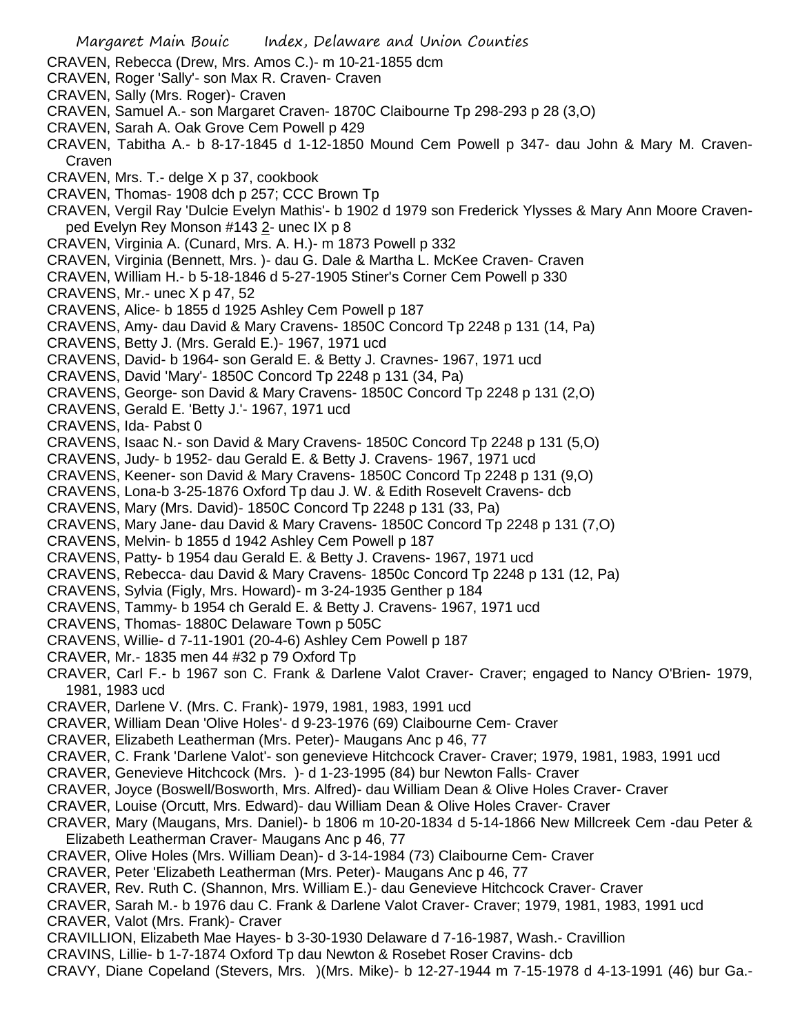CRAVEN, Rebecca (Drew, Mrs. Amos C.)- m 10-21-1855 dcm
CRAVEN, Roger 'Sally'- son Max R. Craven- Craven
CRAVEN, Sally (Mrs. Roger)- Craven
CRAVEN, Samuel A.- son Margaret Craven- 1870C Claibourne Tp 298-293 p 28 (3,O)
CRAVEN, Sarah A. Oak Grove Cem Powell p 429
CRAVEN, Tabitha A.- b 8-17-1845 d 1-12-1850 Mound Cem Powell p 347- dau John & Mary M. Craven- Craven
CRAVEN, Mrs. T.- delge X p 37, cookbook
CRAVEN, Thomas- 1908 dch p 257; CCC Brown Tp
CRAVEN, Vergil Ray 'Dulcie Evelyn Mathis'- b 1902 d 1979 son Frederick Ylysses & Mary Ann Moore Craven- ped Evelyn Rey Monson #143 2- unec IX p 8
CRAVEN, Virginia A. (Cunard, Mrs. A. H.)- m 1873 Powell p 332
CRAVEN, Virginia (Bennett, Mrs. )- dau G. Dale & Martha L. McKee Craven- Craven
CRAVEN, William H.- b 5-18-1846 d 5-27-1905 Stiner's Corner Cem Powell p 330
CRAVENS, Mr.- unec X p 47, 52
CRAVENS, Alice- b 1855 d 1925 Ashley Cem Powell p 187
CRAVENS, Amy- dau David & Mary Cravens- 1850C Concord Tp 2248 p 131 (14, Pa)
CRAVENS, Betty J. (Mrs. Gerald E.)- 1967, 1971 ucd
CRAVENS, David- b 1964- son Gerald E. & Betty J. Cravnes- 1967, 1971 ucd
CRAVENS, David 'Mary'- 1850C Concord Tp 2248 p 131 (34, Pa)
CRAVENS, George- son David & Mary Cravens- 1850C Concord Tp 2248 p 131 (2,O)
CRAVENS, Gerald E. 'Betty J.'- 1967, 1971 ucd
CRAVENS, Ida- Pabst 0
CRAVENS, Isaac N.- son David & Mary Cravens- 1850C Concord Tp 2248 p 131 (5,O)
CRAVENS, Judy- b 1952- dau Gerald E. & Betty J. Cravens- 1967, 1971 ucd
CRAVENS, Keener- son David & Mary Cravens- 1850C Concord Tp 2248 p 131 (9,O)
CRAVENS, Lona-b 3-25-1876 Oxford Tp dau J. W. & Edith Rosevelt Cravens- dcb
CRAVENS, Mary (Mrs. David)- 1850C Concord Tp 2248 p 131 (33, Pa)
CRAVENS, Mary Jane- dau David & Mary Cravens- 1850C Concord Tp 2248 p 131 (7,O)
CRAVENS, Melvin- b 1855 d 1942 Ashley Cem Powell p 187
CRAVENS, Patty- b 1954 dau Gerald E. & Betty J. Cravens- 1967, 1971 ucd
CRAVENS, Rebecca- dau David & Mary Cravens- 1850c Concord Tp 2248 p 131 (12, Pa)
CRAVENS, Sylvia (Figly, Mrs. Howard)- m 3-24-1935 Genther p 184
CRAVENS, Tammy- b 1954 ch Gerald E. & Betty J. Cravens- 1967, 1971 ucd
CRAVENS, Thomas- 1880C Delaware Town p 505C
CRAVENS, Willie- d 7-11-1901 (20-4-6) Ashley Cem Powell p 187
CRAVER, Mr.- 1835 men 44 #32 p 79 Oxford Tp
CRAVER, Carl F.- b 1967 son C. Frank & Darlene Valot Craver- Craver; engaged to Nancy O'Brien- 1979, 1981, 1983 ucd
CRAVER, Darlene V. (Mrs. C. Frank)- 1979, 1981, 1983, 1991 ucd
CRAVER, William Dean 'Olive Holes'- d 9-23-1976 (69) Claibourne Cem- Craver
CRAVER, Elizabeth Leatherman (Mrs. Peter)- Maugans Anc p 46, 77
CRAVER, C. Frank 'Darlene Valot'- son genevieve Hitchcock Craver- Craver; 1979, 1981, 1983, 1991 ucd
CRAVER, Genevieve Hitchcock (Mrs. )- d 1-23-1995 (84) bur Newton Falls- Craver
CRAVER, Joyce (Boswell/Bosworth, Mrs. Alfred)- dau William Dean & Olive Holes Craver- Craver
CRAVER, Louise (Orcutt, Mrs. Edward)- dau William Dean & Olive Holes Craver- Craver
CRAVER, Mary (Maugans, Mrs. Daniel)- b 1806 m 10-20-1834 d 5-14-1866 New Millcreek Cem -dau Peter & Elizabeth Leatherman Craver- Maugans Anc p 46, 77
CRAVER, Olive Holes (Mrs. William Dean)- d 3-14-1984 (73) Claibourne Cem- Craver
CRAVER, Peter 'Elizabeth Leatherman (Mrs. Peter)- Maugans Anc p 46, 77
CRAVER, Rev. Ruth C. (Shannon, Mrs. William E.)- dau Genevieve Hitchcock Craver- Craver
CRAVER, Sarah M.- b 1976 dau C. Frank & Darlene Valot Craver- Craver; 1979, 1981, 1983, 1991 ucd
CRAVER, Valot (Mrs. Frank)- Craver
CRAVILLION, Elizabeth Mae Hayes- b 3-30-1930 Delaware d 7-16-1987, Wash.- Cravillion
CRAVINS, Lillie- b 1-7-1874 Oxford Tp dau Newton & Rosebet Roser Cravins- dcb
CRAVY, Diane Copeland (Stevers, Mrs. )(Mrs. Mike)- b 12-27-1944 m 7-15-1978 d 4-13-1991 (46) bur Ga.-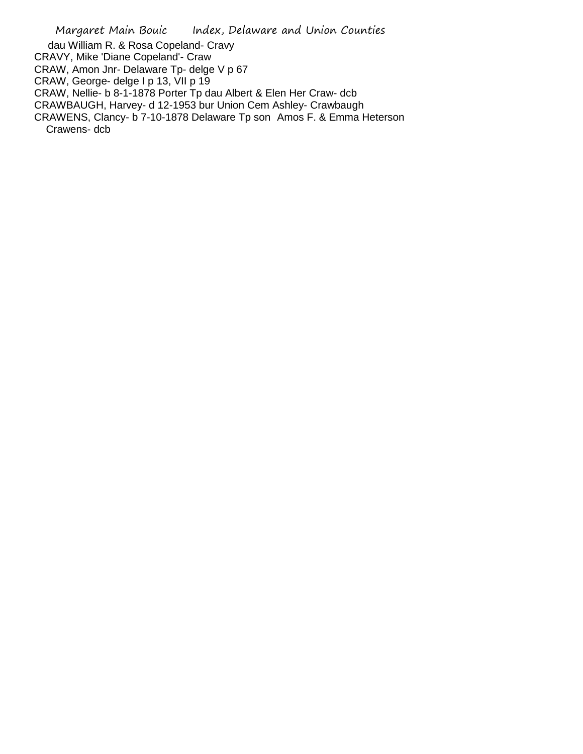dau William R. & Rosa Copeland- Cravy
CRAVY, Mike 'Diane Copeland'- Craw
CRAW, Amon Jnr- Delaware Tp- delge V p 67
CRAW, George- delge I p 13, VII p 19
CRAW, Nellie- b 8-1-1878 Porter Tp dau Albert & Elen Her Craw- dcb
CRAWBAUGH, Harvey- d 12-1953 bur Union Cem Ashley- Crawbaugh
CRAWENS, Clancy- b 7-10-1878 Delaware Tp son Amos F. & Emma Heterson Crawens- dcb